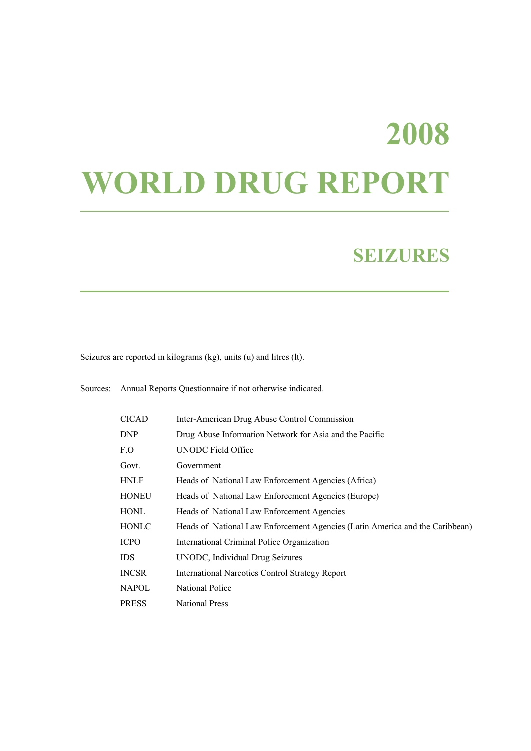# 2008

# WORLD DRUG REPORT

## SEIZURES

Seizures are reported in kilograms (kg), units (u) and litres (lt).

Sources: Annual Reports Questionnaire if not otherwise indicated.

| | |
|---|---|
| CICAD | Inter-American Drug Abuse Control Commission |
| DNP | Drug Abuse Information Network for Asia and the Pacific |
| F.O | UNODC Field Office |
| Govt. | Government |
| HNLF | Heads of National Law Enforcement Agencies (Africa) |
| HONEU | Heads of National Law Enforcement Agencies (Europe) |
| HONL | Heads of National Law Enforcement Agencies |
| HONLC | Heads of National Law Enforcement Agencies (Latin America and the Caribbean) |
| ICPO | International Criminal Police Organization |
| IDS | UNODC, Individual Drug Seizures |
| INCSR | International Narcotics Control Strategy Report |
| NAPOL | National Police |
| PRESS | National Press |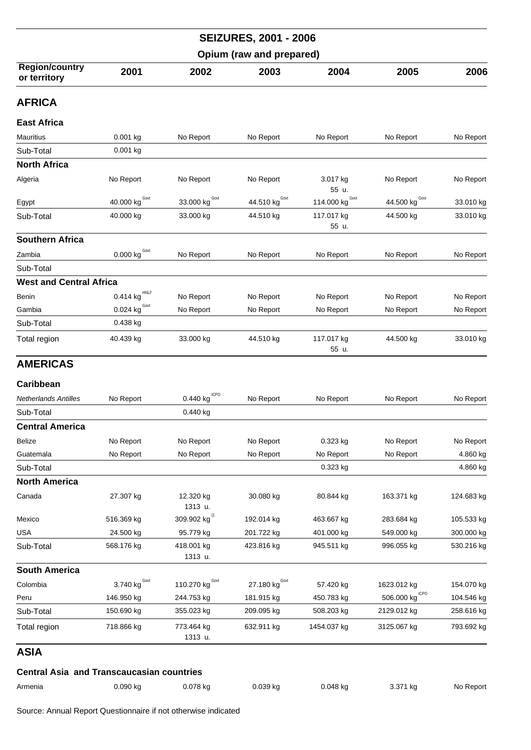# SEIZURES, 2001 - 2006

## Opium (raw and prepared)

| Region/country or territory | 2001 | 2002 | 2003 | 2004 | 2005 | 2006 |
|---|---|---|---|---|---|---|
| **AFRICA** | | | | | | |
| **East Africa** | | | | | | |
| Mauritius | 0.001 kg | No Report | No Report | No Report | No Report | No Report |
| Sub-Total | 0.001 kg | | | | | |
| **North Africa** | | | | | | |
| Algeria | No Report | No Report | No Report | 3.017 kg 55 u. | No Report | No Report |
| Egypt | 40.000 kg Govt | 33.000 kg Govt | 44.510 kg Govt | 114.000 kg Govt | 44.500 kg Govt | 33.010 kg |
| Sub-Total | 40.000 kg | 33.000 kg | 44.510 kg | 117.017 kg 55 u. | 44.500 kg | 33.010 kg |
| **Southern Africa** | | | | | | |
| Zambia | 0.000 kg Govt | No Report | No Report | No Report | No Report | No Report |
| Sub-Total | | | | | | |
| **West and Central Africa** | | | | | | |
| Benin | 0.414 kg HNLF | No Report | No Report | No Report | No Report | No Report |
| Gambia | 0.024 kg Govt | No Report | No Report | No Report | No Report | No Report |
| Sub-Total | 0.438 kg | | | | | |
| Total region | 40.439 kg | 33.000 kg | 44.510 kg | 117.017 kg 55 u. | 44.500 kg | 33.010 kg |
| **AMERICAS** | | | | | | |
| **Caribbean** | | | | | | |
| *Netherlands Antilles* | No Report | 0.440 kg ICPO | No Report | No Report | No Report | No Report |
| Sub-Total | | 0.440 kg | | | | |
| **Central America** | | | | | | |
| Belize | No Report | No Report | No Report | 0.323 kg | No Report | No Report |
| Guatemala | No Report | No Report | No Report | No Report | No Report | 4.860 kg |
| Sub-Total | | | | 0.323 kg | | 4.860 kg |
| **North America** | | | | | | |
| Canada | 27.307 kg | 12.320 kg 1313 u. | 30.080 kg | 80.844 kg | 163.371 kg | 124.683 kg |
| Mexico | 516.369 kg | 309.902 kg (1 | 192.014 kg | 463.667 kg | 283.684 kg | 105.533 kg |
| USA | 24.500 kg | 95.779 kg | 201.722 kg | 401.000 kg | 549.000 kg | 300.000 kg |
| Sub-Total | 568.176 kg | 418.001 kg 1313 u. | 423.816 kg | 945.511 kg | 996.055 kg | 530.216 kg |
| **South America** | | | | | | |
| Colombia | 3.740 kg Govt | 110.270 kg Govt | 27.180 kg Govt | 57.420 kg | 1623.012 kg | 154.070 kg |
| Peru | 146.950 kg | 244.753 kg | 181.915 kg | 450.783 kg | 506.000 kg ICPO | 104.546 kg |
| Sub-Total | 150.690 kg | 355.023 kg | 209.095 kg | 508.203 kg | 2129.012 kg | 258.616 kg |
| Total region | 718.866 kg | 773.464 kg 1313 u. | 632.911 kg | 1454.037 kg | 3125.067 kg | 793.692 kg |
| **ASIA** | | | | | | |
| **Central Asia and Transcaucasian countries** | | | | | | |
| Armenia | 0.090 kg | 0.078 kg | 0.039 kg | 0.048 kg | 3.371 kg | No Report |

Source: Annual Report Questionnaire if not otherwise indicated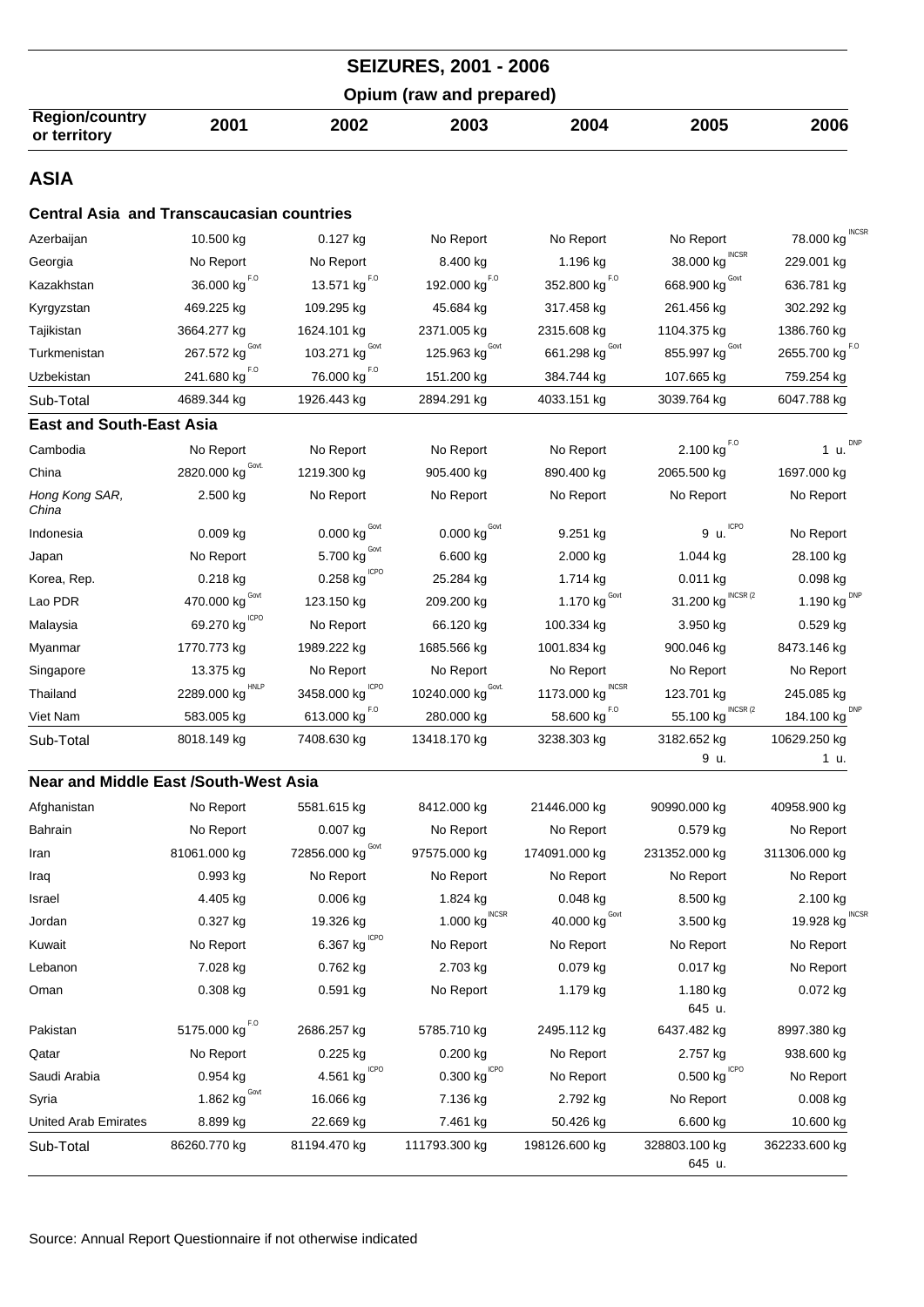# SEIZURES, 2001 - 2006

## Opium (raw and prepared)

| Region/country or territory | 2001 | 2002 | 2003 | 2004 | 2005 | 2006 |
|---|---|---|---|---|---|---|
| **ASIA** | | | | | | |
| **Central Asia and Transcaucasian countries** | | | | | | |
| Azerbaijan | 10.500 kg | 0.127 kg | No Report | No Report | No Report | 78.000 kg [INCSR] |
| Georgia | No Report | No Report | 8.400 kg | 1.196 kg | 38.000 kg [INCSR] | 229.001 kg |
| Kazakhstan | 36.000 kg [F.O] | 13.571 kg [F.O] | 192.000 kg [F.O] | 352.800 kg [F.O] | 668.900 kg [Govt] | 636.781 kg |
| Kyrgyzstan | 469.225 kg | 109.295 kg | 45.684 kg | 317.458 kg | 261.456 kg | 302.292 kg |
| Tajikistan | 3664.277 kg | 1624.101 kg | 2371.005 kg | 2315.608 kg | 1104.375 kg | 1386.760 kg |
| Turkmenistan | 267.572 kg [Govt] | 103.271 kg [Govt] | 125.963 kg [Govt] | 661.298 kg [Govt] | 855.997 kg [Govt] | 2655.700 kg [F.O] |
| Uzbekistan | 241.680 kg [F.O] | 76.000 kg [F.O] | 151.200 kg | 384.744 kg | 107.665 kg | 759.254 kg |
| Sub-Total | 4689.344 kg | 1926.443 kg | 2894.291 kg | 4033.151 kg | 3039.764 kg | 6047.788 kg |
| **East and South-East Asia** | | | | | | |
| Cambodia | No Report | No Report | No Report | No Report | 2.100 kg [F.O] | 1 u. [DNP] |
| China | 2820.000 kg [Govt.] | 1219.300 kg | 905.400 kg | 890.400 kg | 2065.500 kg | 1697.000 kg |
| *Hong Kong SAR, China* | 2.500 kg | No Report | No Report | No Report | No Report | No Report |
| Indonesia | 0.009 kg | 0.000 kg [Govt] | 0.000 kg [Govt] | 9.251 kg | 9 u. [ICPO] | No Report |
| Japan | No Report | 5.700 kg [Govt] | 6.600 kg | 2.000 kg | 1.044 kg | 28.100 kg |
| Korea, Rep. | 0.218 kg | 0.258 kg [ICPO] | 25.284 kg | 1.714 kg | 0.011 kg | 0.098 kg |
| Lao PDR | 470.000 kg [Govt] | 123.150 kg | 209.200 kg | 1.170 kg [Govt] | 31.200 kg [INCSR (2] | 1.190 kg [DNP] |
| Malaysia | 69.270 kg [ICPO] | No Report | 66.120 kg | 100.334 kg | 3.950 kg | 0.529 kg |
| Myanmar | 1770.773 kg | 1989.222 kg | 1685.566 kg | 1001.834 kg | 900.046 kg | 8473.146 kg |
| Singapore | 13.375 kg | No Report | No Report | No Report | No Report | No Report |
| Thailand | 2289.000 kg [HNLP] | 3458.000 kg [ICPO] | 10240.000 kg [Govt.] | 1173.000 kg [INCSR] | 123.701 kg | 245.085 kg |
| Viet Nam | 583.005 kg | 613.000 kg [F.O] | 280.000 kg | 58.600 kg [F.O] | 55.100 kg [INCSR (2] | 184.100 kg [DNP] |
| Sub-Total | 8018.149 kg | 7408.630 kg | 13418.170 kg | 3238.303 kg | 3182.652 kg<br>9 u. | 10629.250 kg<br>1 u. |
| **Near and Middle East /South-West Asia** | | | | | | |
| Afghanistan | No Report | 5581.615 kg | 8412.000 kg | 21446.000 kg | 90990.000 kg | 40958.900 kg |
| Bahrain | No Report | 0.007 kg | No Report | No Report | 0.579 kg | No Report |
| Iran | 81061.000 kg | 72856.000 kg [Govt] | 97575.000 kg | 174091.000 kg | 231352.000 kg | 311306.000 kg |
| Iraq | 0.993 kg | No Report | No Report | No Report | No Report | No Report |
| Israel | 4.405 kg | 0.006 kg | 1.824 kg | 0.048 kg | 8.500 kg | 2.100 kg |
| Jordan | 0.327 kg | 19.326 kg | 1.000 kg [INCSR] | 40.000 kg [Govt] | 3.500 kg | 19.928 kg [INCSR] |
| Kuwait | No Report | 6.367 kg [ICPO] | No Report | No Report | No Report | No Report |
| Lebanon | 7.028 kg | 0.762 kg | 2.703 kg | 0.079 kg | 0.017 kg | No Report |
| Oman | 0.308 kg | 0.591 kg | No Report | 1.179 kg | 1.180 kg<br>645 u. | 0.072 kg |
| Pakistan | 5175.000 kg [F.O] | 2686.257 kg | 5785.710 kg | 2495.112 kg | 6437.482 kg | 8997.380 kg |
| Qatar | No Report | 0.225 kg | 0.200 kg | No Report | 2.757 kg | 938.600 kg |
| Saudi Arabia | 0.954 kg | 4.561 kg [ICPO] | 0.300 kg [ICPO] | No Report | 0.500 kg [ICPO] | No Report |
| Syria | 1.862 kg [Govt] | 16.066 kg | 7.136 kg | 2.792 kg | No Report | 0.008 kg |
| United Arab Emirates | 8.899 kg | 22.669 kg | 7.461 kg | 50.426 kg | 6.600 kg | 10.600 kg |
| Sub-Total | 86260.770 kg | 81194.470 kg | 111793.300 kg | 198126.600 kg | 328803.100 kg<br>645 u. | 362233.600 kg |

Source: Annual Report Questionnaire if not otherwise indicated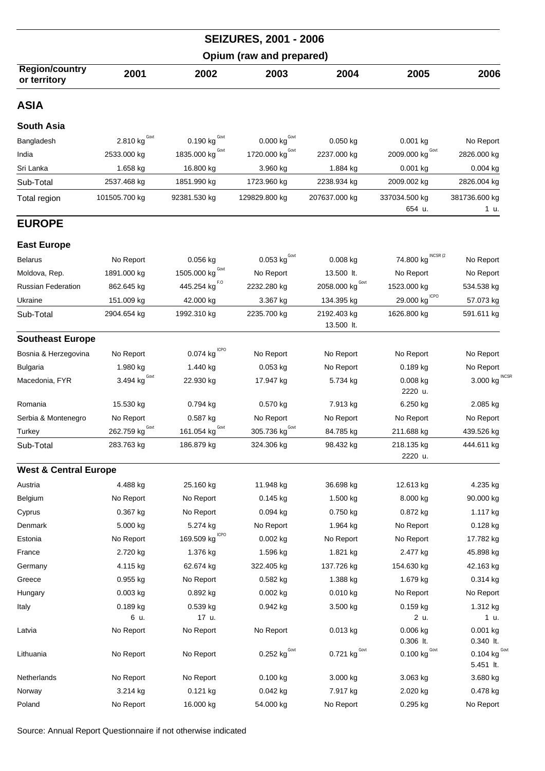## SEIZURES, 2001 - 2006

### Opium (raw and prepared)

| Region/country or territory | 2001 | 2002 | 2003 | 2004 | 2005 | 2006 |
|---|---|---|---|---|---|---|
| **ASIA** | | | | | | |
| **South Asia** | | | | | | |
| Bangladesh | 2.810 kg Govt | 0.190 kg Govt | 0.000 kg Govt | 0.050 kg | 0.001 kg | No Report |
| India | 2533.000 kg | 1835.000 kg Govt | 1720.000 kg Govt | 2237.000 kg | 2009.000 kg Govt | 2826.000 kg |
| Sri Lanka | 1.658 kg | 16.800 kg | 3.960 kg | 1.884 kg | 0.001 kg | 0.004 kg |
| Sub-Total | 2537.468 kg | 1851.990 kg | 1723.960 kg | 2238.934 kg | 2009.002 kg | 2826.004 kg |
| Total region | 101505.700 kg | 92381.530 kg | 129829.800 kg | 207637.000 kg | 337034.500 kg<br>654 u. | 381736.600 kg<br>1 u. |
| **EUROPE** | | | | | | |
| **East Europe** | | | | | | |
| Belarus | No Report | 0.056 kg | 0.053 kg Govt | 0.008 kg | 74.800 kg INCSR (2 | No Report |
| Moldova, Rep. | 1891.000 kg | 1505.000 kg Govt | No Report | 13.500 lt. | No Report | No Report |
| Russian Federation | 862.645 kg | 445.254 kg F.O | 2232.280 kg | 2058.000 kg Govt | 1523.000 kg | 534.538 kg |
| Ukraine | 151.009 kg | 42.000 kg | 3.367 kg | 134.395 kg | 29.000 kg ICPO | 57.073 kg |
| Sub-Total | 2904.654 kg | 1992.310 kg | 2235.700 kg | 2192.403 kg<br>13.500 lt. | 1626.800 kg | 591.611 kg |
| **Southeast Europe** | | | | | | |
| Bosnia & Herzegovina | No Report | 0.074 kg ICPO | No Report | No Report | No Report | No Report |
| Bulgaria | 1.980 kg | 1.440 kg | 0.053 kg | No Report | 0.189 kg | No Report |
| Macedonia, FYR | 3.494 kg Govt | 22.930 kg | 17.947 kg | 5.734 kg | 0.008 kg<br>2220 u. | 3.000 kg INCSR |
| Romania | 15.530 kg | 0.794 kg | 0.570 kg | 7.913 kg | 6.250 kg | 2.085 kg |
| Serbia & Montenegro | No Report | 0.587 kg | No Report | No Report | No Report | No Report |
| Turkey | 262.759 kg Govt | 161.054 kg Govt | 305.736 kg Govt | 84.785 kg | 211.688 kg | 439.526 kg |
| Sub-Total | 283.763 kg | 186.879 kg | 324.306 kg | 98.432 kg | 218.135 kg<br>2220 u. | 444.611 kg |
| **West & Central Europe** | | | | | | |
| Austria | 4.488 kg | 25.160 kg | 11.948 kg | 36.698 kg | 12.613 kg | 4.235 kg |
| Belgium | No Report | No Report | 0.145 kg | 1.500 kg | 8.000 kg | 90.000 kg |
| Cyprus | 0.367 kg | No Report | 0.094 kg | 0.750 kg | 0.872 kg | 1.117 kg |
| Denmark | 5.000 kg | 5.274 kg | No Report | 1.964 kg | No Report | 0.128 kg |
| Estonia | No Report | 169.509 kg ICPO | 0.002 kg | No Report | No Report | 17.782 kg |
| France | 2.720 kg | 1.376 kg | 1.596 kg | 1.821 kg | 2.477 kg | 45.898 kg |
| Germany | 4.115 kg | 62.674 kg | 322.405 kg | 137.726 kg | 154.630 kg | 42.163 kg |
| Greece | 0.955 kg | No Report | 0.582 kg | 1.388 kg | 1.679 kg | 0.314 kg |
| Hungary | 0.003 kg | 0.892 kg | 0.002 kg | 0.010 kg | No Report | No Report |
| Italy | 0.189 kg<br>6 u. | 0.539 kg<br>17 u. | 0.942 kg | 3.500 kg | 0.159 kg<br>2 u. | 1.312 kg<br>1 u. |
| Latvia | No Report | No Report | No Report | 0.013 kg | 0.006 kg<br>0.306 lt. | 0.001 kg<br>0.340 lt. |
| Lithuania | No Report | No Report | 0.252 kg Govt | 0.721 kg Govt | 0.100 kg Govt | 0.104 kg Govt<br>5.451 lt. |
| Netherlands | No Report | No Report | 0.100 kg | 3.000 kg | 3.063 kg | 3.680 kg |
| Norway | 3.214 kg | 0.121 kg | 0.042 kg | 7.917 kg | 2.020 kg | 0.478 kg |
| Poland | No Report | 16.000 kg | 54.000 kg | No Report | 0.295 kg | No Report |

Source: Annual Report Questionnaire if not otherwise indicated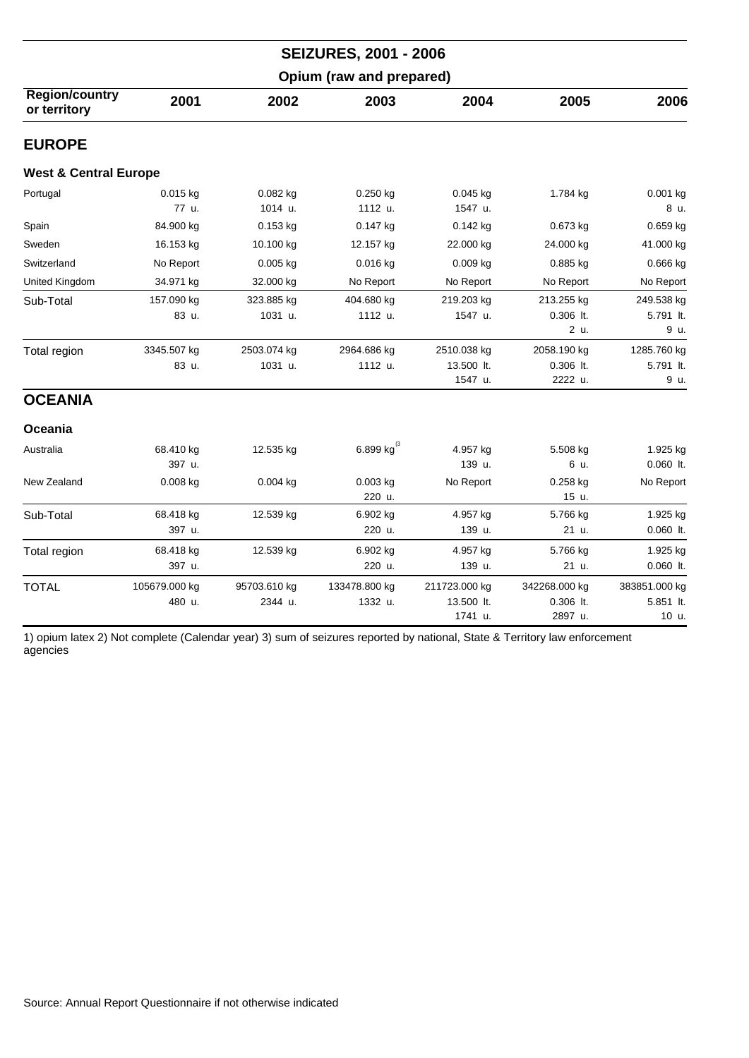# SEIZURES, 2001 - 2006

## Opium (raw and prepared)

| Region/country or territory | 2001 | 2002 | 2003 | 2004 | 2005 | 2006 |
|---|---|---|---|---|---|---|
| **EUROPE** | | | | | | |
| **West & Central Europe** | | | | | | |
| Portugal | 0.015 kg<br>77 u. | 0.082 kg<br>1014 u. | 0.250 kg<br>1112 u. | 0.045 kg<br>1547 u. | 1.784 kg | 0.001 kg<br>8 u. |
| Spain | 84.900 kg | 0.153 kg | 0.147 kg | 0.142 kg | 0.673 kg | 0.659 kg |
| Sweden | 16.153 kg | 10.100 kg | 12.157 kg | 22.000 kg | 24.000 kg | 41.000 kg |
| Switzerland | No Report | 0.005 kg | 0.016 kg | 0.009 kg | 0.885 kg | 0.666 kg |
| United Kingdom | 34.971 kg | 32.000 kg | No Report | No Report | No Report | No Report |
| Sub-Total | 157.090 kg<br>83 u. | 323.885 kg<br>1031 u. | 404.680 kg<br>1112 u. | 219.203 kg<br>1547 u. | 213.255 kg<br>0.306 lt.<br>2 u. | 249.538 kg<br>5.791 lt.<br>9 u. |
| Total region | 3345.507 kg<br>83 u. | 2503.074 kg<br>1031 u. | 2964.686 kg<br>1112 u. | 2510.038 kg<br>13.500 lt.<br>1547 u. | 2058.190 kg<br>0.306 lt.<br>2222 u. | 1285.760 kg<br>5.791 lt.<br>9 u. |
| **OCEANIA** | | | | | | |
| **Oceania** | | | | | | |
| Australia | 68.410 kg<br>397 u. | 12.535 kg | 6.899 kg [3] | 4.957 kg<br>139 u. | 5.508 kg<br>6 u. | 1.925 kg<br>0.060 lt. |
| New Zealand | 0.008 kg | 0.004 kg | 0.003 kg<br>220 u. | No Report | 0.258 kg<br>15 u. | No Report |
| Sub-Total | 68.418 kg<br>397 u. | 12.539 kg | 6.902 kg<br>220 u. | 4.957 kg<br>139 u. | 5.766 kg<br>21 u. | 1.925 kg<br>0.060 lt. |
| Total region | 68.418 kg<br>397 u. | 12.539 kg | 6.902 kg<br>220 u. | 4.957 kg<br>139 u. | 5.766 kg<br>21 u. | 1.925 kg<br>0.060 lt. |
| TOTAL | 105679.000 kg<br>480 u. | 95703.610 kg<br>2344 u. | 133478.800 kg<br>1332 u. | 211723.000 kg<br>13.500 lt.<br>1741 u. | 342268.000 kg<br>0.306 lt.<br>2897 u. | 383851.000 kg<br>5.851 lt.<br>10 u. |

1) opium latex 2) Not complete (Calendar year) 3) sum of seizures reported by national, State & Territory law enforcement agencies

Source: Annual Report Questionnaire if not otherwise indicated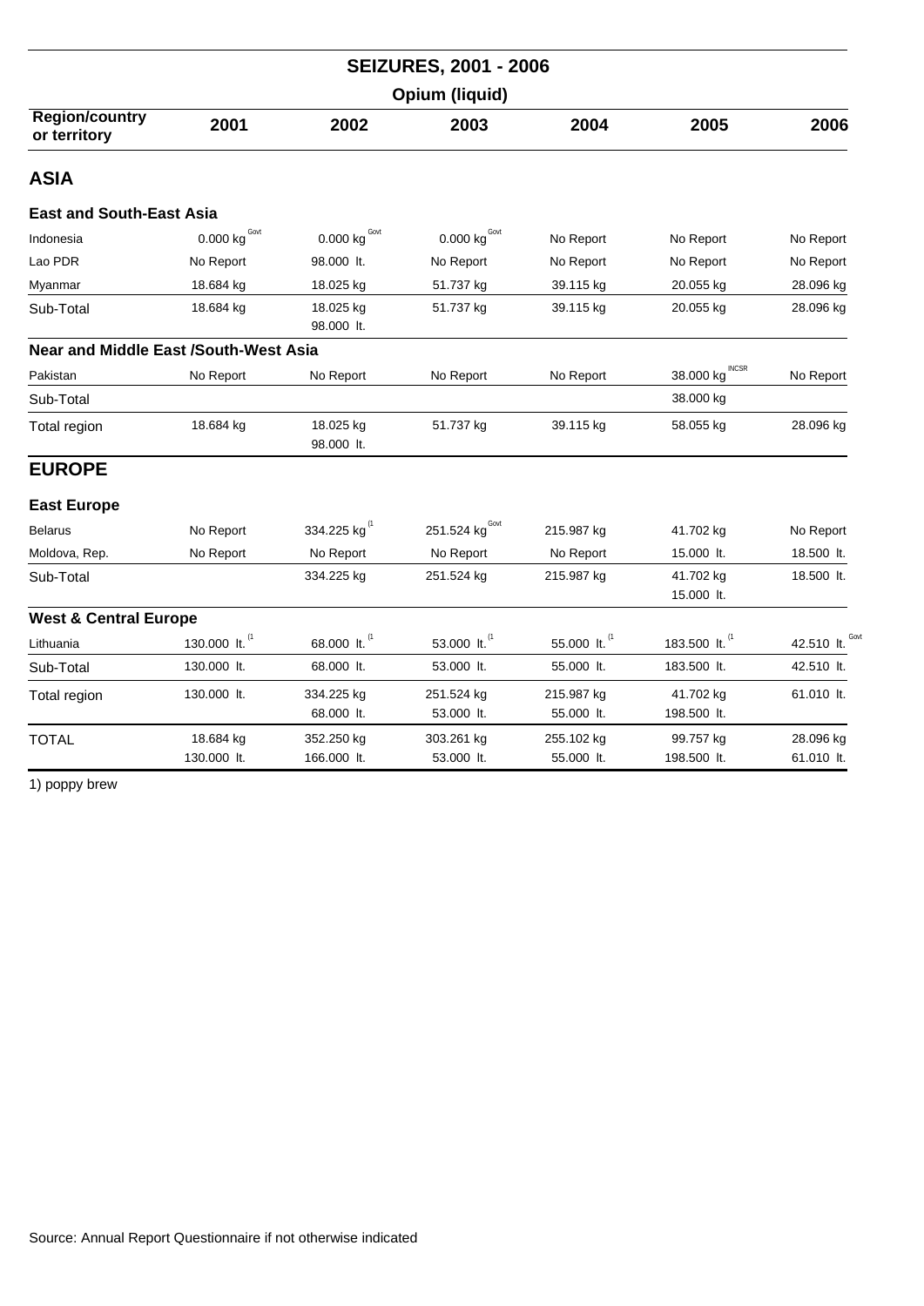# SEIZURES, 2001 - 2006

## Opium (liquid)

| Region/country or territory | 2001 | 2002 | 2003 | 2004 | 2005 | 2006 |
|---|---|---|---|---|---|---|
| **ASIA** | | | | | | |
| **East and South-East Asia** | | | | | | |
| Indonesia | 0.000 kg Govt | 0.000 kg Govt | 0.000 kg Govt | No Report | No Report | No Report |
| Lao PDR | No Report | 98.000 lt. | No Report | No Report | No Report | No Report |
| Myanmar | 18.684 kg | 18.025 kg | 51.737 kg | 39.115 kg | 20.055 kg | 28.096 kg |
| Sub-Total | 18.684 kg | 18.025 kg<br>98.000 lt. | 51.737 kg | 39.115 kg | 20.055 kg | 28.096 kg |
| **Near and Middle East /South-West Asia** | | | | | | |
| Pakistan | No Report | No Report | No Report | No Report | 38.000 kg INCSR | No Report |
| Sub-Total | | | | | 38.000 kg | |
| Total region | 18.684 kg | 18.025 kg<br>98.000 lt. | 51.737 kg | 39.115 kg | 58.055 kg | 28.096 kg |
| **EUROPE** | | | | | | |
| **East Europe** | | | | | | |
| Belarus | No Report | 334.225 kg (1 | 251.524 kg Govt | 215.987 kg | 41.702 kg | No Report |
| Moldova, Rep. | No Report | No Report | No Report | No Report | 15.000 lt. | 18.500 lt. |
| Sub-Total | | 334.225 kg | 251.524 kg | 215.987 kg | 41.702 kg<br>15.000 lt. | 18.500 lt. |
| **West & Central Europe** | | | | | | |
| Lithuania | 130.000 lt. (1 | 68.000 lt. (1 | 53.000 lt. (1 | 55.000 lt. (1 | 183.500 lt. (1 | 42.510 lt. Govt |
| Sub-Total | 130.000 lt. | 68.000 lt. | 53.000 lt. | 55.000 lt. | 183.500 lt. | 42.510 lt. |
| Total region | 130.000 lt. | 334.225 kg<br>68.000 lt. | 251.524 kg<br>53.000 lt. | 215.987 kg<br>55.000 lt. | 41.702 kg<br>198.500 lt. | 61.010 lt. |
| TOTAL | 18.684 kg<br>130.000 lt. | 352.250 kg<br>166.000 lt. | 303.261 kg<br>53.000 lt. | 255.102 kg<br>55.000 lt. | 99.757 kg<br>198.500 lt. | 28.096 kg<br>61.010 lt. |

1) poppy brew

Source: Annual Report Questionnaire if not otherwise indicated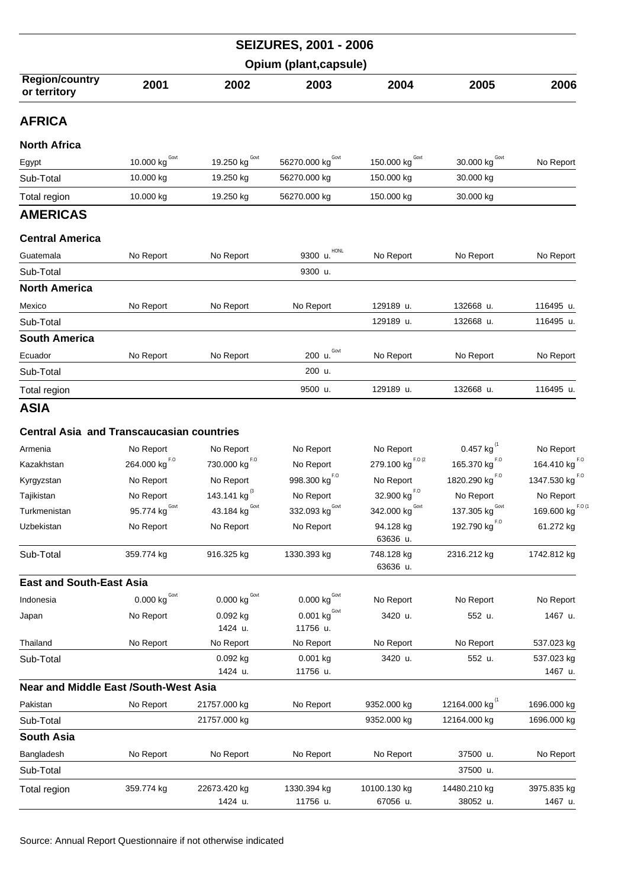# SEIZURES, 2001 - 2006

## Opium (plant,capsule)

| Region/country or territory | 2001 | 2002 | 2003 | 2004 | 2005 | 2006 |
|---|---|---|---|---|---|---|
| **AFRICA** | | | | | | |
| **North Africa** | | | | | | |
| Egypt | 10.000 kg Govt | 19.250 kg Govt | 56270.000 kg Govt | 150.000 kg Govt | 30.000 kg Govt | No Report |
| Sub-Total | 10.000 kg | 19.250 kg | 56270.000 kg | 150.000 kg | 30.000 kg | |
| Total region | 10.000 kg | 19.250 kg | 56270.000 kg | 150.000 kg | 30.000 kg | |
| **AMERICAS** | | | | | | |
| **Central America** | | | | | | |
| Guatemala | No Report | No Report | 9300 u. HONL | No Report | No Report | No Report |
| Sub-Total | | | 9300 u. | | | |
| **North America** | | | | | | |
| Mexico | No Report | No Report | No Report | 129189 u. | 132668 u. | 116495 u. |
| Sub-Total | | | | 129189 u. | 132668 u. | 116495 u. |
| **South America** | | | | | | |
| Ecuador | No Report | No Report | 200 u. Govt | No Report | No Report | No Report |
| Sub-Total | | | 200 u. | | | |
| Total region | | | 9500 u. | 129189 u. | 132668 u. | 116495 u. |
| **ASIA** | | | | | | |
| **Central Asia and Transcaucasian countries** | | | | | | |
| Armenia | No Report | No Report | No Report | No Report | 0.457 kg (1 | No Report |
| Kazakhstan | 264.000 kg F.O | 730.000 kg F.O | No Report | 279.100 kg F.O (2 | 165.370 kg F.O | 164.410 kg F.O |
| Kyrgyzstan | No Report | No Report | 998.300 kg F.O | No Report | 1820.290 kg F.O | 1347.530 kg F.O |
| Tajikistan | No Report | 143.141 kg (3 | No Report | 32.900 kg F.O | No Report | No Report |
| Turkmenistan | 95.774 kg Govt | 43.184 kg Govt | 332.093 kg Govt | 342.000 kg Govt | 137.305 kg Govt | 169.600 kg F.O (1 |
| Uzbekistan | No Report | No Report | No Report | 94.128 kg<br>63636 u. | 192.790 kg F.O | 61.272 kg |
| Sub-Total | 359.774 kg | 916.325 kg | 1330.393 kg | 748.128 kg<br>63636 u. | 2316.212 kg | 1742.812 kg |
| **East and South-East Asia** | | | | | | |
| Indonesia | 0.000 kg Govt | 0.000 kg Govt | 0.000 kg Govt | No Report | No Report | No Report |
| Japan | No Report | 0.092 kg<br>1424 u. | 0.001 kg Govt<br>11756 u. | 3420 u. | 552 u. | 1467 u. |
| Thailand | No Report | No Report | No Report | No Report | No Report | 537.023 kg |
| Sub-Total | | 0.092 kg<br>1424 u. | 0.001 kg<br>11756 u. | 3420 u. | 552 u. | 537.023 kg<br>1467 u. |
| **Near and Middle East /South-West Asia** | | | | | | |
| Pakistan | No Report | 21757.000 kg | No Report | 9352.000 kg | 12164.000 kg (1 | 1696.000 kg |
| Sub-Total | | 21757.000 kg | | 9352.000 kg | 12164.000 kg | 1696.000 kg |
| **South Asia** | | | | | | |
| Bangladesh | No Report | No Report | No Report | No Report | 37500 u. | No Report |
| Sub-Total | | | | | 37500 u. | |
| Total region | 359.774 kg | 22673.420 kg<br>1424 u. | 1330.394 kg<br>11756 u. | 10100.130 kg<br>67056 u. | 14480.210 kg<br>38052 u. | 3975.835 kg<br>1467 u. |

Source: Annual Report Questionnaire if not otherwise indicated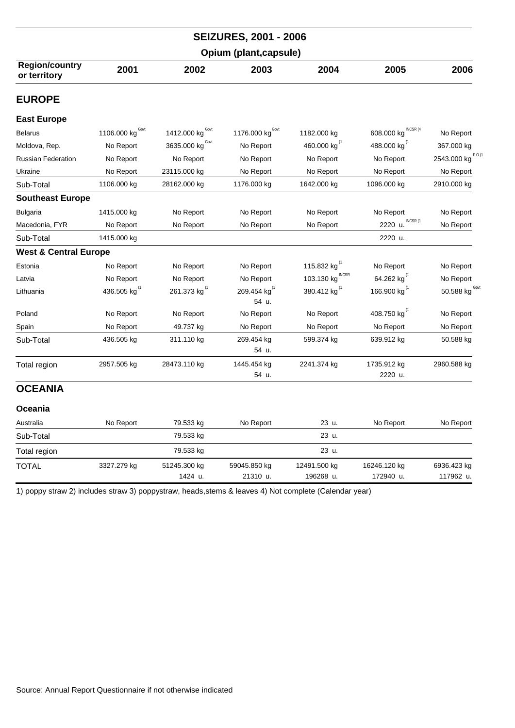# SEIZURES, 2001 - 2006

## Opium (plant,capsule)

| Region/country or territory | 2001 | 2002 | 2003 | 2004 | 2005 | 2006 |
|---|---|---|---|---|---|---|
| **EUROPE** | | | | | | |
| **East Europe** | | | | | | |
| Belarus | 1106.000 kg Govt | 1412.000 kg Govt | 1176.000 kg Govt | 1182.000 kg | 608.000 kg INCSR (4 | No Report |
| Moldova, Rep. | No Report | 3635.000 kg Govt | No Report | 460.000 kg (1 | 488.000 kg (1 | 367.000 kg |
| Russian Federation | No Report | No Report | No Report | No Report | No Report | 2543.000 kg F.O (1 |
| Ukraine | No Report | 23115.000 kg | No Report | No Report | No Report | No Report |
| Sub-Total | 1106.000 kg | 28162.000 kg | 1176.000 kg | 1642.000 kg | 1096.000 kg | 2910.000 kg |
| **Southeast Europe** | | | | | | |
| Bulgaria | 1415.000 kg | No Report | No Report | No Report | No Report | No Report |
| Macedonia, FYR | No Report | No Report | No Report | No Report | 2220 u. INCSR (1 | No Report |
| Sub-Total | 1415.000 kg | | | | 2220 u. | |
| **West & Central Europe** | | | | | | |
| Estonia | No Report | No Report | No Report | 115.832 kg (1 | No Report | No Report |
| Latvia | No Report | No Report | No Report | 103.130 kg INCSR | 64.262 kg (1 | No Report |
| Lithuania | 436.505 kg (1 | 261.373 kg (1 | 269.454 kg (1<br>54 u. | 380.412 kg (1 | 166.900 kg (1 | 50.588 kg Govt |
| Poland | No Report | No Report | No Report | No Report | 408.750 kg (1 | No Report |
| Spain | No Report | 49.737 kg | No Report | No Report | No Report | No Report |
| Sub-Total | 436.505 kg | 311.110 kg | 269.454 kg<br>54 u. | 599.374 kg | 639.912 kg | 50.588 kg |
| Total region | 2957.505 kg | 28473.110 kg | 1445.454 kg<br>54 u. | 2241.374 kg | 1735.912 kg<br>2220 u. | 2960.588 kg |
| **OCEANIA** | | | | | | |
| **Oceania** | | | | | | |
| Australia | No Report | 79.533 kg | No Report | 23 u. | No Report | No Report |
| Sub-Total | | 79.533 kg | | 23 u. | | |
| Total region | | 79.533 kg | | 23 u. | | |
| TOTAL | 3327.279 kg | 51245.300 kg<br>1424 u. | 59045.850 kg<br>21310 u. | 12491.500 kg<br>196268 u. | 16246.120 kg<br>172940 u. | 6936.423 kg<br>117962 u. |

1) poppy straw 2) includes straw 3) poppystraw, heads,stems & leaves 4) Not complete (Calendar year)

Source: Annual Report Questionnaire if not otherwise indicated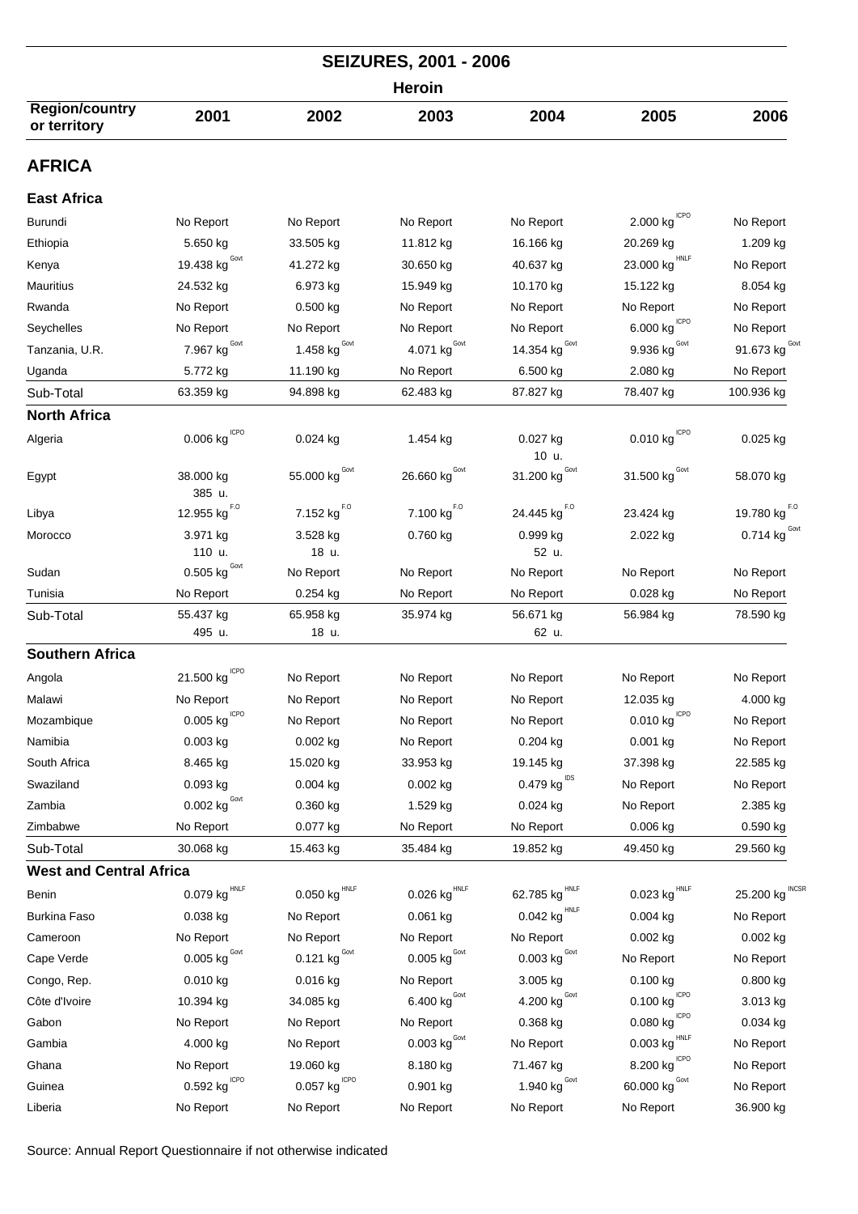## SEIZURES, 2001 - 2006

### Heroin

| Region/country or territory | 2001 | 2002 | 2003 | 2004 | 2005 | 2006 |
|---|---|---|---|---|---|---|
| **AFRICA** | | | | | | |
| **East Africa** | | | | | | |
| Burundi | No Report | No Report | No Report | No Report | 2.000 kg ICPO | No Report |
| Ethiopia | 5.650 kg | 33.505 kg | 11.812 kg | 16.166 kg | 20.269 kg | 1.209 kg |
| Kenya | 19.438 kg Govt | 41.272 kg | 30.650 kg | 40.637 kg | 23.000 kg HNLF | No Report |
| Mauritius | 24.532 kg | 6.973 kg | 15.949 kg | 10.170 kg | 15.122 kg | 8.054 kg |
| Rwanda | No Report | 0.500 kg | No Report | No Report | No Report | No Report |
| Seychelles | No Report | No Report | No Report | No Report | 6.000 kg ICPO | No Report |
| Tanzania, U.R. | 7.967 kg Govt | 1.458 kg Govt | 4.071 kg Govt | 14.354 kg Govt | 9.936 kg Govt | 91.673 kg Govt |
| Uganda | 5.772 kg | 11.190 kg | No Report | 6.500 kg | 2.080 kg | No Report |
| Sub-Total | 63.359 kg | 94.898 kg | 62.483 kg | 87.827 kg | 78.407 kg | 100.936 kg |
| **North Africa** | | | | | | |
| Algeria | 0.006 kg ICPO | 0.024 kg | 1.454 kg | 0.027 kg<br>10 u. | 0.010 kg ICPO | 0.025 kg |
| Egypt | 38.000 kg<br>385 u. | 55.000 kg Govt | 26.660 kg Govt | 31.200 kg Govt | 31.500 kg Govt | 58.070 kg |
| Libya | 12.955 kg F.O | 7.152 kg F.O | 7.100 kg F.O | 24.445 kg F.O | 23.424 kg | 19.780 kg F.O |
| Morocco | 3.971 kg<br>110 u. | 3.528 kg<br>18 u. | 0.760 kg | 0.999 kg<br>52 u. | 2.022 kg | 0.714 kg Govt |
| Sudan | 0.505 kg Govt | No Report | No Report | No Report | No Report | No Report |
| Tunisia | No Report | 0.254 kg | No Report | No Report | 0.028 kg | No Report |
| Sub-Total | 55.437 kg<br>495 u. | 65.958 kg<br>18 u. | 35.974 kg | 56.671 kg<br>62 u. | 56.984 kg | 78.590 kg |
| **Southern Africa** | | | | | | |
| Angola | 21.500 kg ICPO | No Report | No Report | No Report | No Report | No Report |
| Malawi | No Report | No Report | No Report | No Report | 12.035 kg | 4.000 kg |
| Mozambique | 0.005 kg ICPO | No Report | No Report | No Report | 0.010 kg ICPO | No Report |
| Namibia | 0.003 kg | 0.002 kg | No Report | 0.204 kg | 0.001 kg | No Report |
| South Africa | 8.465 kg | 15.020 kg | 33.953 kg | 19.145 kg | 37.398 kg | 22.585 kg |
| Swaziland | 0.093 kg | 0.004 kg | 0.002 kg | 0.479 kg IDS | No Report | No Report |
| Zambia | 0.002 kg Govt | 0.360 kg | 1.529 kg | 0.024 kg | No Report | 2.385 kg |
| Zimbabwe | No Report | 0.077 kg | No Report | No Report | 0.006 kg | 0.590 kg |
| Sub-Total | 30.068 kg | 15.463 kg | 35.484 kg | 19.852 kg | 49.450 kg | 29.560 kg |
| **West and Central Africa** | | | | | | |
| Benin | 0.079 kg HNLF | 0.050 kg HNLF | 0.026 kg HNLF | 62.785 kg HNLF | 0.023 kg HNLF | 25.200 kg INCSR |
| Burkina Faso | 0.038 kg | No Report | 0.061 kg | 0.042 kg HNLF | 0.004 kg | No Report |
| Cameroon | No Report | No Report | No Report | No Report | 0.002 kg | 0.002 kg |
| Cape Verde | 0.005 kg Govt | 0.121 kg Govt | 0.005 kg Govt | 0.003 kg Govt | No Report | No Report |
| Congo, Rep. | 0.010 kg | 0.016 kg | No Report | 3.005 kg | 0.100 kg | 0.800 kg |
| Côte d'Ivoire | 10.394 kg | 34.085 kg | 6.400 kg Govt | 4.200 kg Govt | 0.100 kg ICPO | 3.013 kg |
| Gabon | No Report | No Report | No Report | 0.368 kg | 0.080 kg ICPO | 0.034 kg |
| Gambia | 4.000 kg | No Report | 0.003 kg Govt | No Report | 0.003 kg HNLF | No Report |
| Ghana | No Report | 19.060 kg | 8.180 kg | 71.467 kg | 8.200 kg ICPO | No Report |
| Guinea | 0.592 kg ICPO | 0.057 kg ICPO | 0.901 kg | 1.940 kg Govt | 60.000 kg Govt | No Report |
| Liberia | No Report | No Report | No Report | No Report | No Report | 36.900 kg |

Source: Annual Report Questionnaire if not otherwise indicated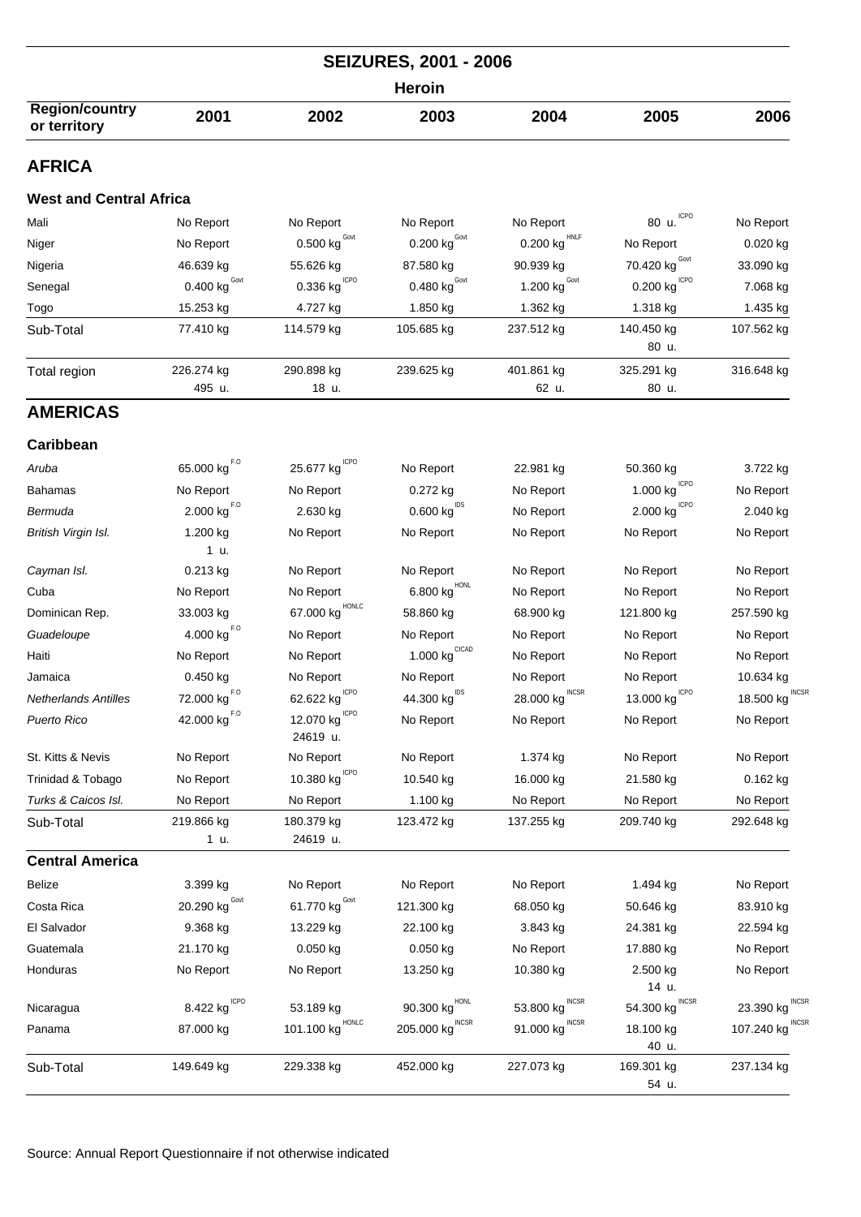## SEIZURES, 2001 - 2006

### Heroin

| Region/country or territory | 2001 | 2002 | 2003 | 2004 | 2005 | 2006 |
|---|---|---|---|---|---|---|
| **AFRICA** | | | | | | |
| **West and Central Africa** | | | | | | |
| Mali | No Report | No Report | No Report | No Report | 80 u. ICPO | No Report |
| Niger | No Report | 0.500 kg Govt | 0.200 kg Govt | 0.200 kg HNLF | No Report | 0.020 kg |
| Nigeria | 46.639 kg | 55.626 kg | 87.580 kg | 90.939 kg | 70.420 kg Govt | 33.090 kg |
| Senegal | 0.400 kg Govt | 0.336 kg ICPO | 0.480 kg Govt | 1.200 kg Govt | 0.200 kg ICPO | 7.068 kg |
| Togo | 15.253 kg | 4.727 kg | 1.850 kg | 1.362 kg | 1.318 kg | 1.435 kg |
| Sub-Total | 77.410 kg | 114.579 kg | 105.685 kg | 237.512 kg | 140.450 kg<br>80 u. | 107.562 kg |
| Total region | 226.274 kg<br>495 u. | 290.898 kg<br>18 u. | 239.625 kg | 401.861 kg<br>62 u. | 325.291 kg<br>80 u. | 316.648 kg |
| **AMERICAS** | | | | | | |
| **Caribbean** | | | | | | |
| *Aruba* | 65.000 kg F.O | 25.677 kg ICPO | No Report | 22.981 kg | 50.360 kg | 3.722 kg |
| Bahamas | No Report | No Report | 0.272 kg | No Report | 1.000 kg ICPO | No Report |
| *Bermuda* | 2.000 kg F.O | 2.630 kg | 0.600 kg IDS | No Report | 2.000 kg ICPO | 2.040 kg |
| *British Virgin Isl.* | 1.200 kg<br>1 u. | No Report | No Report | No Report | No Report | No Report |
| *Cayman Isl.* | 0.213 kg | No Report | No Report | No Report | No Report | No Report |
| Cuba | No Report | No Report | 6.800 kg HONL | No Report | No Report | No Report |
| Dominican Rep. | 33.003 kg | 67.000 kg HONLC | 58.860 kg | 68.900 kg | 121.800 kg | 257.590 kg |
| *Guadeloupe* | 4.000 kg F.O | No Report | No Report | No Report | No Report | No Report |
| Haiti | No Report | No Report | 1.000 kg CICAD | No Report | No Report | No Report |
| Jamaica | 0.450 kg | No Report | No Report | No Report | No Report | 10.634 kg |
| *Netherlands Antilles* | 72.000 kg F.O | 62.622 kg ICPO | 44.300 kg IDS | 28.000 kg INCSR | 13.000 kg ICPO | 18.500 kg INCSR |
| *Puerto Rico* | 42.000 kg F.O | 12.070 kg ICPO<br>24619 u. | No Report | No Report | No Report | No Report |
| St. Kitts & Nevis | No Report | No Report | No Report | 1.374 kg | No Report | No Report |
| Trinidad & Tobago | No Report | 10.380 kg ICPO | 10.540 kg | 16.000 kg | 21.580 kg | 0.162 kg |
| *Turks & Caicos Isl.* | No Report | No Report | 1.100 kg | No Report | No Report | No Report |
| Sub-Total | 219.866 kg<br>1 u. | 180.379 kg<br>24619 u. | 123.472 kg | 137.255 kg | 209.740 kg | 292.648 kg |
| **Central America** | | | | | | |
| Belize | 3.399 kg | No Report | No Report | No Report | 1.494 kg | No Report |
| Costa Rica | 20.290 kg Govt | 61.770 kg Govt | 121.300 kg | 68.050 kg | 50.646 kg | 83.910 kg |
| El Salvador | 9.368 kg | 13.229 kg | 22.100 kg | 3.843 kg | 24.381 kg | 22.594 kg |
| Guatemala | 21.170 kg | 0.050 kg | 0.050 kg | No Report | 17.880 kg | No Report |
| Honduras | No Report | No Report | 13.250 kg | 10.380 kg | 2.500 kg<br>14 u. | No Report |
| Nicaragua | 8.422 kg ICPO | 53.189 kg | 90.300 kg HONL | 53.800 kg INCSR | 54.300 kg INCSR | 23.390 kg INCSR |
| Panama | 87.000 kg | 101.100 kg HONLC | 205.000 kg INCSR | 91.000 kg INCSR | 18.100 kg<br>40 u. | 107.240 kg INCSR |
| Sub-Total | 149.649 kg | 229.338 kg | 452.000 kg | 227.073 kg | 169.301 kg<br>54 u. | 237.134 kg |

Source: Annual Report Questionnaire if not otherwise indicated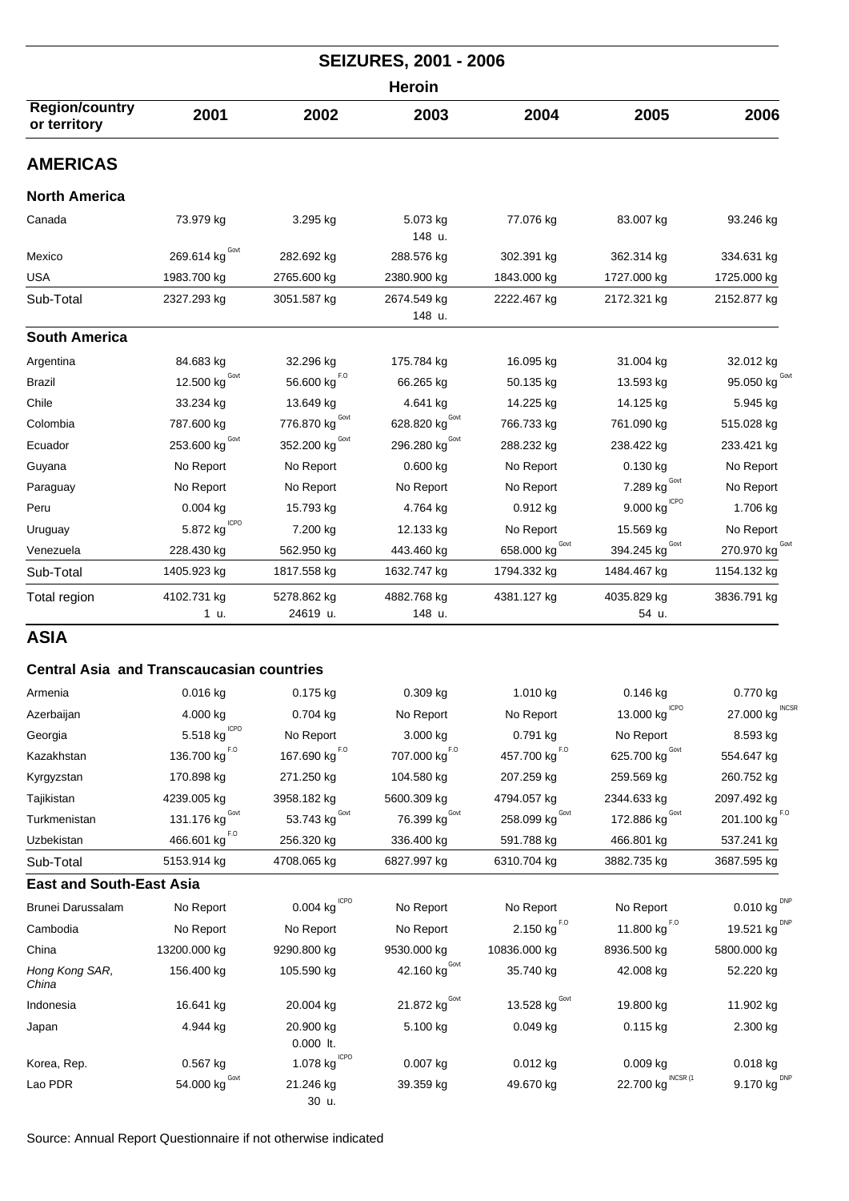# SEIZURES, 2001 - 2006

## Heroin

| Region/country or territory | 2001 | 2002 | 2003 | 2004 | 2005 | 2006 |
|---|---|---|---|---|---|---|
| **AMERICAS** | | | | | | |
| **North America** | | | | | | |
| Canada | 73.979 kg | 3.295 kg | 5.073 kg 148 u. | 77.076 kg | 83.007 kg | 93.246 kg |
| Mexico | 269.614 kg Govt | 282.692 kg | 288.576 kg | 302.391 kg | 362.314 kg | 334.631 kg |
| USA | 1983.700 kg | 2765.600 kg | 2380.900 kg | 1843.000 kg | 1727.000 kg | 1725.000 kg |
| Sub-Total | 2327.293 kg | 3051.587 kg | 2674.549 kg 148 u. | 2222.467 kg | 2172.321 kg | 2152.877 kg |
| **South America** | | | | | | |
| Argentina | 84.683 kg | 32.296 kg | 175.784 kg | 16.095 kg | 31.004 kg | 32.012 kg |
| Brazil | 12.500 kg Govt | 56.600 kg F.O | 66.265 kg | 50.135 kg | 13.593 kg | 95.050 kg Govt |
| Chile | 33.234 kg | 13.649 kg | 4.641 kg | 14.225 kg | 14.125 kg | 5.945 kg |
| Colombia | 787.600 kg | 776.870 kg Govt | 628.820 kg Govt | 766.733 kg | 761.090 kg | 515.028 kg |
| Ecuador | 253.600 kg Govt | 352.200 kg Govt | 296.280 kg Govt | 288.232 kg | 238.422 kg | 233.421 kg |
| Guyana | No Report | No Report | 0.600 kg | No Report | 0.130 kg | No Report |
| Paraguay | No Report | No Report | No Report | No Report | 7.289 kg Govt | No Report |
| Peru | 0.004 kg | 15.793 kg | 4.764 kg | 0.912 kg | 9.000 kg ICPO | 1.706 kg |
| Uruguay | 5.872 kg ICPO | 7.200 kg | 12.133 kg | No Report | 15.569 kg | No Report |
| Venezuela | 228.430 kg | 562.950 kg | 443.460 kg | 658.000 kg Govt | 394.245 kg Govt | 270.970 kg Govt |
| Sub-Total | 1405.923 kg | 1817.558 kg | 1632.747 kg | 1794.332 kg | 1484.467 kg | 1154.132 kg |
| Total region | 4102.731 kg 1 u. | 5278.862 kg 24619 u. | 4882.768 kg 148 u. | 4381.127 kg | 4035.829 kg 54 u. | 3836.791 kg |
| **ASIA** | | | | | | |
| **Central Asia and Transcaucasian countries** | | | | | | |
| Armenia | 0.016 kg | 0.175 kg | 0.309 kg | 1.010 kg | 0.146 kg | 0.770 kg |
| Azerbaijan | 4.000 kg | 0.704 kg | No Report | No Report | 13.000 kg ICPO | 27.000 kg INCSR |
| Georgia | 5.518 kg ICPO | No Report | 3.000 kg | 0.791 kg | No Report | 8.593 kg |
| Kazakhstan | 136.700 kg F.O | 167.690 kg F.O | 707.000 kg F.O | 457.700 kg F.O | 625.700 kg Govt | 554.647 kg |
| Kyrgyzstan | 170.898 kg | 271.250 kg | 104.580 kg | 207.259 kg | 259.569 kg | 260.752 kg |
| Tajikistan | 4239.005 kg | 3958.182 kg | 5600.309 kg | 4794.057 kg | 2344.633 kg | 2097.492 kg |
| Turkmenistan | 131.176 kg Govt | 53.743 kg Govt | 76.399 kg Govt | 258.099 kg Govt | 172.886 kg Govt | 201.100 kg F.O |
| Uzbekistan | 466.601 kg F.O | 256.320 kg | 336.400 kg | 591.788 kg | 466.801 kg | 537.241 kg |
| Sub-Total | 5153.914 kg | 4708.065 kg | 6827.997 kg | 6310.704 kg | 3882.735 kg | 3687.595 kg |
| **East and South-East Asia** | | | | | | |
| Brunei Darussalam | No Report | 0.004 kg ICPO | No Report | No Report | No Report | 0.010 kg DNP |
| Cambodia | No Report | No Report | No Report | 2.150 kg F.O | 11.800 kg F.O | 19.521 kg DNP |
| China | 13200.000 kg | 9290.800 kg | 9530.000 kg | 10836.000 kg | 8936.500 kg | 5800.000 kg |
| *Hong Kong SAR, China* | 156.400 kg | 105.590 kg | 42.160 kg Govt | 35.740 kg | 42.008 kg | 52.220 kg |
| Indonesia | 16.641 kg | 20.004 kg | 21.872 kg Govt | 13.528 kg Govt | 19.800 kg | 11.902 kg |
| Japan | 4.944 kg | 20.900 kg 0.000 lt. | 5.100 kg | 0.049 kg | 0.115 kg | 2.300 kg |
| Korea, Rep. | 0.567 kg | 1.078 kg ICPO | 0.007 kg | 0.012 kg | 0.009 kg | 0.018 kg |
| Lao PDR | 54.000 kg Govt | 21.246 kg 30 u. | 39.359 kg | 49.670 kg | 22.700 kg INCSR (1 | 9.170 kg DNP |

Source: Annual Report Questionnaire if not otherwise indicated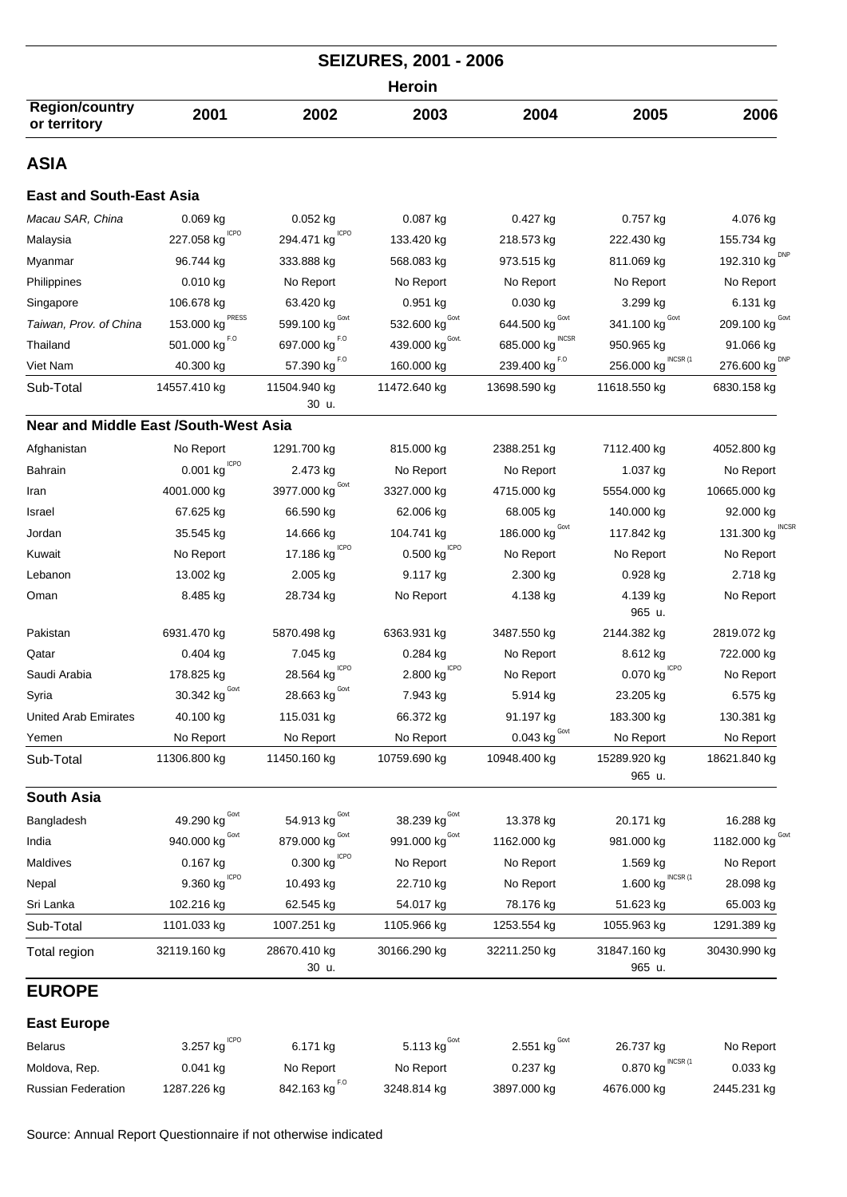# SEIZURES, 2001 - 2006

## Heroin

| Region/country or territory | 2001 | 2002 | 2003 | 2004 | 2005 | 2006 |
|---|---|---|---|---|---|---|
| **ASIA** | | | | | | |
| **East and South-East Asia** | | | | | | |
| *Macau SAR, China* | 0.069 kg | 0.052 kg | 0.087 kg | 0.427 kg | 0.757 kg | 4.076 kg |
| Malaysia | 227.058 kg ICPO | 294.471 kg ICPO | 133.420 kg | 218.573 kg | 222.430 kg | 155.734 kg |
| Myanmar | 96.744 kg | 333.888 kg | 568.083 kg | 973.515 kg | 811.069 kg | 192.310 kg DNP |
| Philippines | 0.010 kg | No Report | No Report | No Report | No Report | No Report |
| Singapore | 106.678 kg | 63.420 kg | 0.951 kg | 0.030 kg | 3.299 kg | 6.131 kg |
| *Taiwan, Prov. of China* | 153.000 kg PRESS | 599.100 kg Govt | 532.600 kg Govt | 644.500 kg Govt | 341.100 kg Govt | 209.100 kg Govt |
| Thailand | 501.000 kg F.O | 697.000 kg F.O | 439.000 kg Govt. | 685.000 kg INCSR | 950.965 kg | 91.066 kg |
| Viet Nam | 40.300 kg | 57.390 kg F.O | 160.000 kg | 239.400 kg F.O | 256.000 kg INCSR (1 | 276.600 kg DNP |
| Sub-Total | 14557.410 kg | 11504.940 kg 30 u. | 11472.640 kg | 13698.590 kg | 11618.550 kg | 6830.158 kg |
| **Near and Middle East /South-West Asia** | | | | | | |
| Afghanistan | No Report | 1291.700 kg | 815.000 kg | 2388.251 kg | 7112.400 kg | 4052.800 kg |
| Bahrain | 0.001 kg ICPO | 2.473 kg | No Report | No Report | 1.037 kg | No Report |
| Iran | 4001.000 kg | 3977.000 kg Govt | 3327.000 kg | 4715.000 kg | 5554.000 kg | 10665.000 kg |
| Israel | 67.625 kg | 66.590 kg | 62.006 kg | 68.005 kg | 140.000 kg | 92.000 kg |
| Jordan | 35.545 kg | 14.666 kg | 104.741 kg | 186.000 kg Govt | 117.842 kg | 131.300 kg INCSR |
| Kuwait | No Report | 17.186 kg ICPO | 0.500 kg ICPO | No Report | No Report | No Report |
| Lebanon | 13.002 kg | 2.005 kg | 9.117 kg | 2.300 kg | 0.928 kg | 2.718 kg |
| Oman | 8.485 kg | 28.734 kg | No Report | 4.138 kg | 4.139 kg 965 u. | No Report |
| Pakistan | 6931.470 kg | 5870.498 kg | 6363.931 kg | 3487.550 kg | 2144.382 kg | 2819.072 kg |
| Qatar | 0.404 kg | 7.045 kg | 0.284 kg | No Report | 8.612 kg | 722.000 kg |
| Saudi Arabia | 178.825 kg | 28.564 kg ICPO | 2.800 kg ICPO | No Report | 0.070 kg ICPO | No Report |
| Syria | 30.342 kg Govt | 28.663 kg Govt | 7.943 kg | 5.914 kg | 23.205 kg | 6.575 kg |
| United Arab Emirates | 40.100 kg | 115.031 kg | 66.372 kg | 91.197 kg | 183.300 kg | 130.381 kg |
| Yemen | No Report | No Report | No Report | 0.043 kg Govt | No Report | No Report |
| Sub-Total | 11306.800 kg | 11450.160 kg | 10759.690 kg | 10948.400 kg | 15289.920 kg 965 u. | 18621.840 kg |
| **South Asia** | | | | | | |
| Bangladesh | 49.290 kg Govt | 54.913 kg Govt | 38.239 kg Govt | 13.378 kg | 20.171 kg | 16.288 kg |
| India | 940.000 kg Govt | 879.000 kg Govt | 991.000 kg Govt | 1162.000 kg | 981.000 kg | 1182.000 kg Govt |
| Maldives | 0.167 kg | 0.300 kg ICPO | No Report | No Report | 1.569 kg | No Report |
| Nepal | 9.360 kg ICPO | 10.493 kg | 22.710 kg | No Report | 1.600 kg INCSR (1 | 28.098 kg |
| Sri Lanka | 102.216 kg | 62.545 kg | 54.017 kg | 78.176 kg | 51.623 kg | 65.003 kg |
| Sub-Total | 1101.033 kg | 1007.251 kg | 1105.966 kg | 1253.554 kg | 1055.963 kg | 1291.389 kg |
| Total region | 32119.160 kg | 28670.410 kg 30 u. | 30166.290 kg | 32211.250 kg | 31847.160 kg 965 u. | 30430.990 kg |
| **EUROPE** | | | | | | |
| **East Europe** | | | | | | |
| Belarus | 3.257 kg ICPO | 6.171 kg | 5.113 kg Govt | 2.551 kg Govt | 26.737 kg | No Report |
| Moldova, Rep. | 0.041 kg | No Report | No Report | 0.237 kg | 0.870 kg INCSR (1 | 0.033 kg |
| Russian Federation | 1287.226 kg | 842.163 kg F.O | 3248.814 kg | 3897.000 kg | 4676.000 kg | 2445.231 kg |

Source: Annual Report Questionnaire if not otherwise indicated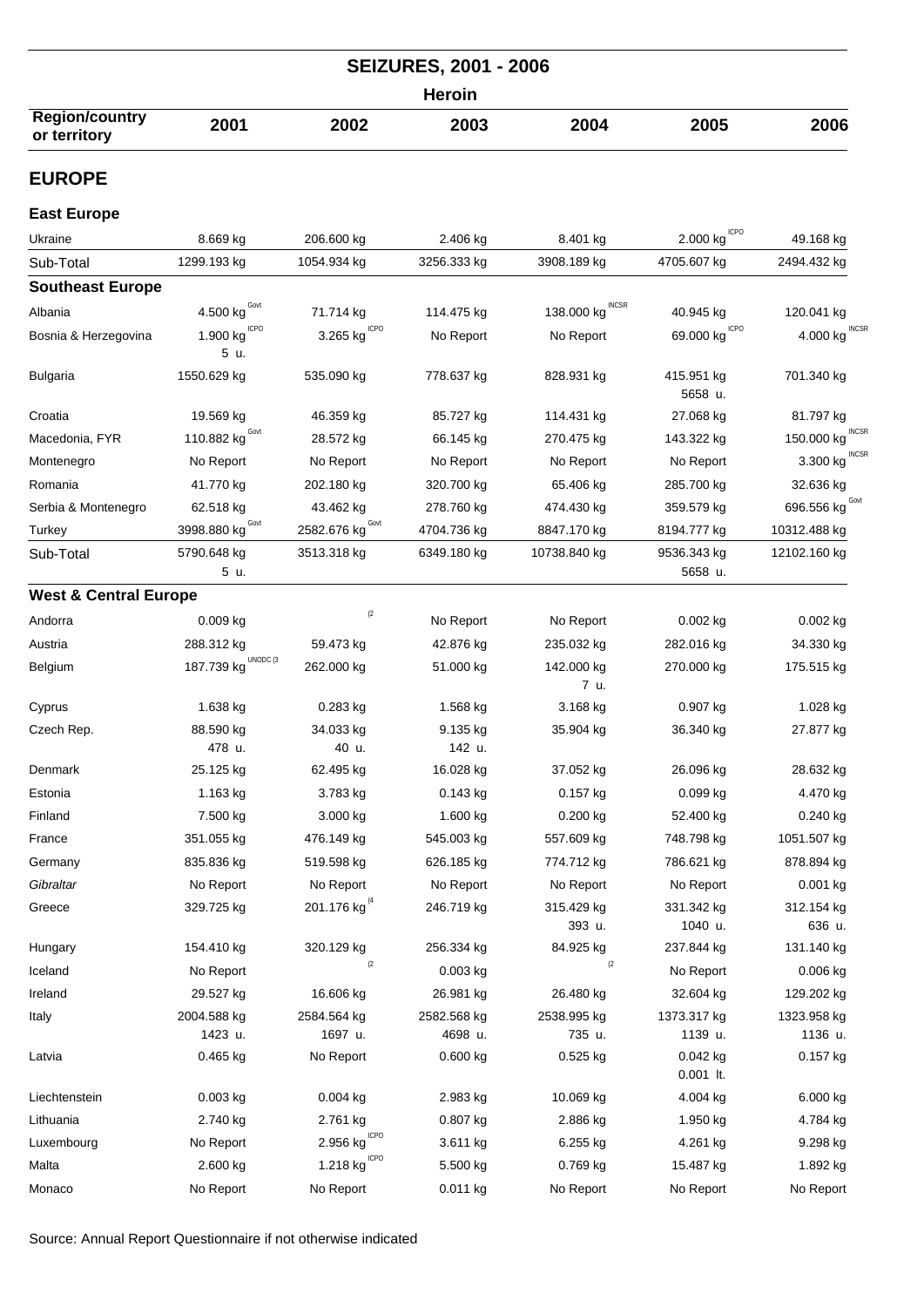# SEIZURES, 2001 - 2006

## Heroin

| Region/country or territory | 2001 | 2002 | 2003 | 2004 | 2005 | 2006 |
|---|---|---|---|---|---|---|
| **EUROPE** | | | | | | |
| **East Europe** | | | | | | |
| Ukraine | 8.669 kg | 206.600 kg | 2.406 kg | 8.401 kg | 2.000 kg ICPO | 49.168 kg |
| Sub-Total | 1299.193 kg | 1054.934 kg | 3256.333 kg | 3908.189 kg | 4705.607 kg | 2494.432 kg |
| **Southeast Europe** | | | | | | |
| Albania | 4.500 kg Govt | 71.714 kg | 114.475 kg | 138.000 kg INCSR | 40.945 kg | 120.041 kg |
| Bosnia & Herzegovina | 1.900 kg ICPO 5 u. | 3.265 kg ICPO | No Report | No Report | 69.000 kg ICPO | 4.000 kg INCSR |
| Bulgaria | 1550.629 kg | 535.090 kg | 778.637 kg | 828.931 kg | 415.951 kg 5658 u. | 701.340 kg |
| Croatia | 19.569 kg | 46.359 kg | 85.727 kg | 114.431 kg | 27.068 kg | 81.797 kg |
| Macedonia, FYR | 110.882 kg Govt | 28.572 kg | 66.145 kg | 270.475 kg | 143.322 kg | 150.000 kg INCSR |
| Montenegro | No Report | No Report | No Report | No Report | No Report | 3.300 kg INCSR |
| Romania | 41.770 kg | 202.180 kg | 320.700 kg | 65.406 kg | 285.700 kg | 32.636 kg |
| Serbia & Montenegro | 62.518 kg | 43.462 kg | 278.760 kg | 474.430 kg | 359.579 kg | 696.556 kg Govt |
| Turkey | 3998.880 kg Govt | 2582.676 kg Govt | 4704.736 kg | 8847.170 kg | 8194.777 kg | 10312.488 kg |
| Sub-Total | 5790.648 kg 5 u. | 3513.318 kg | 6349.180 kg | 10738.840 kg | 9536.343 kg 5658 u. | 12102.160 kg |
| **West & Central Europe** | | | | | | |
| Andorra | 0.009 kg | (2 | No Report | No Report | 0.002 kg | 0.002 kg |
| Austria | 288.312 kg | 59.473 kg | 42.876 kg | 235.032 kg | 282.016 kg | 34.330 kg |
| Belgium | 187.739 kg UNODC (3 | 262.000 kg | 51.000 kg | 142.000 kg 7 u. | 270.000 kg | 175.515 kg |
| Cyprus | 1.638 kg | 0.283 kg | 1.568 kg | 3.168 kg | 0.907 kg | 1.028 kg |
| Czech Rep. | 88.590 kg 478 u. | 34.033 kg 40 u. | 9.135 kg 142 u. | 35.904 kg | 36.340 kg | 27.877 kg |
| Denmark | 25.125 kg | 62.495 kg | 16.028 kg | 37.052 kg | 26.096 kg | 28.632 kg |
| Estonia | 1.163 kg | 3.783 kg | 0.143 kg | 0.157 kg | 0.099 kg | 4.470 kg |
| Finland | 7.500 kg | 3.000 kg | 1.600 kg | 0.200 kg | 52.400 kg | 0.240 kg |
| France | 351.055 kg | 476.149 kg | 545.003 kg | 557.609 kg | 748.798 kg | 1051.507 kg |
| Germany | 835.836 kg | 519.598 kg | 626.185 kg | 774.712 kg | 786.621 kg | 878.894 kg |
| *Gibraltar* | No Report | No Report | No Report | No Report | No Report | 0.001 kg |
| Greece | 329.725 kg | 201.176 kg (4 | 246.719 kg | 315.429 kg 393 u. | 331.342 kg 1040 u. | 312.154 kg 636 u. |
| Hungary | 154.410 kg | 320.129 kg | 256.334 kg | 84.925 kg | 237.844 kg | 131.140 kg |
| Iceland | No Report | (2 | 0.003 kg | (2 | No Report | 0.006 kg |
| Ireland | 29.527 kg | 16.606 kg | 26.981 kg | 26.480 kg | 32.604 kg | 129.202 kg |
| Italy | 2004.588 kg 1423 u. | 2584.564 kg 1697 u. | 2582.568 kg 4698 u. | 2538.995 kg 735 u. | 1373.317 kg 1139 u. | 1323.958 kg 1136 u. |
| Latvia | 0.465 kg | No Report | 0.600 kg | 0.525 kg | 0.042 kg 0.001 lt. | 0.157 kg |
| Liechtenstein | 0.003 kg | 0.004 kg | 2.983 kg | 10.069 kg | 4.004 kg | 6.000 kg |
| Lithuania | 2.740 kg | 2.761 kg | 0.807 kg | 2.886 kg | 1.950 kg | 4.784 kg |
| Luxembourg | No Report | 2.956 kg ICPO | 3.611 kg | 6.255 kg | 4.261 kg | 9.298 kg |
| Malta | 2.600 kg | 1.218 kg ICPO | 5.500 kg | 0.769 kg | 15.487 kg | 1.892 kg |
| Monaco | No Report | No Report | 0.011 kg | No Report | No Report | No Report |

Source: Annual Report Questionnaire if not otherwise indicated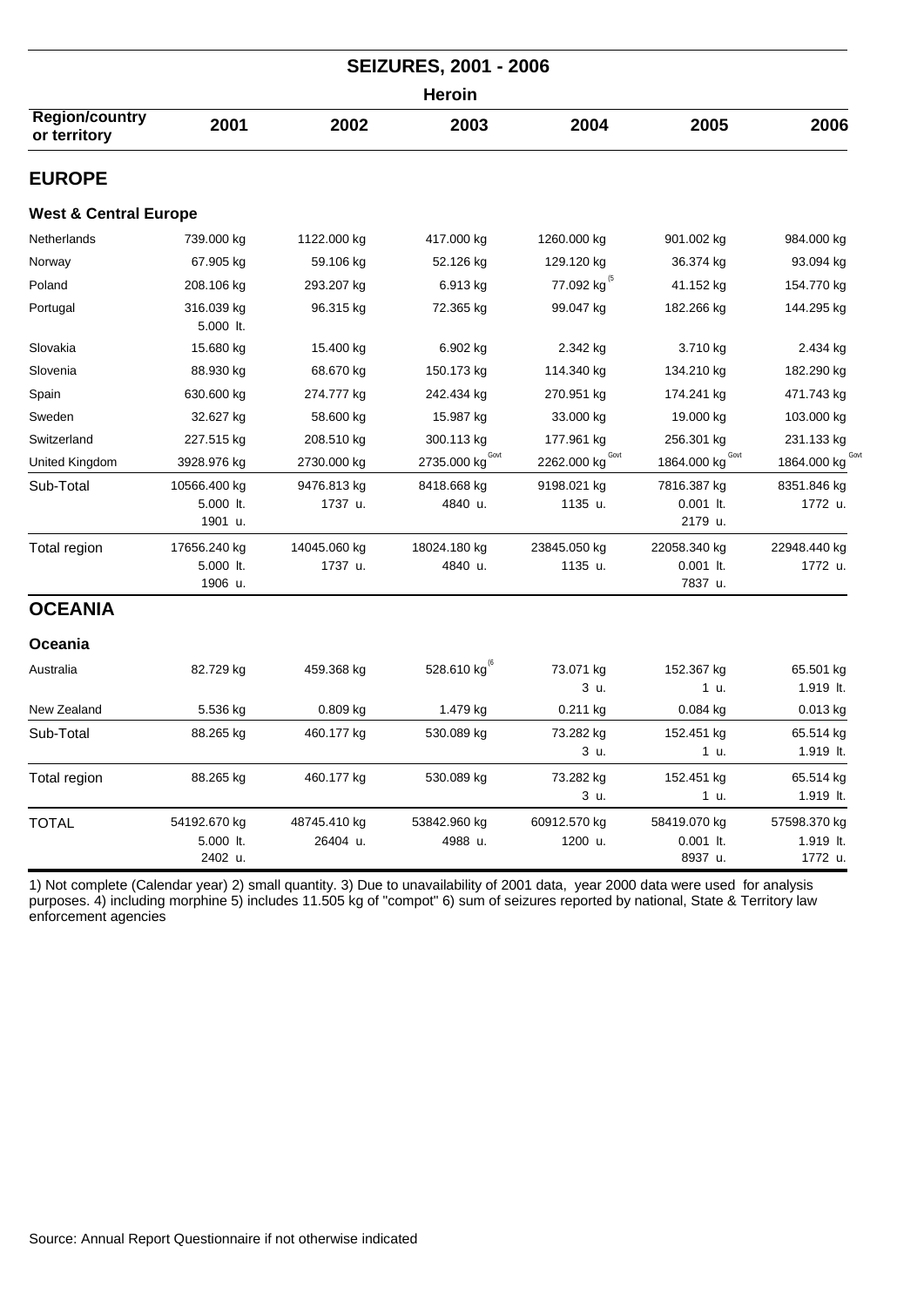# SEIZURES, 2001 - 2006

## Heroin

| Region/country or territory | 2001 | 2002 | 2003 | 2004 | 2005 | 2006 |
|---|---|---|---|---|---|---|
| **EUROPE** | | | | | | |
| **West & Central Europe** | | | | | | |
| Netherlands | 739.000 kg | 1122.000 kg | 417.000 kg | 1260.000 kg | 901.002 kg | 984.000 kg |
| Norway | 67.905 kg | 59.106 kg | 52.126 kg | 129.120 kg | 36.374 kg | 93.094 kg |
| Poland | 208.106 kg | 293.207 kg | 6.913 kg | 77.092 kg (5 | 41.152 kg | 154.770 kg |
| Portugal | 316.039 kg<br>5.000 lt. | 96.315 kg | 72.365 kg | 99.047 kg | 182.266 kg | 144.295 kg |
| Slovakia | 15.680 kg | 15.400 kg | 6.902 kg | 2.342 kg | 3.710 kg | 2.434 kg |
| Slovenia | 88.930 kg | 68.670 kg | 150.173 kg | 114.340 kg | 134.210 kg | 182.290 kg |
| Spain | 630.600 kg | 274.777 kg | 242.434 kg | 270.951 kg | 174.241 kg | 471.743 kg |
| Sweden | 32.627 kg | 58.600 kg | 15.987 kg | 33.000 kg | 19.000 kg | 103.000 kg |
| Switzerland | 227.515 kg | 208.510 kg | 300.113 kg | 177.961 kg | 256.301 kg | 231.133 kg |
| United Kingdom | 3928.976 kg | 2730.000 kg | 2735.000 kg Govt | 2262.000 kg Govt | 1864.000 kg Govt | 1864.000 kg Govt |
| Sub-Total | 10566.400 kg<br>5.000 lt.<br>1901 u. | 9476.813 kg<br>1737 u. | 8418.668 kg<br>4840 u. | 9198.021 kg<br>1135 u. | 7816.387 kg<br>0.001 lt.<br>2179 u. | 8351.846 kg<br>1772 u. |
| Total region | 17656.240 kg<br>5.000 lt.<br>1906 u. | 14045.060 kg<br>1737 u. | 18024.180 kg<br>4840 u. | 23845.050 kg<br>1135 u. | 22058.340 kg<br>0.001 lt.<br>7837 u. | 22948.440 kg<br>1772 u. |
| **OCEANIA** | | | | | | |
| **Oceania** | | | | | | |
| Australia | 82.729 kg | 459.368 kg | 528.610 kg (6 | 73.071 kg<br>3 u. | 152.367 kg<br>1 u. | 65.501 kg<br>1.919 lt. |
| New Zealand | 5.536 kg | 0.809 kg | 1.479 kg | 0.211 kg | 0.084 kg | 0.013 kg |
| Sub-Total | 88.265 kg | 460.177 kg | 530.089 kg | 73.282 kg<br>3 u. | 152.451 kg<br>1 u. | 65.514 kg<br>1.919 lt. |
| Total region | 88.265 kg | 460.177 kg | 530.089 kg | 73.282 kg<br>3 u. | 152.451 kg<br>1 u. | 65.514 kg<br>1.919 lt. |
| TOTAL | 54192.670 kg<br>5.000 lt.<br>2402 u. | 48745.410 kg<br>26404 u. | 53842.960 kg<br>4988 u. | 60912.570 kg<br>1200 u. | 58419.070 kg<br>0.001 lt.<br>8937 u. | 57598.370 kg<br>1.919 lt.<br>1772 u. |

1) Not complete (Calendar year) 2) small quantity. 3) Due to unavailability of 2001 data, year 2000 data were used for analysis purposes. 4) including morphine 5) includes 11.505 kg of "compot" 6) sum of seizures reported by national, State & Territory law enforcement agencies

Source: Annual Report Questionnaire if not otherwise indicated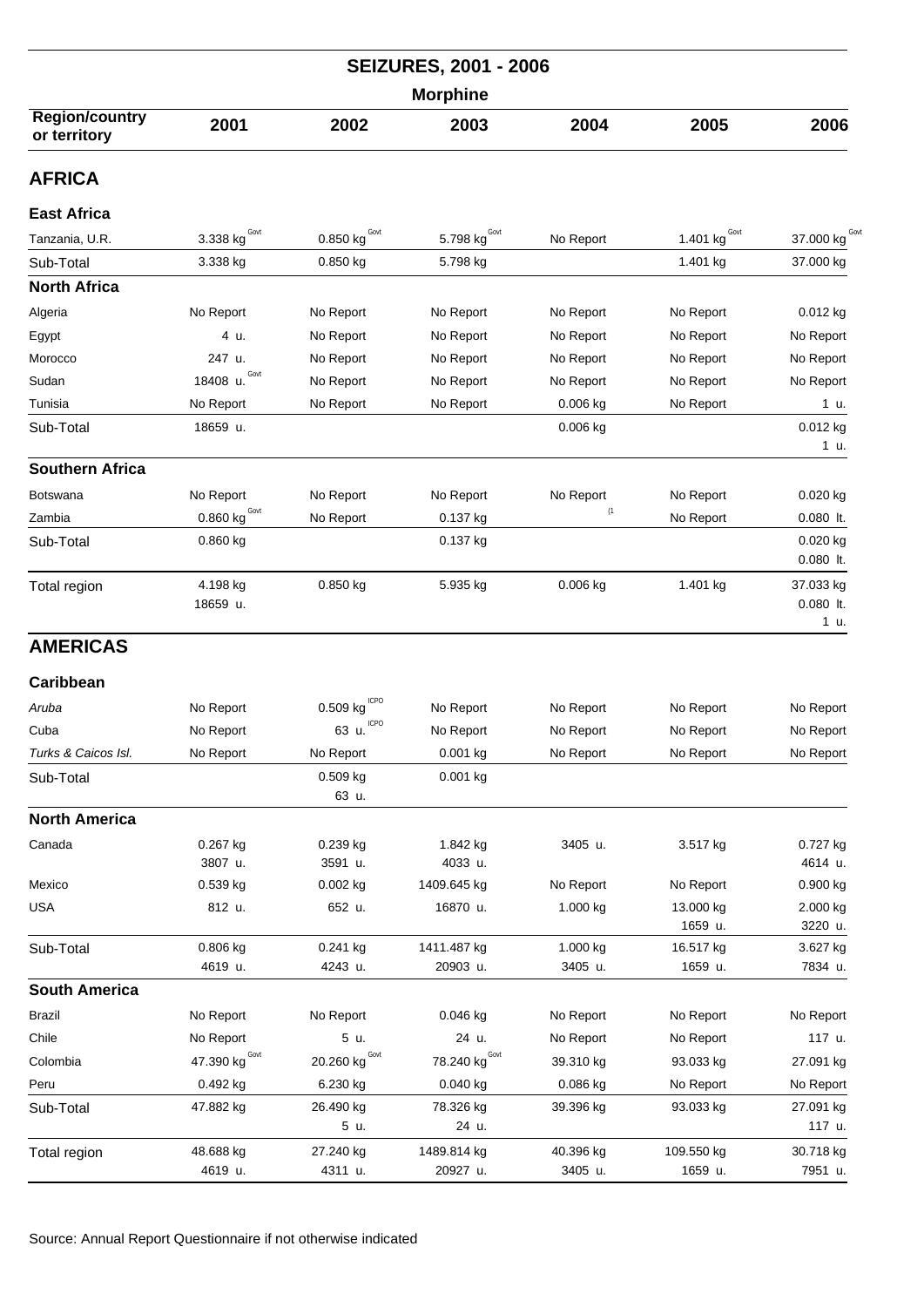## SEIZURES, 2001 - 2006

### Morphine

| Region/country or territory | 2001 | 2002 | 2003 | 2004 | 2005 | 2006 |
|---|---|---|---|---|---|---|
| **AFRICA** | | | | | | |
| **East Africa** | | | | | | |
| Tanzania, U.R. | 3.338 kg Govt | 0.850 kg Govt | 5.798 kg Govt | No Report | 1.401 kg Govt | 37.000 kg Govt |
| Sub-Total | 3.338 kg | 0.850 kg | 5.798 kg | | 1.401 kg | 37.000 kg |
| **North Africa** | | | | | | |
| Algeria | No Report | No Report | No Report | No Report | No Report | 0.012 kg |
| Egypt | 4 u. | No Report | No Report | No Report | No Report | No Report |
| Morocco | 247 u. | No Report | No Report | No Report | No Report | No Report |
| Sudan | 18408 u. Govt | No Report | No Report | No Report | No Report | No Report |
| Tunisia | No Report | No Report | No Report | 0.006 kg | No Report | 1 u. |
| Sub-Total | 18659 u. | | | 0.006 kg | | 0.012 kg<br>1 u. |
| **Southern Africa** | | | | | | |
| Botswana | No Report | No Report | No Report | No Report | No Report | 0.020 kg |
| Zambia | 0.860 kg Govt | No Report | 0.137 kg | (1 | No Report | 0.080 lt. |
| Sub-Total | 0.860 kg | | 0.137 kg | | | 0.020 kg<br>0.080 lt. |
| Total region | 4.198 kg<br>18659 u. | 0.850 kg | 5.935 kg | 0.006 kg | 1.401 kg | 37.033 kg<br>0.080 lt.<br>1 u. |
| **AMERICAS** | | | | | | |
| **Caribbean** | | | | | | |
| *Aruba* | No Report | 0.509 kg ICPO | No Report | No Report | No Report | No Report |
| Cuba | No Report | 63 u. ICPO | No Report | No Report | No Report | No Report |
| *Turks & Caicos Isl.* | No Report | No Report | 0.001 kg | No Report | No Report | No Report |
| Sub-Total | | 0.509 kg<br>63 u. | 0.001 kg | | | |
| **North America** | | | | | | |
| Canada | 0.267 kg<br>3807 u. | 0.239 kg<br>3591 u. | 1.842 kg<br>4033 u. | 3405 u. | 3.517 kg | 0.727 kg<br>4614 u. |
| Mexico | 0.539 kg | 0.002 kg | 1409.645 kg | No Report | No Report | 0.900 kg |
| USA | 812 u. | 652 u. | 16870 u. | 1.000 kg | 13.000 kg<br>1659 u. | 2.000 kg<br>3220 u. |
| Sub-Total | 0.806 kg<br>4619 u. | 0.241 kg<br>4243 u. | 1411.487 kg<br>20903 u. | 1.000 kg<br>3405 u. | 16.517 kg<br>1659 u. | 3.627 kg<br>7834 u. |
| **South America** | | | | | | |
| Brazil | No Report | No Report | 0.046 kg | No Report | No Report | No Report |
| Chile | No Report | 5 u. | 24 u. | No Report | No Report | 117 u. |
| Colombia | 47.390 kg Govt | 20.260 kg Govt | 78.240 kg Govt | 39.310 kg | 93.033 kg | 27.091 kg |
| Peru | 0.492 kg | 6.230 kg | 0.040 kg | 0.086 kg | No Report | No Report |
| Sub-Total | 47.882 kg | 26.490 kg<br>5 u. | 78.326 kg<br>24 u. | 39.396 kg | 93.033 kg | 27.091 kg<br>117 u. |
| Total region | 48.688 kg<br>4619 u. | 27.240 kg<br>4311 u. | 1489.814 kg<br>20927 u. | 40.396 kg<br>3405 u. | 109.550 kg<br>1659 u. | 30.718 kg<br>7951 u. |

Source: Annual Report Questionnaire if not otherwise indicated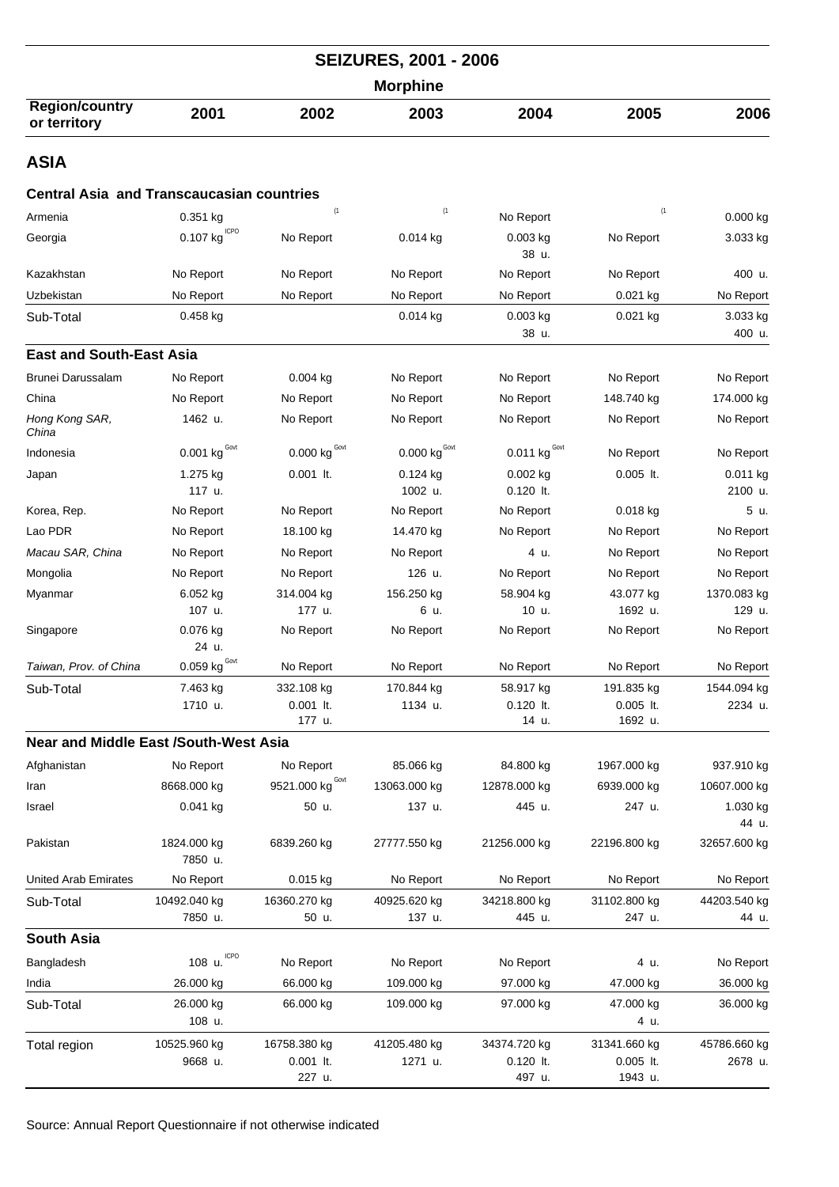## SEIZURES, 2001 - 2006

### Morphine

| Region/country or territory | 2001 | 2002 | 2003 | 2004 | 2005 | 2006 |
|---|---|---|---|---|---|---|
| **ASIA** | | | | | | |
| **Central Asia and Transcaucasian countries** | | | | | | |
| Armenia | 0.351 kg | (1 | (1 | No Report | (1 | 0.000 kg |
| Georgia | 0.107 kg ICPO | No Report | 0.014 kg | 0.003 kg<br>38 u. | No Report | 3.033 kg |
| Kazakhstan | No Report | No Report | No Report | No Report | No Report | 400 u. |
| Uzbekistan | No Report | No Report | No Report | No Report | 0.021 kg | No Report |
| Sub-Total | 0.458 kg | | 0.014 kg | 0.003 kg<br>38 u. | 0.021 kg | 3.033 kg<br>400 u. |
| **East and South-East Asia** | | | | | | |
| Brunei Darussalam | No Report | 0.004 kg | No Report | No Report | No Report | No Report |
| China | No Report | No Report | No Report | No Report | 148.740 kg | 174.000 kg |
| *Hong Kong SAR, China* | 1462 u. | No Report | No Report | No Report | No Report | No Report |
| Indonesia | 0.001 kg Govt | 0.000 kg Govt | 0.000 kg Govt | 0.011 kg Govt | No Report | No Report |
| Japan | 1.275 kg<br>117 u. | 0.001 lt. | 0.124 kg<br>1002 u. | 0.002 kg<br>0.120 lt. | 0.005 lt. | 0.011 kg<br>2100 u. |
| Korea, Rep. | No Report | No Report | No Report | No Report | 0.018 kg | 5 u. |
| Lao PDR | No Report | 18.100 kg | 14.470 kg | No Report | No Report | No Report |
| *Macau SAR, China* | No Report | No Report | No Report | 4 u. | No Report | No Report |
| Mongolia | No Report | No Report | 126 u. | No Report | No Report | No Report |
| Myanmar | 6.052 kg<br>107 u. | 314.004 kg<br>177 u. | 156.250 kg<br>6 u. | 58.904 kg<br>10 u. | 43.077 kg<br>1692 u. | 1370.083 kg<br>129 u. |
| Singapore | 0.076 kg<br>24 u. | No Report | No Report | No Report | No Report | No Report |
| *Taiwan, Prov. of China* | 0.059 kg Govt | No Report | No Report | No Report | No Report | No Report |
| Sub-Total | 7.463 kg<br>1710 u. | 332.108 kg<br>0.001 lt.<br>177 u. | 170.844 kg<br>1134 u. | 58.917 kg<br>0.120 lt.<br>14 u. | 191.835 kg<br>0.005 lt.<br>1692 u. | 1544.094 kg<br>2234 u. |
| **Near and Middle East /South-West Asia** | | | | | | |
| Afghanistan | No Report | No Report | 85.066 kg | 84.800 kg | 1967.000 kg | 937.910 kg |
| Iran | 8668.000 kg | 9521.000 kg Govt | 13063.000 kg | 12878.000 kg | 6939.000 kg | 10607.000 kg |
| Israel | 0.041 kg | 50 u. | 137 u. | 445 u. | 247 u. | 1.030 kg<br>44 u. |
| Pakistan | 1824.000 kg<br>7850 u. | 6839.260 kg | 27777.550 kg | 21256.000 kg | 22196.800 kg | 32657.600 kg |
| United Arab Emirates | No Report | 0.015 kg | No Report | No Report | No Report | No Report |
| Sub-Total | 10492.040 kg<br>7850 u. | 16360.270 kg<br>50 u. | 40925.620 kg<br>137 u. | 34218.800 kg<br>445 u. | 31102.800 kg<br>247 u. | 44203.540 kg<br>44 u. |
| **South Asia** | | | | | | |
| Bangladesh | 108 u. ICPO | No Report | No Report | No Report | 4 u. | No Report |
| India | 26.000 kg | 66.000 kg | 109.000 kg | 97.000 kg | 47.000 kg | 36.000 kg |
| Sub-Total | 26.000 kg<br>108 u. | 66.000 kg | 109.000 kg | 97.000 kg | 47.000 kg<br>4 u. | 36.000 kg |
| Total region | 10525.960 kg<br>9668 u. | 16758.380 kg<br>0.001 lt.<br>227 u. | 41205.480 kg<br>1271 u. | 34374.720 kg<br>0.120 lt.<br>497 u. | 31341.660 kg<br>0.005 lt.<br>1943 u. | 45786.660 kg<br>2678 u. |

Source: Annual Report Questionnaire if not otherwise indicated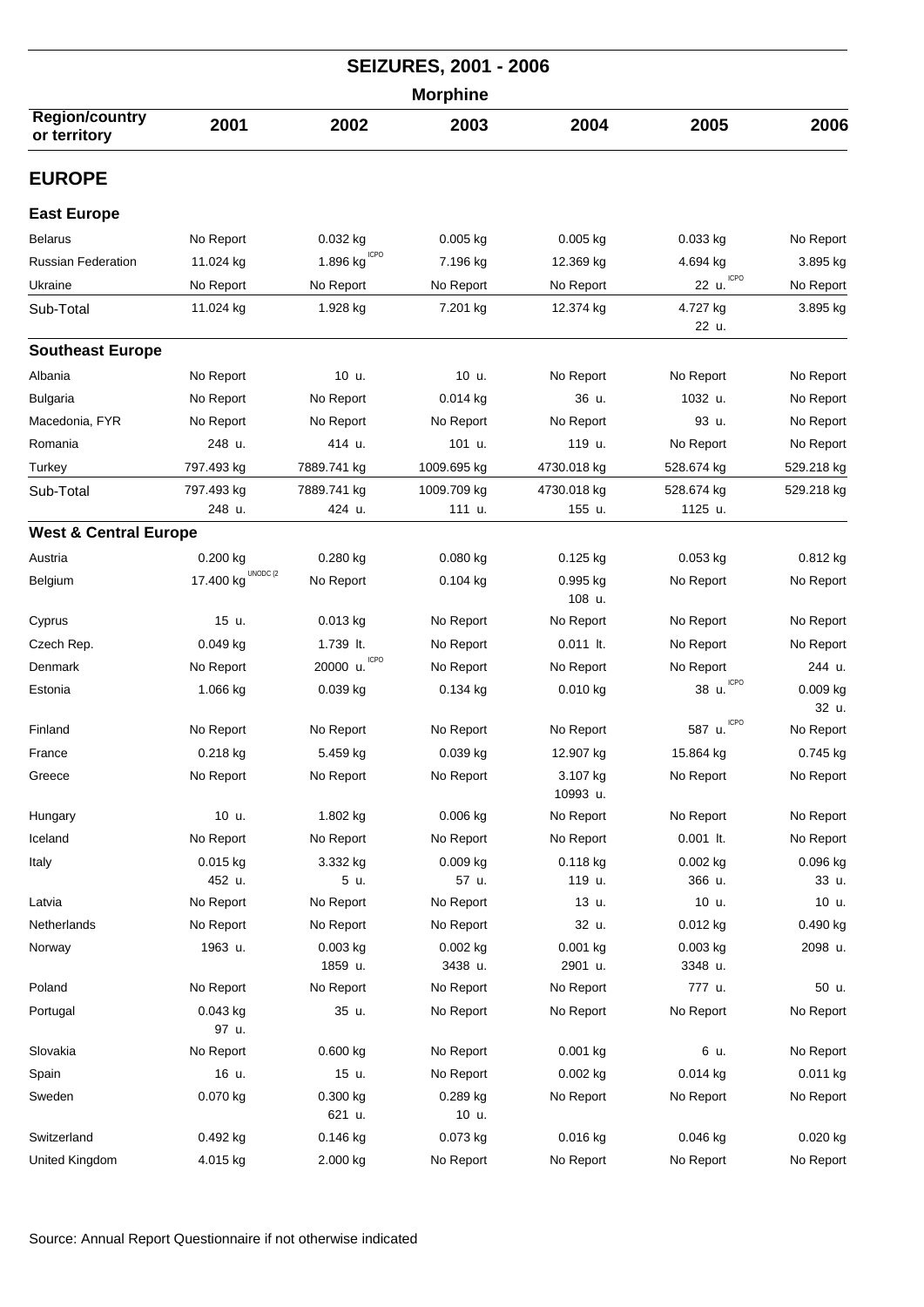# SEIZURES, 2001 - 2006

## Morphine

| Region/country or territory | 2001 | 2002 | 2003 | 2004 | 2005 | 2006 |
|---|---|---|---|---|---|---|
| **EUROPE** | | | | | | |
| **East Europe** | | | | | | |
| Belarus | No Report | 0.032 kg | 0.005 kg | 0.005 kg | 0.033 kg | No Report |
| Russian Federation | 11.024 kg | 1.896 kg ICPO | 7.196 kg | 12.369 kg | 4.694 kg | 3.895 kg |
| Ukraine | No Report | No Report | No Report | No Report | 22 u. ICPO | No Report |
| Sub-Total | 11.024 kg | 1.928 kg | 7.201 kg | 12.374 kg | 4.727 kg<br>22 u. | 3.895 kg |
| **Southeast Europe** | | | | | | |
| Albania | No Report | 10 u. | 10 u. | No Report | No Report | No Report |
| Bulgaria | No Report | No Report | 0.014 kg | 36 u. | 1032 u. | No Report |
| Macedonia, FYR | No Report | No Report | No Report | No Report | 93 u. | No Report |
| Romania | 248 u. | 414 u. | 101 u. | 119 u. | No Report | No Report |
| Turkey | 797.493 kg | 7889.741 kg | 1009.695 kg | 4730.018 kg | 528.674 kg | 529.218 kg |
| Sub-Total | 797.493 kg<br>248 u. | 7889.741 kg<br>424 u. | 1009.709 kg<br>111 u. | 4730.018 kg<br>155 u. | 528.674 kg<br>1125 u. | 529.218 kg |
| **West & Central Europe** | | | | | | |
| Austria | 0.200 kg | 0.280 kg | 0.080 kg | 0.125 kg | 0.053 kg | 0.812 kg |
| Belgium | 17.400 kg UNODC (2 | No Report | 0.104 kg | 0.995 kg<br>108 u. | No Report | No Report |
| Cyprus | 15 u. | 0.013 kg | No Report | No Report | No Report | No Report |
| Czech Rep. | 0.049 kg | 1.739 lt. | No Report | 0.011 lt. | No Report | No Report |
| Denmark | No Report | 20000 u. ICPO | No Report | No Report | No Report | 244 u. |
| Estonia | 1.066 kg | 0.039 kg | 0.134 kg | 0.010 kg | 38 u. ICPO | 0.009 kg<br>32 u. |
| Finland | No Report | No Report | No Report | No Report | 587 u. ICPO | No Report |
| France | 0.218 kg | 5.459 kg | 0.039 kg | 12.907 kg | 15.864 kg | 0.745 kg |
| Greece | No Report | No Report | No Report | 3.107 kg<br>10993 u. | No Report | No Report |
| Hungary | 10 u. | 1.802 kg | 0.006 kg | No Report | No Report | No Report |
| Iceland | No Report | No Report | No Report | No Report | 0.001 lt. | No Report |
| Italy | 0.015 kg<br>452 u. | 3.332 kg<br>5 u. | 0.009 kg<br>57 u. | 0.118 kg<br>119 u. | 0.002 kg<br>366 u. | 0.096 kg<br>33 u. |
| Latvia | No Report | No Report | No Report | 13 u. | 10 u. | 10 u. |
| Netherlands | No Report | No Report | No Report | 32 u. | 0.012 kg | 0.490 kg |
| Norway | 1963 u. | 0.003 kg<br>1859 u. | 0.002 kg<br>3438 u. | 0.001 kg<br>2901 u. | 0.003 kg<br>3348 u. | 2098 u. |
| Poland | No Report | No Report | No Report | No Report | 777 u. | 50 u. |
| Portugal | 0.043 kg<br>97 u. | 35 u. | No Report | No Report | No Report | No Report |
| Slovakia | No Report | 0.600 kg | No Report | 0.001 kg | 6 u. | No Report |
| Spain | 16 u. | 15 u. | No Report | 0.002 kg | 0.014 kg | 0.011 kg |
| Sweden | 0.070 kg | 0.300 kg<br>621 u. | 0.289 kg<br>10 u. | No Report | No Report | No Report |
| Switzerland | 0.492 kg | 0.146 kg | 0.073 kg | 0.016 kg | 0.046 kg | 0.020 kg |
| United Kingdom | 4.015 kg | 2.000 kg | No Report | No Report | No Report | No Report |

Source: Annual Report Questionnaire if not otherwise indicated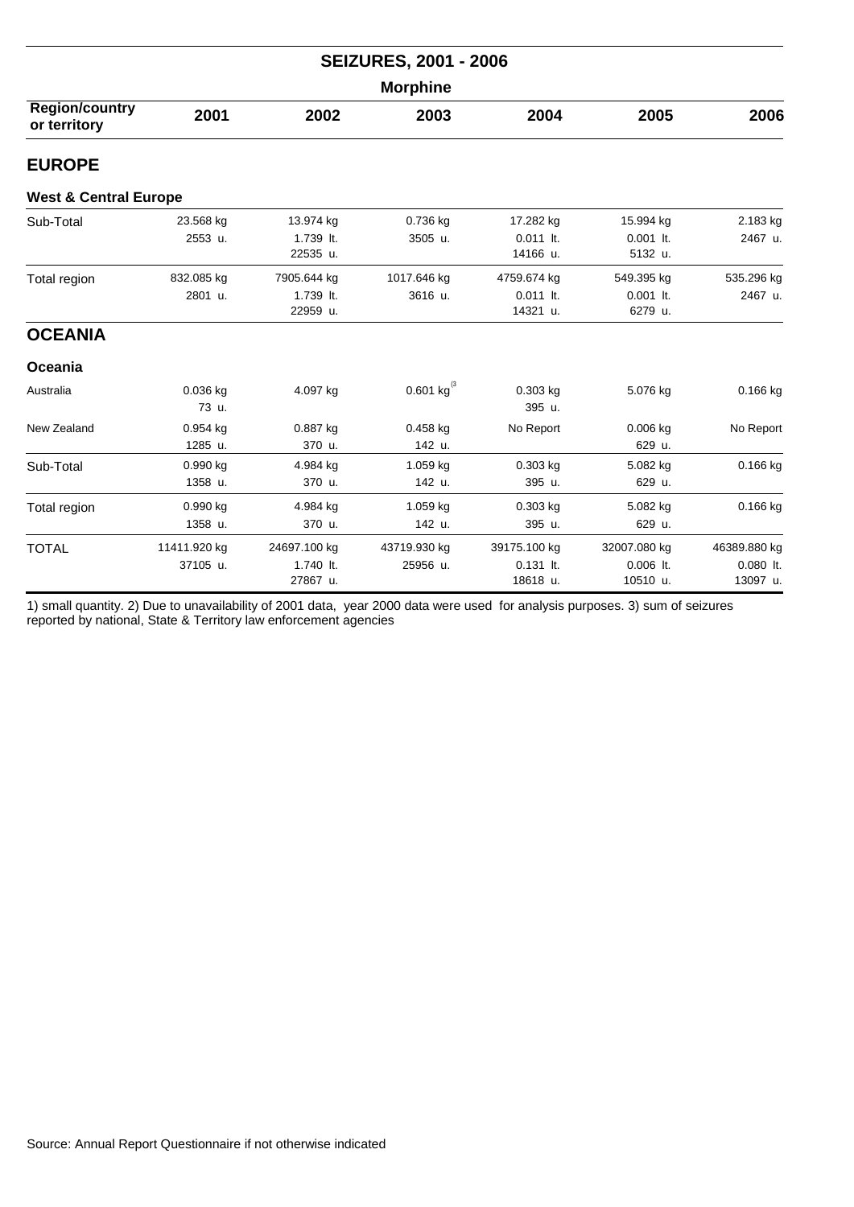## SEIZURES, 2001 - 2006

### Morphine

| Region/country or territory | 2001 | 2002 | 2003 | 2004 | 2005 | 2006 |
|---|---|---|---|---|---|---|
| **EUROPE** | | | | | | |
| **West & Central Europe** | | | | | | |
| Sub-Total | 23.568 kg<br>2553 u. | 13.974 kg<br>1.739 lt.<br>22535 u. | 0.736 kg<br>3505 u. | 17.282 kg<br>0.011 lt.<br>14166 u. | 15.994 kg<br>0.001 lt.<br>5132 u. | 2.183 kg<br>2467 u. |
| Total region | 832.085 kg<br>2801 u. | 7905.644 kg<br>1.739 lt.<br>22959 u. | 1017.646 kg<br>3616 u. | 4759.674 kg<br>0.011 lt.<br>14321 u. | 549.395 kg<br>0.001 lt.<br>6279 u. | 535.296 kg<br>2467 u. |
| **OCEANIA** | | | | | | |
| **Oceania** | | | | | | |
| Australia | 0.036 kg<br>73 u. | 4.097 kg | 0.601 kg[3] | 0.303 kg<br>395 u. | 5.076 kg | 0.166 kg |
| New Zealand | 0.954 kg<br>1285 u. | 0.887 kg<br>370 u. | 0.458 kg<br>142 u. | No Report | 0.006 kg<br>629 u. | No Report |
| Sub-Total | 0.990 kg<br>1358 u. | 4.984 kg<br>370 u. | 1.059 kg<br>142 u. | 0.303 kg<br>395 u. | 5.082 kg<br>629 u. | 0.166 kg |
| Total region | 0.990 kg<br>1358 u. | 4.984 kg<br>370 u. | 1.059 kg<br>142 u. | 0.303 kg<br>395 u. | 5.082 kg<br>629 u. | 0.166 kg |
| TOTAL | 11411.920 kg<br>37105 u. | 24697.100 kg<br>1.740 lt.<br>27867 u. | 43719.930 kg<br>25956 u. | 39175.100 kg<br>0.131 lt.<br>18618 u. | 32007.080 kg<br>0.006 lt.<br>10510 u. | 46389.880 kg<br>0.080 lt.<br>13097 u. |

1) small quantity. 2) Due to unavailability of 2001 data, year 2000 data were used for analysis purposes. 3) sum of seizures reported by national, State & Territory law enforcement agencies

Source: Annual Report Questionnaire if not otherwise indicated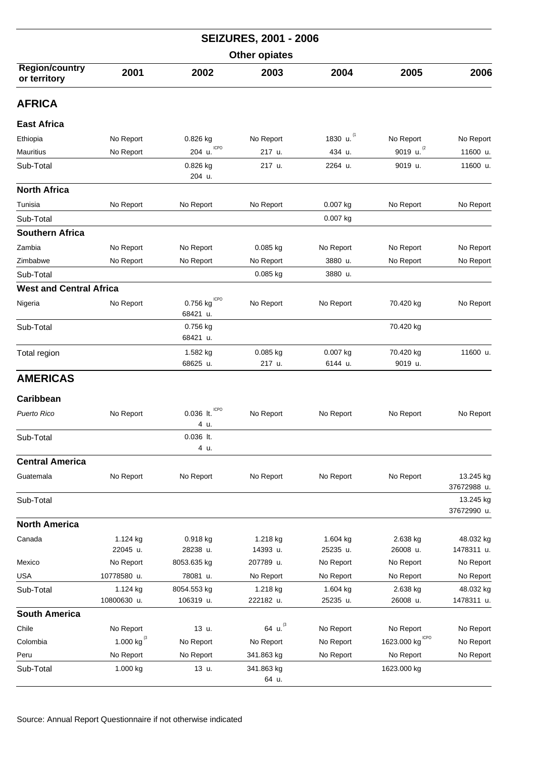# SEIZURES, 2001 - 2006

## Other opiates

| Region/country or territory | 2001 | 2002 | 2003 | 2004 | 2005 | 2006 |
|---|---|---|---|---|---|---|
| **AFRICA** | | | | | | |
| **East Africa** | | | | | | |
| Ethiopia | No Report | 0.826 kg | No Report | 1830 u. (1 | No Report | No Report |
| Mauritius | No Report | 204 u. ICPO | 217 u. | 434 u. | 9019 u. (2 | 11600 u. |
| Sub-Total | | 0.826 kg 204 u. | 217 u. | 2264 u. | 9019 u. | 11600 u. |
| **North Africa** | | | | | | |
| Tunisia | No Report | No Report | No Report | 0.007 kg | No Report | No Report |
| Sub-Total | | | | 0.007 kg | | |
| **Southern Africa** | | | | | | |
| Zambia | No Report | No Report | 0.085 kg | No Report | No Report | No Report |
| Zimbabwe | No Report | No Report | No Report | 3880 u. | No Report | No Report |
| Sub-Total | | | 0.085 kg | 3880 u. | | |
| **West and Central Africa** | | | | | | |
| Nigeria | No Report | 0.756 kg ICPO 68421 u. | No Report | No Report | 70.420 kg | No Report |
| Sub-Total | | 0.756 kg 68421 u. | | | 70.420 kg | |
| Total region | | 1.582 kg 68625 u. | 0.085 kg 217 u. | 0.007 kg 6144 u. | 70.420 kg 9019 u. | 11600 u. |
| **AMERICAS** | | | | | | |
| **Caribbean** | | | | | | |
| *Puerto Rico* | No Report | 0.036 lt. ICPO 4 u. | No Report | No Report | No Report | No Report |
| Sub-Total | | 0.036 lt. 4 u. | | | | |
| **Central America** | | | | | | |
| Guatemala | No Report | No Report | No Report | No Report | No Report | 13.245 kg 37672988 u. |
| Sub-Total | | | | | | 13.245 kg 37672990 u. |
| **North America** | | | | | | |
| Canada | 1.124 kg 22045 u. | 0.918 kg 28238 u. | 1.218 kg 14393 u. | 1.604 kg 25235 u. | 2.638 kg 26008 u. | 48.032 kg 1478311 u. |
| Mexico | No Report | 8053.635 kg | 207789 u. | No Report | No Report | No Report |
| USA | 10778580 u. | 78081 u. | No Report | No Report | No Report | No Report |
| Sub-Total | 1.124 kg 10800630 u. | 8054.553 kg 106319 u. | 1.218 kg 222182 u. | 1.604 kg 25235 u. | 2.638 kg 26008 u. | 48.032 kg 1478311 u. |
| **South America** | | | | | | |
| Chile | No Report | 13 u. | 64 u. (3 | No Report | No Report | No Report |
| Colombia | 1.000 kg (3 | No Report | No Report | No Report | 1623.000 kg ICPO | No Report |
| Peru | No Report | No Report | 341.863 kg | No Report | No Report | No Report |
| Sub-Total | 1.000 kg | 13 u. | 341.863 kg 64 u. | | 1623.000 kg | |

Source: Annual Report Questionnaire if not otherwise indicated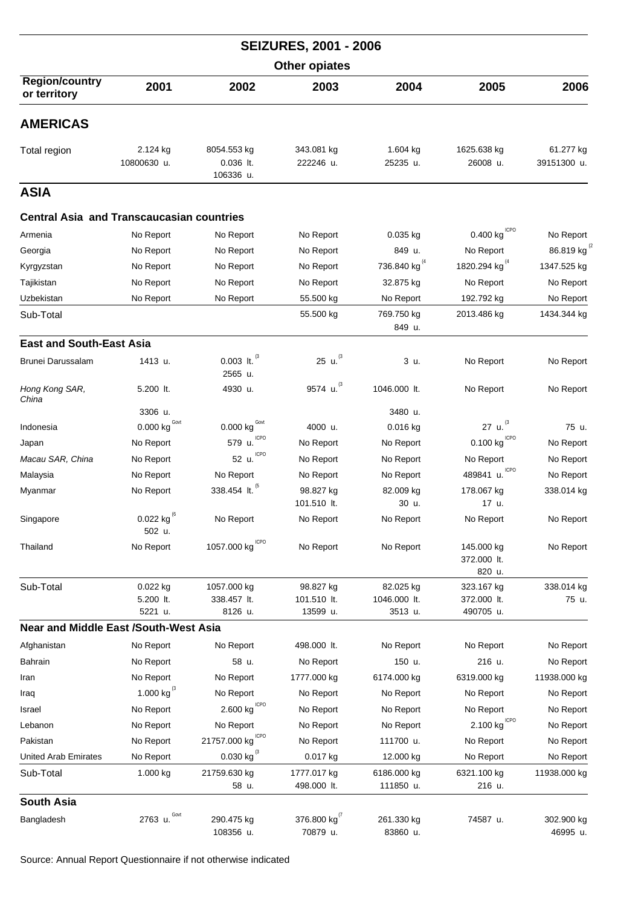# SEIZURES, 2001 - 2006

## Other opiates

| Region/country or territory | 2001 | 2002 | 2003 | 2004 | 2005 | 2006 |
|---|---|---|---|---|---|---|
| **AMERICAS** | | | | | | |
| Total region | 2.124 kg<br>10800630 u. | 8054.553 kg<br>0.036 lt.<br>106336 u. | 343.081 kg<br>222246 u. | 1.604 kg<br>25235 u. | 1625.638 kg<br>26008 u. | 61.277 kg<br>39151300 u. |
| **ASIA** | | | | | | |
| **Central Asia and Transcaucasian countries** | | | | | | |
| Armenia | No Report | No Report | No Report | 0.035 kg | 0.400 kg ICPO | No Report |
| Georgia | No Report | No Report | No Report | 849 u. | No Report | 86.819 kg (2 |
| Kyrgyzstan | No Report | No Report | No Report | 736.840 kg (4 | 1820.294 kg (4 | 1347.525 kg |
| Tajikistan | No Report | No Report | No Report | 32.875 kg | No Report | No Report |
| Uzbekistan | No Report | No Report | 55.500 kg | No Report | 192.792 kg | No Report |
| Sub-Total | | | 55.500 kg | 769.750 kg<br>849 u. | 2013.486 kg | 1434.344 kg |
| **East and South-East Asia** | | | | | | |
| Brunei Darussalam | 1413 u. | 0.003 lt. (3<br>2565 u. | 25 u. (3 | 3 u. | No Report | No Report |
| *Hong Kong SAR, China* | 5.200 lt.<br>3306 u. | 4930 u. | 9574 u. (3 | 1046.000 lt.<br>3480 u. | No Report | No Report |
| Indonesia | 0.000 kg Govt | 0.000 kg Govt | 4000 u. | 0.016 kg | 27 u. (3 | 75 u. |
| Japan | No Report | 579 u. ICPO | No Report | No Report | 0.100 kg ICPO | No Report |
| *Macau SAR, China* | No Report | 52 u. ICPO | No Report | No Report | No Report | No Report |
| Malaysia | No Report | No Report | No Report | No Report | 489841 u. ICPO | No Report |
| Myanmar | No Report | 338.454 lt. (5 | 98.827 kg<br>101.510 lt. | 82.009 kg<br>30 u. | 178.067 kg<br>17 u. | 338.014 kg |
| Singapore | 0.022 kg (6<br>502 u. | No Report | No Report | No Report | No Report | No Report |
| Thailand | No Report | 1057.000 kg ICPO | No Report | No Report | 145.000 kg<br>372.000 lt.<br>820 u. | No Report |
| Sub-Total | 0.022 kg<br>5.200 lt.<br>5221 u. | 1057.000 kg<br>338.457 lt.<br>8126 u. | 98.827 kg<br>101.510 lt.<br>13599 u. | 82.025 kg<br>1046.000 lt.<br>3513 u. | 323.167 kg<br>372.000 lt.<br>490705 u. | 338.014 kg<br>75 u. |
| **Near and Middle East /South-West Asia** | | | | | | |
| Afghanistan | No Report | No Report | 498.000 lt. | No Report | No Report | No Report |
| Bahrain | No Report | 58 u. | No Report | 150 u. | 216 u. | No Report |
| Iran | No Report | No Report | 1777.000 kg | 6174.000 kg | 6319.000 kg | 11938.000 kg |
| Iraq | 1.000 kg (3 | No Report | No Report | No Report | No Report | No Report |
| Israel | No Report | 2.600 kg ICPO | No Report | No Report | No Report | No Report |
| Lebanon | No Report | No Report | No Report | No Report | 2.100 kg ICPO | No Report |
| Pakistan | No Report | 21757.000 kg ICPO | No Report | 111700 u. | No Report | No Report |
| United Arab Emirates | No Report | 0.030 kg (3 | 0.017 kg | 12.000 kg | No Report | No Report |
| Sub-Total | 1.000 kg | 21759.630 kg<br>58 u. | 1777.017 kg<br>498.000 lt. | 6186.000 kg<br>111850 u. | 6321.100 kg<br>216 u. | 11938.000 kg |
| **South Asia** | | | | | | |
| Bangladesh | 2763 u. Govt | 290.475 kg<br>108356 u. | 376.800 kg (7<br>70879 u. | 261.330 kg<br>83860 u. | 74587 u. | 302.900 kg<br>46995 u. |

Source: Annual Report Questionnaire if not otherwise indicated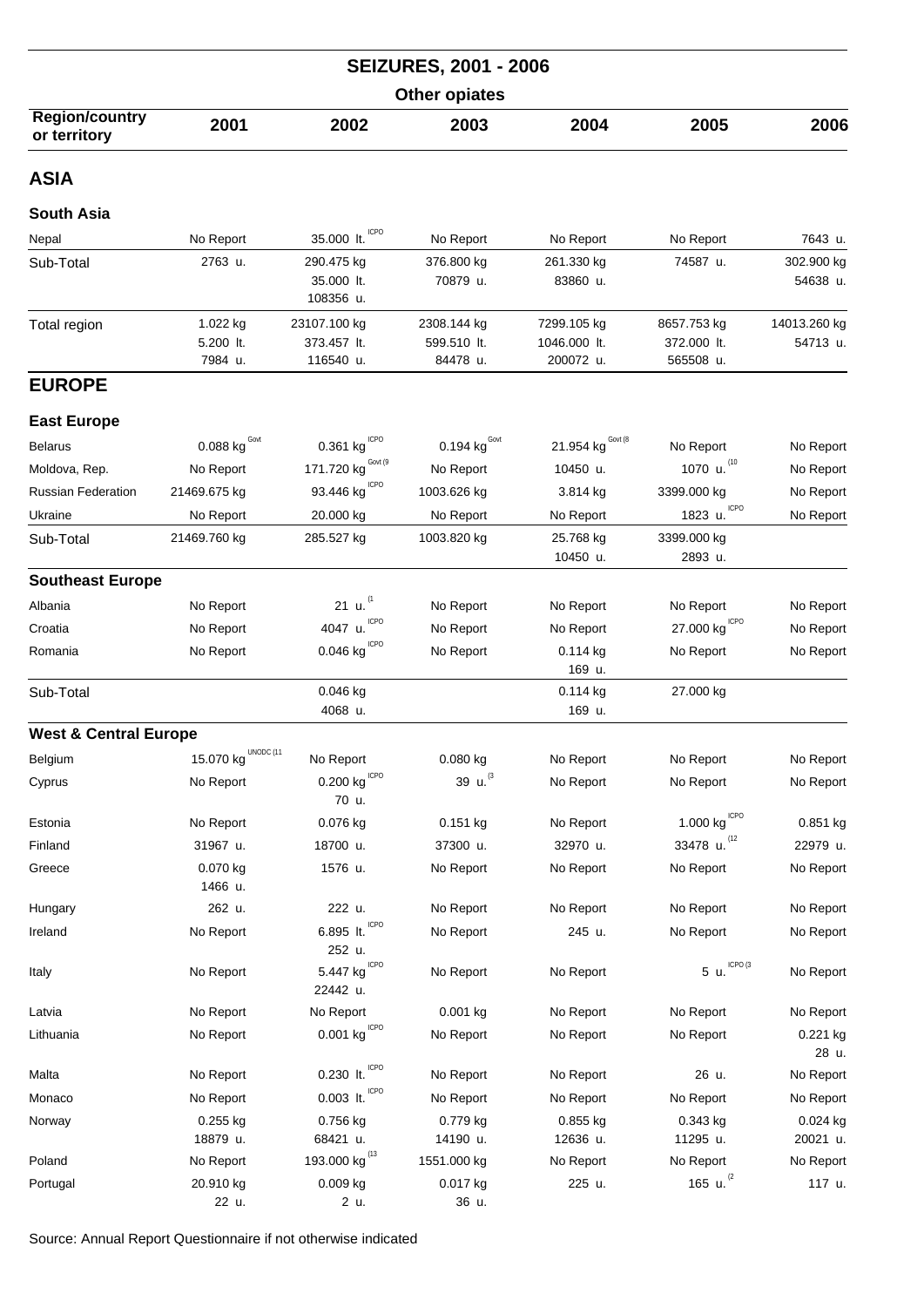# SEIZURES, 2001 - 2006

## Other opiates

| Region/country or territory | 2001 | 2002 | 2003 | 2004 | 2005 | 2006 |
|---|---|---|---|---|---|---|
| **ASIA** | | | | | | |
| **South Asia** | | | | | | |
| Nepal | No Report | 35.000 lt. ICPO | No Report | No Report | No Report | 7643 u. |
| Sub-Total | 2763 u. | 290.475 kg<br>35.000 lt.<br>108356 u. | 376.800 kg<br>70879 u. | 261.330 kg<br>83860 u. | 74587 u. | 302.900 kg<br>54638 u. |
| Total region | 1.022 kg<br>5.200 lt.<br>7984 u. | 23107.100 kg<br>373.457 lt.<br>116540 u. | 2308.144 kg<br>599.510 lt.<br>84478 u. | 7299.105 kg<br>1046.000 lt.<br>200072 u. | 8657.753 kg<br>372.000 lt.<br>565508 u. | 14013.260 kg<br>54713 u. |
| **EUROPE** | | | | | | |
| **East Europe** | | | | | | |
| Belarus | 0.088 kg Govt | 0.361 kg ICPO | 0.194 kg Govt | 21.954 kg Govt (8 | No Report | No Report |
| Moldova, Rep. | No Report | 171.720 kg Govt (9 | No Report | 10450 u. | 1070 u. (10 | No Report |
| Russian Federation | 21469.675 kg | 93.446 kg ICPO | 1003.626 kg | 3.814 kg | 3399.000 kg | No Report |
| Ukraine | No Report | 20.000 kg | No Report | No Report | 1823 u. ICPO | No Report |
| Sub-Total | 21469.760 kg | 285.527 kg | 1003.820 kg | 25.768 kg<br>10450 u. | 3399.000 kg<br>2893 u. | |
| **Southeast Europe** | | | | | | |
| Albania | No Report | 21 u. (1 | No Report | No Report | No Report | No Report |
| Croatia | No Report | 4047 u. ICPO | No Report | No Report | 27.000 kg ICPO | No Report |
| Romania | No Report | 0.046 kg ICPO | No Report | 0.114 kg<br>169 u. | No Report | No Report |
| Sub-Total | | 0.046 kg<br>4068 u. | | 0.114 kg<br>169 u. | 27.000 kg | |
| **West & Central Europe** | | | | | | |
| Belgium | 15.070 kg UNODC (11 | No Report | 0.080 kg | No Report | No Report | No Report |
| Cyprus | No Report | 0.200 kg ICPO<br>70 u. | 39 u. (3 | No Report | No Report | No Report |
| Estonia | No Report | 0.076 kg | 0.151 kg | No Report | 1.000 kg ICPO | 0.851 kg |
| Finland | 31967 u. | 18700 u. | 37300 u. | 32970 u. | 33478 u. (12 | 22979 u. |
| Greece | 0.070 kg<br>1466 u. | 1576 u. | No Report | No Report | No Report | No Report |
| Hungary | 262 u. | 222 u. | No Report | No Report | No Report | No Report |
| Ireland | No Report | 6.895 lt. ICPO<br>252 u. | No Report | 245 u. | No Report | No Report |
| Italy | No Report | 5.447 kg ICPO<br>22442 u. | No Report | No Report | 5 u. ICPO (3 | No Report |
| Latvia | No Report | No Report | 0.001 kg | No Report | No Report | No Report |
| Lithuania | No Report | 0.001 kg ICPO | No Report | No Report | No Report | 0.221 kg<br>28 u. |
| Malta | No Report | 0.230 lt. ICPO | No Report | No Report | 26 u. | No Report |
| Monaco | No Report | 0.003 lt. ICPO | No Report | No Report | No Report | No Report |
| Norway | 0.255 kg<br>18879 u. | 0.756 kg<br>68421 u. | 0.779 kg<br>14190 u. | 0.855 kg<br>12636 u. | 0.343 kg<br>11295 u. | 0.024 kg<br>20021 u. |
| Poland | No Report | 193.000 kg (13 | 1551.000 kg | No Report | No Report | No Report |
| Portugal | 20.910 kg<br>22 u. | 0.009 kg<br>2 u. | 0.017 kg<br>36 u. | 225 u. | 165 u. (2 | 117 u. |

Source: Annual Report Questionnaire if not otherwise indicated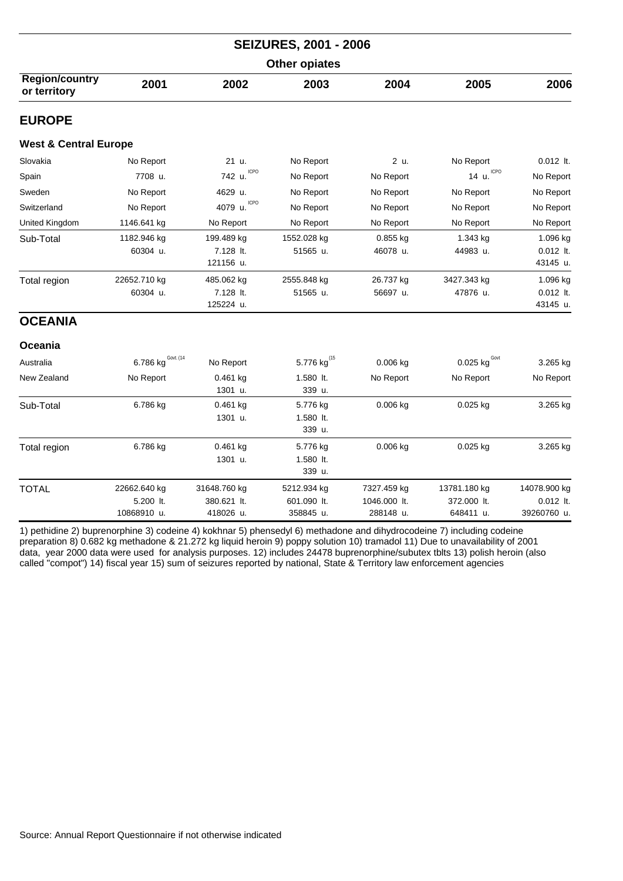## SEIZURES, 2001 - 2006

### Other opiates

| Region/country or territory | 2001 | 2002 | 2003 | 2004 | 2005 | 2006 |
|---|---|---|---|---|---|---|
| **EUROPE** | | | | | | |
| **West & Central Europe** | | | | | | |
| Slovakia | No Report | 21 u. | No Report | 2 u. | No Report | 0.012 lt. |
| Spain | 7708 u. | 742 u. ICPO | No Report | No Report | 14 u. ICPO | No Report |
| Sweden | No Report | 4629 u. | No Report | No Report | No Report | No Report |
| Switzerland | No Report | 4079 u. ICPO | No Report | No Report | No Report | No Report |
| United Kingdom | 1146.641 kg | No Report | No Report | No Report | No Report | No Report |
| Sub-Total | 1182.946 kg<br>60304 u. | 199.489 kg<br>7.128 lt.<br>121156 u. | 1552.028 kg<br>51565 u. | 0.855 kg<br>46078 u. | 1.343 kg<br>44983 u. | 1.096 kg<br>0.012 lt.<br>43145 u. |
| Total region | 22652.710 kg<br>60304 u. | 485.062 kg<br>7.128 lt.<br>125224 u. | 2555.848 kg<br>51565 u. | 26.737 kg<br>56697 u. | 3427.343 kg<br>47876 u. | 1.096 kg<br>0.012 lt.<br>43145 u. |
| **OCEANIA** | | | | | | |
| **Oceania** | | | | | | |
| Australia | 6.786 kg Govt. (14 | No Report | 5.776 kg (15 | 0.006 kg | 0.025 kg Govt | 3.265 kg |
| New Zealand | No Report | 0.461 kg<br>1301 u. | 1.580 lt.<br>339 u. | No Report | No Report | No Report |
| Sub-Total | 6.786 kg | 0.461 kg<br>1301 u. | 5.776 kg<br>1.580 lt.<br>339 u. | 0.006 kg | 0.025 kg | 3.265 kg |
| Total region | 6.786 kg | 0.461 kg<br>1301 u. | 5.776 kg<br>1.580 lt.<br>339 u. | 0.006 kg | 0.025 kg | 3.265 kg |
| TOTAL | 22662.640 kg<br>5.200 lt.<br>10868910 u. | 31648.760 kg<br>380.621 lt.<br>418026 u. | 5212.934 kg<br>601.090 lt.<br>358845 u. | 7327.459 kg<br>1046.000 lt.<br>288148 u. | 13781.180 kg<br>372.000 lt.<br>648411 u. | 14078.900 kg<br>0.012 lt.<br>39260760 u. |

1) pethidine 2) buprenorphine 3) codeine 4) kokhnar 5) phensedyl 6) methadone and dihydrocodeine 7) including codeine preparation 8) 0.682 kg methadone & 21.272 kg liquid heroin 9) poppy solution 10) tramadol 11) Due to unavailability of 2001 data, year 2000 data were used for analysis purposes. 12) includes 24478 buprenorphine/subutex tblts 13) polish heroin (also called "compot") 14) fiscal year 15) sum of seizures reported by national, State & Territory law enforcement agencies

Source: Annual Report Questionnaire if not otherwise indicated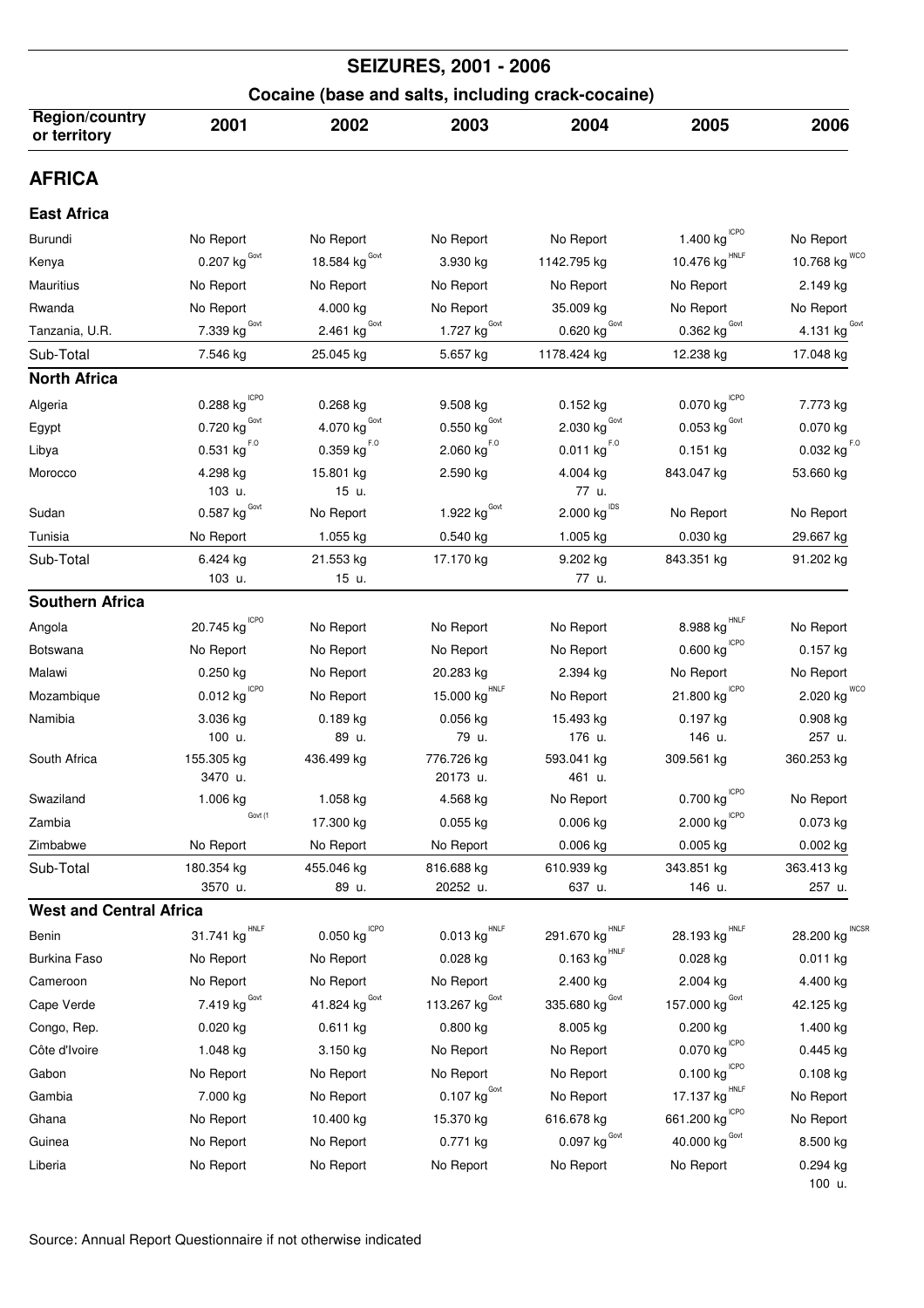# SEIZURES, 2001 - 2006

## Cocaine (base and salts, including crack-cocaine)

| Region/country or territory | 2001 | 2002 | 2003 | 2004 | 2005 | 2006 |
|---|---|---|---|---|---|---|
| **AFRICA** | | | | | | |
| **East Africa** | | | | | | |
| Burundi | No Report | No Report | No Report | No Report | 1.400 kg ICPO | No Report |
| Kenya | 0.207 kg Govt | 18.584 kg Govt | 3.930 kg | 1142.795 kg | 10.476 kg HNLF | 10.768 kg WCO |
| Mauritius | No Report | No Report | No Report | No Report | No Report | 2.149 kg |
| Rwanda | No Report | 4.000 kg | No Report | 35.009 kg | No Report | No Report |
| Tanzania, U.R. | 7.339 kg Govt | 2.461 kg Govt | 1.727 kg Govt | 0.620 kg Govt | 0.362 kg Govt | 4.131 kg Govt |
| Sub-Total | 7.546 kg | 25.045 kg | 5.657 kg | 1178.424 kg | 12.238 kg | 17.048 kg |
| **North Africa** | | | | | | |
| Algeria | 0.288 kg ICPO | 0.268 kg | 9.508 kg | 0.152 kg | 0.070 kg ICPO | 7.773 kg |
| Egypt | 0.720 kg Govt | 4.070 kg Govt | 0.550 kg Govt | 2.030 kg Govt | 0.053 kg Govt | 0.070 kg |
| Libya | 0.531 kg F.O | 0.359 kg F.O | 2.060 kg F.O | 0.011 kg F.O | 0.151 kg | 0.032 kg F.O |
| Morocco | 4.298 kg<br>103 u. | 15.801 kg<br>15 u. | 2.590 kg | 4.004 kg<br>77 u. | 843.047 kg | 53.660 kg |
| Sudan | 0.587 kg Govt | No Report | 1.922 kg Govt | 2.000 kg IDS | No Report | No Report |
| Tunisia | No Report | 1.055 kg | 0.540 kg | 1.005 kg | 0.030 kg | 29.667 kg |
| Sub-Total | 6.424 kg<br>103 u. | 21.553 kg<br>15 u. | 17.170 kg | 9.202 kg<br>77 u. | 843.351 kg | 91.202 kg |
| **Southern Africa** | | | | | | |
| Angola | 20.745 kg ICPO | No Report | No Report | No Report | 8.988 kg HNLF | No Report |
| Botswana | No Report | No Report | No Report | No Report | 0.600 kg ICPO | 0.157 kg |
| Malawi | 0.250 kg | No Report | 20.283 kg | 2.394 kg | No Report | No Report |
| Mozambique | 0.012 kg ICPO | No Report | 15.000 kg HNLF | No Report | 21.800 kg ICPO | 2.020 kg WCO |
| Namibia | 3.036 kg<br>100 u. | 0.189 kg<br>89 u. | 0.056 kg<br>79 u. | 15.493 kg<br>176 u. | 0.197 kg<br>146 u. | 0.908 kg<br>257 u. |
| South Africa | 155.305 kg<br>3470 u. | 436.499 kg | 776.726 kg<br>20173 u. | 593.041 kg<br>461 u. | 309.561 kg | 360.253 kg |
| Swaziland | 1.006 kg | 1.058 kg | 4.568 kg | No Report | 0.700 kg ICPO | No Report |
| Zambia | Govt (1 | 17.300 kg | 0.055 kg | 0.006 kg | 2.000 kg ICPO | 0.073 kg |
| Zimbabwe | No Report | No Report | No Report | 0.006 kg | 0.005 kg | 0.002 kg |
| Sub-Total | 180.354 kg<br>3570 u. | 455.046 kg<br>89 u. | 816.688 kg<br>20252 u. | 610.939 kg<br>637 u. | 343.851 kg<br>146 u. | 363.413 kg<br>257 u. |
| **West and Central Africa** | | | | | | |
| Benin | 31.741 kg HNLF | 0.050 kg ICPO | 0.013 kg HNLF | 291.670 kg HNLF | 28.193 kg HNLF | 28.200 kg INCSR |
| Burkina Faso | No Report | No Report | 0.028 kg | 0.163 kg HNLF | 0.028 kg | 0.011 kg |
| Cameroon | No Report | No Report | No Report | 2.400 kg | 2.004 kg | 4.400 kg |
| Cape Verde | 7.419 kg Govt | 41.824 kg Govt | 113.267 kg Govt | 335.680 kg Govt | 157.000 kg Govt | 42.125 kg |
| Congo, Rep. | 0.020 kg | 0.611 kg | 0.800 kg | 8.005 kg | 0.200 kg | 1.400 kg |
| Côte d'Ivoire | 1.048 kg | 3.150 kg | No Report | No Report | 0.070 kg ICPO | 0.445 kg |
| Gabon | No Report | No Report | No Report | No Report | 0.100 kg ICPO | 0.108 kg |
| Gambia | 7.000 kg | No Report | 0.107 kg Govt | No Report | 17.137 kg HNLF | No Report |
| Ghana | No Report | 10.400 kg | 15.370 kg | 616.678 kg | 661.200 kg ICPO | No Report |
| Guinea | No Report | No Report | 0.771 kg | 0.097 kg Govt | 40.000 kg Govt | 8.500 kg |
| Liberia | No Report | No Report | No Report | No Report | No Report | 0.294 kg<br>100 u. |

Source: Annual Report Questionnaire if not otherwise indicated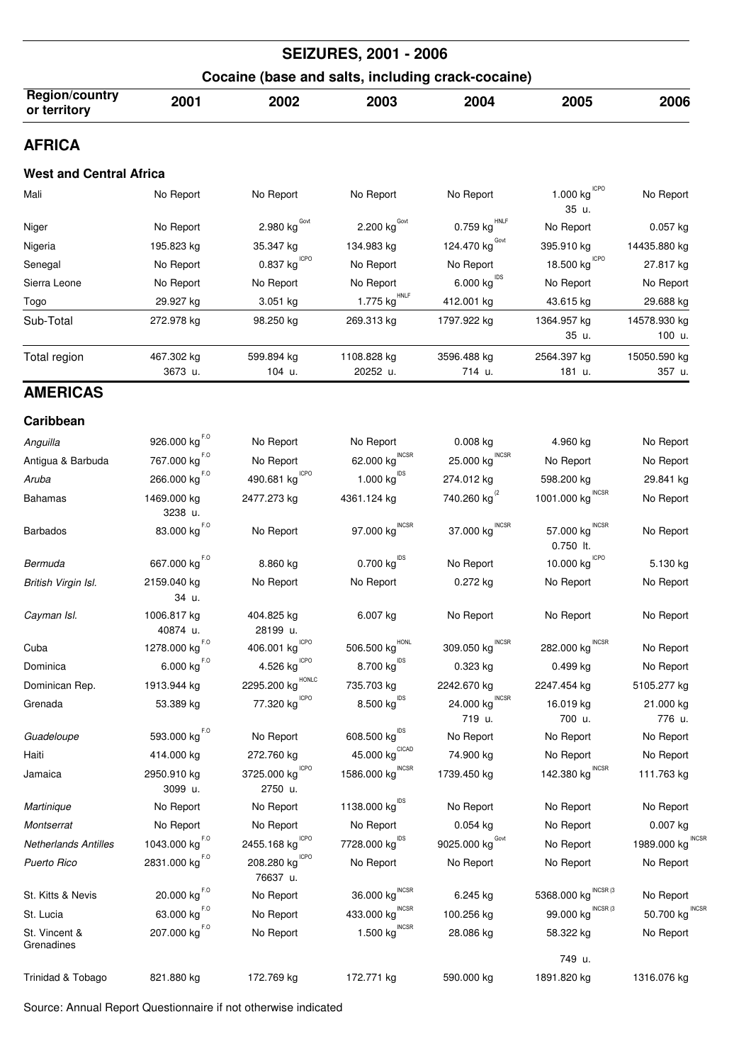# SEIZURES, 2001 - 2006

## Cocaine (base and salts, including crack-cocaine)

| Region/country or territory | 2001 | 2002 | 2003 | 2004 | 2005 | 2006 |
|---|---|---|---|---|---|---|
| **AFRICA** | | | | | | |
| **West and Central Africa** | | | | | | |
| Mali | No Report | No Report | No Report | No Report | 1.000 kg ICPO<br>35 u. | No Report |
| Niger | No Report | 2.980 kg Govt | 2.200 kg Govt | 0.759 kg HNLF | No Report | 0.057 kg |
| Nigeria | 195.823 kg | 35.347 kg | 134.983 kg | 124.470 kg Govt | 395.910 kg | 14435.880 kg |
| Senegal | No Report | 0.837 kg ICPO | No Report | No Report | 18.500 kg ICPO | 27.817 kg |
| Sierra Leone | No Report | No Report | No Report | 6.000 kg IDS | No Report | No Report |
| Togo | 29.927 kg | 3.051 kg | 1.775 kg HNLF | 412.001 kg | 43.615 kg | 29.688 kg |
| Sub-Total | 272.978 kg | 98.250 kg | 269.313 kg | 1797.922 kg | 1364.957 kg<br>35 u. | 14578.930 kg<br>100 u. |
| Total region | 467.302 kg<br>3673 u. | 599.894 kg<br>104 u. | 1108.828 kg<br>20252 u. | 3596.488 kg<br>714 u. | 2564.397 kg<br>181 u. | 15050.590 kg<br>357 u. |
| **AMERICAS** | | | | | | |
| **Caribbean** | | | | | | |
| *Anguilla* | 926.000 kg F.O | No Report | No Report | 0.008 kg | 4.960 kg | No Report |
| Antigua & Barbuda | 767.000 kg F.O | No Report | 62.000 kg INCSR | 25.000 kg INCSR | No Report | No Report |
| *Aruba* | 266.000 kg F.O | 490.681 kg ICPO | 1.000 kg IDS | 274.012 kg | 598.200 kg | 29.841 kg |
| Bahamas | 1469.000 kg<br>3238 u. | 2477.273 kg | 4361.124 kg | 740.260 kg (2 | 1001.000 kg INCSR | No Report |
| Barbados | 83.000 kg F.O | No Report | 97.000 kg INCSR | 37.000 kg INCSR | 57.000 kg INCSR<br>0.750 lt. | No Report |
| *Bermuda* | 667.000 kg F.O | 8.860 kg | 0.700 kg IDS | No Report | 10.000 kg ICPO | 5.130 kg |
| *British Virgin Isl.* | 2159.040 kg<br>34 u. | No Report | No Report | 0.272 kg | No Report | No Report |
| *Cayman Isl.* | 1006.817 kg<br>40874 u. | 404.825 kg<br>28199 u. | 6.007 kg | No Report | No Report | No Report |
| Cuba | 1278.000 kg F.O | 406.001 kg ICPO | 506.500 kg HONL | 309.050 kg INCSR | 282.000 kg INCSR | No Report |
| Dominica | 6.000 kg F.O | 4.526 kg ICPO | 8.700 kg IDS | 0.323 kg | 0.499 kg | No Report |
| Dominican Rep. | 1913.944 kg | 2295.200 kg HONLC | 735.703 kg | 2242.670 kg | 2247.454 kg | 5105.277 kg |
| Grenada | 53.389 kg | 77.320 kg ICPO | 8.500 kg IDS | 24.000 kg INCSR<br>719 u. | 16.019 kg<br>700 u. | 21.000 kg<br>776 u. |
| *Guadeloupe* | 593.000 kg F.O | No Report | 608.500 kg IDS | No Report | No Report | No Report |
| Haiti | 414.000 kg | 272.760 kg | 45.000 kg CICAD | 74.900 kg | No Report | No Report |
| Jamaica | 2950.910 kg<br>3099 u. | 3725.000 kg ICPO<br>2750 u. | 1586.000 kg INCSR | 1739.450 kg | 142.380 kg INCSR | 111.763 kg |
| *Martinique* | No Report | No Report | 1138.000 kg IDS | No Report | No Report | No Report |
| *Montserrat* | No Report | No Report | No Report | 0.054 kg | No Report | 0.007 kg |
| *Netherlands Antilles* | 1043.000 kg F.O | 2455.168 kg ICPO | 7728.000 kg IDS | 9025.000 kg Govt | No Report | 1989.000 kg INCSR |
| *Puerto Rico* | 2831.000 kg F.O | 208.280 kg ICPO<br>76637 u. | No Report | No Report | No Report | No Report |
| St. Kitts & Nevis | 20.000 kg F.O | No Report | 36.000 kg INCSR | 6.245 kg | 5368.000 kg INCSR (3 | No Report |
| St. Lucia | 63.000 kg F.O | No Report | 433.000 kg INCSR | 100.256 kg | 99.000 kg INCSR (3 | 50.700 kg INCSR |
| St. Vincent & Grenadines | 207.000 kg F.O | No Report | 1.500 kg INCSR | 28.086 kg | 58.322 kg<br>749 u. | No Report |
| Trinidad & Tobago | 821.880 kg | 172.769 kg | 172.771 kg | 590.000 kg | 1891.820 kg | 1316.076 kg |

Source: Annual Report Questionnaire if not otherwise indicated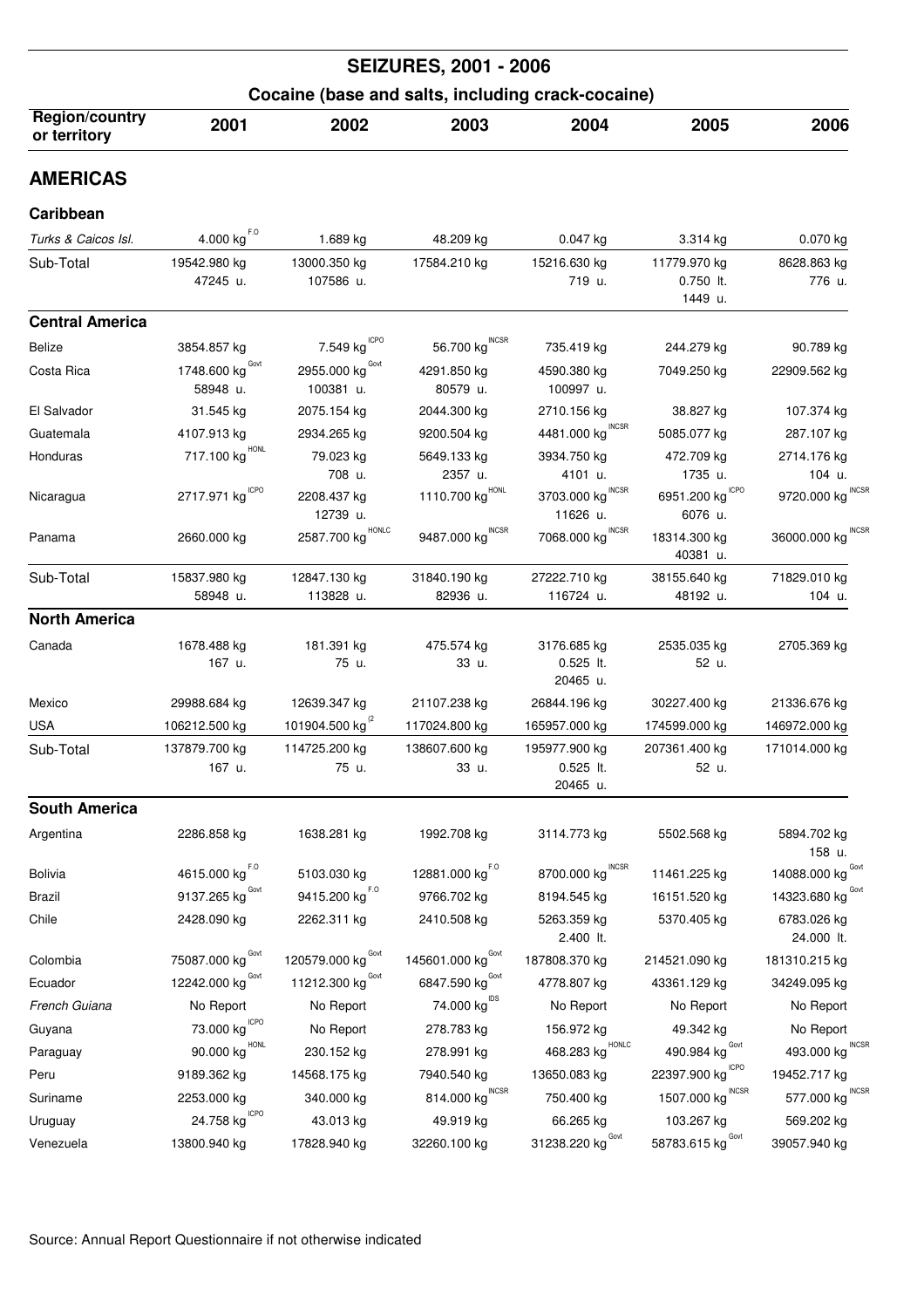# SEIZURES, 2001 - 2006

## Cocaine (base and salts, including crack-cocaine)

| Region/country or territory | 2001 | 2002 | 2003 | 2004 | 2005 | 2006 |
|---|---|---|---|---|---|---|
| **AMERICAS** | | | | | | |
| **Caribbean** | | | | | | |
| *Turks & Caicos Isl.* | 4.000 kg F.O | 1.689 kg | 48.209 kg | 0.047 kg | 3.314 kg | 0.070 kg |
| Sub-Total | 19542.980 kg 47245 u. | 13000.350 kg 107586 u. | 17584.210 kg | 15216.630 kg 719 u. | 11779.970 kg 0.750 lt. 1449 u. | 8628.863 kg 776 u. |
| **Central America** | | | | | | |
| Belize | 3854.857 kg | 7.549 kg ICPO | 56.700 kg INCSR | 735.419 kg | 244.279 kg | 90.789 kg |
| Costa Rica | 1748.600 kg Govt 58948 u. | 2955.000 kg Govt 100381 u. | 4291.850 kg 80579 u. | 4590.380 kg 100997 u. | 7049.250 kg | 22909.562 kg |
| El Salvador | 31.545 kg | 2075.154 kg | 2044.300 kg | 2710.156 kg | 38.827 kg | 107.374 kg |
| Guatemala | 4107.913 kg | 2934.265 kg | 9200.504 kg | 4481.000 kg INCSR | 5085.077 kg | 287.107 kg |
| Honduras | 717.100 kg HONL | 79.023 kg 708 u. | 5649.133 kg 2357 u. | 3934.750 kg 4101 u. | 472.709 kg 1735 u. | 2714.176 kg 104 u. |
| Nicaragua | 2717.971 kg ICPO | 2208.437 kg 12739 u. | 1110.700 kg HONL | 3703.000 kg INCSR 11626 u. | 6951.200 kg ICPO 6076 u. | 9720.000 kg INCSR |
| Panama | 2660.000 kg | 2587.700 kg HONLC | 9487.000 kg INCSR | 7068.000 kg INCSR | 18314.300 kg 40381 u. | 36000.000 kg INCSR |
| Sub-Total | 15837.980 kg 58948 u. | 12847.130 kg 113828 u. | 31840.190 kg 82936 u. | 27222.710 kg 116724 u. | 38155.640 kg 48192 u. | 71829.010 kg 104 u. |
| **North America** | | | | | | |
| Canada | 1678.488 kg 167 u. | 181.391 kg 75 u. | 475.574 kg 33 u. | 3176.685 kg 0.525 lt. 20465 u. | 2535.035 kg 52 u. | 2705.369 kg |
| Mexico | 29988.684 kg | 12639.347 kg | 21107.238 kg | 26844.196 kg | 30227.400 kg | 21336.676 kg |
| USA | 106212.500 kg | 101904.500 kg (2 | 117024.800 kg | 165957.000 kg | 174599.000 kg | 146972.000 kg |
| Sub-Total | 137879.700 kg 167 u. | 114725.200 kg 75 u. | 138607.600 kg 33 u. | 195977.900 kg 0.525 lt. 20465 u. | 207361.400 kg 52 u. | 171014.000 kg |
| **South America** | | | | | | |
| Argentina | 2286.858 kg | 1638.281 kg | 1992.708 kg | 3114.773 kg | 5502.568 kg | 5894.702 kg 158 u. |
| Bolivia | 4615.000 kg F.O | 5103.030 kg | 12881.000 kg F.O | 8700.000 kg INCSR | 11461.225 kg | 14088.000 kg Govt |
| Brazil | 9137.265 kg Govt | 9415.200 kg F.O | 9766.702 kg | 8194.545 kg | 16151.520 kg | 14323.680 kg Govt |
| Chile | 2428.090 kg | 2262.311 kg | 2410.508 kg | 5263.359 kg 2.400 lt. | 5370.405 kg | 6783.026 kg 24.000 lt. |
| Colombia | 75087.000 kg Govt | 120579.000 kg Govt | 145601.000 kg Govt | 187808.370 kg | 214521.090 kg | 181310.215 kg |
| Ecuador | 12242.000 kg Govt | 11212.300 kg Govt | 6847.590 kg Govt | 4778.807 kg | 43361.129 kg | 34249.095 kg |
| *French Guiana* | No Report | No Report | 74.000 kg IDS | No Report | No Report | No Report |
| Guyana | 73.000 kg ICPO | No Report | 278.783 kg | 156.972 kg | 49.342 kg | No Report |
| Paraguay | 90.000 kg HONL | 230.152 kg | 278.991 kg | 468.283 kg HONLC | 490.984 kg Govt | 493.000 kg INCSR |
| Peru | 9189.362 kg | 14568.175 kg | 7940.540 kg | 13650.083 kg | 22397.900 kg ICPO | 19452.717 kg |
| Suriname | 2253.000 kg | 340.000 kg | 814.000 kg INCSR | 750.400 kg | 1507.000 kg INCSR | 577.000 kg INCSR |
| Uruguay | 24.758 kg ICPO | 43.013 kg | 49.919 kg | 66.265 kg | 103.267 kg | 569.202 kg |
| Venezuela | 13800.940 kg | 17828.940 kg | 32260.100 kg | 31238.220 kg Govt | 58783.615 kg Govt | 39057.940 kg |

Source: Annual Report Questionnaire if not otherwise indicated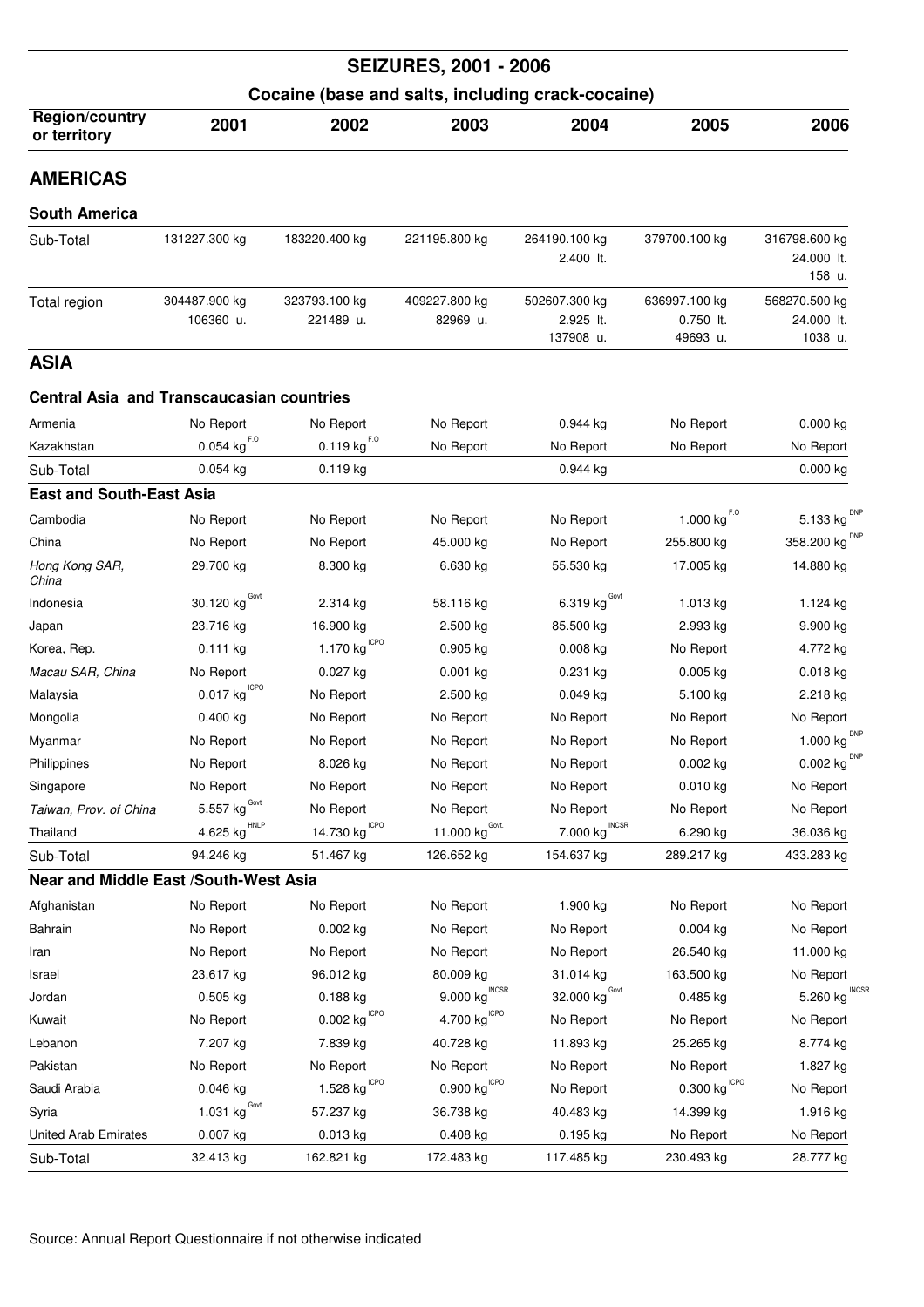# SEIZURES, 2001 - 2006

## Cocaine (base and salts, including crack-cocaine)

| Region/country or territory | 2001 | 2002 | 2003 | 2004 | 2005 | 2006 |
|---|---|---|---|---|---|---|
| **AMERICAS** | | | | | | |
| **South America** | | | | | | |
| Sub-Total | 131227.300 kg | 183220.400 kg | 221195.800 kg | 264190.100 kg 2.400 lt. | 379700.100 kg | 316798.600 kg 24.000 lt. 158 u. |
| Total region | 304487.900 kg 106360 u. | 323793.100 kg 221489 u. | 409227.800 kg 82969 u. | 502607.300 kg 2.925 lt. 137908 u. | 636997.100 kg 0.750 lt. 49693 u. | 568270.500 kg 24.000 lt. 1038 u. |
| **ASIA** | | | | | | |
| **Central Asia and Transcaucasian countries** | | | | | | |
| Armenia | No Report | No Report | No Report | 0.944 kg | No Report | 0.000 kg |
| Kazakhstan | 0.054 kg F.O | 0.119 kg F.O | No Report | No Report | No Report | No Report |
| Sub-Total | 0.054 kg | 0.119 kg | | 0.944 kg | | 0.000 kg |
| **East and South-East Asia** | | | | | | |
| Cambodia | No Report | No Report | No Report | No Report | 1.000 kg F.O | 5.133 kg DNP |
| China | No Report | No Report | 45.000 kg | No Report | 255.800 kg | 358.200 kg DNP |
| *Hong Kong SAR, China* | 29.700 kg | 8.300 kg | 6.630 kg | 55.530 kg | 17.005 kg | 14.880 kg |
| Indonesia | 30.120 kg Govt | 2.314 kg | 58.116 kg | 6.319 kg Govt | 1.013 kg | 1.124 kg |
| Japan | 23.716 kg | 16.900 kg | 2.500 kg | 85.500 kg | 2.993 kg | 9.900 kg |
| Korea, Rep. | 0.111 kg | 1.170 kg ICPO | 0.905 kg | 0.008 kg | No Report | 4.772 kg |
| *Macau SAR, China* | No Report | 0.027 kg | 0.001 kg | 0.231 kg | 0.005 kg | 0.018 kg |
| Malaysia | 0.017 kg ICPO | No Report | 2.500 kg | 0.049 kg | 5.100 kg | 2.218 kg |
| Mongolia | 0.400 kg | No Report | No Report | No Report | No Report | No Report |
| Myanmar | No Report | No Report | No Report | No Report | No Report | 1.000 kg DNP |
| Philippines | No Report | 8.026 kg | No Report | No Report | 0.002 kg | 0.002 kg DNP |
| Singapore | No Report | No Report | No Report | No Report | 0.010 kg | No Report |
| *Taiwan, Prov. of China* | 5.557 kg Govt | No Report | No Report | No Report | No Report | No Report |
| Thailand | 4.625 kg HNLP | 14.730 kg ICPO | 11.000 kg Govt. | 7.000 kg INCSR | 6.290 kg | 36.036 kg |
| Sub-Total | 94.246 kg | 51.467 kg | 126.652 kg | 154.637 kg | 289.217 kg | 433.283 kg |
| **Near and Middle East /South-West Asia** | | | | | | |
| Afghanistan | No Report | No Report | No Report | 1.900 kg | No Report | No Report |
| Bahrain | No Report | 0.002 kg | No Report | No Report | 0.004 kg | No Report |
| Iran | No Report | No Report | No Report | No Report | 26.540 kg | 11.000 kg |
| Israel | 23.617 kg | 96.012 kg | 80.009 kg | 31.014 kg | 163.500 kg | No Report |
| Jordan | 0.505 kg | 0.188 kg | 9.000 kg INCSR | 32.000 kg Govt | 0.485 kg | 5.260 kg INCSR |
| Kuwait | No Report | 0.002 kg ICPO | 4.700 kg ICPO | No Report | No Report | No Report |
| Lebanon | 7.207 kg | 7.839 kg | 40.728 kg | 11.893 kg | 25.265 kg | 8.774 kg |
| Pakistan | No Report | No Report | No Report | No Report | No Report | 1.827 kg |
| Saudi Arabia | 0.046 kg | 1.528 kg ICPO | 0.900 kg ICPO | No Report | 0.300 kg ICPO | No Report |
| Syria | 1.031 kg Govt | 57.237 kg | 36.738 kg | 40.483 kg | 14.399 kg | 1.916 kg |
| United Arab Emirates | 0.007 kg | 0.013 kg | 0.408 kg | 0.195 kg | No Report | No Report |
| Sub-Total | 32.413 kg | 162.821 kg | 172.483 kg | 117.485 kg | 230.493 kg | 28.777 kg |

Source: Annual Report Questionnaire if not otherwise indicated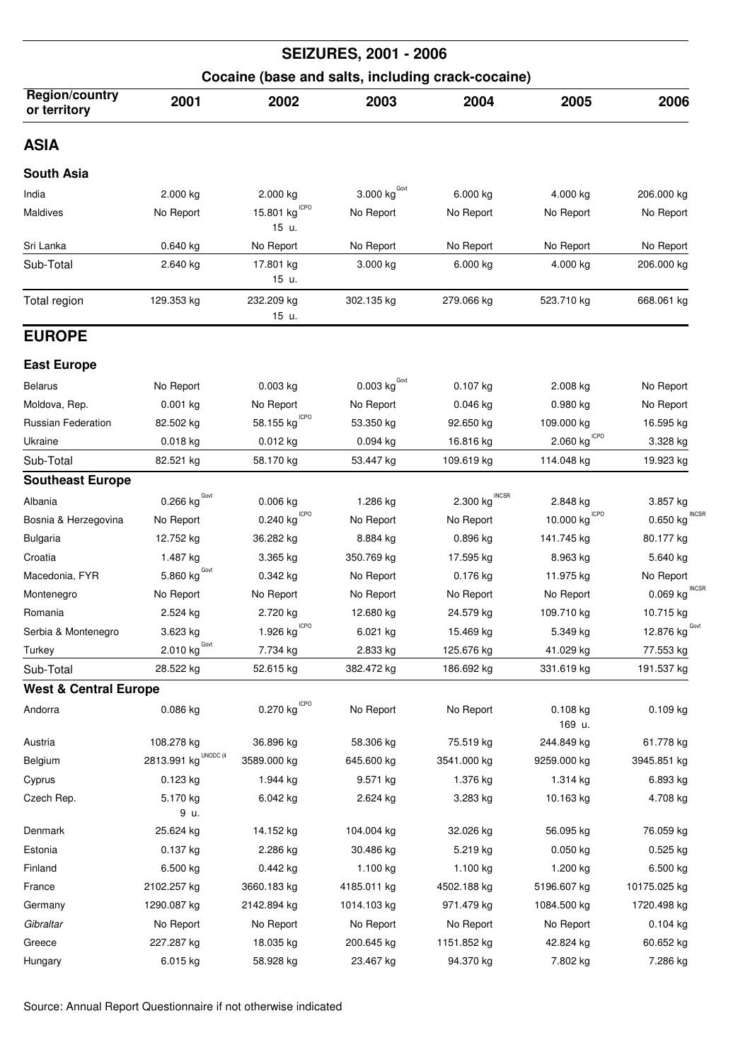# SEIZURES, 2001 - 2006

## Cocaine (base and salts, including crack-cocaine)

| Region/country or territory | 2001 | 2002 | 2003 | 2004 | 2005 | 2006 |
|---|---|---|---|---|---|---|
| **ASIA** | | | | | | |
| **South Asia** | | | | | | |
| India | 2.000 kg | 2.000 kg | 3.000 kg Govt | 6.000 kg | 4.000 kg | 206.000 kg |
| Maldives | No Report | 15.801 kg ICPO 15 u. | No Report | No Report | No Report | No Report |
| Sri Lanka | 0.640 kg | No Report | No Report | No Report | No Report | No Report |
| Sub-Total | 2.640 kg | 17.801 kg 15 u. | 3.000 kg | 6.000 kg | 4.000 kg | 206.000 kg |
| Total region | 129.353 kg | 232.209 kg 15 u. | 302.135 kg | 279.066 kg | 523.710 kg | 668.061 kg |
| **EUROPE** | | | | | | |
| **East Europe** | | | | | | |
| Belarus | No Report | 0.003 kg | 0.003 kg Govt | 0.107 kg | 2.008 kg | No Report |
| Moldova, Rep. | 0.001 kg | No Report | No Report | 0.046 kg | 0.980 kg | No Report |
| Russian Federation | 82.502 kg | 58.155 kg ICPO | 53.350 kg | 92.650 kg | 109.000 kg | 16.595 kg |
| Ukraine | 0.018 kg | 0.012 kg | 0.094 kg | 16.816 kg | 2.060 kg ICPO | 3.328 kg |
| Sub-Total | 82.521 kg | 58.170 kg | 53.447 kg | 109.619 kg | 114.048 kg | 19.923 kg |
| **Southeast Europe** | | | | | | |
| Albania | 0.266 kg Govt | 0.006 kg | 1.286 kg | 2.300 kg INCSR | 2.848 kg | 3.857 kg |
| Bosnia & Herzegovina | No Report | 0.240 kg ICPO | No Report | No Report | 10.000 kg ICPO | 0.650 kg INCSR |
| Bulgaria | 12.752 kg | 36.282 kg | 8.884 kg | 0.896 kg | 141.745 kg | 80.177 kg |
| Croatia | 1.487 kg | 3.365 kg | 350.769 kg | 17.595 kg | 8.963 kg | 5.640 kg |
| Macedonia, FYR | 5.860 kg Govt | 0.342 kg | No Report | 0.176 kg | 11.975 kg | No Report |
| Montenegro | No Report | No Report | No Report | No Report | No Report | 0.069 kg INCSR |
| Romania | 2.524 kg | 2.720 kg | 12.680 kg | 24.579 kg | 109.710 kg | 10.715 kg |
| Serbia & Montenegro | 3.623 kg | 1.926 kg ICPO | 6.021 kg | 15.469 kg | 5.349 kg | 12.876 kg Govt |
| Turkey | 2.010 kg Govt | 7.734 kg | 2.833 kg | 125.676 kg | 41.029 kg | 77.553 kg |
| Sub-Total | 28.522 kg | 52.615 kg | 382.472 kg | 186.692 kg | 331.619 kg | 191.537 kg |
| **West & Central Europe** | | | | | | |
| Andorra | 0.086 kg | 0.270 kg ICPO | No Report | No Report | 0.108 kg 169 u. | 0.109 kg |
| Austria | 108.278 kg | 36.896 kg | 58.306 kg | 75.519 kg | 244.849 kg | 61.778 kg |
| Belgium | 2813.991 kg UNODC (4 | 3589.000 kg | 645.600 kg | 3541.000 kg | 9259.000 kg | 3945.851 kg |
| Cyprus | 0.123 kg | 1.944 kg | 9.571 kg | 1.376 kg | 1.314 kg | 6.893 kg |
| Czech Rep. | 5.170 kg 9 u. | 6.042 kg | 2.624 kg | 3.283 kg | 10.163 kg | 4.708 kg |
| Denmark | 25.624 kg | 14.152 kg | 104.004 kg | 32.026 kg | 56.095 kg | 76.059 kg |
| Estonia | 0.137 kg | 2.286 kg | 30.486 kg | 5.219 kg | 0.050 kg | 0.525 kg |
| Finland | 6.500 kg | 0.442 kg | 1.100 kg | 1.100 kg | 1.200 kg | 6.500 kg |
| France | 2102.257 kg | 3660.183 kg | 4185.011 kg | 4502.188 kg | 5196.607 kg | 10175.025 kg |
| Germany | 1290.087 kg | 2142.894 kg | 1014.103 kg | 971.479 kg | 1084.500 kg | 1720.498 kg |
| *Gibraltar* | No Report | No Report | No Report | No Report | No Report | 0.104 kg |
| Greece | 227.287 kg | 18.035 kg | 200.645 kg | 1151.852 kg | 42.824 kg | 60.652 kg |
| Hungary | 6.015 kg | 58.928 kg | 23.467 kg | 94.370 kg | 7.802 kg | 7.286 kg |

Source: Annual Report Questionnaire if not otherwise indicated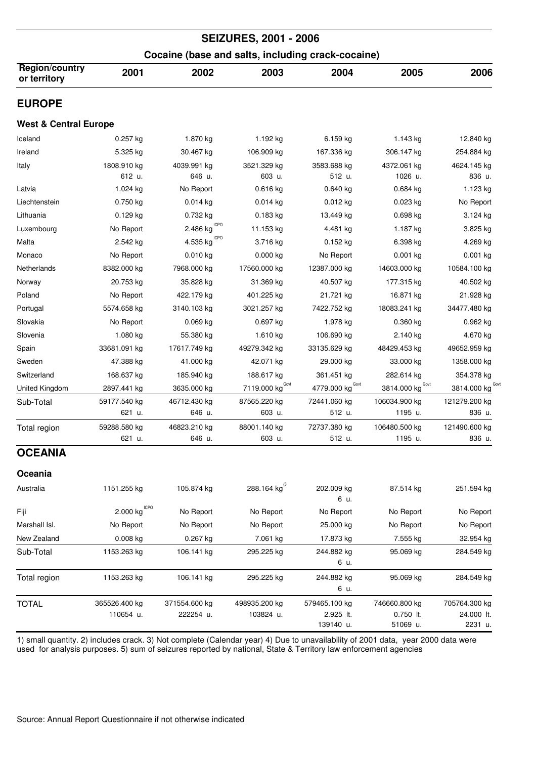# SEIZURES, 2001 - 2006

## Cocaine (base and salts, including crack-cocaine)

| Region/country or territory | 2001 | 2002 | 2003 | 2004 | 2005 | 2006 |
|---|---|---|---|---|---|---|
| **EUROPE** | | | | | | |
| **West & Central Europe** | | | | | | |
| Iceland | 0.257 kg | 1.870 kg | 1.192 kg | 6.159 kg | 1.143 kg | 12.840 kg |
| Ireland | 5.325 kg | 30.467 kg | 106.909 kg | 167.336 kg | 306.147 kg | 254.884 kg |
| Italy | 1808.910 kg<br>612 u. | 4039.991 kg<br>646 u. | 3521.329 kg<br>603 u. | 3583.688 kg<br>512 u. | 4372.061 kg<br>1026 u. | 4624.145 kg<br>836 u. |
| Latvia | 1.024 kg | No Report | 0.616 kg | 0.640 kg | 0.684 kg | 1.123 kg |
| Liechtenstein | 0.750 kg | 0.014 kg | 0.014 kg | 0.012 kg | 0.023 kg | No Report |
| Lithuania | 0.129 kg | 0.732 kg | 0.183 kg | 13.449 kg | 0.698 kg | 3.124 kg |
| Luxembourg | No Report | 2.486 kg ICPO | 11.153 kg | 4.481 kg | 1.187 kg | 3.825 kg |
| Malta | 2.542 kg | 4.535 kg ICPO | 3.716 kg | 0.152 kg | 6.398 kg | 4.269 kg |
| Monaco | No Report | 0.010 kg | 0.000 kg | No Report | 0.001 kg | 0.001 kg |
| Netherlands | 8382.000 kg | 7968.000 kg | 17560.000 kg | 12387.000 kg | 14603.000 kg | 10584.100 kg |
| Norway | 20.753 kg | 35.828 kg | 31.369 kg | 40.507 kg | 177.315 kg | 40.502 kg |
| Poland | No Report | 422.179 kg | 401.225 kg | 21.721 kg | 16.871 kg | 21.928 kg |
| Portugal | 5574.658 kg | 3140.103 kg | 3021.257 kg | 7422.752 kg | 18083.241 kg | 34477.480 kg |
| Slovakia | No Report | 0.069 kg | 0.697 kg | 1.978 kg | 0.360 kg | 0.962 kg |
| Slovenia | 1.080 kg | 55.380 kg | 1.610 kg | 106.690 kg | 2.140 kg | 4.670 kg |
| Spain | 33681.091 kg | 17617.749 kg | 49279.342 kg | 33135.629 kg | 48429.453 kg | 49652.959 kg |
| Sweden | 47.388 kg | 41.000 kg | 42.071 kg | 29.000 kg | 33.000 kg | 1358.000 kg |
| Switzerland | 168.637 kg | 185.940 kg | 188.617 kg | 361.451 kg | 282.614 kg | 354.378 kg |
| United Kingdom | 2897.441 kg | 3635.000 kg | 7119.000 kg Govt | 4779.000 kg Govt | 3814.000 kg Govt | 3814.000 kg Govt |
| Sub-Total | 59177.540 kg<br>621 u. | 46712.430 kg<br>646 u. | 87565.220 kg<br>603 u. | 72441.060 kg<br>512 u. | 106034.900 kg<br>1195 u. | 121279.200 kg<br>836 u. |
| Total region | 59288.580 kg<br>621 u. | 46823.210 kg<br>646 u. | 88001.140 kg<br>603 u. | 72737.380 kg<br>512 u. | 106480.500 kg<br>1195 u. | 121490.600 kg<br>836 u. |
| **OCEANIA** | | | | | | |
| **Oceania** | | | | | | |
| Australia | 1151.255 kg | 105.874 kg | 288.164 kg (5 | 202.009 kg<br>6 u. | 87.514 kg | 251.594 kg |
| Fiji | 2.000 kg ICPO | No Report | No Report | No Report | No Report | No Report |
| Marshall Isl. | No Report | No Report | No Report | 25.000 kg | No Report | No Report |
| New Zealand | 0.008 kg | 0.267 kg | 7.061 kg | 17.873 kg | 7.555 kg | 32.954 kg |
| Sub-Total | 1153.263 kg | 106.141 kg | 295.225 kg | 244.882 kg<br>6 u. | 95.069 kg | 284.549 kg |
| Total region | 1153.263 kg | 106.141 kg | 295.225 kg | 244.882 kg<br>6 u. | 95.069 kg | 284.549 kg |
| TOTAL | 365526.400 kg<br>110654 u. | 371554.600 kg<br>222254 u. | 498935.200 kg<br>103824 u. | 579465.100 kg<br>2.925 lt.<br>139140 u. | 746660.800 kg<br>0.750 lt.<br>51069 u. | 705764.300 kg<br>24.000 lt.<br>2231 u. |

1) small quantity. 2) includes crack. 3) Not complete (Calendar year) 4) Due to unavailability of 2001 data, year 2000 data were used for analysis purposes. 5) sum of seizures reported by national, State & Territory law enforcement agencies

Source: Annual Report Questionnaire if not otherwise indicated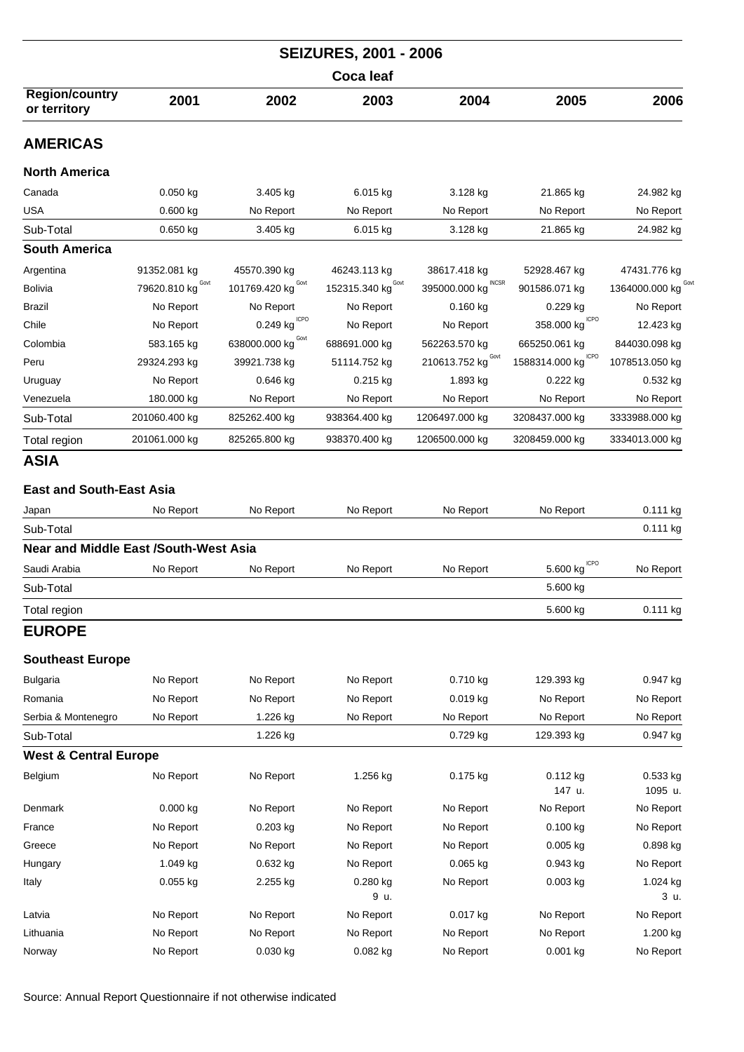## SEIZURES, 2001 - 2006

### Coca leaf

| Region/country or territory | 2001 | 2002 | 2003 | 2004 | 2005 | 2006 |
|---|---|---|---|---|---|---|
| **AMERICAS** | | | | | | |
| **North America** | | | | | | |
| Canada | 0.050 kg | 3.405 kg | 6.015 kg | 3.128 kg | 21.865 kg | 24.982 kg |
| USA | 0.600 kg | No Report | No Report | No Report | No Report | No Report |
| Sub-Total | 0.650 kg | 3.405 kg | 6.015 kg | 3.128 kg | 21.865 kg | 24.982 kg |
| **South America** | | | | | | |
| Argentina | 91352.081 kg | 45570.390 kg | 46243.113 kg | 38617.418 kg | 52928.467 kg | 47431.776 kg |
| Bolivia | 79620.810 kg Govt | 101769.420 kg Govt | 152315.340 kg Govt | 395000.000 kg INCSR | 901586.071 kg | 1364000.000 kg Govt |
| Brazil | No Report | No Report | No Report | 0.160 kg | 0.229 kg | No Report |
| Chile | No Report | 0.249 kg ICPO | No Report | No Report | 358.000 kg ICPO | 12.423 kg |
| Colombia | 583.165 kg | 638000.000 kg Govt | 688691.000 kg | 562263.570 kg | 665250.061 kg | 844030.098 kg |
| Peru | 29324.293 kg | 39921.738 kg | 51114.752 kg | 210613.752 kg Govt | 1588314.000 kg ICPO | 1078513.050 kg |
| Uruguay | No Report | 0.646 kg | 0.215 kg | 1.893 kg | 0.222 kg | 0.532 kg |
| Venezuela | 180.000 kg | No Report | No Report | No Report | No Report | No Report |
| Sub-Total | 201060.400 kg | 825262.400 kg | 938364.400 kg | 1206497.000 kg | 3208437.000 kg | 3333988.000 kg |
| Total region | 201061.000 kg | 825265.800 kg | 938370.400 kg | 1206500.000 kg | 3208459.000 kg | 3334013.000 kg |
| **ASIA** | | | | | | |
| **East and South-East Asia** | | | | | | |
| Japan | No Report | No Report | No Report | No Report | No Report | 0.111 kg |
| Sub-Total | | | | | | 0.111 kg |
| **Near and Middle East /South-West Asia** | | | | | | |
| Saudi Arabia | No Report | No Report | No Report | No Report | 5.600 kg ICPO | No Report |
| Sub-Total | | | | | 5.600 kg | |
| Total region | | | | | 5.600 kg | 0.111 kg |
| **EUROPE** | | | | | | |
| **Southeast Europe** | | | | | | |
| Bulgaria | No Report | No Report | No Report | 0.710 kg | 129.393 kg | 0.947 kg |
| Romania | No Report | No Report | No Report | 0.019 kg | No Report | No Report |
| Serbia & Montenegro | No Report | 1.226 kg | No Report | No Report | No Report | No Report |
| Sub-Total | | 1.226 kg | | 0.729 kg | 129.393 kg | 0.947 kg |
| **West & Central Europe** | | | | | | |
| Belgium | No Report | No Report | 1.256 kg | 0.175 kg | 0.112 kg 147 u. | 0.533 kg 1095 u. |
| Denmark | 0.000 kg | No Report | No Report | No Report | No Report | No Report |
| France | No Report | 0.203 kg | No Report | No Report | 0.100 kg | No Report |
| Greece | No Report | No Report | No Report | No Report | 0.005 kg | 0.898 kg |
| Hungary | 1.049 kg | 0.632 kg | No Report | 0.065 kg | 0.943 kg | No Report |
| Italy | 0.055 kg | 2.255 kg | 0.280 kg 9 u. | No Report | 0.003 kg | 1.024 kg 3 u. |
| Latvia | No Report | No Report | No Report | 0.017 kg | No Report | No Report |
| Lithuania | No Report | No Report | No Report | No Report | No Report | 1.200 kg |
| Norway | No Report | 0.030 kg | 0.082 kg | No Report | 0.001 kg | No Report |

Source: Annual Report Questionnaire if not otherwise indicated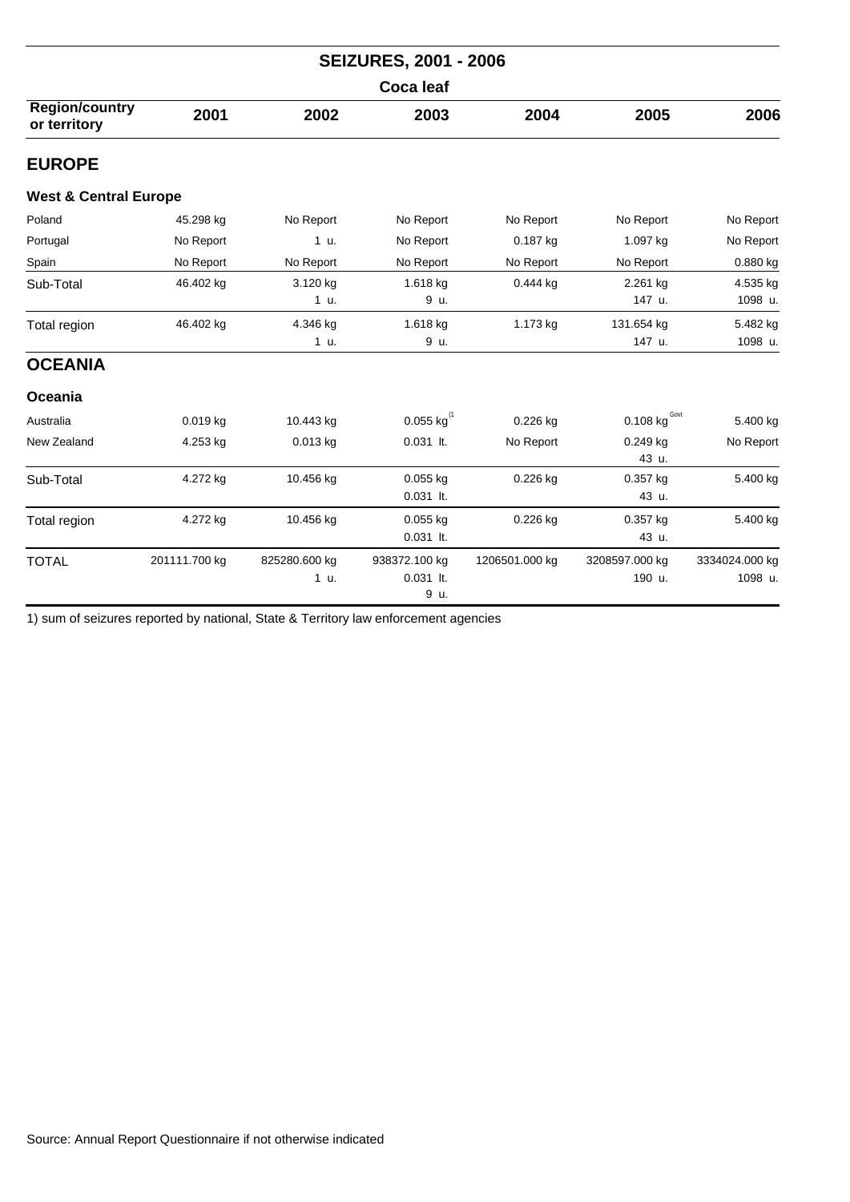## SEIZURES, 2001 - 2006

### Coca leaf

| Region/country or territory | 2001 | 2002 | 2003 | 2004 | 2005 | 2006 |
|---|---|---|---|---|---|---|
| **EUROPE** | | | | | | |
| **West & Central Europe** | | | | | | |
| Poland | 45.298 kg | No Report | No Report | No Report | No Report | No Report |
| Portugal | No Report | 1 u. | No Report | 0.187 kg | 1.097 kg | No Report |
| Spain | No Report | No Report | No Report | No Report | No Report | 0.880 kg |
| Sub-Total | 46.402 kg | 3.120 kg<br>1 u. | 1.618 kg<br>9 u. | 0.444 kg | 2.261 kg<br>147 u. | 4.535 kg<br>1098 u. |
| Total region | 46.402 kg | 4.346 kg<br>1 u. | 1.618 kg<br>9 u. | 1.173 kg | 131.654 kg<br>147 u. | 5.482 kg<br>1098 u. |
| **OCEANIA** | | | | | | |
| **Oceania** | | | | | | |
| Australia | 0.019 kg | 10.443 kg | 0.055 kg (1 | 0.226 kg | 0.108 kg Govt | 5.400 kg |
| New Zealand | 4.253 kg | 0.013 kg | 0.031 lt. | No Report | 0.249 kg<br>43 u. | No Report |
| Sub-Total | 4.272 kg | 10.456 kg | 0.055 kg<br>0.031 lt. | 0.226 kg | 0.357 kg<br>43 u. | 5.400 kg |
| Total region | 4.272 kg | 10.456 kg | 0.055 kg<br>0.031 lt. | 0.226 kg | 0.357 kg<br>43 u. | 5.400 kg |
| TOTAL | 201111.700 kg | 825280.600 kg<br>1 u. | 938372.100 kg<br>0.031 lt.<br>9 u. | 1206501.000 kg | 3208597.000 kg<br>190 u. | 3334024.000 kg<br>1098 u. |

1) sum of seizures reported by national, State & Territory law enforcement agencies

Source: Annual Report Questionnaire if not otherwise indicated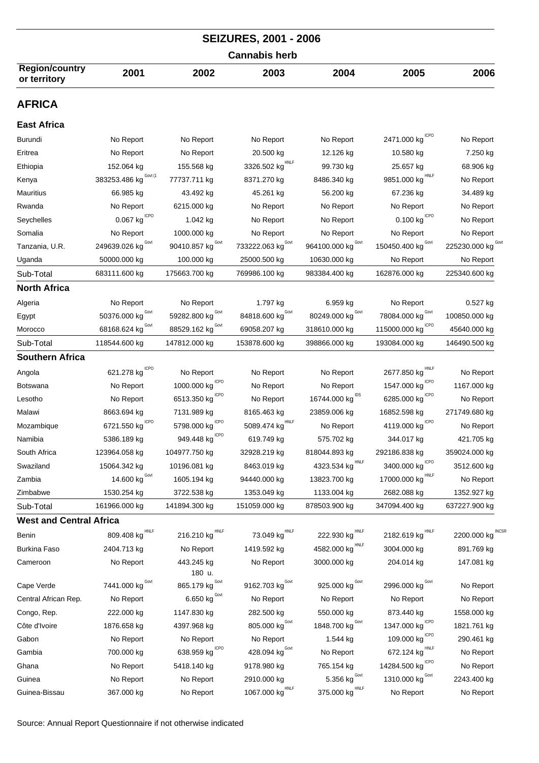# SEIZURES, 2001 - 2006

## Cannabis herb

| Region/country or territory | 2001 | 2002 | 2003 | 2004 | 2005 | 2006 |
|---|---|---|---|---|---|---|
| **AFRICA** | | | | | | |
| **East Africa** | | | | | | |
| Burundi | No Report | No Report | No Report | No Report | 2471.000 kg ICPO | No Report |
| Eritrea | No Report | No Report | 20.500 kg | 12.126 kg | 10.580 kg | 7.250 kg |
| Ethiopia | 152.064 kg | 155.568 kg | 3326.502 kg HNLF | 99.730 kg | 25.657 kg | 68.906 kg |
| Kenya | 383253.486 kg Govt (1 | 77737.711 kg | 8371.270 kg | 8486.340 kg | 9851.000 kg HNLF | No Report |
| Mauritius | 66.985 kg | 43.492 kg | 45.261 kg | 56.200 kg | 67.236 kg | 34.489 kg |
| Rwanda | No Report | 6215.000 kg | No Report | No Report | No Report | No Report |
| Seychelles | 0.067 kg ICPO | 1.042 kg | No Report | No Report | 0.100 kg ICPO | No Report |
| Somalia | No Report | 1000.000 kg | No Report | No Report | No Report | No Report |
| Tanzania, U.R. | 249639.026 kg Govt | 90410.857 kg Govt | 733222.063 kg Govt | 964100.000 kg Govt | 150450.400 kg Govt | 225230.000 kg Govt |
| Uganda | 50000.000 kg | 100.000 kg | 25000.500 kg | 10630.000 kg | No Report | No Report |
| Sub-Total | 683111.600 kg | 175663.700 kg | 769986.100 kg | 983384.400 kg | 162876.000 kg | 225340.600 kg |
| **North Africa** | | | | | | |
| Algeria | No Report | No Report | 1.797 kg | 6.959 kg | No Report | 0.527 kg |
| Egypt | 50376.000 kg Govt | 59282.800 kg Govt | 84818.600 kg Govt | 80249.000 kg Govt | 78084.000 kg Govt | 100850.000 kg |
| Morocco | 68168.624 kg Govt | 88529.162 kg Govt | 69058.207 kg | 318610.000 kg | 115000.000 kg ICPO | 45640.000 kg |
| Sub-Total | 118544.600 kg | 147812.000 kg | 153878.600 kg | 398866.000 kg | 193084.000 kg | 146490.500 kg |
| **Southern Africa** | | | | | | |
| Angola | 621.278 kg ICPO | No Report | No Report | No Report | 2677.850 kg HNLF | No Report |
| Botswana | No Report | 1000.000 kg ICPO | No Report | No Report | 1547.000 kg ICPO | 1167.000 kg |
| Lesotho | No Report | 6513.350 kg ICPO | No Report | 16744.000 kg IDS | 6285.000 kg ICPO | No Report |
| Malawi | 8663.694 kg | 7131.989 kg | 8165.463 kg | 23859.006 kg | 16852.598 kg | 271749.680 kg |
| Mozambique | 6721.550 kg ICPO | 5798.000 kg ICPO | 5089.474 kg HNLF | No Report | 4119.000 kg ICPO | No Report |
| Namibia | 5386.189 kg | 949.448 kg ICPO | 619.749 kg | 575.702 kg | 344.017 kg | 421.705 kg |
| South Africa | 123964.058 kg | 104977.750 kg | 32928.219 kg | 818044.893 kg | 292186.838 kg | 359024.000 kg |
| Swaziland | 15064.342 kg | 10196.081 kg | 8463.019 kg | 4323.534 kg HNLF | 3400.000 kg ICPO | 3512.600 kg |
| Zambia | 14.600 kg Govt | 1605.194 kg | 94440.000 kg | 13823.700 kg | 17000.000 kg HNLF | No Report |
| Zimbabwe | 1530.254 kg | 3722.538 kg | 1353.049 kg | 1133.004 kg | 2682.088 kg | 1352.927 kg |
| Sub-Total | 161966.000 kg | 141894.300 kg | 151059.000 kg | 878503.900 kg | 347094.400 kg | 637227.900 kg |
| **West and Central Africa** | | | | | | |
| Benin | 809.408 kg HNLF | 216.210 kg HNLF | 73.049 kg HNLF | 222.930 kg HNLF | 2182.619 kg HNLF | 2200.000 kg INCSR |
| Burkina Faso | 2404.713 kg | No Report | 1419.592 kg | 4582.000 kg HNLF | 3004.000 kg | 891.769 kg |
| Cameroon | No Report | 443.245 kg 180 u. | No Report | 3000.000 kg | 204.014 kg | 147.081 kg |
| Cape Verde | 7441.000 kg Govt | 865.179 kg Govt | 9162.703 kg Govt | 925.000 kg Govt | 2996.000 kg Govt | No Report |
| Central African Rep. | No Report | 6.650 kg Govt | No Report | No Report | No Report | No Report |
| Congo, Rep. | 222.000 kg | 1147.830 kg | 282.500 kg | 550.000 kg | 873.440 kg | 1558.000 kg |
| Côte d'Ivoire | 1876.658 kg | 4397.968 kg | 805.000 kg Govt | 1848.700 kg Govt | 1347.000 kg ICPO | 1821.761 kg |
| Gabon | No Report | No Report | No Report | 1.544 kg | 109.000 kg ICPO | 290.461 kg |
| Gambia | 700.000 kg | 638.959 kg ICPO | 428.094 kg Govt | No Report | 672.124 kg HNLF | No Report |
| Ghana | No Report | 5418.140 kg | 9178.980 kg | 765.154 kg | 14284.500 kg ICPO | No Report |
| Guinea | No Report | No Report | 2910.000 kg | 5.356 kg Govt | 1310.000 kg Govt | 2243.400 kg |
| Guinea-Bissau | 367.000 kg | No Report | 1067.000 kg HNLF | 375.000 kg HNLF | No Report | No Report |

Source: Annual Report Questionnaire if not otherwise indicated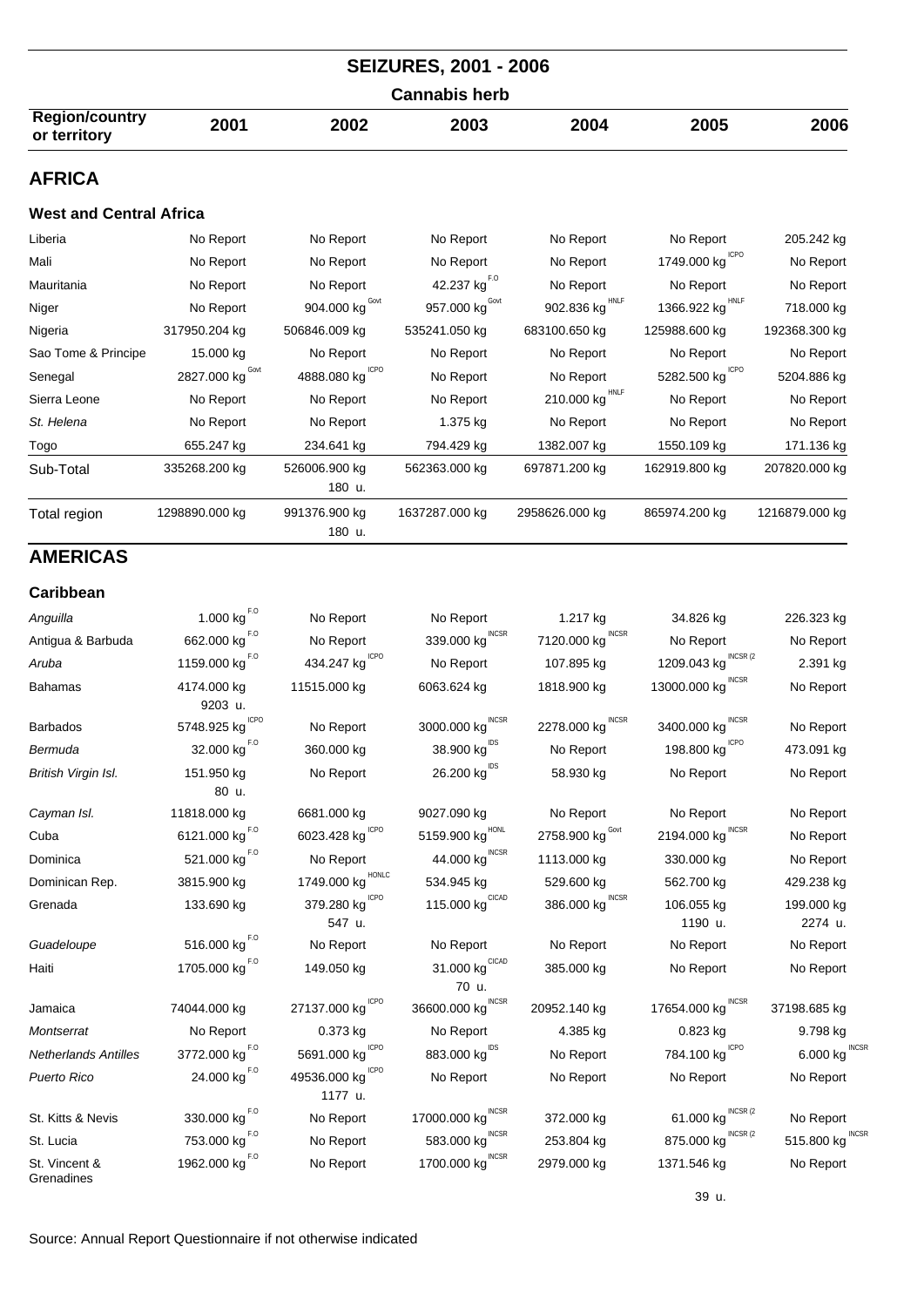# SEIZURES, 2001 - 2006

## Cannabis herb

| Region/country or territory | 2001 | 2002 | 2003 | 2004 | 2005 | 2006 |
|---|---|---|---|---|---|---|
| **AFRICA** | | | | | | |
| **West and Central Africa** | | | | | | |
| Liberia | No Report | No Report | No Report | No Report | No Report | 205.242 kg |
| Mali | No Report | No Report | No Report | No Report | 1749.000 kg ICPO | No Report |
| Mauritania | No Report | No Report | 42.237 kg F.O | No Report | No Report | No Report |
| Niger | No Report | 904.000 kg Govt | 957.000 kg Govt | 902.836 kg HNLF | 1366.922 kg HNLF | 718.000 kg |
| Nigeria | 317950.204 kg | 506846.009 kg | 535241.050 kg | 683100.650 kg | 125988.600 kg | 192368.300 kg |
| Sao Tome & Principe | 15.000 kg | No Report | No Report | No Report | No Report | No Report |
| Senegal | 2827.000 kg Govt | 4888.080 kg ICPO | No Report | No Report | 5282.500 kg ICPO | 5204.886 kg |
| Sierra Leone | No Report | No Report | No Report | 210.000 kg HNLF | No Report | No Report |
| *St. Helena* | No Report | No Report | 1.375 kg | No Report | No Report | No Report |
| Togo | 655.247 kg | 234.641 kg | 794.429 kg | 1382.007 kg | 1550.109 kg | 171.136 kg |
| Sub-Total | 335268.200 kg | 526006.900 kg 180 u. | 562363.000 kg | 697871.200 kg | 162919.800 kg | 207820.000 kg |
| Total region | 1298890.000 kg | 991376.900 kg 180 u. | 1637287.000 kg | 2958626.000 kg | 865974.200 kg | 1216879.000 kg |
| **AMERICAS** | | | | | | |
| **Caribbean** | | | | | | |
| *Anguilla* | 1.000 kg F.O | No Report | No Report | 1.217 kg | 34.826 kg | 226.323 kg |
| Antigua & Barbuda | 662.000 kg F.O | No Report | 339.000 kg INCSR | 7120.000 kg INCSR | No Report | No Report |
| *Aruba* | 1159.000 kg F.O | 434.247 kg ICPO | No Report | 107.895 kg | 1209.043 kg INCSR (2 | 2.391 kg |
| Bahamas | 4174.000 kg 9203 u. | 11515.000 kg | 6063.624 kg | 1818.900 kg | 13000.000 kg INCSR | No Report |
| Barbados | 5748.925 kg ICPO | No Report | 3000.000 kg INCSR | 2278.000 kg INCSR | 3400.000 kg INCSR | No Report |
| *Bermuda* | 32.000 kg F.O | 360.000 kg | 38.900 kg IDS | No Report | 198.800 kg ICPO | 473.091 kg |
| *British Virgin Isl.* | 151.950 kg 80 u. | No Report | 26.200 kg IDS | 58.930 kg | No Report | No Report |
| *Cayman Isl.* | 11818.000 kg | 6681.000 kg | 9027.090 kg | No Report | No Report | No Report |
| Cuba | 6121.000 kg F.O | 6023.428 kg ICPO | 5159.900 kg HONL | 2758.900 kg Govt | 2194.000 kg INCSR | No Report |
| Dominica | 521.000 kg F.O | No Report | 44.000 kg INCSR | 1113.000 kg | 330.000 kg | No Report |
| Dominican Rep. | 3815.900 kg | 1749.000 kg HONLC | 534.945 kg | 529.600 kg | 562.700 kg | 429.238 kg |
| Grenada | 133.690 kg | 379.280 kg ICPO 547 u. | 115.000 kg CICAD | 386.000 kg INCSR | 106.055 kg 1190 u. | 199.000 kg 2274 u. |
| *Guadeloupe* | 516.000 kg F.O | No Report | No Report | No Report | No Report | No Report |
| Haiti | 1705.000 kg F.O | 149.050 kg | 31.000 kg CICAD 70 u. | 385.000 kg | No Report | No Report |
| Jamaica | 74044.000 kg | 27137.000 kg ICPO | 36600.000 kg INCSR | 20952.140 kg | 17654.000 kg INCSR | 37198.685 kg |
| *Montserrat* | No Report | 0.373 kg | No Report | 4.385 kg | 0.823 kg | 9.798 kg |
| *Netherlands Antilles* | 3772.000 kg F.O | 5691.000 kg ICPO | 883.000 kg IDS | No Report | 784.100 kg ICPO | 6.000 kg INCSR |
| *Puerto Rico* | 24.000 kg F.O | 49536.000 kg ICPO 1177 u. | No Report | No Report | No Report | No Report |
| St. Kitts & Nevis | 330.000 kg F.O | No Report | 17000.000 kg INCSR | 372.000 kg | 61.000 kg INCSR (2 | No Report |
| St. Lucia | 753.000 kg F.O | No Report | 583.000 kg INCSR | 253.804 kg | 875.000 kg INCSR (2 | 515.800 kg INCSR |
| St. Vincent & Grenadines | 1962.000 kg F.O | No Report | 1700.000 kg INCSR | 2979.000 kg | 1371.546 kg 39 u. | No Report |

Source: Annual Report Questionnaire if not otherwise indicated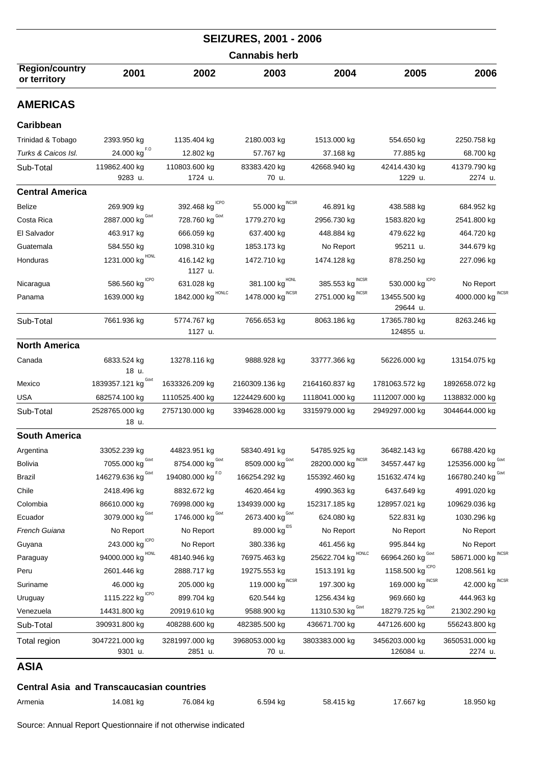## SEIZURES, 2001 - 2006

### Cannabis herb

| Region/country or territory | 2001 | 2002 | 2003 | 2004 | 2005 | 2006 |
|---|---|---|---|---|---|---|
| **AMERICAS** | | | | | | |
| **Caribbean** | | | | | | |
| Trinidad & Tobago | 2393.950 kg | 1135.404 kg | 2180.003 kg | 1513.000 kg | 554.650 kg | 2250.758 kg |
| *Turks & Caicos Isl.* | 24.000 kg F.O | 12.802 kg | 57.767 kg | 37.168 kg | 77.885 kg | 68.700 kg |
| Sub-Total | 119862.400 kg<br>9283 u. | 110803.600 kg<br>1724 u. | 83383.420 kg<br>70 u. | 42668.940 kg | 42414.430 kg<br>1229 u. | 41379.790 kg<br>2274 u. |
| **Central America** | | | | | | |
| Belize | 269.909 kg | 392.468 kg ICPO | 55.000 kg INCSR | 46.891 kg | 438.588 kg | 684.952 kg |
| Costa Rica | 2887.000 kg Govt | 728.760 kg Govt | 1779.270 kg | 2956.730 kg | 1583.820 kg | 2541.800 kg |
| El Salvador | 463.917 kg | 666.059 kg | 637.400 kg | 448.884 kg | 479.622 kg | 464.720 kg |
| Guatemala | 584.550 kg | 1098.310 kg | 1853.173 kg | No Report | 95211 u. | 344.679 kg |
| Honduras | 1231.000 kg HONL | 416.142 kg<br>1127 u. | 1472.710 kg | 1474.128 kg | 878.250 kg | 227.096 kg |
| Nicaragua | 586.560 kg ICPO | 631.028 kg | 381.100 kg HONL | 385.553 kg INCSR | 530.000 kg ICPO | No Report |
| Panama | 1639.000 kg | 1842.000 kg HONLC | 1478.000 kg INCSR | 2751.000 kg INCSR | 13455.500 kg<br>29644 u. | 4000.000 kg INCSR |
| Sub-Total | 7661.936 kg | 5774.767 kg<br>1127 u. | 7656.653 kg | 8063.186 kg | 17365.780 kg<br>124855 u. | 8263.246 kg |
| **North America** | | | | | | |
| Canada | 6833.524 kg<br>18 u. | 13278.116 kg | 9888.928 kg | 33777.366 kg | 56226.000 kg | 13154.075 kg |
| Mexico | 1839357.121 kg Govt | 1633326.209 kg | 2160309.136 kg | 2164160.837 kg | 1781063.572 kg | 1892658.072 kg |
| USA | 682574.100 kg | 1110525.400 kg | 1224429.600 kg | 1118041.000 kg | 1112007.000 kg | 1138832.000 kg |
| Sub-Total | 2528765.000 kg<br>18 u. | 2757130.000 kg | 3394628.000 kg | 3315979.000 kg | 2949297.000 kg | 3044644.000 kg |
| **South America** | | | | | | |
| Argentina | 33052.239 kg | 44823.951 kg | 58340.491 kg | 54785.925 kg | 36482.143 kg | 66788.420 kg |
| Bolivia | 7055.000 kg Govt | 8754.000 kg Govt | 8509.000 kg Govt | 28200.000 kg INCSR | 34557.447 kg | 125356.000 kg Govt |
| Brazil | 146279.636 kg Govt | 194080.000 kg F.O | 166254.292 kg | 155392.460 kg | 151632.474 kg | 166780.240 kg Govt |
| Chile | 2418.496 kg | 8832.672 kg | 4620.464 kg | 4990.363 kg | 6437.649 kg | 4991.020 kg |
| Colombia | 86610.000 kg | 76998.000 kg | 134939.000 kg | 152317.185 kg | 128957.021 kg | 109629.036 kg |
| Ecuador | 3079.000 kg Govt | 1746.000 kg Govt | 2673.400 kg Govt | 624.080 kg | 522.831 kg | 1030.296 kg |
| *French Guiana* | No Report | No Report | 89.000 kg IDS | No Report | No Report | No Report |
| Guyana | 243.000 kg ICPO | No Report | 380.336 kg | 461.456 kg | 995.844 kg | No Report |
| Paraguay | 94000.000 kg HONL | 48140.946 kg | 76975.463 kg | 25622.704 kg HONLC | 66964.260 kg Govt | 58671.000 kg INCSR |
| Peru | 2601.446 kg | 2888.717 kg | 19275.553 kg | 1513.191 kg | 1158.500 kg ICPO | 1208.561 kg |
| Suriname | 46.000 kg | 205.000 kg | 119.000 kg INCSR | 197.300 kg | 169.000 kg INCSR | 42.000 kg INCSR |
| Uruguay | 1115.222 kg ICPO | 899.704 kg | 620.544 kg | 1256.434 kg | 969.660 kg | 444.963 kg |
| Venezuela | 14431.800 kg | 20919.610 kg | 9588.900 kg | 11310.530 kg Govt | 18279.725 kg Govt | 21302.290 kg |
| Sub-Total | 390931.800 kg | 408288.600 kg | 482385.500 kg | 436671.700 kg | 447126.600 kg | 556243.800 kg |
| Total region | 3047221.000 kg<br>9301 u. | 3281997.000 kg<br>2851 u. | 3968053.000 kg<br>70 u. | 3803383.000 kg | 3456203.000 kg<br>126084 u. | 3650531.000 kg<br>2274 u. |
| **ASIA** | | | | | | |
| **Central Asia and Transcaucasian countries** | | | | | | |
| Armenia | 14.081 kg | 76.084 kg | 6.594 kg | 58.415 kg | 17.667 kg | 18.950 kg |

Source: Annual Report Questionnaire if not otherwise indicated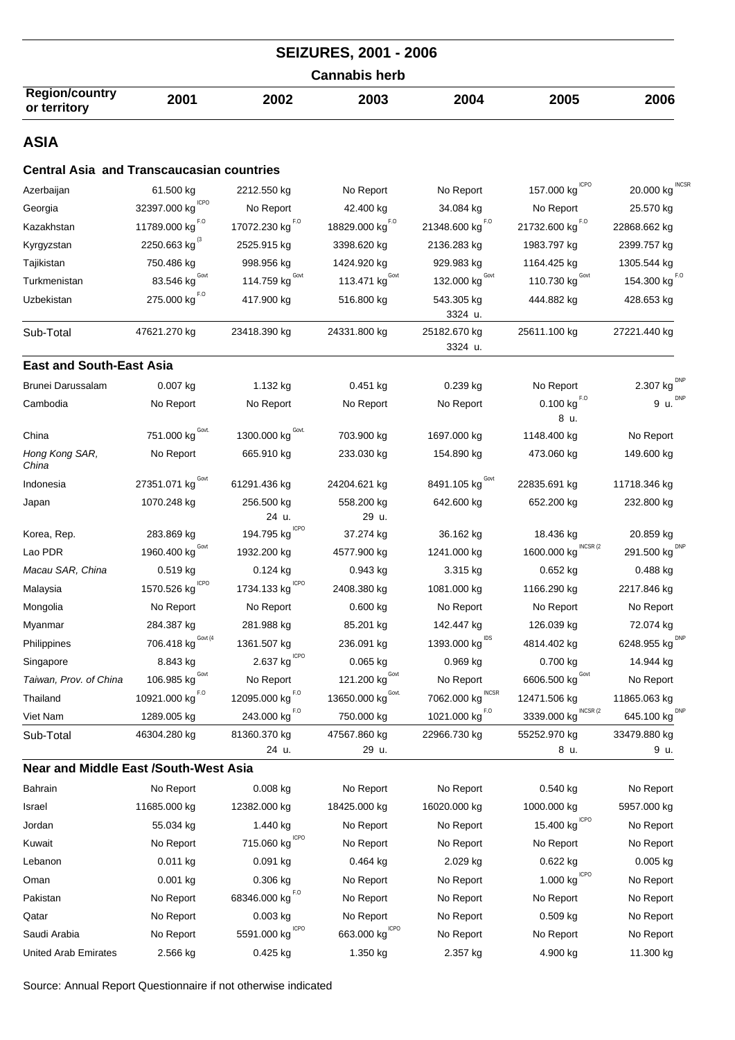## SEIZURES, 2001 - 2006

### Cannabis herb

| Region/country or territory | 2001 | 2002 | 2003 | 2004 | 2005 | 2006 |
|---|---|---|---|---|---|---|
| **ASIA** | | | | | | |
| **Central Asia and Transcaucasian countries** | | | | | | |
| Azerbaijan | 61.500 kg | 2212.550 kg | No Report | No Report | 157.000 kg ICPO | 20.000 kg INCSR |
| Georgia | 32397.000 kg ICPO | No Report | 42.400 kg | 34.084 kg | No Report | 25.570 kg |
| Kazakhstan | 11789.000 kg F.O | 17072.230 kg F.O | 18829.000 kg F.O | 21348.600 kg F.O | 21732.600 kg F.O | 22868.662 kg |
| Kyrgyzstan | 2250.663 kg (3 | 2525.915 kg | 3398.620 kg | 2136.283 kg | 1983.797 kg | 2399.757 kg |
| Tajikistan | 750.486 kg | 998.956 kg | 1424.920 kg | 929.983 kg | 1164.425 kg | 1305.544 kg |
| Turkmenistan | 83.546 kg Govt | 114.759 kg Govt | 113.471 kg Govt | 132.000 kg Govt | 110.730 kg Govt | 154.300 kg F.O |
| Uzbekistan | 275.000 kg F.O | 417.900 kg | 516.800 kg | 543.305 kg<br>3324 u. | 444.882 kg | 428.653 kg |
| Sub-Total | 47621.270 kg | 23418.390 kg | 24331.800 kg | 25182.670 kg<br>3324 u. | 25611.100 kg | 27221.440 kg |
| **East and South-East Asia** | | | | | | |
| Brunei Darussalam | 0.007 kg | 1.132 kg | 0.451 kg | 0.239 kg | No Report | 2.307 kg DNP |
| Cambodia | No Report | No Report | No Report | No Report | 0.100 kg F.O<br>8 u. | 9 u. DNP |
| China | 751.000 kg Govt. | 1300.000 kg Govt. | 703.900 kg | 1697.000 kg | 1148.400 kg | No Report |
| *Hong Kong SAR, China* | No Report | 665.910 kg | 233.030 kg | 154.890 kg | 473.060 kg | 149.600 kg |
| Indonesia | 27351.071 kg Govt | 61291.436 kg | 24204.621 kg | 8491.105 kg Govt | 22835.691 kg | 11718.346 kg |
| Japan | 1070.248 kg | 256.500 kg<br>24 u. | 558.200 kg<br>29 u. | 642.600 kg | 652.200 kg | 232.800 kg |
| Korea, Rep. | 283.869 kg | 194.795 kg ICPO | 37.274 kg | 36.162 kg | 18.436 kg | 20.859 kg |
| Lao PDR | 1960.400 kg Govt | 1932.200 kg | 4577.900 kg | 1241.000 kg | 1600.000 kg INCSR (2 | 291.500 kg DNP |
| *Macau SAR, China* | 0.519 kg | 0.124 kg | 0.943 kg | 3.315 kg | 0.652 kg | 0.488 kg |
| Malaysia | 1570.526 kg ICPO | 1734.133 kg ICPO | 2408.380 kg | 1081.000 kg | 1166.290 kg | 2217.846 kg |
| Mongolia | No Report | No Report | 0.600 kg | No Report | No Report | No Report |
| Myanmar | 284.387 kg | 281.988 kg | 85.201 kg | 142.447 kg | 126.039 kg | 72.074 kg |
| Philippines | 706.418 kg Govt (4 | 1361.507 kg | 236.091 kg | 1393.000 kg IDS | 4814.402 kg | 6248.955 kg DNP |
| Singapore | 8.843 kg | 2.637 kg ICPO | 0.065 kg | 0.969 kg | 0.700 kg | 14.944 kg |
| *Taiwan, Prov. of China* | 106.985 kg Govt | No Report | 121.200 kg Govt | No Report | 6606.500 kg Govt | No Report |
| Thailand | 10921.000 kg F.O | 12095.000 kg F.O | 13650.000 kg Govt. | 7062.000 kg INCSR | 12471.506 kg | 11865.063 kg |
| Viet Nam | 1289.005 kg | 243.000 kg F.O | 750.000 kg | 1021.000 kg F.O | 3339.000 kg INCSR (2 | 645.100 kg DNP |
| Sub-Total | 46304.280 kg | 81360.370 kg<br>24 u. | 47567.860 kg<br>29 u. | 22966.730 kg | 55252.970 kg<br>8 u. | 33479.880 kg<br>9 u. |
| **Near and Middle East /South-West Asia** | | | | | | |
| Bahrain | No Report | 0.008 kg | No Report | No Report | 0.540 kg | No Report |
| Israel | 11685.000 kg | 12382.000 kg | 18425.000 kg | 16020.000 kg | 1000.000 kg | 5957.000 kg |
| Jordan | 55.034 kg | 1.440 kg | No Report | No Report | 15.400 kg ICPO | No Report |
| Kuwait | No Report | 715.060 kg ICPO | No Report | No Report | No Report | No Report |
| Lebanon | 0.011 kg | 0.091 kg | 0.464 kg | 2.029 kg | 0.622 kg | 0.005 kg |
| Oman | 0.001 kg | 0.306 kg | No Report | No Report | 1.000 kg ICPO | No Report |
| Pakistan | No Report | 68346.000 kg F.O | No Report | No Report | No Report | No Report |
| Qatar | No Report | 0.003 kg | No Report | No Report | 0.509 kg | No Report |
| Saudi Arabia | No Report | 5591.000 kg ICPO | 663.000 kg ICPO | No Report | No Report | No Report |
| United Arab Emirates | 2.566 kg | 0.425 kg | 1.350 kg | 2.357 kg | 4.900 kg | 11.300 kg |

Source: Annual Report Questionnaire if not otherwise indicated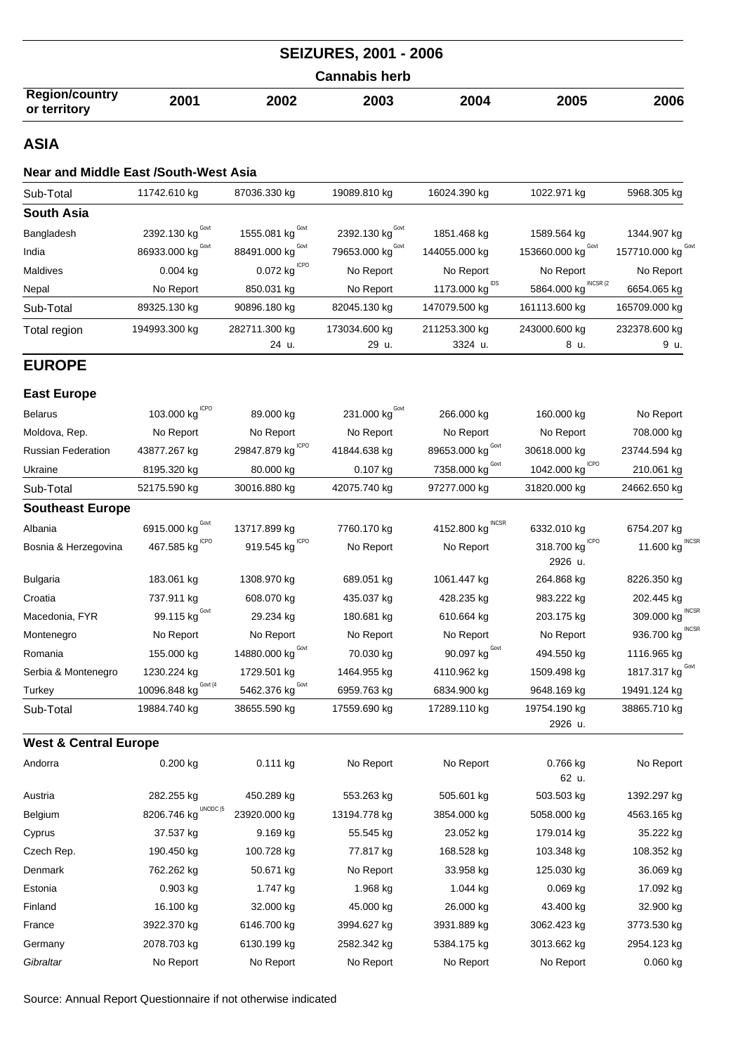## SEIZURES, 2001 - 2006

### Cannabis herb

| Region/country or territory | 2001 | 2002 | 2003 | 2004 | 2005 | 2006 |
|---|---|---|---|---|---|---|
| **ASIA** | | | | | | |
| **Near and Middle East /South-West Asia** | | | | | | |
| Sub-Total | 11742.610 kg | 87036.330 kg | 19089.810 kg | 16024.390 kg | 1022.971 kg | 5968.305 kg |
| **South Asia** | | | | | | |
| Bangladesh | 2392.130 kg Govt | 1555.081 kg Govt | 2392.130 kg Govt | 1851.468 kg | 1589.564 kg | 1344.907 kg |
| India | 86933.000 kg Govt | 88491.000 kg Govt | 79653.000 kg Govt | 144055.000 kg | 153660.000 kg Govt | 157710.000 kg Govt |
| Maldives | 0.004 kg | 0.072 kg ICPO | No Report | No Report | No Report | No Report |
| Nepal | No Report | 850.031 kg | No Report | 1173.000 kg IDS | 5864.000 kg INCSR (2 | 6654.065 kg |
| Sub-Total | 89325.130 kg | 90896.180 kg | 82045.130 kg | 147079.500 kg | 161113.600 kg | 165709.000 kg |
| Total region | 194993.300 kg | 282711.300 kg 24 u. | 173034.600 kg 29 u. | 211253.300 kg 3324 u. | 243000.600 kg 8 u. | 232378.600 kg 9 u. |
| **EUROPE** | | | | | | |
| **East Europe** | | | | | | |
| Belarus | 103.000 kg ICPO | 89.000 kg | 231.000 kg Govt | 266.000 kg | 160.000 kg | No Report |
| Moldova, Rep. | No Report | No Report | No Report | No Report | No Report | 708.000 kg |
| Russian Federation | 43877.267 kg | 29847.879 kg ICPO | 41844.638 kg | 89653.000 kg Govt | 30618.000 kg | 23744.594 kg |
| Ukraine | 8195.320 kg | 80.000 kg | 0.107 kg | 7358.000 kg Govt | 1042.000 kg ICPO | 210.061 kg |
| Sub-Total | 52175.590 kg | 30016.880 kg | 42075.740 kg | 97277.000 kg | 31820.000 kg | 24662.650 kg |
| **Southeast Europe** | | | | | | |
| Albania | 6915.000 kg Govt | 13717.899 kg | 7760.170 kg | 4152.800 kg INCSR | 6332.010 kg | 6754.207 kg |
| Bosnia & Herzegovina | 467.585 kg ICPO | 919.545 kg ICPO | No Report | No Report | 318.700 kg ICPO 2926 u. | 11.600 kg INCSR |
| Bulgaria | 183.061 kg | 1308.970 kg | 689.051 kg | 1061.447 kg | 264.868 kg | 8226.350 kg |
| Croatia | 737.911 kg | 608.070 kg | 435.037 kg | 428.235 kg | 983.222 kg | 202.445 kg |
| Macedonia, FYR | 99.115 kg Govt | 29.234 kg | 180.681 kg | 610.664 kg | 203.175 kg | 309.000 kg INCSR |
| Montenegro | No Report | No Report | No Report | No Report | No Report | 936.700 kg INCSR |
| Romania | 155.000 kg | 14880.000 kg Govt | 70.030 kg | 90.097 kg Govt | 494.550 kg | 1116.965 kg |
| Serbia & Montenegro | 1230.224 kg | 1729.501 kg | 1464.955 kg | 4110.962 kg | 1509.498 kg | 1817.317 kg Govt |
| Turkey | 10096.848 kg Govt (4 | 5462.376 kg Govt | 6959.763 kg | 6834.900 kg | 9648.169 kg | 19491.124 kg |
| Sub-Total | 19884.740 kg | 38655.590 kg | 17559.690 kg | 17289.110 kg | 19754.190 kg 2926 u. | 38865.710 kg |
| **West & Central Europe** | | | | | | |
| Andorra | 0.200 kg | 0.111 kg | No Report | No Report | 0.766 kg 62 u. | No Report |
| Austria | 282.255 kg | 450.289 kg | 553.263 kg | 505.601 kg | 503.503 kg | 1392.297 kg |
| Belgium | 8206.746 kg UNODC (5 | 23920.000 kg | 13194.778 kg | 3854.000 kg | 5058.000 kg | 4563.165 kg |
| Cyprus | 37.537 kg | 9.169 kg | 55.545 kg | 23.052 kg | 179.014 kg | 35.222 kg |
| Czech Rep. | 190.450 kg | 100.728 kg | 77.817 kg | 168.528 kg | 103.348 kg | 108.352 kg |
| Denmark | 762.262 kg | 50.671 kg | No Report | 33.958 kg | 125.030 kg | 36.069 kg |
| Estonia | 0.903 kg | 1.747 kg | 1.968 kg | 1.044 kg | 0.069 kg | 17.092 kg |
| Finland | 16.100 kg | 32.000 kg | 45.000 kg | 26.000 kg | 43.400 kg | 32.900 kg |
| France | 3922.370 kg | 6146.700 kg | 3994.627 kg | 3931.889 kg | 3062.423 kg | 3773.530 kg |
| Germany | 2078.703 kg | 6130.199 kg | 2582.342 kg | 5384.175 kg | 3013.662 kg | 2954.123 kg |
| *Gibraltar* | No Report | No Report | No Report | No Report | No Report | 0.060 kg |

Source: Annual Report Questionnaire if not otherwise indicated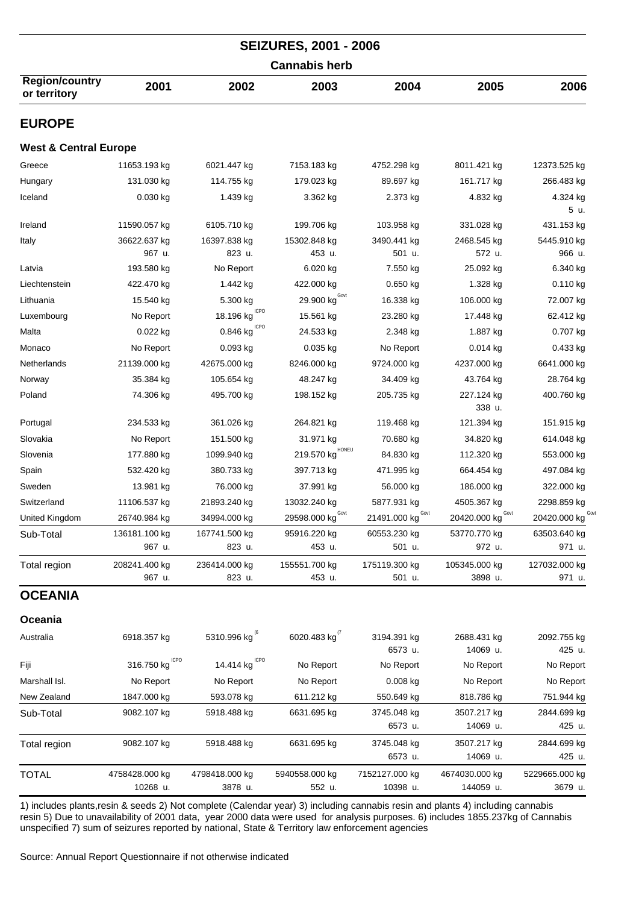# SEIZURES, 2001 - 2006

## Cannabis herb

| Region/country or territory | 2001 | 2002 | 2003 | 2004 | 2005 | 2006 |
|---|---|---|---|---|---|---|
| **EUROPE** | | | | | | |
| **West & Central Europe** | | | | | | |
| Greece | 11653.193 kg | 6021.447 kg | 7153.183 kg | 4752.298 kg | 8011.421 kg | 12373.525 kg |
| Hungary | 131.030 kg | 114.755 kg | 179.023 kg | 89.697 kg | 161.717 kg | 266.483 kg |
| Iceland | 0.030 kg | 1.439 kg | 3.362 kg | 2.373 kg | 4.832 kg | 4.324 kg<br>5 u. |
| Ireland | 11590.057 kg | 6105.710 kg | 199.706 kg | 103.958 kg | 331.028 kg | 431.153 kg |
| Italy | 36622.637 kg<br>967 u. | 16397.838 kg<br>823 u. | 15302.848 kg<br>453 u. | 3490.441 kg<br>501 u. | 2468.545 kg<br>572 u. | 5445.910 kg<br>966 u. |
| Latvia | 193.580 kg | No Report | 6.020 kg | 7.550 kg | 25.092 kg | 6.340 kg |
| Liechtenstein | 422.470 kg | 1.442 kg | 422.000 kg | 0.650 kg | 1.328 kg | 0.110 kg |
| Lithuania | 15.540 kg | 5.300 kg | 29.900 kg Govt | 16.338 kg | 106.000 kg | 72.007 kg |
| Luxembourg | No Report | 18.196 kg ICPO | 15.561 kg | 23.280 kg | 17.448 kg | 62.412 kg |
| Malta | 0.022 kg | 0.846 kg ICPO | 24.533 kg | 2.348 kg | 1.887 kg | 0.707 kg |
| Monaco | No Report | 0.093 kg | 0.035 kg | No Report | 0.014 kg | 0.433 kg |
| Netherlands | 21139.000 kg | 42675.000 kg | 8246.000 kg | 9724.000 kg | 4237.000 kg | 6641.000 kg |
| Norway | 35.384 kg | 105.654 kg | 48.247 kg | 34.409 kg | 43.764 kg | 28.764 kg |
| Poland | 74.306 kg | 495.700 kg | 198.152 kg | 205.735 kg | 227.124 kg<br>338 u. | 400.760 kg |
| Portugal | 234.533 kg | 361.026 kg | 264.821 kg | 119.468 kg | 121.394 kg | 151.915 kg |
| Slovakia | No Report | 151.500 kg | 31.971 kg | 70.680 kg | 34.820 kg | 614.048 kg |
| Slovenia | 177.880 kg | 1099.940 kg | 219.570 kg HONEU | 84.830 kg | 112.320 kg | 553.000 kg |
| Spain | 532.420 kg | 380.733 kg | 397.713 kg | 471.995 kg | 664.454 kg | 497.084 kg |
| Sweden | 13.981 kg | 76.000 kg | 37.991 kg | 56.000 kg | 186.000 kg | 322.000 kg |
| Switzerland | 11106.537 kg | 21893.240 kg | 13032.240 kg | 5877.931 kg | 4505.367 kg | 2298.859 kg |
| United Kingdom | 26740.984 kg | 34994.000 kg | 29598.000 kg Govt | 21491.000 kg Govt | 20420.000 kg Govt | 20420.000 kg Govt |
| Sub-Total | 136181.100 kg<br>967 u. | 167741.500 kg<br>823 u. | 95916.220 kg<br>453 u. | 60553.230 kg<br>501 u. | 53770.770 kg<br>972 u. | 63503.640 kg<br>971 u. |
| Total region | 208241.400 kg<br>967 u. | 236414.000 kg<br>823 u. | 155551.700 kg<br>453 u. | 175119.300 kg<br>501 u. | 105345.000 kg<br>3898 u. | 127032.000 kg<br>971 u. |
| **OCEANIA** | | | | | | |
| **Oceania** | | | | | | |
| Australia | 6918.357 kg | 5310.996 kg (6 | 6020.483 kg (7 | 3194.391 kg<br>6573 u. | 2688.431 kg<br>14069 u. | 2092.755 kg<br>425 u. |
| Fiji | 316.750 kg ICPO | 14.414 kg ICPO | No Report | No Report | No Report | No Report |
| Marshall Isl. | No Report | No Report | No Report | 0.008 kg | No Report | No Report |
| New Zealand | 1847.000 kg | 593.078 kg | 611.212 kg | 550.649 kg | 818.786 kg | 751.944 kg |
| Sub-Total | 9082.107 kg | 5918.488 kg | 6631.695 kg | 3745.048 kg<br>6573 u. | 3507.217 kg<br>14069 u. | 2844.699 kg<br>425 u. |
| Total region | 9082.107 kg | 5918.488 kg | 6631.695 kg | 3745.048 kg<br>6573 u. | 3507.217 kg<br>14069 u. | 2844.699 kg<br>425 u. |
| TOTAL | 4758428.000 kg<br>10268 u. | 4798418.000 kg<br>3878 u. | 5940558.000 kg<br>552 u. | 7152127.000 kg<br>10398 u. | 4674030.000 kg<br>144059 u. | 5229665.000 kg<br>3679 u. |

1) includes plants,resin & seeds 2) Not complete (Calendar year) 3) including cannabis resin and plants 4) including cannabis resin 5) Due to unavailability of 2001 data, year 2000 data were used for analysis purposes. 6) includes 1855.237kg of Cannabis unspecified 7) sum of seizures reported by national, State & Territory law enforcement agencies

Source: Annual Report Questionnaire if not otherwise indicated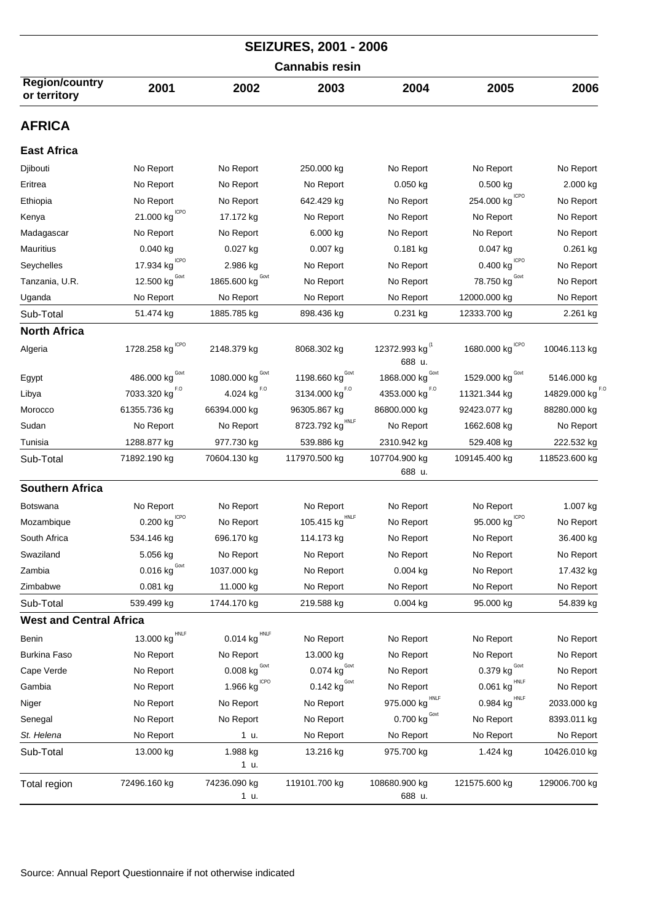## SEIZURES, 2001 - 2006

### Cannabis resin

| Region/country or territory | 2001 | 2002 | 2003 | 2004 | 2005 | 2006 |
|---|---|---|---|---|---|---|
| **AFRICA** | | | | | | |
| **East Africa** | | | | | | |
| Djibouti | No Report | No Report | 250.000 kg | No Report | No Report | No Report |
| Eritrea | No Report | No Report | No Report | 0.050 kg | 0.500 kg | 2.000 kg |
| Ethiopia | No Report | No Report | 642.429 kg | No Report | 254.000 kg ICPO | No Report |
| Kenya | 21.000 kg ICPO | 17.172 kg | No Report | No Report | No Report | No Report |
| Madagascar | No Report | No Report | 6.000 kg | No Report | No Report | No Report |
| Mauritius | 0.040 kg | 0.027 kg | 0.007 kg | 0.181 kg | 0.047 kg | 0.261 kg |
| Seychelles | 17.934 kg ICPO | 2.986 kg | No Report | No Report | 0.400 kg ICPO | No Report |
| Tanzania, U.R. | 12.500 kg Govt | 1865.600 kg Govt | No Report | No Report | 78.750 kg Govt | No Report |
| Uganda | No Report | No Report | No Report | No Report | 12000.000 kg | No Report |
| Sub-Total | 51.474 kg | 1885.785 kg | 898.436 kg | 0.231 kg | 12333.700 kg | 2.261 kg |
| **North Africa** | | | | | | |
| Algeria | 1728.258 kg ICPO | 2148.379 kg | 8068.302 kg | 12372.993 kg (1 688 u. | 1680.000 kg ICPO | 10046.113 kg |
| Egypt | 486.000 kg Govt | 1080.000 kg Govt | 1198.660 kg Govt | 1868.000 kg Govt | 1529.000 kg Govt | 5146.000 kg |
| Libya | 7033.320 kg F.O | 4.024 kg F.O | 3134.000 kg F.O | 4353.000 kg F.O | 11321.344 kg | 14829.000 kg F.O |
| Morocco | 61355.736 kg | 66394.000 kg | 96305.867 kg | 86800.000 kg | 92423.077 kg | 88280.000 kg |
| Sudan | No Report | No Report | 8723.792 kg HNLF | No Report | 1662.608 kg | No Report |
| Tunisia | 1288.877 kg | 977.730 kg | 539.886 kg | 2310.942 kg | 529.408 kg | 222.532 kg |
| Sub-Total | 71892.190 kg | 70604.130 kg | 117970.500 kg | 107704.900 kg 688 u. | 109145.400 kg | 118523.600 kg |
| **Southern Africa** | | | | | | |
| Botswana | No Report | No Report | No Report | No Report | No Report | 1.007 kg |
| Mozambique | 0.200 kg ICPO | No Report | 105.415 kg HNLF | No Report | 95.000 kg ICPO | No Report |
| South Africa | 534.146 kg | 696.170 kg | 114.173 kg | No Report | No Report | 36.400 kg |
| Swaziland | 5.056 kg | No Report | No Report | No Report | No Report | No Report |
| Zambia | 0.016 kg Govt | 1037.000 kg | No Report | 0.004 kg | No Report | 17.432 kg |
| Zimbabwe | 0.081 kg | 11.000 kg | No Report | No Report | No Report | No Report |
| Sub-Total | 539.499 kg | 1744.170 kg | 219.588 kg | 0.004 kg | 95.000 kg | 54.839 kg |
| **West and Central Africa** | | | | | | |
| Benin | 13.000 kg HNLF | 0.014 kg HNLF | No Report | No Report | No Report | No Report |
| Burkina Faso | No Report | No Report | 13.000 kg | No Report | No Report | No Report |
| Cape Verde | No Report | 0.008 kg Govt | 0.074 kg Govt | No Report | 0.379 kg Govt | No Report |
| Gambia | No Report | 1.966 kg ICPO | 0.142 kg Govt | No Report | 0.061 kg HNLF | No Report |
| Niger | No Report | No Report | No Report | 975.000 kg HNLF | 0.984 kg HNLF | 2033.000 kg |
| Senegal | No Report | No Report | No Report | 0.700 kg Govt | No Report | 8393.011 kg |
| *St. Helena* | No Report | 1 u. | No Report | No Report | No Report | No Report |
| Sub-Total | 13.000 kg | 1.988 kg 1 u. | 13.216 kg | 975.700 kg | 1.424 kg | 10426.010 kg |
| Total region | 72496.160 kg | 74236.090 kg 1 u. | 119101.700 kg | 108680.900 kg 688 u. | 121575.600 kg | 129006.700 kg |

Source: Annual Report Questionnaire if not otherwise indicated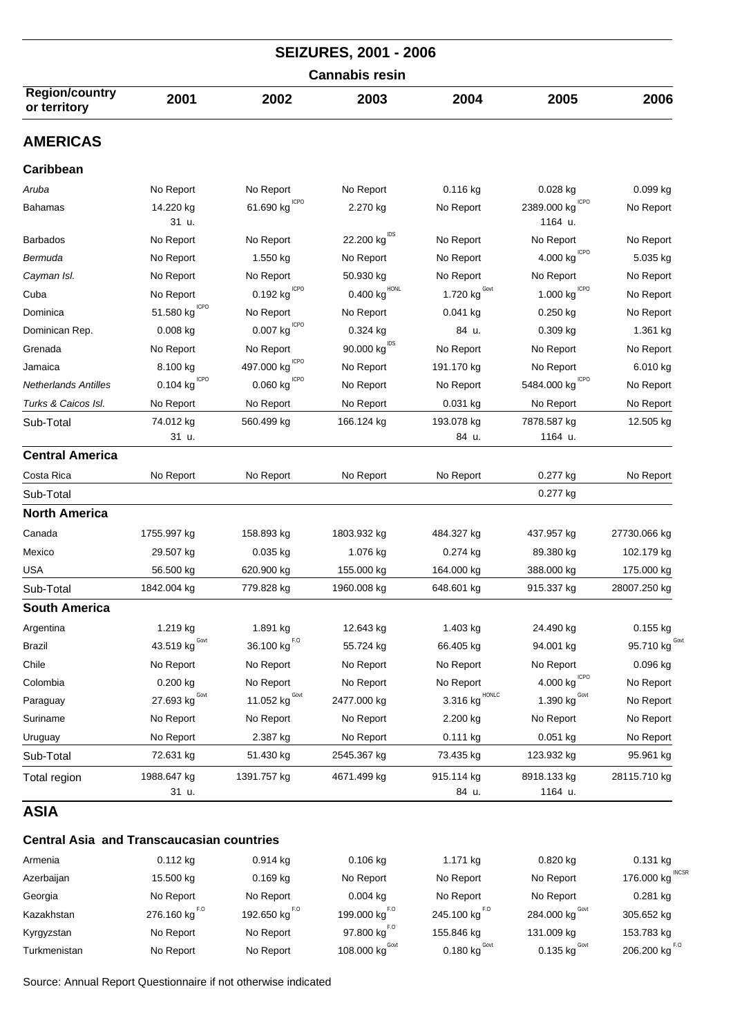# SEIZURES, 2001 - 2006

## Cannabis resin

| Region/country or territory | 2001 | 2002 | 2003 | 2004 | 2005 | 2006 |
|---|---|---|---|---|---|---|
| **AMERICAS** | | | | | | |
| **Caribbean** | | | | | | |
| *Aruba* | No Report | No Report | No Report | 0.116 kg | 0.028 kg | 0.099 kg |
| Bahamas | 14.220 kg 31 u. | 61.690 kg ICPO | 2.270 kg | No Report | 2389.000 kg ICPO 1164 u. | No Report |
| Barbados | No Report | No Report | 22.200 kg IDS | No Report | No Report | No Report |
| *Bermuda* | No Report | 1.550 kg | No Report | No Report | 4.000 kg ICPO | 5.035 kg |
| *Cayman Isl.* | No Report | No Report | 50.930 kg | No Report | No Report | No Report |
| Cuba | No Report | 0.192 kg ICPO | 0.400 kg HONL | 1.720 kg Govt | 1.000 kg ICPO | No Report |
| Dominica | 51.580 kg ICPO | No Report | No Report | 0.041 kg | 0.250 kg | No Report |
| Dominican Rep. | 0.008 kg | 0.007 kg ICPO | 0.324 kg | 84 u. | 0.309 kg | 1.361 kg |
| Grenada | No Report | No Report | 90.000 kg IDS | No Report | No Report | No Report |
| Jamaica | 8.100 kg | 497.000 kg ICPO | No Report | 191.170 kg | No Report | 6.010 kg |
| *Netherlands Antilles* | 0.104 kg ICPO | 0.060 kg ICPO | No Report | No Report | 5484.000 kg ICPO | No Report |
| *Turks & Caicos Isl.* | No Report | No Report | No Report | 0.031 kg | No Report | No Report |
| Sub-Total | 74.012 kg 31 u. | 560.499 kg | 166.124 kg | 193.078 kg 84 u. | 7878.587 kg 1164 u. | 12.505 kg |
| **Central America** | | | | | | |
| Costa Rica | No Report | No Report | No Report | No Report | 0.277 kg | No Report |
| Sub-Total | | | | | 0.277 kg | |
| **North America** | | | | | | |
| Canada | 1755.997 kg | 158.893 kg | 1803.932 kg | 484.327 kg | 437.957 kg | 27730.066 kg |
| Mexico | 29.507 kg | 0.035 kg | 1.076 kg | 0.274 kg | 89.380 kg | 102.179 kg |
| USA | 56.500 kg | 620.900 kg | 155.000 kg | 164.000 kg | 388.000 kg | 175.000 kg |
| Sub-Total | 1842.004 kg | 779.828 kg | 1960.008 kg | 648.601 kg | 915.337 kg | 28007.250 kg |
| **South America** | | | | | | |
| Argentina | 1.219 kg | 1.891 kg | 12.643 kg | 1.403 kg | 24.490 kg | 0.155 kg |
| Brazil | 43.519 kg Govt | 36.100 kg F.O | 55.724 kg | 66.405 kg | 94.001 kg | 95.710 kg Govt |
| Chile | No Report | No Report | No Report | No Report | No Report | 0.096 kg |
| Colombia | 0.200 kg | No Report | No Report | No Report | 4.000 kg ICPO | No Report |
| Paraguay | 27.693 kg Govt | 11.052 kg Govt | 2477.000 kg | 3.316 kg HONLC | 1.390 kg Govt | No Report |
| Suriname | No Report | No Report | No Report | 2.200 kg | No Report | No Report |
| Uruguay | No Report | 2.387 kg | No Report | 0.111 kg | 0.051 kg | No Report |
| Sub-Total | 72.631 kg | 51.430 kg | 2545.367 kg | 73.435 kg | 123.932 kg | 95.961 kg |
| Total region | 1988.647 kg 31 u. | 1391.757 kg | 4671.499 kg | 915.114 kg 84 u. | 8918.133 kg 1164 u. | 28115.710 kg |
| **ASIA** | | | | | | |
| **Central Asia and Transcaucasian countries** | | | | | | |
| Armenia | 0.112 kg | 0.914 kg | 0.106 kg | 1.171 kg | 0.820 kg | 0.131 kg |
| Azerbaijan | 15.500 kg | 0.169 kg | No Report | No Report | No Report | 176.000 kg INCSR |
| Georgia | No Report | No Report | 0.004 kg | No Report | No Report | 0.281 kg |
| Kazakhstan | 276.160 kg F.O | 192.650 kg F.O | 199.000 kg F.O | 245.100 kg F.O | 284.000 kg Govt | 305.652 kg |
| Kyrgyzstan | No Report | No Report | 97.800 kg F.O | 155.846 kg | 131.009 kg | 153.783 kg |
| Turkmenistan | No Report | No Report | 108.000 kg Govt | 0.180 kg Govt | 0.135 kg Govt | 206.200 kg F.O |

Source: Annual Report Questionnaire if not otherwise indicated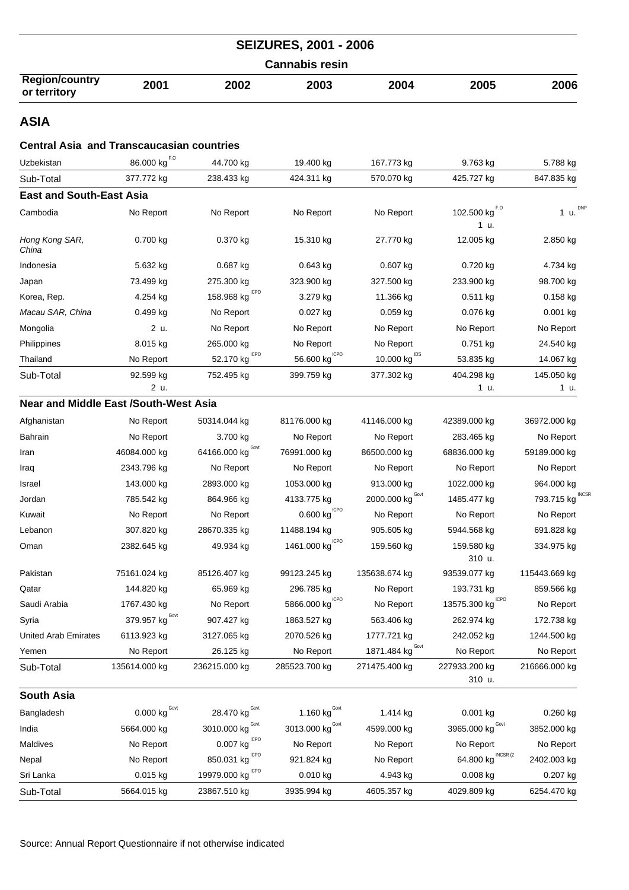## SEIZURES, 2001 - 2006

### Cannabis resin

| Region/country or territory | 2001 | 2002 | 2003 | 2004 | 2005 | 2006 |
|---|---|---|---|---|---|---|
| **ASIA** | | | | | | |
| **Central Asia and Transcaucasian countries** | | | | | | |
| Uzbekistan | 86.000 kg [F.O] | 44.700 kg | 19.400 kg | 167.773 kg | 9.763 kg | 5.788 kg |
| Sub-Total | 377.772 kg | 238.433 kg | 424.311 kg | 570.070 kg | 425.727 kg | 847.835 kg |
| **East and South-East Asia** | | | | | | |
| Cambodia | No Report | No Report | No Report | No Report | 102.500 kg [F.O] 1 u. | 1 u. [DNP] |
| *Hong Kong SAR, China* | 0.700 kg | 0.370 kg | 15.310 kg | 27.770 kg | 12.005 kg | 2.850 kg |
| Indonesia | 5.632 kg | 0.687 kg | 0.643 kg | 0.607 kg | 0.720 kg | 4.734 kg |
| Japan | 73.499 kg | 275.300 kg | 323.900 kg | 327.500 kg | 233.900 kg | 98.700 kg |
| Korea, Rep. | 4.254 kg | 158.968 kg [ICPO] | 3.279 kg | 11.366 kg | 0.511 kg | 0.158 kg |
| *Macau SAR, China* | 0.499 kg | No Report | 0.027 kg | 0.059 kg | 0.076 kg | 0.001 kg |
| Mongolia | 2 u. | No Report | No Report | No Report | No Report | No Report |
| Philippines | 8.015 kg | 265.000 kg | No Report | No Report | 0.751 kg | 24.540 kg |
| Thailand | No Report | 52.170 kg [ICPO] | 56.600 kg [ICPO] | 10.000 kg [IDS] | 53.835 kg | 14.067 kg |
| Sub-Total | 92.599 kg 2 u. | 752.495 kg | 399.759 kg | 377.302 kg | 404.298 kg 1 u. | 145.050 kg 1 u. |
| **Near and Middle East /South-West Asia** | | | | | | |
| Afghanistan | No Report | 50314.044 kg | 81176.000 kg | 41146.000 kg | 42389.000 kg | 36972.000 kg |
| Bahrain | No Report | 3.700 kg | No Report | No Report | 283.465 kg | No Report |
| Iran | 46084.000 kg | 64166.000 kg [Govt] | 76991.000 kg | 86500.000 kg | 68836.000 kg | 59189.000 kg |
| Iraq | 2343.796 kg | No Report | No Report | No Report | No Report | No Report |
| Israel | 143.000 kg | 2893.000 kg | 1053.000 kg | 913.000 kg | 1022.000 kg | 964.000 kg |
| Jordan | 785.542 kg | 864.966 kg | 4133.775 kg | 2000.000 kg [Govt] | 1485.477 kg | 793.715 kg [INCSR] |
| Kuwait | No Report | No Report | 0.600 kg [ICPO] | No Report | No Report | No Report |
| Lebanon | 307.820 kg | 28670.335 kg | 11488.194 kg | 905.605 kg | 5944.568 kg | 691.828 kg |
| Oman | 2382.645 kg | 49.934 kg | 1461.000 kg [ICPO] | 159.560 kg | 159.580 kg 310 u. | 334.975 kg |
| Pakistan | 75161.024 kg | 85126.407 kg | 99123.245 kg | 135638.674 kg | 93539.077 kg | 115443.669 kg |
| Qatar | 144.820 kg | 65.969 kg | 296.785 kg | No Report | 193.731 kg | 859.566 kg |
| Saudi Arabia | 1767.430 kg | No Report | 5866.000 kg [ICPO] | No Report | 13575.300 kg [ICPO] | No Report |
| Syria | 379.957 kg [Govt] | 907.427 kg | 1863.527 kg | 563.406 kg | 262.974 kg | 172.738 kg |
| United Arab Emirates | 6113.923 kg | 3127.065 kg | 2070.526 kg | 1777.721 kg | 242.052 kg | 1244.500 kg |
| Yemen | No Report | 26.125 kg | No Report | 1871.484 kg [Govt] | No Report | No Report |
| Sub-Total | 135614.000 kg | 236215.000 kg | 285523.700 kg | 271475.400 kg | 227933.200 kg 310 u. | 216666.000 kg |
| **South Asia** | | | | | | |
| Bangladesh | 0.000 kg [Govt] | 28.470 kg [Govt] | 1.160 kg [Govt] | 1.414 kg | 0.001 kg | 0.260 kg |
| India | 5664.000 kg | 3010.000 kg [Govt] | 3013.000 kg [Govt] | 4599.000 kg | 3965.000 kg [Govt] | 3852.000 kg |
| Maldives | No Report | 0.007 kg [ICPO] | No Report | No Report | No Report | No Report |
| Nepal | No Report | 850.031 kg [ICPO] | 921.824 kg | No Report | 64.800 kg [INCSR (2] | 2402.003 kg |
| Sri Lanka | 0.015 kg | 19979.000 kg [ICPO] | 0.010 kg | 4.943 kg | 0.008 kg | 0.207 kg |
| Sub-Total | 5664.015 kg | 23867.510 kg | 3935.994 kg | 4605.357 kg | 4029.809 kg | 6254.470 kg |

Source: Annual Report Questionnaire if not otherwise indicated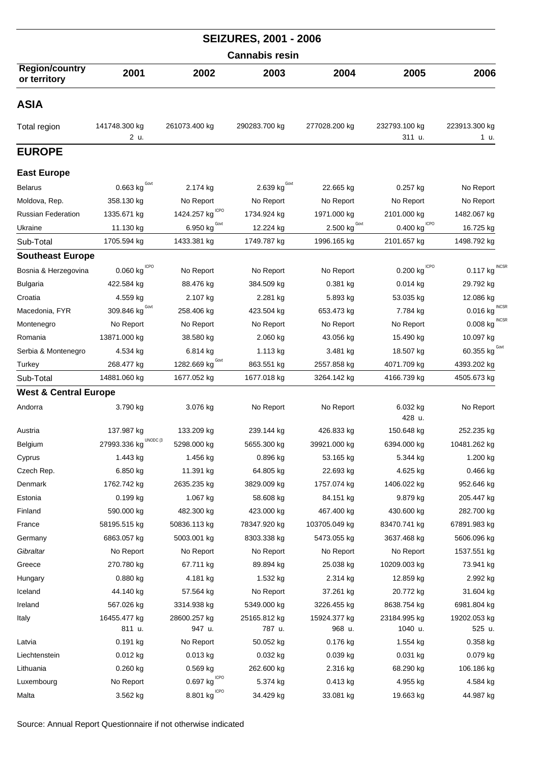## SEIZURES, 2001 - 2006

### Cannabis resin

| Region/country or territory | 2001 | 2002 | 2003 | 2004 | 2005 | 2006 |
|---|---|---|---|---|---|---|
| **ASIA** | | | | | | |
| Total region | 141748.300 kg<br>2 u. | 261073.400 kg | 290283.700 kg | 277028.200 kg | 232793.100 kg<br>311 u. | 223913.300 kg<br>1 u. |
| **EUROPE** | | | | | | |
| **East Europe** | | | | | | |
| Belarus | 0.663 kg Govt | 2.174 kg | 2.639 kg Govt | 22.665 kg | 0.257 kg | No Report |
| Moldova, Rep. | 358.130 kg | No Report | No Report | No Report | No Report | No Report |
| Russian Federation | 1335.671 kg | 1424.257 kg ICPO | 1734.924 kg | 1971.000 kg | 2101.000 kg | 1482.067 kg |
| Ukraine | 11.130 kg | 6.950 kg Govt | 12.224 kg | 2.500 kg Govt | 0.400 kg ICPO | 16.725 kg |
| Sub-Total | 1705.594 kg | 1433.381 kg | 1749.787 kg | 1996.165 kg | 2101.657 kg | 1498.792 kg |
| **Southeast Europe** | | | | | | |
| Bosnia & Herzegovina | 0.060 kg ICPO | No Report | No Report | No Report | 0.200 kg ICPO | 0.117 kg INCSR |
| Bulgaria | 422.584 kg | 88.476 kg | 384.509 kg | 0.381 kg | 0.014 kg | 29.792 kg |
| Croatia | 4.559 kg | 2.107 kg | 2.281 kg | 5.893 kg | 53.035 kg | 12.086 kg |
| Macedonia, FYR | 309.846 kg Govt | 258.406 kg | 423.504 kg | 653.473 kg | 7.784 kg | 0.016 kg INCSR |
| Montenegro | No Report | No Report | No Report | No Report | No Report | 0.008 kg INCSR |
| Romania | 13871.000 kg | 38.580 kg | 2.060 kg | 43.056 kg | 15.490 kg | 10.097 kg |
| Serbia & Montenegro | 4.534 kg | 6.814 kg | 1.113 kg | 3.481 kg | 18.507 kg | 60.355 kg Govt |
| Turkey | 268.477 kg | 1282.669 kg Govt | 863.551 kg | 2557.858 kg | 4071.709 kg | 4393.202 kg |
| Sub-Total | 14881.060 kg | 1677.052 kg | 1677.018 kg | 3264.142 kg | 4166.739 kg | 4505.673 kg |
| **West & Central Europe** | | | | | | |
| Andorra | 3.790 kg | 3.076 kg | No Report | No Report | 6.032 kg<br>428 u. | No Report |
| Austria | 137.987 kg | 133.209 kg | 239.144 kg | 426.833 kg | 150.648 kg | 252.235 kg |
| Belgium | 27993.336 kg UNODC (3 | 5298.000 kg | 5655.300 kg | 39921.000 kg | 6394.000 kg | 10481.262 kg |
| Cyprus | 1.443 kg | 1.456 kg | 0.896 kg | 53.165 kg | 5.344 kg | 1.200 kg |
| Czech Rep. | 6.850 kg | 11.391 kg | 64.805 kg | 22.693 kg | 4.625 kg | 0.466 kg |
| Denmark | 1762.742 kg | 2635.235 kg | 3829.009 kg | 1757.074 kg | 1406.022 kg | 952.646 kg |
| Estonia | 0.199 kg | 1.067 kg | 58.608 kg | 84.151 kg | 9.879 kg | 205.447 kg |
| Finland | 590.000 kg | 482.300 kg | 423.000 kg | 467.400 kg | 430.600 kg | 282.700 kg |
| France | 58195.515 kg | 50836.113 kg | 78347.920 kg | 103705.049 kg | 83470.741 kg | 67891.983 kg |
| Germany | 6863.057 kg | 5003.001 kg | 8303.338 kg | 5473.055 kg | 3637.468 kg | 5606.096 kg |
| *Gibraltar* | No Report | No Report | No Report | No Report | No Report | 1537.551 kg |
| Greece | 270.780 kg | 67.711 kg | 89.894 kg | 25.038 kg | 10209.003 kg | 73.941 kg |
| Hungary | 0.880 kg | 4.181 kg | 1.532 kg | 2.314 kg | 12.859 kg | 2.992 kg |
| Iceland | 44.140 kg | 57.564 kg | No Report | 37.261 kg | 20.772 kg | 31.604 kg |
| Ireland | 567.026 kg | 3314.938 kg | 5349.000 kg | 3226.455 kg | 8638.754 kg | 6981.804 kg |
| Italy | 16455.477 kg<br>811 u. | 28600.257 kg<br>947 u. | 25165.812 kg<br>787 u. | 15924.377 kg<br>968 u. | 23184.995 kg<br>1040 u. | 19202.053 kg<br>525 u. |
| Latvia | 0.191 kg | No Report | 50.052 kg | 0.176 kg | 1.554 kg | 0.358 kg |
| Liechtenstein | 0.012 kg | 0.013 kg | 0.032 kg | 0.039 kg | 0.031 kg | 0.079 kg |
| Lithuania | 0.260 kg | 0.569 kg | 262.600 kg | 2.316 kg | 68.290 kg | 106.186 kg |
| Luxembourg | No Report | 0.697 kg ICPO | 5.374 kg | 0.413 kg | 4.955 kg | 4.584 kg |
| Malta | 3.562 kg | 8.801 kg ICPO | 34.429 kg | 33.081 kg | 19.663 kg | 44.987 kg |

Source: Annual Report Questionnaire if not otherwise indicated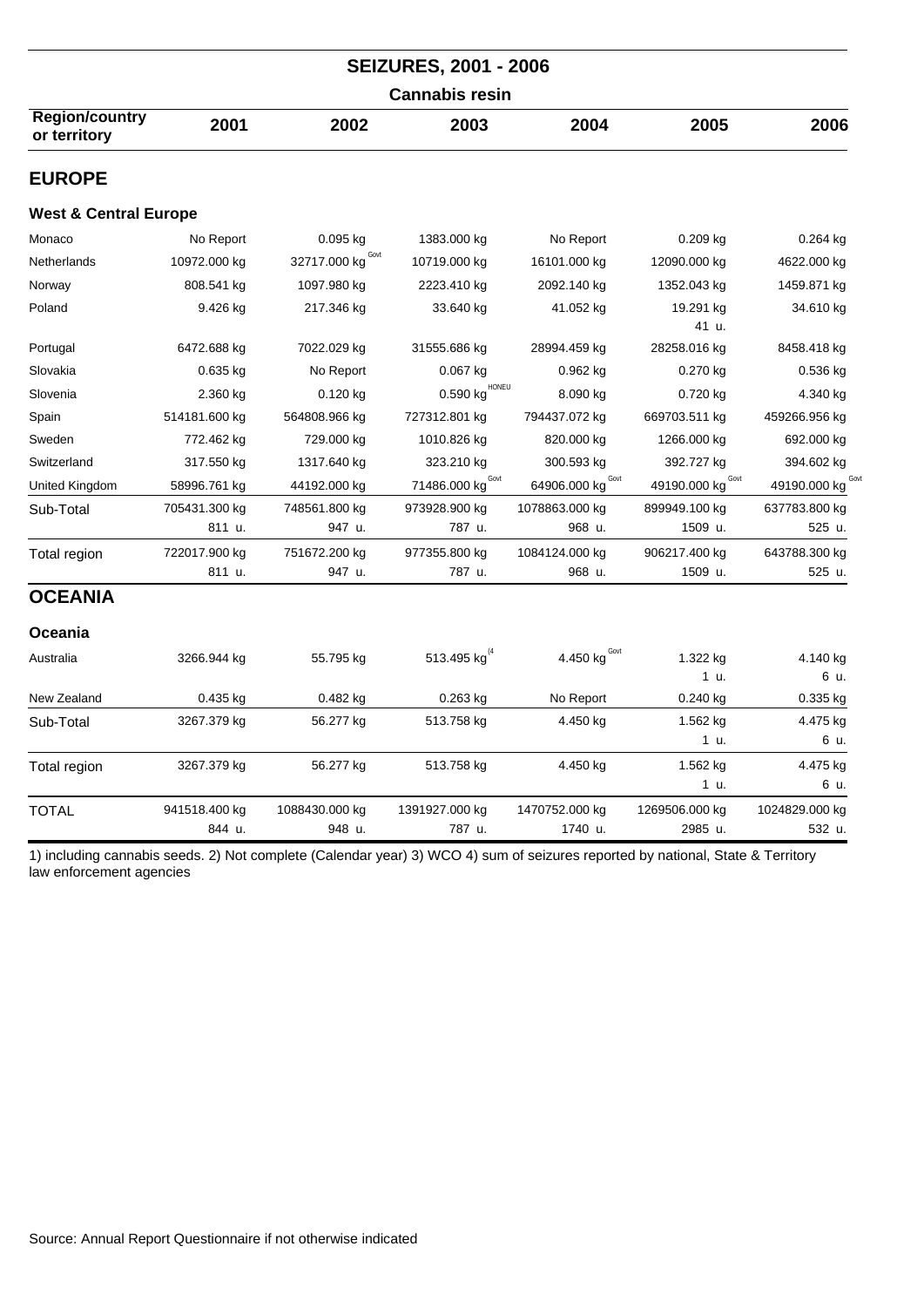# SEIZURES, 2001 - 2006

## Cannabis resin

| Region/country or territory | 2001 | 2002 | 2003 | 2004 | 2005 | 2006 |
|---|---|---|---|---|---|---|
| **EUROPE** | | | | | | |
| **West & Central Europe** | | | | | | |
| Monaco | No Report | 0.095 kg | 1383.000 kg | No Report | 0.209 kg | 0.264 kg |
| Netherlands | 10972.000 kg | 32717.000 kg Govt | 10719.000 kg | 16101.000 kg | 12090.000 kg | 4622.000 kg |
| Norway | 808.541 kg | 1097.980 kg | 2223.410 kg | 2092.140 kg | 1352.043 kg | 1459.871 kg |
| Poland | 9.426 kg | 217.346 kg | 33.640 kg | 41.052 kg | 19.291 kg<br>41 u. | 34.610 kg |
| Portugal | 6472.688 kg | 7022.029 kg | 31555.686 kg | 28994.459 kg | 28258.016 kg | 8458.418 kg |
| Slovakia | 0.635 kg | No Report | 0.067 kg | 0.962 kg | 0.270 kg | 0.536 kg |
| Slovenia | 2.360 kg | 0.120 kg | 0.590 kg HONEU | 8.090 kg | 0.720 kg | 4.340 kg |
| Spain | 514181.600 kg | 564808.966 kg | 727312.801 kg | 794437.072 kg | 669703.511 kg | 459266.956 kg |
| Sweden | 772.462 kg | 729.000 kg | 1010.826 kg | 820.000 kg | 1266.000 kg | 692.000 kg |
| Switzerland | 317.550 kg | 1317.640 kg | 323.210 kg | 300.593 kg | 392.727 kg | 394.602 kg |
| United Kingdom | 58996.761 kg | 44192.000 kg | 71486.000 kg Govt | 64906.000 kg Govt | 49190.000 kg Govt | 49190.000 kg Govt |
| Sub-Total | 705431.300 kg<br>811 u. | 748561.800 kg<br>947 u. | 973928.900 kg<br>787 u. | 1078863.000 kg<br>968 u. | 899949.100 kg<br>1509 u. | 637783.800 kg<br>525 u. |
| Total region | 722017.900 kg<br>811 u. | 751672.200 kg<br>947 u. | 977355.800 kg<br>787 u. | 1084124.000 kg<br>968 u. | 906217.400 kg<br>1509 u. | 643788.300 kg<br>525 u. |
| **OCEANIA** | | | | | | |
| **Oceania** | | | | | | |
| Australia | 3266.944 kg | 55.795 kg | 513.495 kg (4 | 4.450 kg Govt | 1.322 kg<br>1 u. | 4.140 kg<br>6 u. |
| New Zealand | 0.435 kg | 0.482 kg | 0.263 kg | No Report | 0.240 kg | 0.335 kg |
| Sub-Total | 3267.379 kg | 56.277 kg | 513.758 kg | 4.450 kg | 1.562 kg<br>1 u. | 4.475 kg<br>6 u. |
| Total region | 3267.379 kg | 56.277 kg | 513.758 kg | 4.450 kg | 1.562 kg<br>1 u. | 4.475 kg<br>6 u. |
| TOTAL | 941518.400 kg<br>844 u. | 1088430.000 kg<br>948 u. | 1391927.000 kg<br>787 u. | 1470752.000 kg<br>1740 u. | 1269506.000 kg<br>2985 u. | 1024829.000 kg<br>532 u. |

1) including cannabis seeds. 2) Not complete (Calendar year) 3) WCO 4) sum of seizures reported by national, State & Territory law enforcement agencies

Source: Annual Report Questionnaire if not otherwise indicated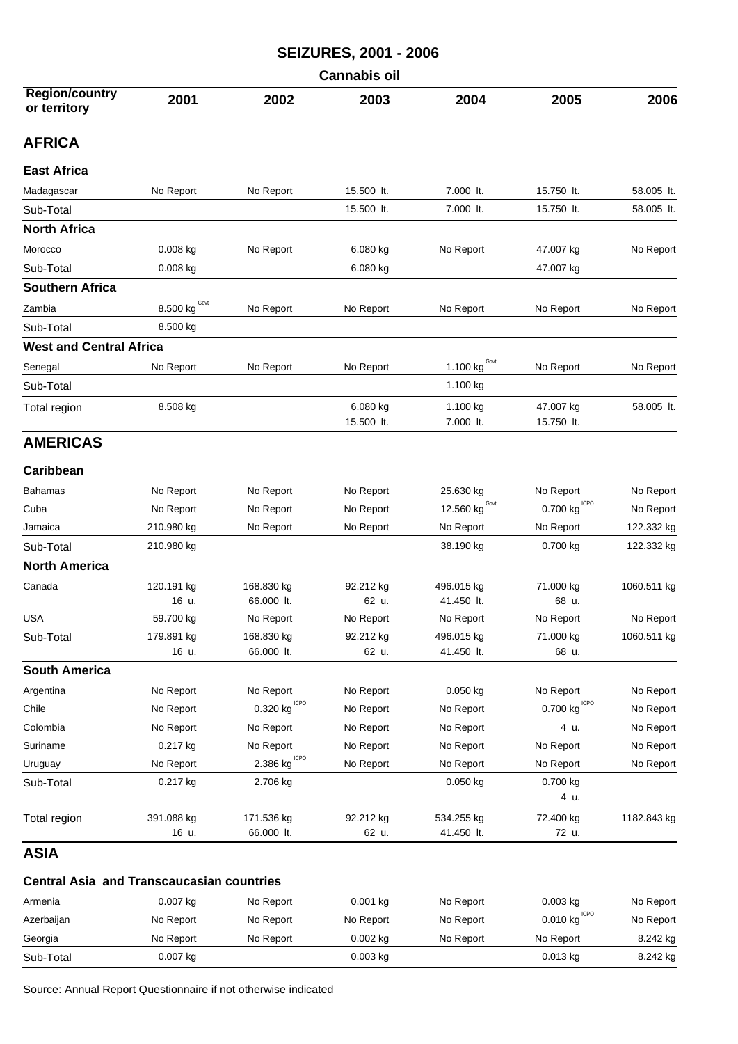## SEIZURES, 2001 - 2006

### Cannabis oil

| Region/country or territory | 2001 | 2002 | 2003 | 2004 | 2005 | 2006 |
|---|---|---|---|---|---|---|
| **AFRICA** | | | | | | |
| **East Africa** | | | | | | |
| Madagascar | No Report | No Report | 15.500 lt. | 7.000 lt. | 15.750 lt. | 58.005 lt. |
| Sub-Total | | | 15.500 lt. | 7.000 lt. | 15.750 lt. | 58.005 lt. |
| **North Africa** | | | | | | |
| Morocco | 0.008 kg | No Report | 6.080 kg | No Report | 47.007 kg | No Report |
| Sub-Total | 0.008 kg | | 6.080 kg | | 47.007 kg | |
| **Southern Africa** | | | | | | |
| Zambia | 8.500 kg Govt | No Report | No Report | No Report | No Report | No Report |
| Sub-Total | 8.500 kg | | | | | |
| **West and Central Africa** | | | | | | |
| Senegal | No Report | No Report | No Report | 1.100 kg Govt | No Report | No Report |
| Sub-Total | | | | 1.100 kg | | |
| Total region | 8.508 kg | | 6.080 kg<br>15.500 lt. | 1.100 kg<br>7.000 lt. | 47.007 kg<br>15.750 lt. | 58.005 lt. |
| **AMERICAS** | | | | | | |
| **Caribbean** | | | | | | |
| Bahamas | No Report | No Report | No Report | 25.630 kg | No Report | No Report |
| Cuba | No Report | No Report | No Report | 12.560 kg Govt | 0.700 kg ICPO | No Report |
| Jamaica | 210.980 kg | No Report | No Report | No Report | No Report | 122.332 kg |
| Sub-Total | 210.980 kg | | | 38.190 kg | 0.700 kg | 122.332 kg |
| **North America** | | | | | | |
| Canada | 120.191 kg<br>16 u. | 168.830 kg<br>66.000 lt. | 92.212 kg<br>62 u. | 496.015 kg<br>41.450 lt. | 71.000 kg<br>68 u. | 1060.511 kg |
| USA | 59.700 kg | No Report | No Report | No Report | No Report | No Report |
| Sub-Total | 179.891 kg<br>16 u. | 168.830 kg<br>66.000 lt. | 92.212 kg<br>62 u. | 496.015 kg<br>41.450 lt. | 71.000 kg<br>68 u. | 1060.511 kg |
| **South America** | | | | | | |
| Argentina | No Report | No Report | No Report | 0.050 kg | No Report | No Report |
| Chile | No Report | 0.320 kg ICPO | No Report | No Report | 0.700 kg ICPO | No Report |
| Colombia | No Report | No Report | No Report | No Report | 4 u. | No Report |
| Suriname | 0.217 kg | No Report | No Report | No Report | No Report | No Report |
| Uruguay | No Report | 2.386 kg ICPO | No Report | No Report | No Report | No Report |
| Sub-Total | 0.217 kg | 2.706 kg | | 0.050 kg | 0.700 kg<br>4 u. | |
| Total region | 391.088 kg<br>16 u. | 171.536 kg<br>66.000 lt. | 92.212 kg<br>62 u. | 534.255 kg<br>41.450 lt. | 72.400 kg<br>72 u. | 1182.843 kg |
| **ASIA** | | | | | | |
| **Central Asia and Transcaucasian countries** | | | | | | |
| Armenia | 0.007 kg | No Report | 0.001 kg | No Report | 0.003 kg | No Report |
| Azerbaijan | No Report | No Report | No Report | No Report | 0.010 kg ICPO | No Report |
| Georgia | No Report | No Report | 0.002 kg | No Report | No Report | 8.242 kg |
| Sub-Total | 0.007 kg | | 0.003 kg | | 0.013 kg | 8.242 kg |

Source: Annual Report Questionnaire if not otherwise indicated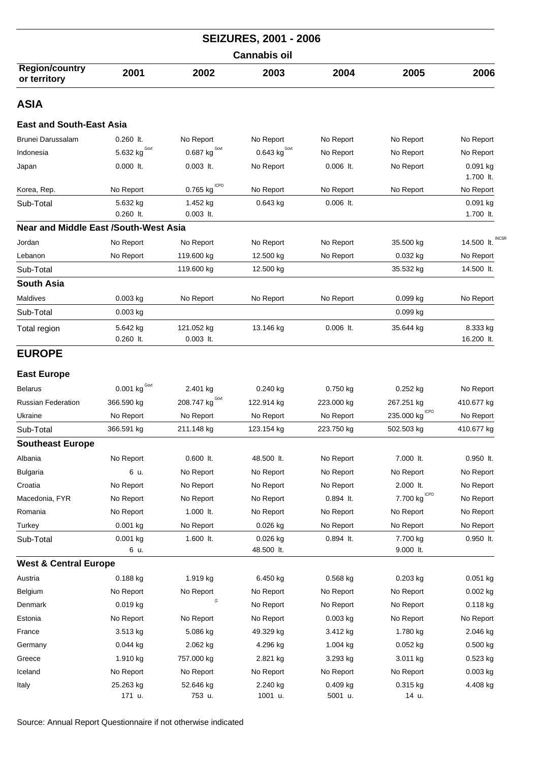# SEIZURES, 2001 - 2006

## Cannabis oil

| Region/country or territory | 2001 | 2002 | 2003 | 2004 | 2005 | 2006 |
|---|---|---|---|---|---|---|
| **ASIA** | | | | | | |
| **East and South-East Asia** | | | | | | |
| Brunei Darussalam | 0.260 lt. | No Report | No Report | No Report | No Report | No Report |
| Indonesia | 5.632 kg Govt | 0.687 kg Govt | 0.643 kg Govt | No Report | No Report | No Report |
| Japan | 0.000 lt. | 0.003 lt. | No Report | 0.006 lt. | No Report | 0.091 kg 1.700 lt. |
| Korea, Rep. | No Report | 0.765 kg ICPO | No Report | No Report | No Report | No Report |
| Sub-Total | 5.632 kg 0.260 lt. | 1.452 kg 0.003 lt. | 0.643 kg | 0.006 lt. | | 0.091 kg 1.700 lt. |
| **Near and Middle East /South-West Asia** | | | | | | |
| Jordan | No Report | No Report | No Report | No Report | 35.500 kg | 14.500 lt. INCSR |
| Lebanon | No Report | 119.600 kg | 12.500 kg | No Report | 0.032 kg | No Report |
| Sub-Total | | 119.600 kg | 12.500 kg | | 35.532 kg | 14.500 lt. |
| **South Asia** | | | | | | |
| Maldives | 0.003 kg | No Report | No Report | No Report | 0.099 kg | No Report |
| Sub-Total | 0.003 kg | | | | 0.099 kg | |
| Total region | 5.642 kg 0.260 lt. | 121.052 kg 0.003 lt. | 13.146 kg | 0.006 lt. | 35.644 kg | 8.333 kg 16.200 lt. |
| **EUROPE** | | | | | | |
| **East Europe** | | | | | | |
| Belarus | 0.001 kg Govt | 2.401 kg | 0.240 kg | 0.750 kg | 0.252 kg | No Report |
| Russian Federation | 366.590 kg | 208.747 kg Govt | 122.914 kg | 223.000 kg | 267.251 kg | 410.677 kg |
| Ukraine | No Report | No Report | No Report | No Report | 235.000 kg ICPO | No Report |
| Sub-Total | 366.591 kg | 211.148 kg | 123.154 kg | 223.750 kg | 502.503 kg | 410.677 kg |
| **Southeast Europe** | | | | | | |
| Albania | No Report | 0.600 lt. | 48.500 lt. | No Report | 7.000 lt. | 0.950 lt. |
| Bulgaria | 6 u. | No Report | No Report | No Report | No Report | No Report |
| Croatia | No Report | No Report | No Report | No Report | 2.000 lt. | No Report |
| Macedonia, FYR | No Report | No Report | No Report | 0.894 lt. | 7.700 kg ICPO | No Report |
| Romania | No Report | 1.000 lt. | No Report | No Report | No Report | No Report |
| Turkey | 0.001 kg | No Report | 0.026 kg | No Report | No Report | No Report |
| Sub-Total | 0.001 kg 6 u. | 1.600 lt. | 0.026 kg 48.500 lt. | 0.894 lt. | 7.700 kg 9.000 lt. | 0.950 lt. |
| **West & Central Europe** | | | | | | |
| Austria | 0.188 kg | 1.919 kg | 6.450 kg | 0.568 kg | 0.203 kg | 0.051 kg |
| Belgium | No Report | No Report | No Report | No Report | No Report | 0.002 kg |
| Denmark | 0.019 kg | (1 | No Report | No Report | No Report | 0.118 kg |
| Estonia | No Report | No Report | No Report | 0.003 kg | No Report | No Report |
| France | 3.513 kg | 5.086 kg | 49.329 kg | 3.412 kg | 1.780 kg | 2.046 kg |
| Germany | 0.044 kg | 2.062 kg | 4.296 kg | 1.004 kg | 0.052 kg | 0.500 kg |
| Greece | 1.910 kg | 757.000 kg | 2.821 kg | 3.293 kg | 3.011 kg | 0.523 kg |
| Iceland | No Report | No Report | No Report | No Report | No Report | 0.003 kg |
| Italy | 25.263 kg 171 u. | 52.646 kg 753 u. | 2.240 kg 1001 u. | 0.409 kg 5001 u. | 0.315 kg 14 u. | 4.408 kg |

Source: Annual Report Questionnaire if not otherwise indicated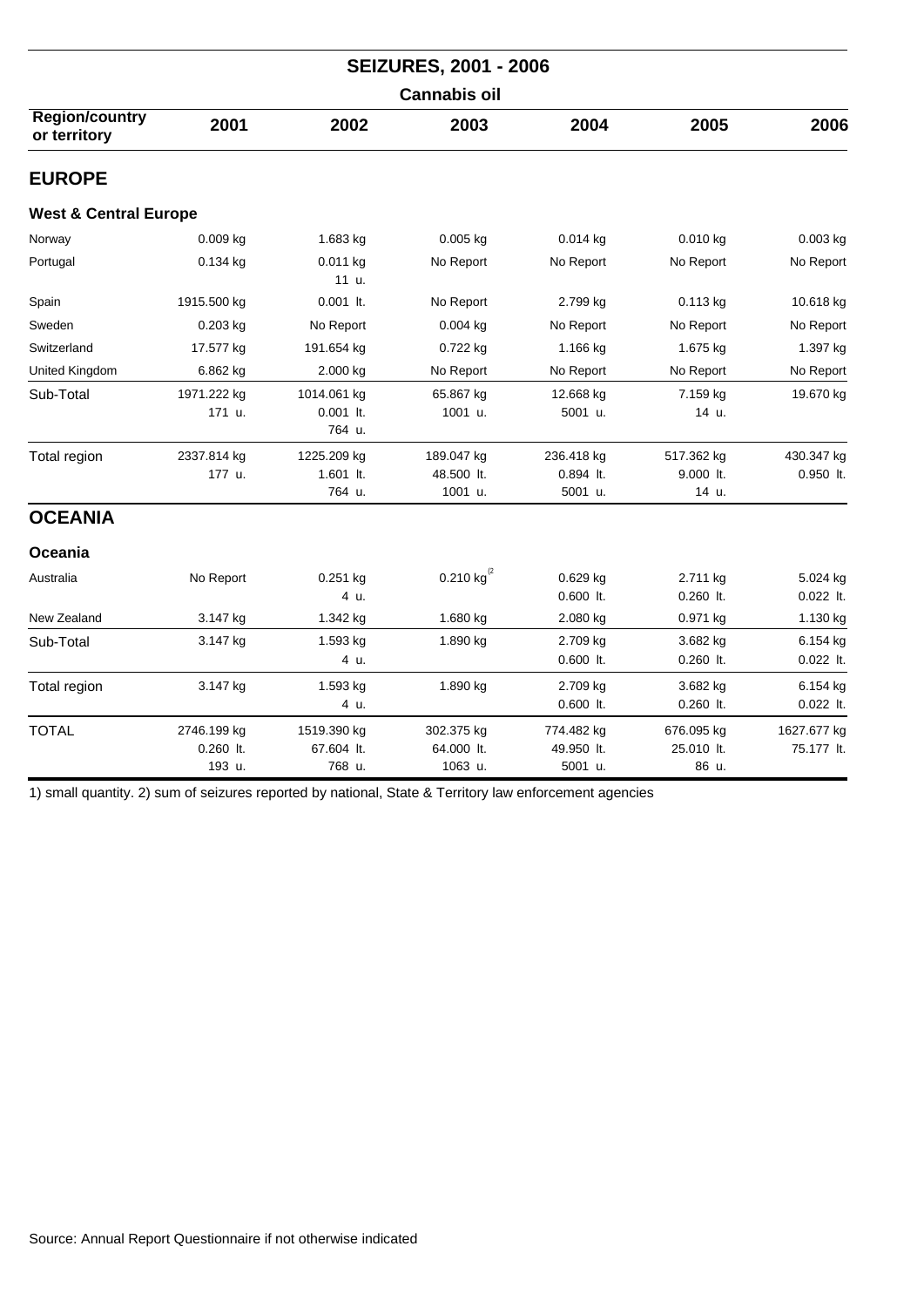# SEIZURES, 2001 - 2006

## Cannabis oil

| Region/country or territory | 2001 | 2002 | 2003 | 2004 | 2005 | 2006 |
|---|---|---|---|---|---|---|
| **EUROPE** | | | | | | |
| **West & Central Europe** | | | | | | |
| Norway | 0.009 kg | 1.683 kg | 0.005 kg | 0.014 kg | 0.010 kg | 0.003 kg |
| Portugal | 0.134 kg | 0.011 kg<br>11 u. | No Report | No Report | No Report | No Report |
| Spain | 1915.500 kg | 0.001 lt. | No Report | 2.799 kg | 0.113 kg | 10.618 kg |
| Sweden | 0.203 kg | No Report | 0.004 kg | No Report | No Report | No Report |
| Switzerland | 17.577 kg | 191.654 kg | 0.722 kg | 1.166 kg | 1.675 kg | 1.397 kg |
| United Kingdom | 6.862 kg | 2.000 kg | No Report | No Report | No Report | No Report |
| Sub-Total | 1971.222 kg<br>171 u. | 1014.061 kg<br>0.001 lt.<br>764 u. | 65.867 kg<br>1001 u. | 12.668 kg<br>5001 u. | 7.159 kg<br>14 u. | 19.670 kg |
| Total region | 2337.814 kg<br>177 u. | 1225.209 kg<br>1.601 lt.<br>764 u. | 189.047 kg<br>48.500 lt.<br>1001 u. | 236.418 kg<br>0.894 lt.<br>5001 u. | 517.362 kg<br>9.000 lt.<br>14 u. | 430.347 kg<br>0.950 lt. |
| **OCEANIA** | | | | | | |
| **Oceania** | | | | | | |
| Australia | No Report | 0.251 kg<br>4 u. | 0.210 kg (2 | 0.629 kg<br>0.600 lt. | 2.711 kg<br>0.260 lt. | 5.024 kg<br>0.022 lt. |
| New Zealand | 3.147 kg | 1.342 kg | 1.680 kg | 2.080 kg | 0.971 kg | 1.130 kg |
| Sub-Total | 3.147 kg | 1.593 kg<br>4 u. | 1.890 kg | 2.709 kg<br>0.600 lt. | 3.682 kg<br>0.260 lt. | 6.154 kg<br>0.022 lt. |
| Total region | 3.147 kg | 1.593 kg<br>4 u. | 1.890 kg | 2.709 kg<br>0.600 lt. | 3.682 kg<br>0.260 lt. | 6.154 kg<br>0.022 lt. |
| TOTAL | 2746.199 kg<br>0.260 lt.<br>193 u. | 1519.390 kg<br>67.604 lt.<br>768 u. | 302.375 kg<br>64.000 lt.<br>1063 u. | 774.482 kg<br>49.950 lt.<br>5001 u. | 676.095 kg<br>25.010 lt.<br>86 u. | 1627.677 kg<br>75.177 lt. |

1) small quantity. 2) sum of seizures reported by national, State & Territory law enforcement agencies

Source: Annual Report Questionnaire if not otherwise indicated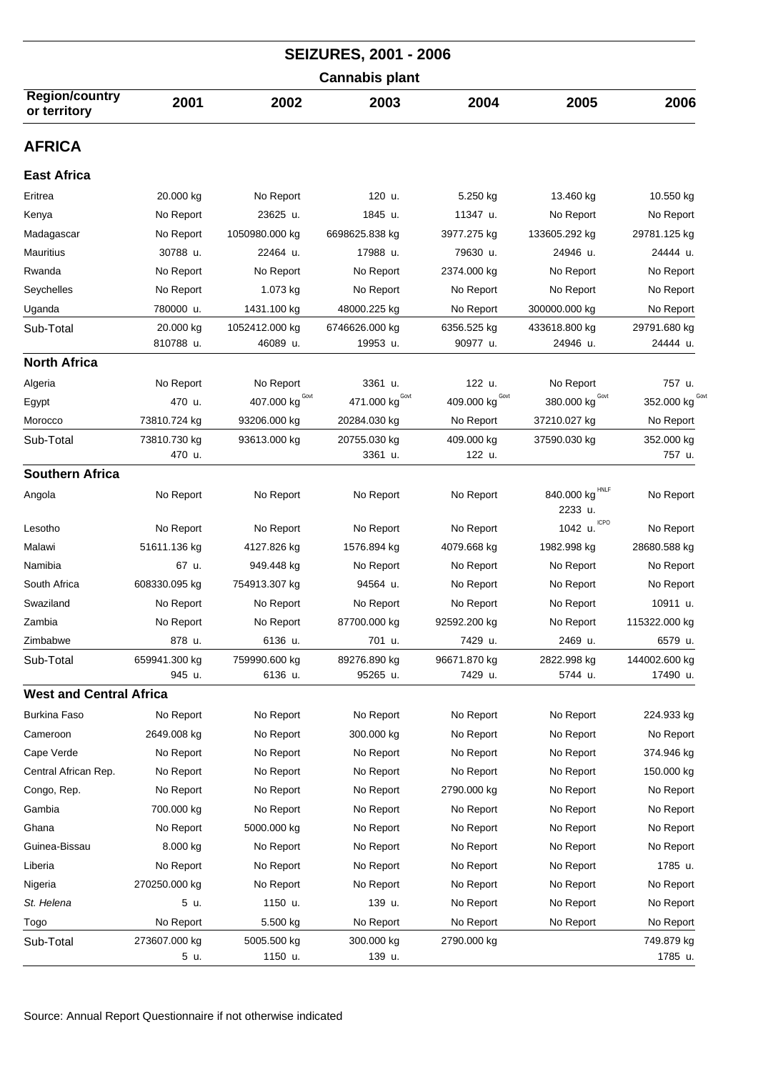# SEIZURES, 2001 - 2006

## Cannabis plant

| Region/country or territory | 2001 | 2002 | 2003 | 2004 | 2005 | 2006 |
|---|---|---|---|---|---|---|
| **AFRICA** | | | | | | |
| **East Africa** | | | | | | |
| Eritrea | 20.000 kg | No Report | 120 u. | 5.250 kg | 13.460 kg | 10.550 kg |
| Kenya | No Report | 23625 u. | 1845 u. | 11347 u. | No Report | No Report |
| Madagascar | No Report | 1050980.000 kg | 6698625.838 kg | 3977.275 kg | 133605.292 kg | 29781.125 kg |
| Mauritius | 30788 u. | 22464 u. | 17988 u. | 79630 u. | 24946 u. | 24444 u. |
| Rwanda | No Report | No Report | No Report | 2374.000 kg | No Report | No Report |
| Seychelles | No Report | 1.073 kg | No Report | No Report | No Report | No Report |
| Uganda | 780000 u. | 1431.100 kg | 48000.225 kg | No Report | 300000.000 kg | No Report |
| Sub-Total | 20.000 kg<br>810788 u. | 1052412.000 kg<br>46089 u. | 6746626.000 kg<br>19953 u. | 6356.525 kg<br>90977 u. | 433618.800 kg<br>24946 u. | 29791.680 kg<br>24444 u. |
| **North Africa** | | | | | | |
| Algeria | No Report | No Report | 3361 u. | 122 u. | No Report | 757 u. |
| Egypt | 470 u. | 407.000 kg Govt | 471.000 kg Govt | 409.000 kg Govt | 380.000 kg Govt | 352.000 kg Govt |
| Morocco | 73810.724 kg | 93206.000 kg | 20284.030 kg | No Report | 37210.027 kg | No Report |
| Sub-Total | 73810.730 kg<br>470 u. | 93613.000 kg | 20755.030 kg<br>3361 u. | 409.000 kg<br>122 u. | 37590.030 kg | 352.000 kg<br>757 u. |
| **Southern Africa** | | | | | | |
| Angola | No Report | No Report | No Report | No Report | 840.000 kg HNLF<br>2233 u. | No Report |
| Lesotho | No Report | No Report | No Report | No Report | 1042 u. ICPO | No Report |
| Malawi | 51611.136 kg | 4127.826 kg | 1576.894 kg | 4079.668 kg | 1982.998 kg | 28680.588 kg |
| Namibia | 67 u. | 949.448 kg | No Report | No Report | No Report | No Report |
| South Africa | 608330.095 kg | 754913.307 kg | 94564 u. | No Report | No Report | No Report |
| Swaziland | No Report | No Report | No Report | No Report | No Report | 10911 u. |
| Zambia | No Report | No Report | 87700.000 kg | 92592.200 kg | No Report | 115322.000 kg |
| Zimbabwe | 878 u. | 6136 u. | 701 u. | 7429 u. | 2469 u. | 6579 u. |
| Sub-Total | 659941.300 kg<br>945 u. | 759990.600 kg<br>6136 u. | 89276.890 kg<br>95265 u. | 96671.870 kg<br>7429 u. | 2822.998 kg<br>5744 u. | 144002.600 kg<br>17490 u. |
| **West and Central Africa** | | | | | | |
| Burkina Faso | No Report | No Report | No Report | No Report | No Report | 224.933 kg |
| Cameroon | 2649.008 kg | No Report | 300.000 kg | No Report | No Report | No Report |
| Cape Verde | No Report | No Report | No Report | No Report | No Report | 374.946 kg |
| Central African Rep. | No Report | No Report | No Report | No Report | No Report | 150.000 kg |
| Congo, Rep. | No Report | No Report | No Report | 2790.000 kg | No Report | No Report |
| Gambia | 700.000 kg | No Report | No Report | No Report | No Report | No Report |
| Ghana | No Report | 5000.000 kg | No Report | No Report | No Report | No Report |
| Guinea-Bissau | 8.000 kg | No Report | No Report | No Report | No Report | No Report |
| Liberia | No Report | No Report | No Report | No Report | No Report | 1785 u. |
| Nigeria | 270250.000 kg | No Report | No Report | No Report | No Report | No Report |
| *St. Helena* | 5 u. | 1150 u. | 139 u. | No Report | No Report | No Report |
| Togo | No Report | 5.500 kg | No Report | No Report | No Report | No Report |
| Sub-Total | 273607.000 kg<br>5 u. | 5005.500 kg<br>1150 u. | 300.000 kg<br>139 u. | 2790.000 kg | | 749.879 kg<br>1785 u. |

Source: Annual Report Questionnaire if not otherwise indicated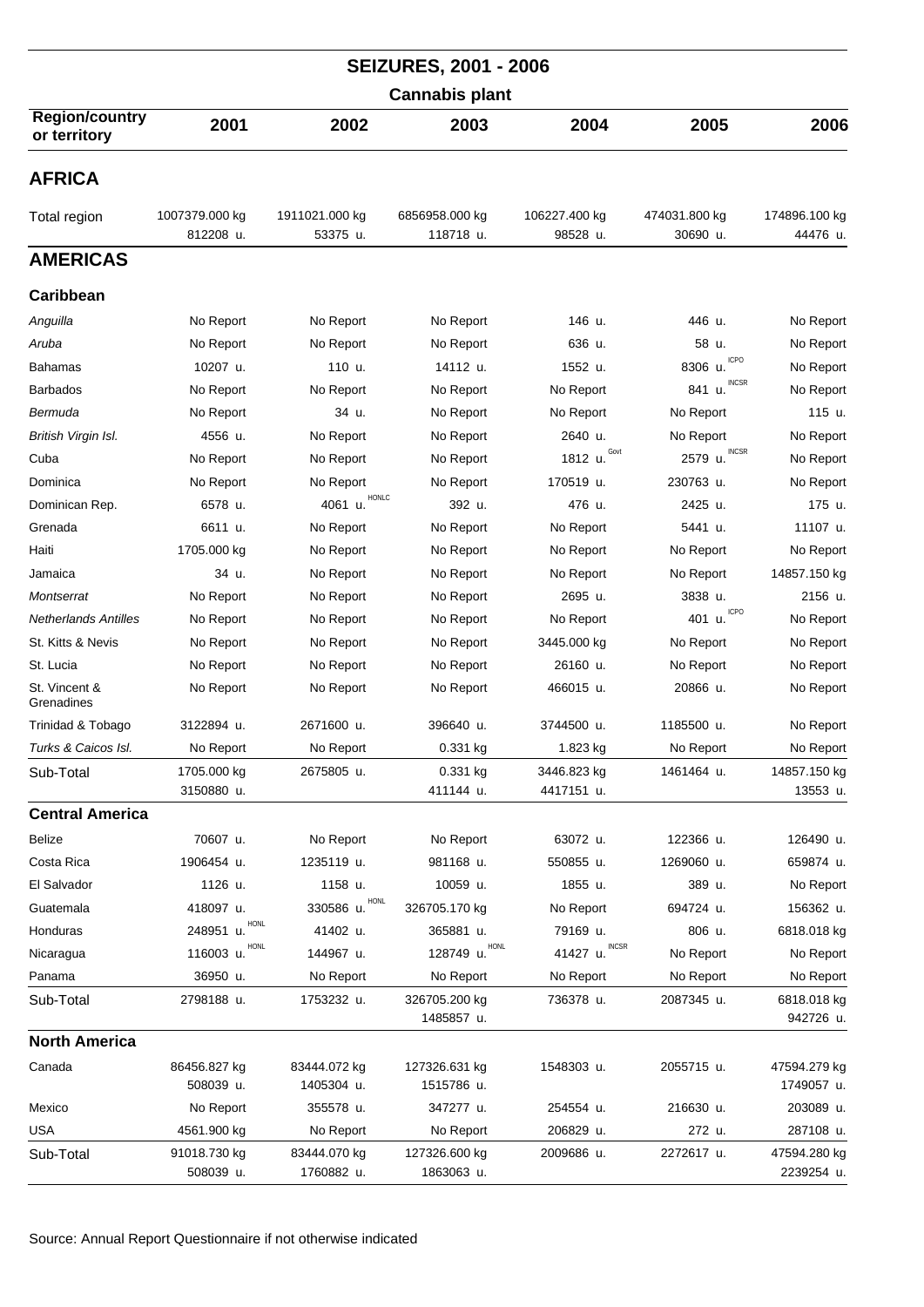## SEIZURES, 2001 - 2006

### Cannabis plant

| Region/country or territory | 2001 | 2002 | 2003 | 2004 | 2005 | 2006 |
|---|---|---|---|---|---|---|
| **AFRICA** | | | | | | |
| Total region | 1007379.000 kg<br>812208 u. | 1911021.000 kg<br>53375 u. | 6856958.000 kg<br>118718 u. | 106227.400 kg<br>98528 u. | 474031.800 kg<br>30690 u. | 174896.100 kg<br>44476 u. |
| **AMERICAS** | | | | | | |
| **Caribbean** | | | | | | |
| *Anguilla* | No Report | No Report | No Report | 146 u. | 446 u. | No Report |
| *Aruba* | No Report | No Report | No Report | 636 u. | 58 u. | No Report |
| Bahamas | 10207 u. | 110 u. | 14112 u. | 1552 u. | 8306 u. ICPO | No Report |
| Barbados | No Report | No Report | No Report | No Report | 841 u. INCSR | No Report |
| *Bermuda* | No Report | 34 u. | No Report | No Report | No Report | 115 u. |
| *British Virgin Isl.* | 4556 u. | No Report | No Report | 2640 u. | No Report | No Report |
| Cuba | No Report | No Report | No Report | 1812 u. Govt | 2579 u. INCSR | No Report |
| Dominica | No Report | No Report | No Report | 170519 u. | 230763 u. | No Report |
| Dominican Rep. | 6578 u. | 4061 u. HONLC | 392 u. | 476 u. | 2425 u. | 175 u. |
| Grenada | 6611 u. | No Report | No Report | No Report | 5441 u. | 11107 u. |
| Haiti | 1705.000 kg | No Report | No Report | No Report | No Report | No Report |
| Jamaica | 34 u. | No Report | No Report | No Report | No Report | 14857.150 kg |
| *Montserrat* | No Report | No Report | No Report | 2695 u. | 3838 u. | 2156 u. |
| *Netherlands Antilles* | No Report | No Report | No Report | No Report | 401 u. ICPO | No Report |
| St. Kitts & Nevis | No Report | No Report | No Report | 3445.000 kg | No Report | No Report |
| St. Lucia | No Report | No Report | No Report | 26160 u. | No Report | No Report |
| St. Vincent & Grenadines | No Report | No Report | No Report | 466015 u. | 20866 u. | No Report |
| Trinidad & Tobago | 3122894 u. | 2671600 u. | 396640 u. | 3744500 u. | 1185500 u. | No Report |
| *Turks & Caicos Isl.* | No Report | No Report | 0.331 kg | 1.823 kg | No Report | No Report |
| Sub-Total | 1705.000 kg<br>3150880 u. | 2675805 u. | 0.331 kg<br>411144 u. | 3446.823 kg<br>4417151 u. | 1461464 u. | 14857.150 kg<br>13553 u. |
| **Central America** | | | | | | |
| Belize | 70607 u. | No Report | No Report | 63072 u. | 122366 u. | 126490 u. |
| Costa Rica | 1906454 u. | 1235119 u. | 981168 u. | 550855 u. | 1269060 u. | 659874 u. |
| El Salvador | 1126 u. | 1158 u. | 10059 u. | 1855 u. | 389 u. | No Report |
| Guatemala | 418097 u. | 330586 u. HONL | 326705.170 kg | No Report | 694724 u. | 156362 u. |
| Honduras | 248951 u. HONL | 41402 u. | 365881 u. | 79169 u. | 806 u. | 6818.018 kg |
| Nicaragua | 116003 u. HONL | 144967 u. | 128749 u. HONL | 41427 u. INCSR | No Report | No Report |
| Panama | 36950 u. | No Report | No Report | No Report | No Report | No Report |
| Sub-Total | 2798188 u. | 1753232 u. | 326705.200 kg<br>1485857 u. | 736378 u. | 2087345 u. | 6818.018 kg<br>942726 u. |
| **North America** | | | | | | |
| Canada | 86456.827 kg<br>508039 u. | 83444.072 kg<br>1405304 u. | 127326.631 kg<br>1515786 u. | 1548303 u. | 2055715 u. | 47594.279 kg<br>1749057 u. |
| Mexico | No Report | 355578 u. | 347277 u. | 254554 u. | 216630 u. | 203089 u. |
| USA | 4561.900 kg | No Report | No Report | 206829 u. | 272 u. | 287108 u. |
| Sub-Total | 91018.730 kg<br>508039 u. | 83444.070 kg<br>1760882 u. | 127326.600 kg<br>1863063 u. | 2009686 u. | 2272617 u. | 47594.280 kg<br>2239254 u. |

Source: Annual Report Questionnaire if not otherwise indicated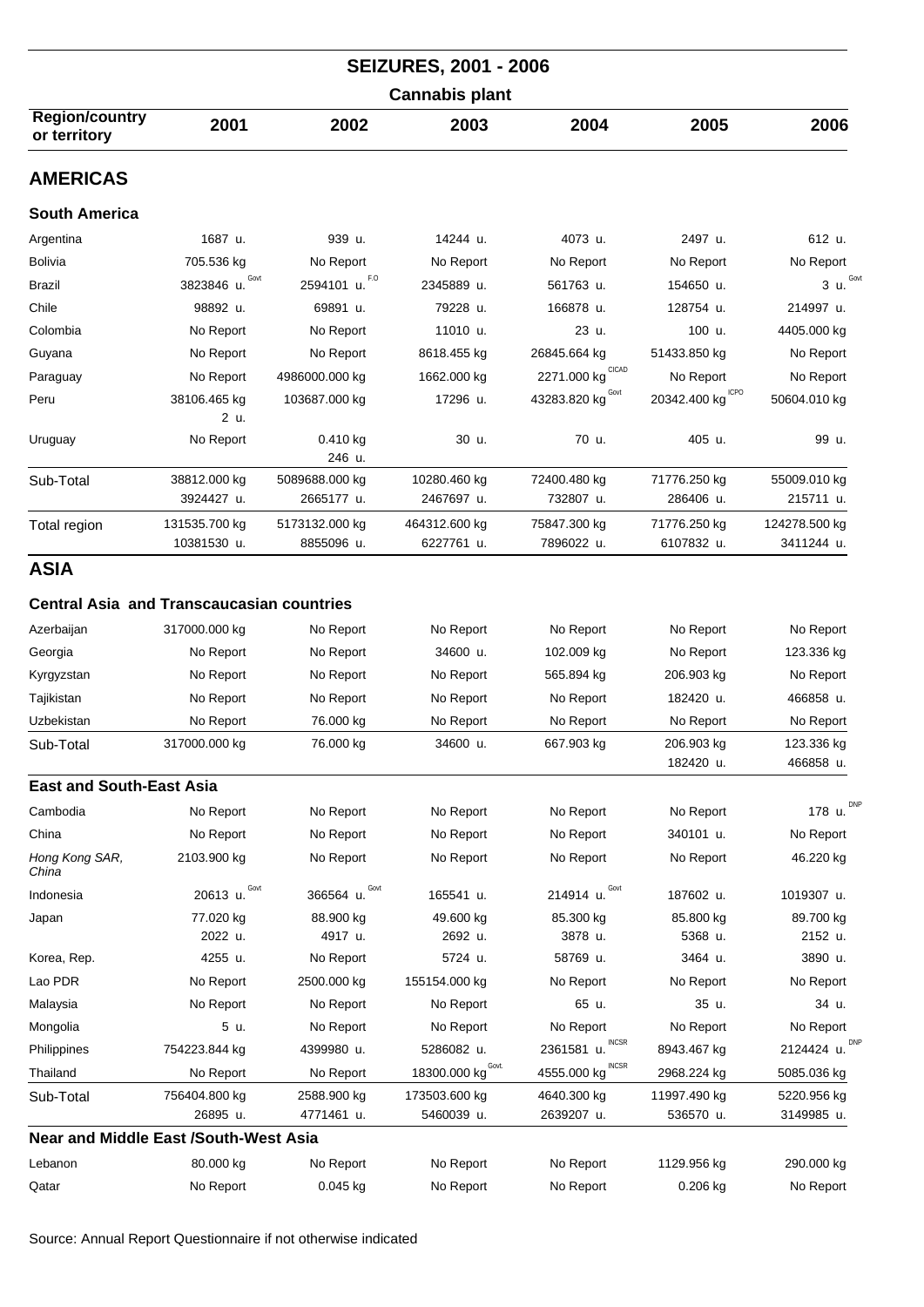## SEIZURES, 2001 - 2006

### Cannabis plant

| Region/country or territory | 2001 | 2002 | 2003 | 2004 | 2005 | 2006 |
|---|---|---|---|---|---|---|
| **AMERICAS** | | | | | | |
| **South America** | | | | | | |
| Argentina | 1687 u. | 939 u. | 14244 u. | 4073 u. | 2497 u. | 612 u. |
| Bolivia | 705.536 kg | No Report | No Report | No Report | No Report | No Report |
| Brazil | 3823846 u. Govt | 2594101 u. F.O | 2345889 u. | 561763 u. | 154650 u. | 3 u. Govt |
| Chile | 98892 u. | 69891 u. | 79228 u. | 166878 u. | 128754 u. | 214997 u. |
| Colombia | No Report | No Report | 11010 u. | 23 u. | 100 u. | 4405.000 kg |
| Guyana | No Report | No Report | 8618.455 kg | 26845.664 kg | 51433.850 kg | No Report |
| Paraguay | No Report | 4986000.000 kg | 1662.000 kg | 2271.000 kg CICAD | No Report | No Report |
| Peru | 38106.465 kg<br>2 u. | 103687.000 kg | 17296 u. | 43283.820 kg Govt | 20342.400 kg ICPO | 50604.010 kg |
| Uruguay | No Report | 0.410 kg<br>246 u. | 30 u. | 70 u. | 405 u. | 99 u. |
| Sub-Total | 38812.000 kg<br>3924427 u. | 5089688.000 kg<br>2665177 u. | 10280.460 kg<br>2467697 u. | 72400.480 kg<br>732807 u. | 71776.250 kg<br>286406 u. | 55009.010 kg<br>215711 u. |
| Total region | 131535.700 kg<br>10381530 u. | 5173132.000 kg<br>8855096 u. | 464312.600 kg<br>6227761 u. | 75847.300 kg<br>7896022 u. | 71776.250 kg<br>6107832 u. | 124278.500 kg<br>3411244 u. |
| **ASIA** | | | | | | |
| **Central Asia and Transcaucasian countries** | | | | | | |
| Azerbaijan | 317000.000 kg | No Report | No Report | No Report | No Report | No Report |
| Georgia | No Report | No Report | 34600 u. | 102.009 kg | No Report | 123.336 kg |
| Kyrgyzstan | No Report | No Report | No Report | 565.894 kg | 206.903 kg | No Report |
| Tajikistan | No Report | No Report | No Report | No Report | 182420 u. | 466858 u. |
| Uzbekistan | No Report | 76.000 kg | No Report | No Report | No Report | No Report |
| Sub-Total | 317000.000 kg | 76.000 kg | 34600 u. | 667.903 kg | 206.903 kg<br>182420 u. | 123.336 kg<br>466858 u. |
| **East and South-East Asia** | | | | | | |
| Cambodia | No Report | No Report | No Report | No Report | No Report | 178 u. DNP |
| China | No Report | No Report | No Report | No Report | 340101 u. | No Report |
| *Hong Kong SAR, China* | 2103.900 kg | No Report | No Report | No Report | No Report | 46.220 kg |
| Indonesia | 20613 u. Govt | 366564 u. Govt | 165541 u. | 214914 u. Govt | 187602 u. | 1019307 u. |
| Japan | 77.020 kg<br>2022 u. | 88.900 kg<br>4917 u. | 49.600 kg<br>2692 u. | 85.300 kg<br>3878 u. | 85.800 kg<br>5368 u. | 89.700 kg<br>2152 u. |
| Korea, Rep. | 4255 u. | No Report | 5724 u. | 58769 u. | 3464 u. | 3890 u. |
| Lao PDR | No Report | 2500.000 kg | 155154.000 kg | No Report | No Report | No Report |
| Malaysia | No Report | No Report | No Report | 65 u. | 35 u. | 34 u. |
| Mongolia | 5 u. | No Report | No Report | No Report | No Report | No Report |
| Philippines | 754223.844 kg | 4399980 u. | 5286082 u. | 2361581 u. INCSR | 8943.467 kg | 2124424 u. DNP |
| Thailand | No Report | No Report | 18300.000 kg Govt. | 4555.000 kg INCSR | 2968.224 kg | 5085.036 kg |
| Sub-Total | 756404.800 kg<br>26895 u. | 2588.900 kg<br>4771461 u. | 173503.600 kg<br>5460039 u. | 4640.300 kg<br>2639207 u. | 11997.490 kg<br>536570 u. | 5220.956 kg<br>3149985 u. |
| **Near and Middle East /South-West Asia** | | | | | | |
| Lebanon | 80.000 kg | No Report | No Report | No Report | 1129.956 kg | 290.000 kg |
| Qatar | No Report | 0.045 kg | No Report | No Report | 0.206 kg | No Report |

Source: Annual Report Questionnaire if not otherwise indicated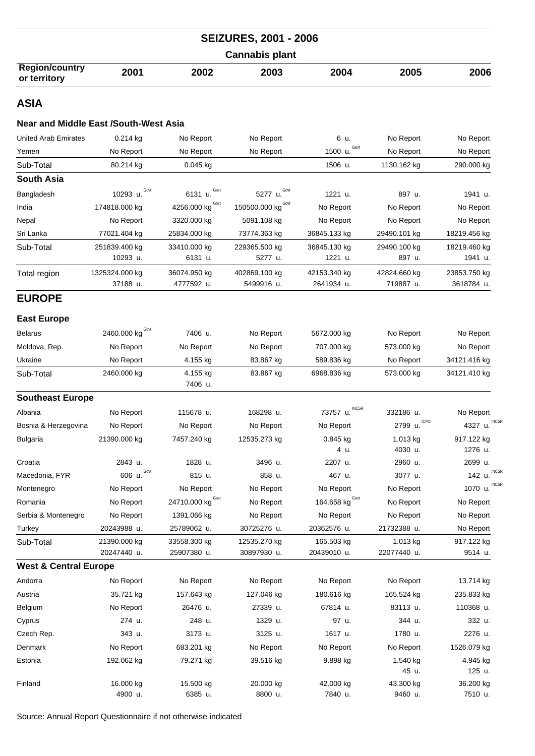## SEIZURES, 2001 - 2006

### Cannabis plant

| Region/country or territory | 2001 | 2002 | 2003 | 2004 | 2005 | 2006 |
|---|---|---|---|---|---|---|
| **ASIA** | | | | | | |
| **Near and Middle East /South-West Asia** | | | | | | |
| United Arab Emirates | 0.214 kg | No Report | No Report | 6 u. | No Report | No Report |
| Yemen | No Report | No Report | No Report | 1500 u. Govt | No Report | No Report |
| Sub-Total | 80.214 kg | 0.045 kg | | 1506 u. | 1130.162 kg | 290.000 kg |
| **South Asia** | | | | | | |
| Bangladesh | 10293 u. Govt | 6131 u. Govt | 5277 u. Govt | 1221 u. | 897 u. | 1941 u. |
| India | 174818.000 kg | 4256.000 kg Govt | 150500.000 kg Govt | No Report | No Report | No Report |
| Nepal | No Report | 3320.000 kg | 5091.108 kg | No Report | No Report | No Report |
| Sri Lanka | 77021.404 kg | 25834.000 kg | 73774.363 kg | 36845.133 kg | 29490.101 kg | 18219.456 kg |
| Sub-Total | 251839.400 kg<br>10293 u. | 33410.000 kg<br>6131 u. | 229365.500 kg<br>5277 u. | 36845.130 kg<br>1221 u. | 29490.100 kg<br>897 u. | 18219.460 kg<br>1941 u. |
| Total region | 1325324.000 kg<br>37188 u. | 36074.950 kg<br>4777592 u. | 402869.100 kg<br>5499916 u. | 42153.340 kg<br>2641934 u. | 42824.660 kg<br>719887 u. | 23853.750 kg<br>3618784 u. |
| **EUROPE** | | | | | | |
| **East Europe** | | | | | | |
| Belarus | 2460.000 kg Govt | 7406 u. | No Report | 5672.000 kg | No Report | No Report |
| Moldova, Rep. | No Report | No Report | No Report | 707.000 kg | 573.000 kg | No Report |
| Ukraine | No Report | 4.155 kg | 83.867 kg | 589.836 kg | No Report | 34121.416 kg |
| Sub-Total | 2460.000 kg | 4.155 kg<br>7406 u. | 83.867 kg | 6968.836 kg | 573.000 kg | 34121.410 kg |
| **Southeast Europe** | | | | | | |
| Albania | No Report | 115678 u. | 168298 u. | 73757 u. INCSR | 332186 u. | No Report |
| Bosnia & Herzegovina | No Report | No Report | No Report | No Report | 2799 u. ICPO | 4327 u. INCSR |
| Bulgaria | 21390.000 kg | 7457.240 kg | 12535.273 kg | 0.845 kg<br>4 u. | 1.013 kg<br>4030 u. | 917.122 kg<br>1276 u. |
| Croatia | 2843 u. | 1828 u. | 3496 u. | 2207 u. | 2960 u. | 2699 u. |
| Macedonia, FYR | 606 u. Govt | 815 u. | 858 u. | 467 u. | 3077 u. | 142 u. INCSR |
| Montenegro | No Report | No Report | No Report | No Report | No Report | 1070 u. INCSR |
| Romania | No Report | 24710.000 kg Govt | No Report | 164.658 kg Govt | No Report | No Report |
| Serbia & Montenegro | No Report | 1391.066 kg | No Report | No Report | No Report | No Report |
| Turkey | 20243988 u. | 25789062 u. | 30725276 u. | 20362576 u. | 21732388 u. | No Report |
| Sub-Total | 21390.000 kg<br>20247440 u. | 33558.300 kg<br>25907380 u. | 12535.270 kg<br>30897930 u. | 165.503 kg<br>20439010 u. | 1.013 kg<br>22077440 u. | 917.122 kg<br>9514 u. |
| **West & Central Europe** | | | | | | |
| Andorra | No Report | No Report | No Report | No Report | No Report | 13.714 kg |
| Austria | 35.721 kg | 157.643 kg | 127.046 kg | 180.616 kg | 165.524 kg | 235.833 kg |
| Belgium | No Report | 26476 u. | 27339 u. | 67814 u. | 83113 u. | 110368 u. |
| Cyprus | 274 u. | 248 u. | 1329 u. | 97 u. | 344 u. | 332 u. |
| Czech Rep. | 343 u. | 3173 u. | 3125 u. | 1617 u. | 1780 u. | 2276 u. |
| Denmark | No Report | 683.201 kg | No Report | No Report | No Report | 1526.079 kg |
| Estonia | 192.062 kg | 79.271 kg | 39.516 kg | 9.898 kg | 1.540 kg<br>45 u. | 4.945 kg<br>125 u. |
| Finland | 16.000 kg<br>4900 u. | 15.500 kg<br>6385 u. | 20.000 kg<br>8800 u. | 42.000 kg<br>7840 u. | 43.300 kg<br>9460 u. | 36.200 kg<br>7510 u. |

Source: Annual Report Questionnaire if not otherwise indicated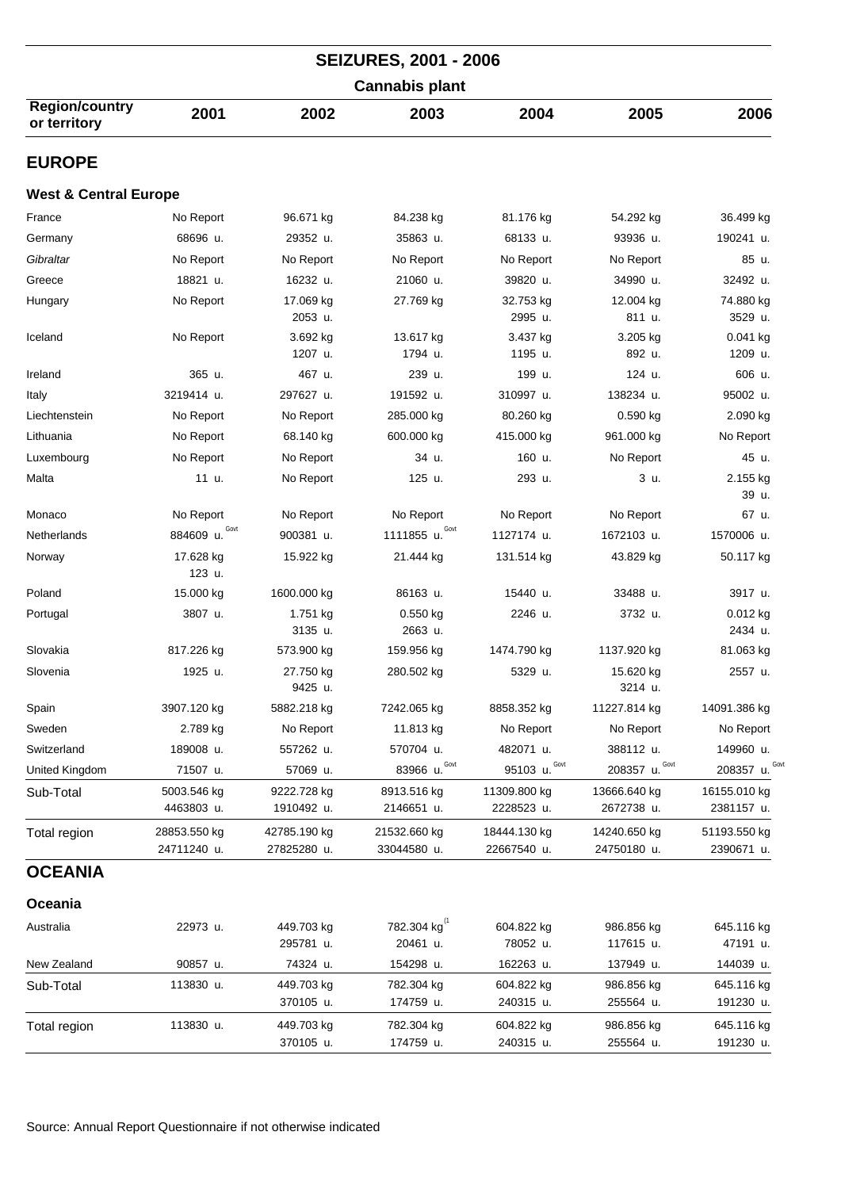# SEIZURES, 2001 - 2006

## Cannabis plant

| Region/country or territory | 2001 | 2002 | 2003 | 2004 | 2005 | 2006 |
|---|---|---|---|---|---|---|
| **EUROPE** | | | | | | |
| **West & Central Europe** | | | | | | |
| France | No Report | 96.671 kg | 84.238 kg | 81.176 kg | 54.292 kg | 36.499 kg |
| Germany | 68696 u. | 29352 u. | 35863 u. | 68133 u. | 93936 u. | 190241 u. |
| *Gibraltar* | No Report | No Report | No Report | No Report | No Report | 85 u. |
| Greece | 18821 u. | 16232 u. | 21060 u. | 39820 u. | 34990 u. | 32492 u. |
| Hungary | No Report | 17.069 kg<br>2053 u. | 27.769 kg | 32.753 kg<br>2995 u. | 12.004 kg<br>811 u. | 74.880 kg<br>3529 u. |
| Iceland | No Report | 3.692 kg<br>1207 u. | 13.617 kg<br>1794 u. | 3.437 kg<br>1195 u. | 3.205 kg<br>892 u. | 0.041 kg<br>1209 u. |
| Ireland | 365 u. | 467 u. | 239 u. | 199 u. | 124 u. | 606 u. |
| Italy | 3219414 u. | 297627 u. | 191592 u. | 310997 u. | 138234 u. | 95002 u. |
| Liechtenstein | No Report | No Report | 285.000 kg | 80.260 kg | 0.590 kg | 2.090 kg |
| Lithuania | No Report | 68.140 kg | 600.000 kg | 415.000 kg | 961.000 kg | No Report |
| Luxembourg | No Report | No Report | 34 u. | 160 u. | No Report | 45 u. |
| Malta | 11 u. | No Report | 125 u. | 293 u. | 3 u. | 2.155 kg<br>39 u. |
| Monaco | No Report | No Report | No Report | No Report | No Report | 67 u. |
| Netherlands | 884609 u. Govt | 900381 u. | 1111855 u. Govt | 1127174 u. | 1672103 u. | 1570006 u. |
| Norway | 17.628 kg<br>123 u. | 15.922 kg | 21.444 kg | 131.514 kg | 43.829 kg | 50.117 kg |
| Poland | 15.000 kg | 1600.000 kg | 86163 u. | 15440 u. | 33488 u. | 3917 u. |
| Portugal | 3807 u. | 1.751 kg<br>3135 u. | 0.550 kg<br>2663 u. | 2246 u. | 3732 u. | 0.012 kg<br>2434 u. |
| Slovakia | 817.226 kg | 573.900 kg | 159.956 kg | 1474.790 kg | 1137.920 kg | 81.063 kg |
| Slovenia | 1925 u. | 27.750 kg<br>9425 u. | 280.502 kg | 5329 u. | 15.620 kg<br>3214 u. | 2557 u. |
| Spain | 3907.120 kg | 5882.218 kg | 7242.065 kg | 8858.352 kg | 11227.814 kg | 14091.386 kg |
| Sweden | 2.789 kg | No Report | 11.813 kg | No Report | No Report | No Report |
| Switzerland | 189008 u. | 557262 u. | 570704 u. | 482071 u. | 388112 u. | 149960 u. |
| United Kingdom | 71507 u. | 57069 u. | 83966 u. Govt | 95103 u. Govt | 208357 u. Govt | 208357 u. Govt |
| Sub-Total | 5003.546 kg<br>4463803 u. | 9222.728 kg<br>1910492 u. | 8913.516 kg<br>2146651 u. | 11309.800 kg<br>2228523 u. | 13666.640 kg<br>2672738 u. | 16155.010 kg<br>2381157 u. |
| Total region | 28853.550 kg<br>24711240 u. | 42785.190 kg<br>27825280 u. | 21532.660 kg<br>33044580 u. | 18444.130 kg<br>22667540 u. | 14240.650 kg<br>24750180 u. | 51193.550 kg<br>2390671 u. |
| **OCEANIA** | | | | | | |
| **Oceania** | | | | | | |
| Australia | 22973 u. | 449.703 kg<br>295781 u. | 782.304 kg (1<br>20461 u. | 604.822 kg<br>78052 u. | 986.856 kg<br>117615 u. | 645.116 kg<br>47191 u. |
| New Zealand | 90857 u. | 74324 u. | 154298 u. | 162263 u. | 137949 u. | 144039 u. |
| Sub-Total | 113830 u. | 449.703 kg<br>370105 u. | 782.304 kg<br>174759 u. | 604.822 kg<br>240315 u. | 986.856 kg<br>255564 u. | 645.116 kg<br>191230 u. |
| Total region | 113830 u. | 449.703 kg<br>370105 u. | 782.304 kg<br>174759 u. | 604.822 kg<br>240315 u. | 986.856 kg<br>255564 u. | 645.116 kg<br>191230 u. |

Source: Annual Report Questionnaire if not otherwise indicated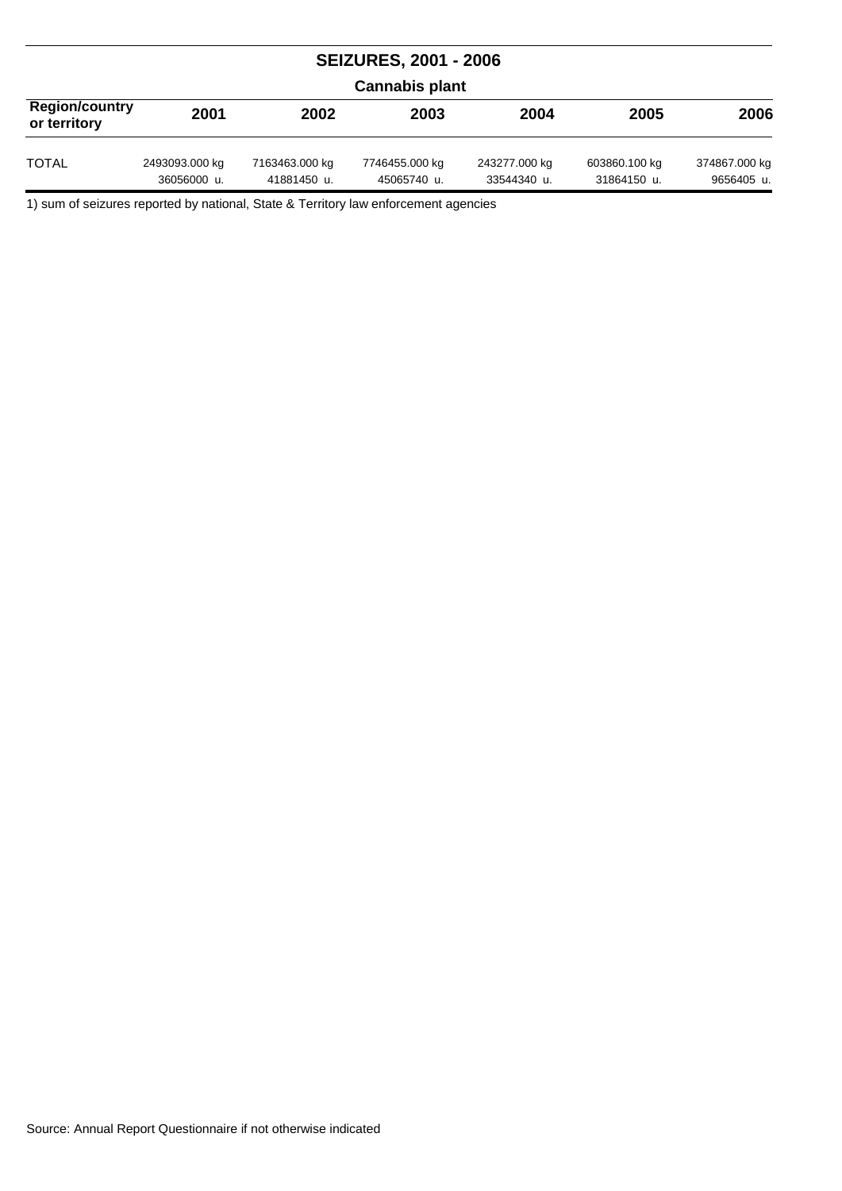## SEIZURES, 2001 - 2006

### Cannabis plant

| Region/country or territory | 2001 | 2002 | 2003 | 2004 | 2005 | 2006 |
|---|---|---|---|---|---|---|
| TOTAL | 2493093.000 kg<br>36056000 u. | 7163463.000 kg<br>41881450 u. | 7746455.000 kg<br>45065740 u. | 243277.000 kg<br>33544340 u. | 603860.100 kg<br>31864150 u. | 374867.000 kg<br>9656405 u. |

1) sum of seizures reported by national, State & Territory law enforcement agencies

Source: Annual Report Questionnaire if not otherwise indicated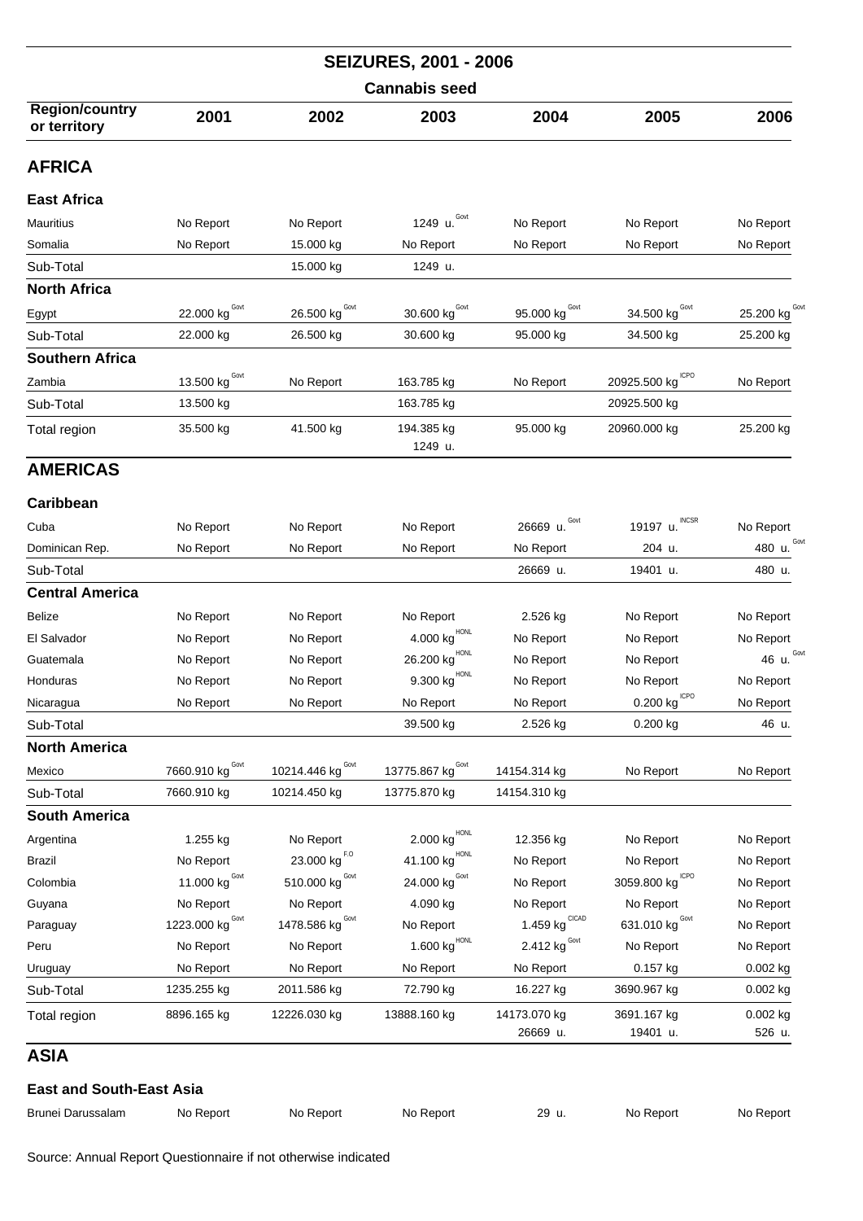# SEIZURES, 2001 - 2006

## Cannabis seed

| Region/country or territory | 2001 | 2002 | 2003 | 2004 | 2005 | 2006 |
|---|---|---|---|---|---|---|
| **AFRICA** | | | | | | |
| **East Africa** | | | | | | |
| Mauritius | No Report | No Report | 1249 u. Govt | No Report | No Report | No Report |
| Somalia | No Report | 15.000 kg | No Report | No Report | No Report | No Report |
| Sub-Total | | 15.000 kg | 1249 u. | | | |
| **North Africa** | | | | | | |
| Egypt | 22.000 kg Govt | 26.500 kg Govt | 30.600 kg Govt | 95.000 kg Govt | 34.500 kg Govt | 25.200 kg Govt |
| Sub-Total | 22.000 kg | 26.500 kg | 30.600 kg | 95.000 kg | 34.500 kg | 25.200 kg |
| **Southern Africa** | | | | | | |
| Zambia | 13.500 kg Govt | No Report | 163.785 kg | No Report | 20925.500 kg ICPO | No Report |
| Sub-Total | 13.500 kg | | 163.785 kg | | 20925.500 kg | |
| Total region | 35.500 kg | 41.500 kg | 194.385 kg<br>1249 u. | 95.000 kg | 20960.000 kg | 25.200 kg |
| **AMERICAS** | | | | | | |
| **Caribbean** | | | | | | |
| Cuba | No Report | No Report | No Report | 26669 u. Govt | 19197 u. INCSR | No Report |
| Dominican Rep. | No Report | No Report | No Report | No Report | 204 u. | 480 u. Govt |
| Sub-Total | | | | 26669 u. | 19401 u. | 480 u. |
| **Central America** | | | | | | |
| Belize | No Report | No Report | No Report | 2.526 kg | No Report | No Report |
| El Salvador | No Report | No Report | 4.000 kg HONL | No Report | No Report | No Report |
| Guatemala | No Report | No Report | 26.200 kg HONL | No Report | No Report | 46 u. Govt |
| Honduras | No Report | No Report | 9.300 kg HONL | No Report | No Report | No Report |
| Nicaragua | No Report | No Report | No Report | No Report | 0.200 kg ICPO | No Report |
| Sub-Total | | | 39.500 kg | 2.526 kg | 0.200 kg | 46 u. |
| **North America** | | | | | | |
| Mexico | 7660.910 kg Govt | 10214.446 kg Govt | 13775.867 kg Govt | 14154.314 kg | No Report | No Report |
| Sub-Total | 7660.910 kg | 10214.450 kg | 13775.870 kg | 14154.310 kg | | |
| **South America** | | | | | | |
| Argentina | 1.255 kg | No Report | 2.000 kg HONL | 12.356 kg | No Report | No Report |
| Brazil | No Report | 23.000 kg F.O | 41.100 kg HONL | No Report | No Report | No Report |
| Colombia | 11.000 kg Govt | 510.000 kg Govt | 24.000 kg Govt | No Report | 3059.800 kg ICPO | No Report |
| Guyana | No Report | No Report | 4.090 kg | No Report | No Report | No Report |
| Paraguay | 1223.000 kg Govt | 1478.586 kg Govt | No Report | 1.459 kg CICAD | 631.010 kg Govt | No Report |
| Peru | No Report | No Report | 1.600 kg HONL | 2.412 kg Govt | No Report | No Report |
| Uruguay | No Report | No Report | No Report | No Report | 0.157 kg | 0.002 kg |
| Sub-Total | 1235.255 kg | 2011.586 kg | 72.790 kg | 16.227 kg | 3690.967 kg | 0.002 kg |
| Total region | 8896.165 kg | 12226.030 kg | 13888.160 kg | 14173.070 kg<br>26669 u. | 3691.167 kg<br>19401 u. | 0.002 kg<br>526 u. |
| **ASIA** | | | | | | |
| **East and South-East Asia** | | | | | | |
| Brunei Darussalam | No Report | No Report | No Report | 29 u. | No Report | No Report |

Source: Annual Report Questionnaire if not otherwise indicated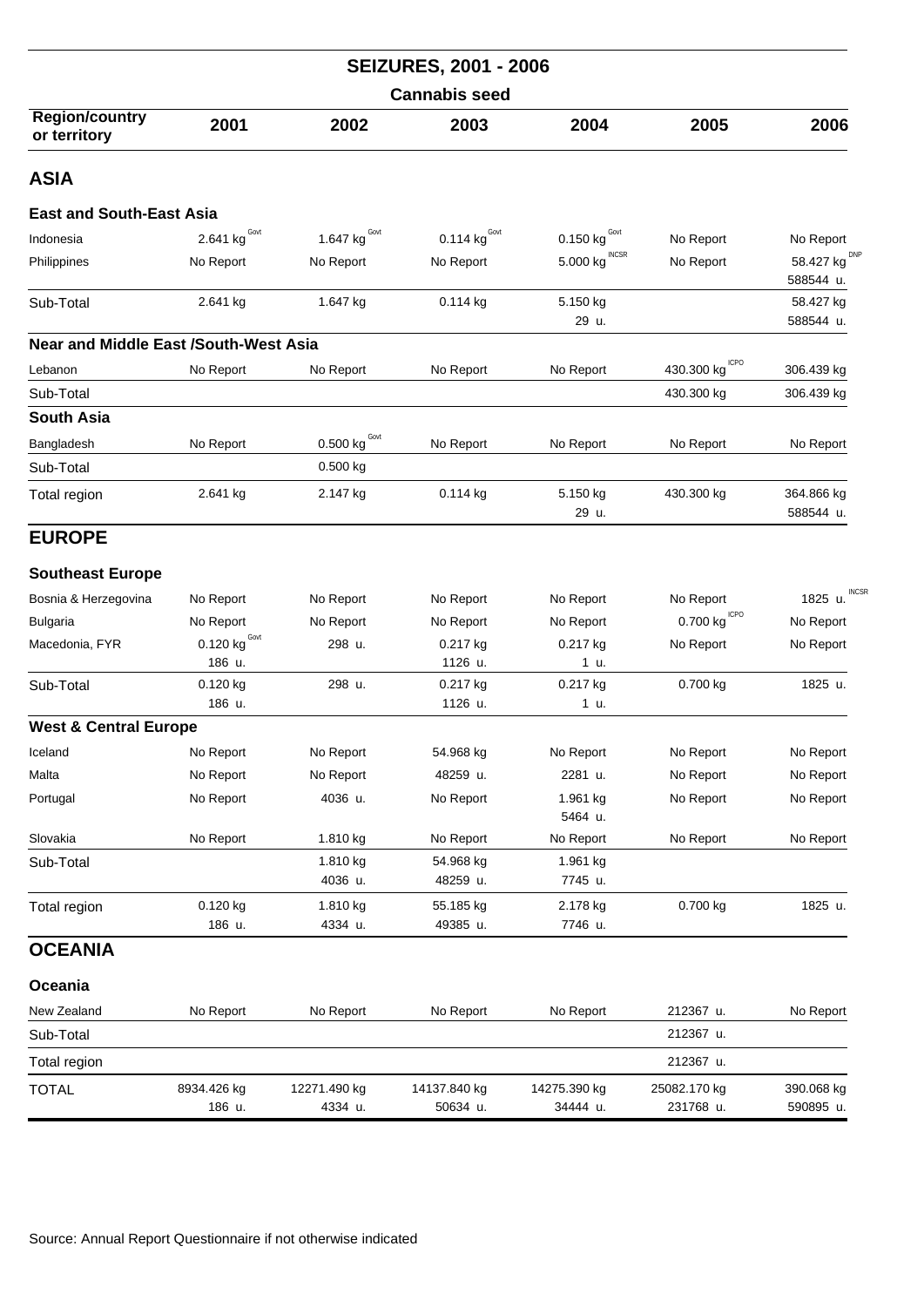# SEIZURES, 2001 - 2006

## Cannabis seed

| Region/country or territory | 2001 | 2002 | 2003 | 2004 | 2005 | 2006 |
|---|---|---|---|---|---|---|
| **ASIA** | | | | | | |
| **East and South-East Asia** | | | | | | |
| Indonesia | 2.641 kg [Govt] | 1.647 kg [Govt] | 0.114 kg [Govt] | 0.150 kg [Govt] | No Report | No Report |
| Philippines | No Report | No Report | No Report | 5.000 kg [INCSR] | No Report | 58.427 kg [DNP] 588544 u. |
| Sub-Total | 2.641 kg | 1.647 kg | 0.114 kg | 5.150 kg 29 u. | | 58.427 kg 588544 u. |
| **Near and Middle East /South-West Asia** | | | | | | |
| Lebanon | No Report | No Report | No Report | No Report | 430.300 kg [ICPO] | 306.439 kg |
| Sub-Total | | | | | 430.300 kg | 306.439 kg |
| **South Asia** | | | | | | |
| Bangladesh | No Report | 0.500 kg [Govt] | No Report | No Report | No Report | No Report |
| Sub-Total | | 0.500 kg | | | | |
| Total region | 2.641 kg | 2.147 kg | 0.114 kg | 5.150 kg 29 u. | 430.300 kg | 364.866 kg 588544 u. |
| **EUROPE** | | | | | | |
| **Southeast Europe** | | | | | | |
| Bosnia & Herzegovina | No Report | No Report | No Report | No Report | No Report | 1825 u. [INCSR] |
| Bulgaria | No Report | No Report | No Report | No Report | 0.700 kg [ICPO] | No Report |
| Macedonia, FYR | 0.120 kg [Govt] 186 u. | 298 u. | 0.217 kg 1126 u. | 0.217 kg 1 u. | No Report | No Report |
| Sub-Total | 0.120 kg 186 u. | 298 u. | 0.217 kg 1126 u. | 0.217 kg 1 u. | 0.700 kg | 1825 u. |
| **West & Central Europe** | | | | | | |
| Iceland | No Report | No Report | 54.968 kg | No Report | No Report | No Report |
| Malta | No Report | No Report | 48259 u. | 2281 u. | No Report | No Report |
| Portugal | No Report | 4036 u. | No Report | 1.961 kg 5464 u. | No Report | No Report |
| Slovakia | No Report | 1.810 kg | No Report | No Report | No Report | No Report |
| Sub-Total | | 1.810 kg 4036 u. | 54.968 kg 48259 u. | 1.961 kg 7745 u. | | |
| Total region | 0.120 kg 186 u. | 1.810 kg 4334 u. | 55.185 kg 49385 u. | 2.178 kg 7746 u. | 0.700 kg | 1825 u. |
| **OCEANIA** | | | | | | |
| **Oceania** | | | | | | |
| New Zealand | No Report | No Report | No Report | No Report | 212367 u. | No Report |
| Sub-Total | | | | | 212367 u. | |
| Total region | | | | | 212367 u. | |
| TOTAL | 8934.426 kg 186 u. | 12271.490 kg 4334 u. | 14137.840 kg 50634 u. | 14275.390 kg 34444 u. | 25082.170 kg 231768 u. | 390.068 kg 590895 u. |

Source: Annual Report Questionnaire if not otherwise indicated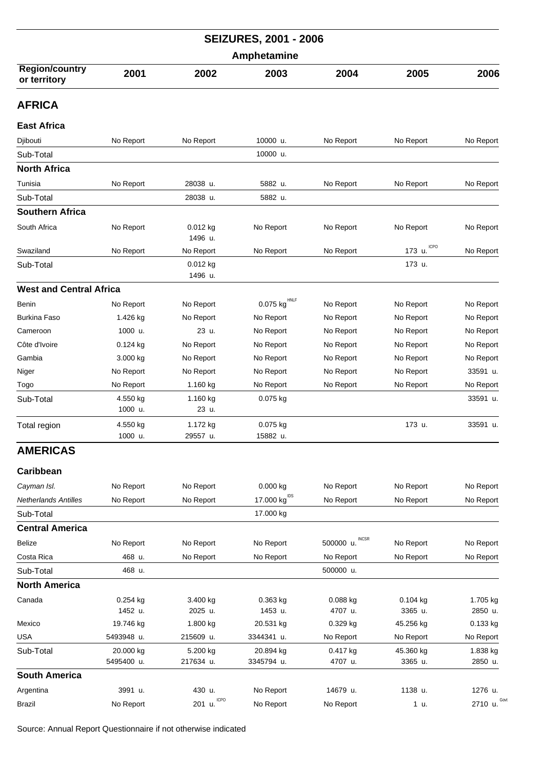# SEIZURES, 2001 - 2006

## Amphetamine

| Region/country or territory | 2001 | 2002 | 2003 | 2004 | 2005 | 2006 |
|---|---|---|---|---|---|---|
| **AFRICA** | | | | | | |
| **East Africa** | | | | | | |
| Djibouti | No Report | No Report | 10000 u. | No Report | No Report | No Report |
| Sub-Total | | | 10000 u. | | | |
| **North Africa** | | | | | | |
| Tunisia | No Report | 28038 u. | 5882 u. | No Report | No Report | No Report |
| Sub-Total | | 28038 u. | 5882 u. | | | |
| **Southern Africa** | | | | | | |
| South Africa | No Report | 0.012 kg 1496 u. | No Report | No Report | No Report | No Report |
| Swaziland | No Report | No Report | No Report | No Report | 173 u. ICPO | No Report |
| Sub-Total | | 0.012 kg 1496 u. | | | 173 u. | |
| **West and Central Africa** | | | | | | |
| Benin | No Report | No Report | 0.075 kg HNLF | No Report | No Report | No Report |
| Burkina Faso | 1.426 kg | No Report | No Report | No Report | No Report | No Report |
| Cameroon | 1000 u. | 23 u. | No Report | No Report | No Report | No Report |
| Côte d'Ivoire | 0.124 kg | No Report | No Report | No Report | No Report | No Report |
| Gambia | 3.000 kg | No Report | No Report | No Report | No Report | No Report |
| Niger | No Report | No Report | No Report | No Report | No Report | 33591 u. |
| Togo | No Report | 1.160 kg | No Report | No Report | No Report | No Report |
| Sub-Total | 4.550 kg 1000 u. | 1.160 kg 23 u. | 0.075 kg | | | 33591 u. |
| Total region | 4.550 kg 1000 u. | 1.172 kg 29557 u. | 0.075 kg 15882 u. | | 173 u. | 33591 u. |
| **AMERICAS** | | | | | | |
| **Caribbean** | | | | | | |
| *Cayman Isl.* | No Report | No Report | 0.000 kg | No Report | No Report | No Report |
| *Netherlands Antilles* | No Report | No Report | 17.000 kg IDS | No Report | No Report | No Report |
| Sub-Total | | | 17.000 kg | | | |
| **Central America** | | | | | | |
| Belize | No Report | No Report | No Report | 500000 u. INCSR | No Report | No Report |
| Costa Rica | 468 u. | No Report | No Report | No Report | No Report | No Report |
| Sub-Total | 468 u. | | | 500000 u. | | |
| **North America** | | | | | | |
| Canada | 0.254 kg 1452 u. | 3.400 kg 2025 u. | 0.363 kg 1453 u. | 0.088 kg 4707 u. | 0.104 kg 3365 u. | 1.705 kg 2850 u. |
| Mexico | 19.746 kg | 1.800 kg | 20.531 kg | 0.329 kg | 45.256 kg | 0.133 kg |
| USA | 5493948 u. | 215609 u. | 3344341 u. | No Report | No Report | No Report |
| Sub-Total | 20.000 kg 5495400 u. | 5.200 kg 217634 u. | 20.894 kg 3345794 u. | 0.417 kg 4707 u. | 45.360 kg 3365 u. | 1.838 kg 2850 u. |
| **South America** | | | | | | |
| Argentina | 3991 u. | 430 u. | No Report | 14679 u. | 1138 u. | 1276 u. |
| Brazil | No Report | 201 u. ICPO | No Report | No Report | 1 u. | 2710 u. Govt |

Source: Annual Report Questionnaire if not otherwise indicated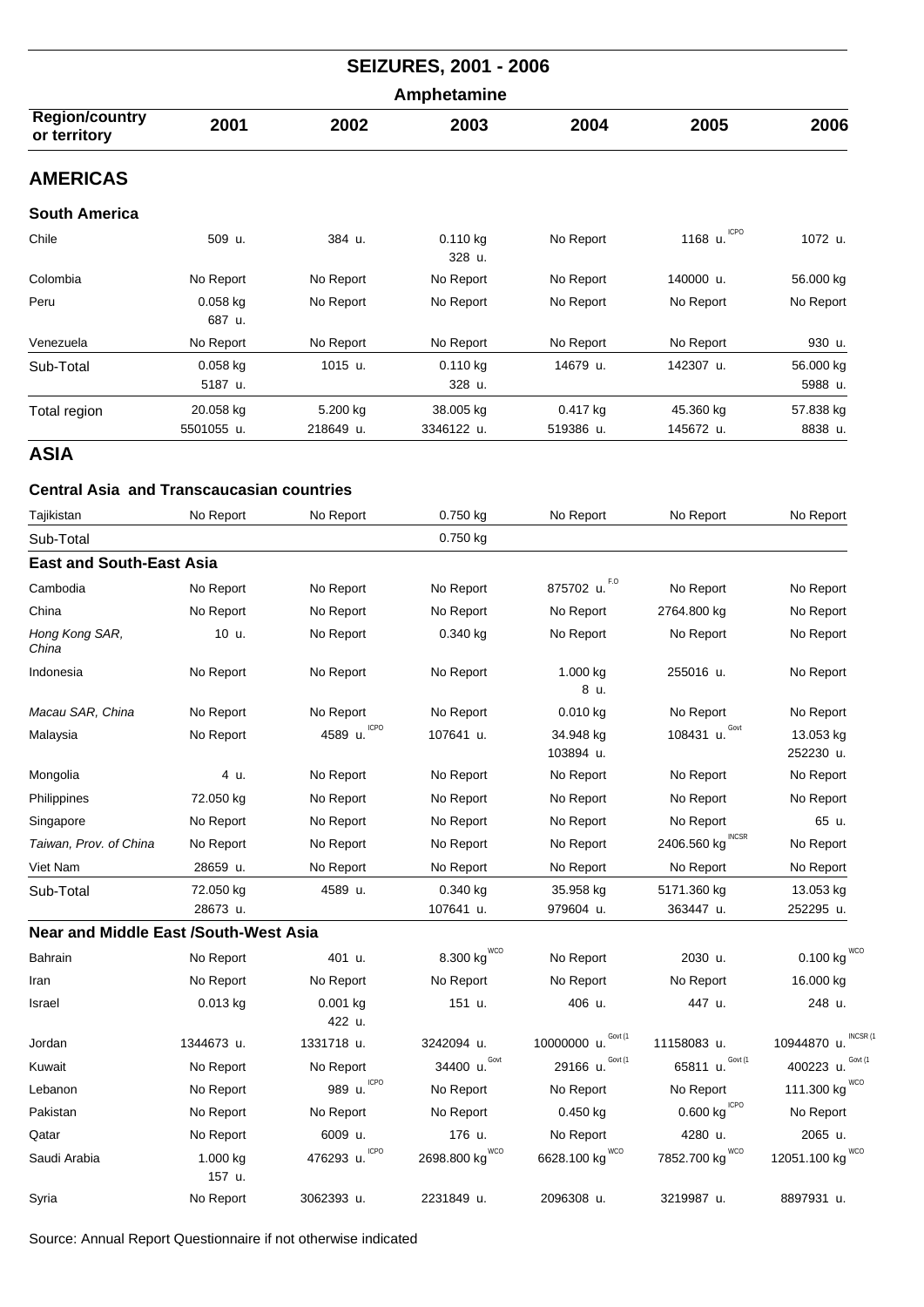# SEIZURES, 2001 - 2006

## Amphetamine

| Region/country or territory | 2001 | 2002 | 2003 | 2004 | 2005 | 2006 |
|---|---|---|---|---|---|---|
| **AMERICAS** | | | | | | |
| **South America** | | | | | | |
| Chile | 509 u. | 384 u. | 0.110 kg<br>328 u. | No Report | 1168 u. ICPO | 1072 u. |
| Colombia | No Report | No Report | No Report | No Report | 140000 u. | 56.000 kg |
| Peru | 0.058 kg<br>687 u. | No Report | No Report | No Report | No Report | No Report |
| Venezuela | No Report | No Report | No Report | No Report | No Report | 930 u. |
| Sub-Total | 0.058 kg<br>5187 u. | 1015 u. | 0.110 kg<br>328 u. | 14679 u. | 142307 u. | 56.000 kg<br>5988 u. |
| Total region | 20.058 kg<br>5501055 u. | 5.200 kg<br>218649 u. | 38.005 kg<br>3346122 u. | 0.417 kg<br>519386 u. | 45.360 kg<br>145672 u. | 57.838 kg<br>8838 u. |
| **ASIA** | | | | | | |
| **Central Asia and Transcaucasian countries** | | | | | | |
| Tajikistan | No Report | No Report | 0.750 kg | No Report | No Report | No Report |
| Sub-Total | | | 0.750 kg | | | |
| **East and South-East Asia** | | | | | | |
| Cambodia | No Report | No Report | No Report | 875702 u. F.O | No Report | No Report |
| China | No Report | No Report | No Report | No Report | 2764.800 kg | No Report |
| *Hong Kong SAR, China* | 10 u. | No Report | 0.340 kg | No Report | No Report | No Report |
| Indonesia | No Report | No Report | No Report | 1.000 kg<br>8 u. | 255016 u. | No Report |
| *Macau SAR, China* | No Report | No Report | No Report | 0.010 kg | No Report | No Report |
| Malaysia | No Report | 4589 u. ICPO | 107641 u. | 34.948 kg<br>103894 u. | 108431 u. Govt | 13.053 kg<br>252230 u. |
| Mongolia | 4 u. | No Report | No Report | No Report | No Report | No Report |
| Philippines | 72.050 kg | No Report | No Report | No Report | No Report | No Report |
| Singapore | No Report | No Report | No Report | No Report | No Report | 65 u. |
| *Taiwan, Prov. of China* | No Report | No Report | No Report | No Report | 2406.560 kg INCSR | No Report |
| Viet Nam | 28659 u. | No Report | No Report | No Report | No Report | No Report |
| Sub-Total | 72.050 kg<br>28673 u. | 4589 u. | 0.340 kg<br>107641 u. | 35.958 kg<br>979604 u. | 5171.360 kg<br>363447 u. | 13.053 kg<br>252295 u. |
| **Near and Middle East /South-West Asia** | | | | | | |
| Bahrain | No Report | 401 u. | 8.300 kg WCO | No Report | 2030 u. | 0.100 kg WCO |
| Iran | No Report | No Report | No Report | No Report | No Report | 16.000 kg |
| Israel | 0.013 kg | 0.001 kg<br>422 u. | 151 u. | 406 u. | 447 u. | 248 u. |
| Jordan | 1344673 u. | 1331718 u. | 3242094 u. | 10000000 u. Govt (1 | 11158083 u. | 10944870 u. INCSR (1 |
| Kuwait | No Report | No Report | 34400 u. Govt | 29166 u. Govt (1 | 65811 u. Govt (1 | 400223 u. Govt (1 |
| Lebanon | No Report | 989 u. ICPO | No Report | No Report | No Report | 111.300 kg WCO |
| Pakistan | No Report | No Report | No Report | 0.450 kg | 0.600 kg ICPO | No Report |
| Qatar | No Report | 6009 u. | 176 u. | No Report | 4280 u. | 2065 u. |
| Saudi Arabia | 1.000 kg<br>157 u. | 476293 u. ICPO | 2698.800 kg WCO | 6628.100 kg WCO | 7852.700 kg WCO | 12051.100 kg WCO |
| Syria | No Report | 3062393 u. | 2231849 u. | 2096308 u. | 3219987 u. | 8897931 u. |

Source: Annual Report Questionnaire if not otherwise indicated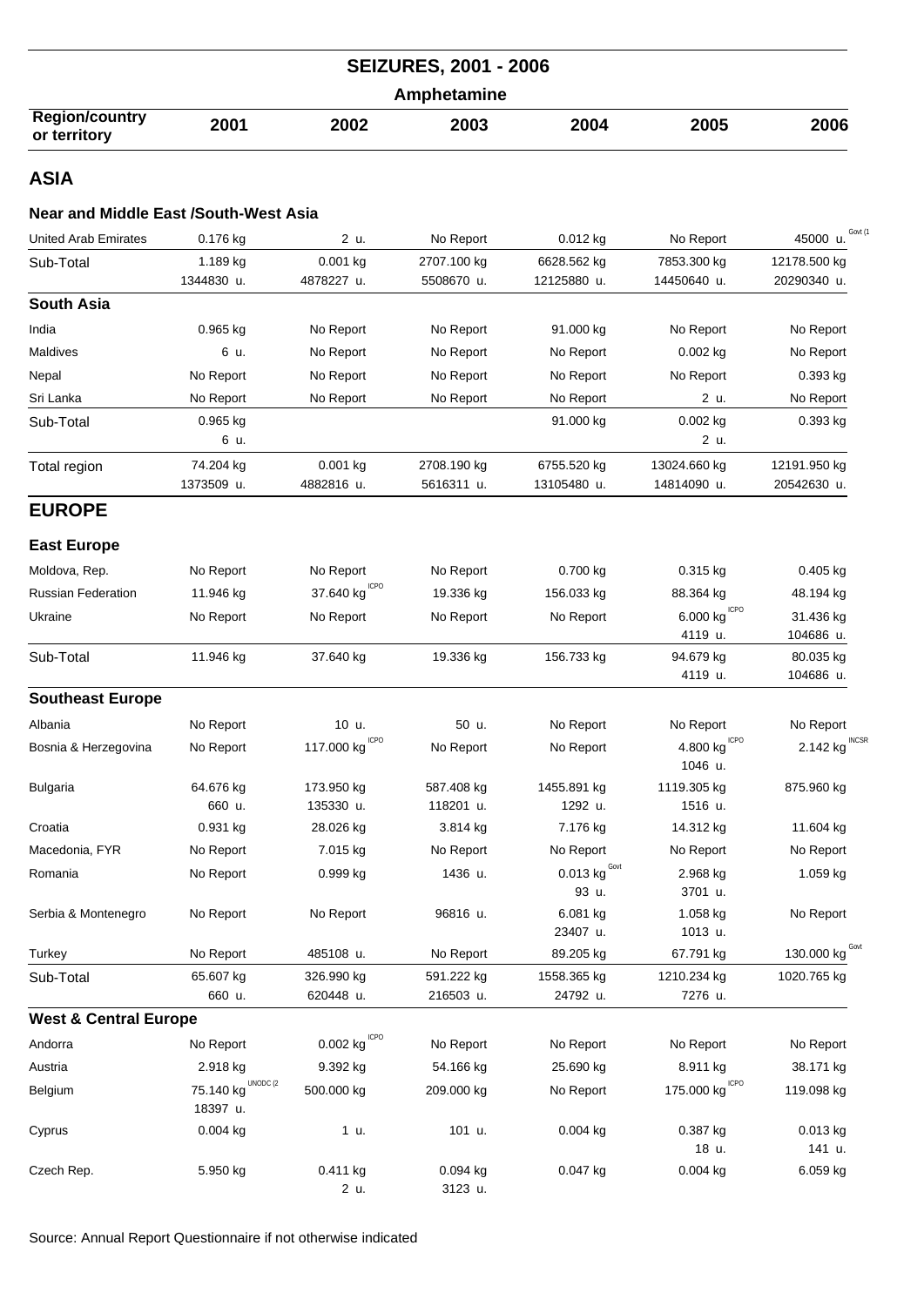# SEIZURES, 2001 - 2006

## Amphetamine

| Region/country or territory | 2001 | 2002 | 2003 | 2004 | 2005 | 2006 |
|---|---|---|---|---|---|---|
| **ASIA** | | | | | | |
| **Near and Middle East /South-West Asia** | | | | | | |
| United Arab Emirates | 0.176 kg | 2 u. | No Report | 0.012 kg | No Report | 45000 u. Govt (1 |
| Sub-Total | 1.189 kg<br>1344830 u. | 0.001 kg<br>4878227 u. | 2707.100 kg<br>5508670 u. | 6628.562 kg<br>12125880 u. | 7853.300 kg<br>14450640 u. | 12178.500 kg<br>20290340 u. |
| **South Asia** | | | | | | |
| India | 0.965 kg | No Report | No Report | 91.000 kg | No Report | No Report |
| Maldives | 6 u. | No Report | No Report | No Report | 0.002 kg | No Report |
| Nepal | No Report | No Report | No Report | No Report | No Report | 0.393 kg |
| Sri Lanka | No Report | No Report | No Report | No Report | 2 u. | No Report |
| Sub-Total | 0.965 kg<br>6 u. | | | 91.000 kg | 0.002 kg<br>2 u. | 0.393 kg |
| Total region | 74.204 kg<br>1373509 u. | 0.001 kg<br>4882816 u. | 2708.190 kg<br>5616311 u. | 6755.520 kg<br>13105480 u. | 13024.660 kg<br>14814090 u. | 12191.950 kg<br>20542630 u. |
| **EUROPE** | | | | | | |
| **East Europe** | | | | | | |
| Moldova, Rep. | No Report | No Report | No Report | 0.700 kg | 0.315 kg | 0.405 kg |
| Russian Federation | 11.946 kg | 37.640 kg ICPO | 19.336 kg | 156.033 kg | 88.364 kg | 48.194 kg |
| Ukraine | No Report | No Report | No Report | No Report | 6.000 kg ICPO<br>4119 u. | 31.436 kg<br>104686 u. |
| Sub-Total | 11.946 kg | 37.640 kg | 19.336 kg | 156.733 kg | 94.679 kg<br>4119 u. | 80.035 kg<br>104686 u. |
| **Southeast Europe** | | | | | | |
| Albania | No Report | 10 u. | 50 u. | No Report | No Report | No Report |
| Bosnia & Herzegovina | No Report | 117.000 kg ICPO | No Report | No Report | 4.800 kg ICPO<br>1046 u. | 2.142 kg INCSR |
| Bulgaria | 64.676 kg<br>660 u. | 173.950 kg<br>135330 u. | 587.408 kg<br>118201 u. | 1455.891 kg<br>1292 u. | 1119.305 kg<br>1516 u. | 875.960 kg |
| Croatia | 0.931 kg | 28.026 kg | 3.814 kg | 7.176 kg | 14.312 kg | 11.604 kg |
| Macedonia, FYR | No Report | 7.015 kg | No Report | No Report | No Report | No Report |
| Romania | No Report | 0.999 kg | 1436 u. | 0.013 kg Govt<br>93 u. | 2.968 kg<br>3701 u. | 1.059 kg |
| Serbia & Montenegro | No Report | No Report | 96816 u. | 6.081 kg<br>23407 u. | 1.058 kg<br>1013 u. | No Report |
| Turkey | No Report | 485108 u. | No Report | 89.205 kg | 67.791 kg | 130.000 kg Govt |
| Sub-Total | 65.607 kg<br>660 u. | 326.990 kg<br>620448 u. | 591.222 kg<br>216503 u. | 1558.365 kg<br>24792 u. | 1210.234 kg<br>7276 u. | 1020.765 kg |
| **West & Central Europe** | | | | | | |
| Andorra | No Report | 0.002 kg ICPO | No Report | No Report | No Report | No Report |
| Austria | 2.918 kg | 9.392 kg | 54.166 kg | 25.690 kg | 8.911 kg | 38.171 kg |
| Belgium | 75.140 kg UNODC (2<br>18397 u. | 500.000 kg | 209.000 kg | No Report | 175.000 kg ICPO | 119.098 kg |
| Cyprus | 0.004 kg | 1 u. | 101 u. | 0.004 kg | 0.387 kg<br>18 u. | 0.013 kg<br>141 u. |
| Czech Rep. | 5.950 kg | 0.411 kg<br>2 u. | 0.094 kg<br>3123 u. | 0.047 kg | 0.004 kg | 6.059 kg |

Source: Annual Report Questionnaire if not otherwise indicated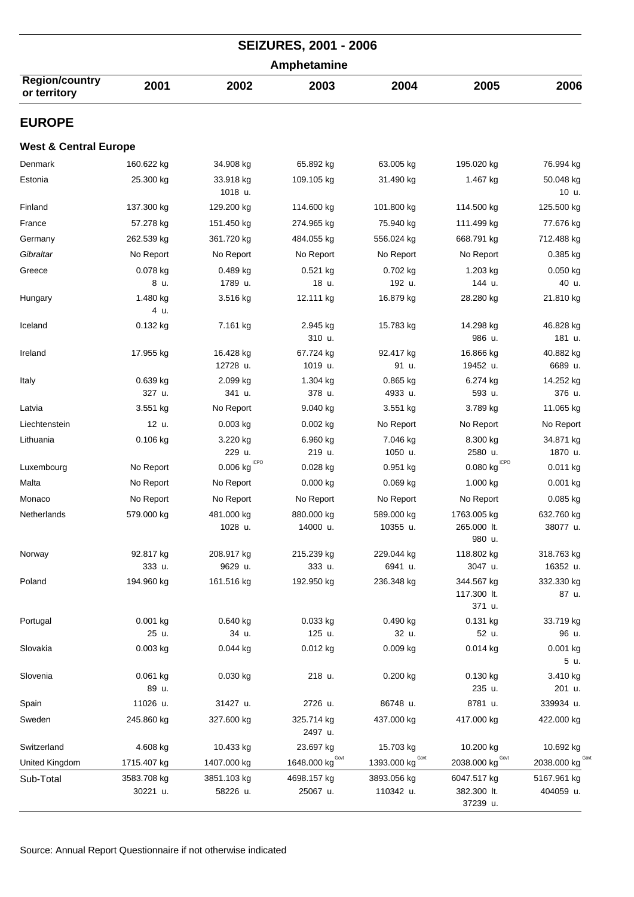# SEIZURES, 2001 - 2006

## Amphetamine

| Region/country or territory | 2001 | 2002 | 2003 | 2004 | 2005 | 2006 |
|---|---|---|---|---|---|---|
| **EUROPE** | | | | | | |
| **West & Central Europe** | | | | | | |
| Denmark | 160.622 kg | 34.908 kg | 65.892 kg | 63.005 kg | 195.020 kg | 76.994 kg |
| Estonia | 25.300 kg | 33.918 kg<br>1018 u. | 109.105 kg | 31.490 kg | 1.467 kg | 50.048 kg<br>10 u. |
| Finland | 137.300 kg | 129.200 kg | 114.600 kg | 101.800 kg | 114.500 kg | 125.500 kg |
| France | 57.278 kg | 151.450 kg | 274.965 kg | 75.940 kg | 111.499 kg | 77.676 kg |
| Germany | 262.539 kg | 361.720 kg | 484.055 kg | 556.024 kg | 668.791 kg | 712.488 kg |
| *Gibraltar* | No Report | No Report | No Report | No Report | No Report | 0.385 kg |
| Greece | 0.078 kg<br>8 u. | 0.489 kg<br>1789 u. | 0.521 kg<br>18 u. | 0.702 kg<br>192 u. | 1.203 kg<br>144 u. | 0.050 kg<br>40 u. |
| Hungary | 1.480 kg<br>4 u. | 3.516 kg | 12.111 kg | 16.879 kg | 28.280 kg | 21.810 kg |
| Iceland | 0.132 kg | 7.161 kg | 2.945 kg<br>310 u. | 15.783 kg | 14.298 kg<br>986 u. | 46.828 kg<br>181 u. |
| Ireland | 17.955 kg | 16.428 kg<br>12728 u. | 67.724 kg<br>1019 u. | 92.417 kg<br>91 u. | 16.866 kg<br>19452 u. | 40.882 kg<br>6689 u. |
| Italy | 0.639 kg<br>327 u. | 2.099 kg<br>341 u. | 1.304 kg<br>378 u. | 0.865 kg<br>4933 u. | 6.274 kg<br>593 u. | 14.252 kg<br>376 u. |
| Latvia | 3.551 kg | No Report | 9.040 kg | 3.551 kg | 3.789 kg | 11.065 kg |
| Liechtenstein | 12 u. | 0.003 kg | 0.002 kg | No Report | No Report | No Report |
| Lithuania | 0.106 kg | 3.220 kg<br>229 u. | 6.960 kg<br>219 u. | 7.046 kg<br>1050 u. | 8.300 kg<br>2580 u. | 34.871 kg<br>1870 u. |
| Luxembourg | No Report | 0.006 kg ICPO | 0.028 kg | 0.951 kg | 0.080 kg ICPO | 0.011 kg |
| Malta | No Report | No Report | 0.000 kg | 0.069 kg | 1.000 kg | 0.001 kg |
| Monaco | No Report | No Report | No Report | No Report | No Report | 0.085 kg |
| Netherlands | 579.000 kg | 481.000 kg<br>1028 u. | 880.000 kg<br>14000 u. | 589.000 kg<br>10355 u. | 1763.005 kg<br>265.000 lt.<br>980 u. | 632.760 kg<br>38077 u. |
| Norway | 92.817 kg<br>333 u. | 208.917 kg<br>9629 u. | 215.239 kg<br>333 u. | 229.044 kg<br>6941 u. | 118.802 kg<br>3047 u. | 318.763 kg<br>16352 u. |
| Poland | 194.960 kg | 161.516 kg | 192.950 kg | 236.348 kg | 344.567 kg<br>117.300 lt.<br>371 u. | 332.330 kg<br>87 u. |
| Portugal | 0.001 kg<br>25 u. | 0.640 kg<br>34 u. | 0.033 kg<br>125 u. | 0.490 kg<br>32 u. | 0.131 kg<br>52 u. | 33.719 kg<br>96 u. |
| Slovakia | 0.003 kg | 0.044 kg | 0.012 kg | 0.009 kg | 0.014 kg | 0.001 kg<br>5 u. |
| Slovenia | 0.061 kg<br>89 u. | 0.030 kg | 218 u. | 0.200 kg | 0.130 kg<br>235 u. | 3.410 kg<br>201 u. |
| Spain | 11026 u. | 31427 u. | 2726 u. | 86748 u. | 8781 u. | 339934 u. |
| Sweden | 245.860 kg | 327.600 kg | 325.714 kg<br>2497 u. | 437.000 kg | 417.000 kg | 422.000 kg |
| Switzerland | 4.608 kg | 10.433 kg | 23.697 kg | 15.703 kg | 10.200 kg | 10.692 kg |
| United Kingdom | 1715.407 kg | 1407.000 kg | 1648.000 kg Govt | 1393.000 kg Govt | 2038.000 kg Govt | 2038.000 kg Govt |
| Sub-Total | 3583.708 kg<br>30221 u. | 3851.103 kg<br>58226 u. | 4698.157 kg<br>25067 u. | 3893.056 kg<br>110342 u. | 6047.517 kg<br>382.300 lt.<br>37239 u. | 5167.961 kg<br>404059 u. |

Source: Annual Report Questionnaire if not otherwise indicated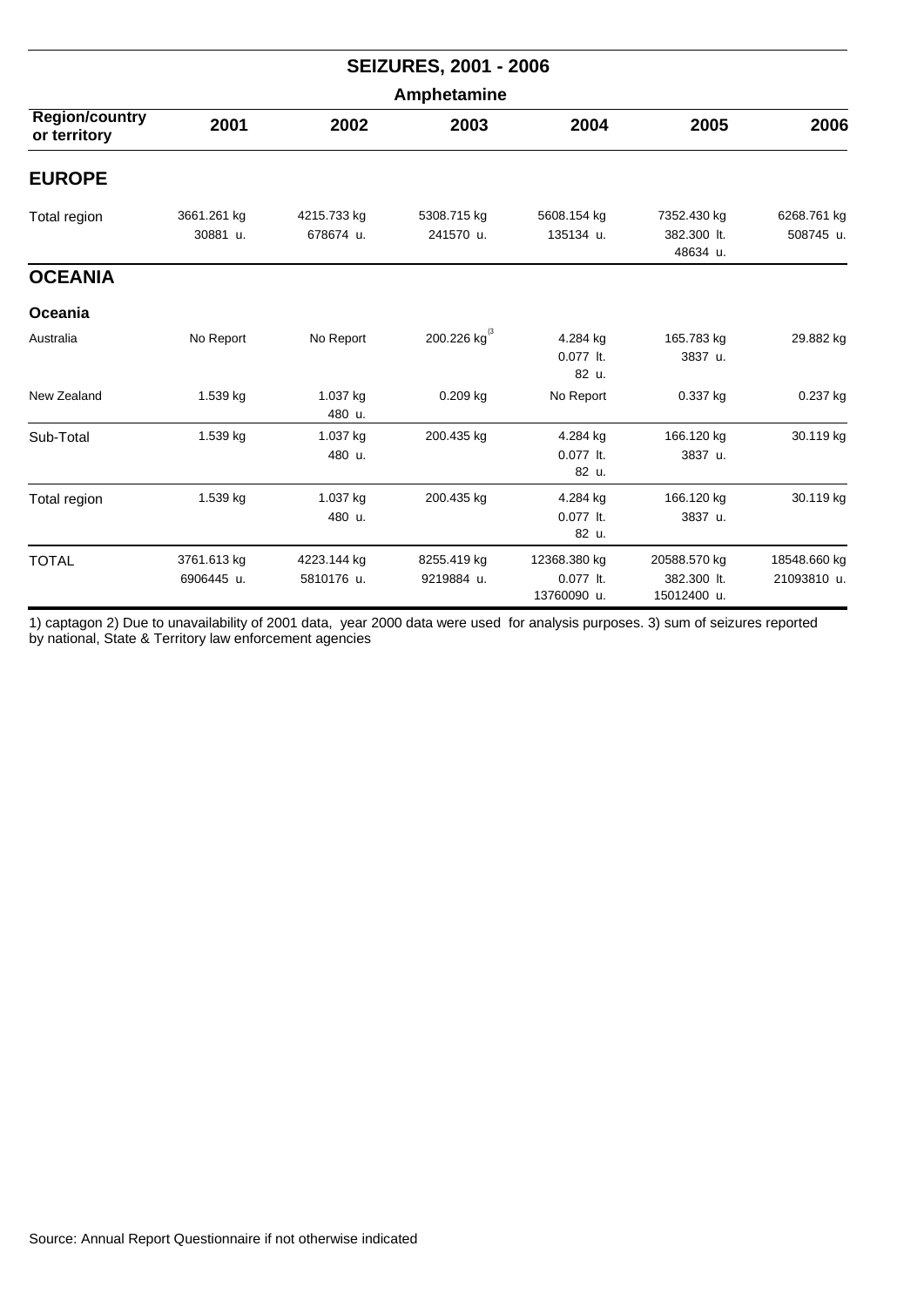# SEIZURES, 2001 - 2006

## Amphetamine

| Region/country or territory | 2001 | 2002 | 2003 | 2004 | 2005 | 2006 |
|---|---|---|---|---|---|---|
| **EUROPE** | | | | | | |
| Total region | 3661.261 kg<br>30881 u. | 4215.733 kg<br>678674 u. | 5308.715 kg<br>241570 u. | 5608.154 kg<br>135134 u. | 7352.430 kg<br>382.300 lt.<br>48634 u. | 6268.761 kg<br>508745 u. |
| **OCEANIA** | | | | | | |
| **Oceania** | | | | | | |
| Australia | No Report | No Report | 200.226 kg [3 | 4.284 kg<br>0.077 lt.<br>82 u. | 165.783 kg<br>3837 u. | 29.882 kg |
| New Zealand | 1.539 kg | 1.037 kg<br>480 u. | 0.209 kg | No Report | 0.337 kg | 0.237 kg |
| Sub-Total | 1.539 kg | 1.037 kg<br>480 u. | 200.435 kg | 4.284 kg<br>0.077 lt.<br>82 u. | 166.120 kg<br>3837 u. | 30.119 kg |
| Total region | 1.539 kg | 1.037 kg<br>480 u. | 200.435 kg | 4.284 kg<br>0.077 lt.<br>82 u. | 166.120 kg<br>3837 u. | 30.119 kg |
| TOTAL | 3761.613 kg<br>6906445 u. | 4223.144 kg<br>5810176 u. | 8255.419 kg<br>9219884 u. | 12368.380 kg<br>0.077 lt.<br>13760090 u. | 20588.570 kg<br>382.300 lt.<br>15012400 u. | 18548.660 kg<br>21093810 u. |

1) captagon 2) Due to unavailability of 2001 data, year 2000 data were used for analysis purposes. 3) sum of seizures reported by national, State & Territory law enforcement agencies

Source: Annual Report Questionnaire if not otherwise indicated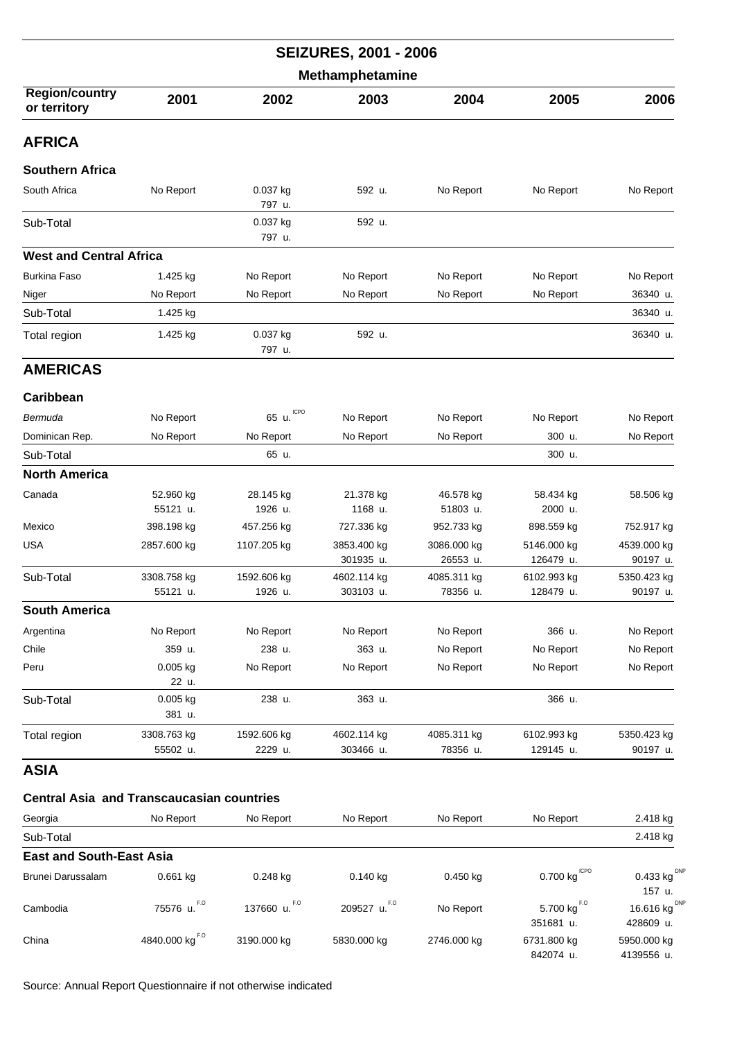# SEIZURES, 2001 - 2006

## Methamphetamine

| Region/country or territory | 2001 | 2002 | 2003 | 2004 | 2005 | 2006 |
|---|---|---|---|---|---|---|
| **AFRICA** | | | | | | |
| **Southern Africa** | | | | | | |
| South Africa | No Report | 0.037 kg<br>797 u. | 592 u. | No Report | No Report | No Report |
| Sub-Total | | 0.037 kg<br>797 u. | 592 u. | | | |
| **West and Central Africa** | | | | | | |
| Burkina Faso | 1.425 kg | No Report | No Report | No Report | No Report | No Report |
| Niger | No Report | No Report | No Report | No Report | No Report | 36340 u. |
| Sub-Total | 1.425 kg | | | | | 36340 u. |
| Total region | 1.425 kg | 0.037 kg<br>797 u. | 592 u. | | | 36340 u. |
| **AMERICAS** | | | | | | |
| **Caribbean** | | | | | | |
| *Bermuda* | No Report | 65 u. ICPO | No Report | No Report | No Report | No Report |
| Dominican Rep. | No Report | No Report | No Report | No Report | 300 u. | No Report |
| Sub-Total | | 65 u. | | | 300 u. | |
| **North America** | | | | | | |
| Canada | 52.960 kg<br>55121 u. | 28.145 kg<br>1926 u. | 21.378 kg<br>1168 u. | 46.578 kg<br>51803 u. | 58.434 kg<br>2000 u. | 58.506 kg |
| Mexico | 398.198 kg | 457.256 kg | 727.336 kg | 952.733 kg | 898.559 kg | 752.917 kg |
| USA | 2857.600 kg | 1107.205 kg | 3853.400 kg<br>301935 u. | 3086.000 kg<br>26553 u. | 5146.000 kg<br>126479 u. | 4539.000 kg<br>90197 u. |
| Sub-Total | 3308.758 kg<br>55121 u. | 1592.606 kg<br>1926 u. | 4602.114 kg<br>303103 u. | 4085.311 kg<br>78356 u. | 6102.993 kg<br>128479 u. | 5350.423 kg<br>90197 u. |
| **South America** | | | | | | |
| Argentina | No Report | No Report | No Report | No Report | 366 u. | No Report |
| Chile | 359 u. | 238 u. | 363 u. | No Report | No Report | No Report |
| Peru | 0.005 kg<br>22 u. | No Report | No Report | No Report | No Report | No Report |
| Sub-Total | 0.005 kg<br>381 u. | 238 u. | 363 u. | | 366 u. | |
| Total region | 3308.763 kg<br>55502 u. | 1592.606 kg<br>2229 u. | 4602.114 kg<br>303466 u. | 4085.311 kg<br>78356 u. | 6102.993 kg<br>129145 u. | 5350.423 kg<br>90197 u. |
| **ASIA** | | | | | | |
| **Central Asia and Transcaucasian countries** | | | | | | |
| Georgia | No Report | No Report | No Report | No Report | No Report | 2.418 kg |
| Sub-Total | | | | | | 2.418 kg |
| **East and South-East Asia** | | | | | | |
| Brunei Darussalam | 0.661 kg | 0.248 kg | 0.140 kg | 0.450 kg | 0.700 kg ICPO | 0.433 kg DNP<br>157 u. |
| Cambodia | 75576 u. F.O | 137660 u. F.O | 209527 u. F.O | No Report | 5.700 kg F.O<br>351681 u. | 16.616 kg DNP<br>428609 u. |
| China | 4840.000 kg F.O | 3190.000 kg | 5830.000 kg | 2746.000 kg | 6731.800 kg<br>842074 u. | 5950.000 kg<br>4139556 u. |

Source: Annual Report Questionnaire if not otherwise indicated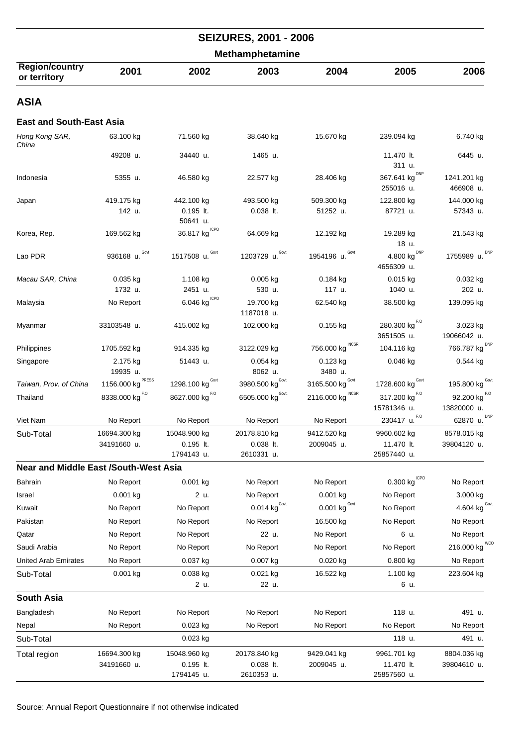# SEIZURES, 2001 - 2006

## Methamphetamine

| Region/country or territory | 2001 | 2002 | 2003 | 2004 | 2005 | 2006 |
|---|---|---|---|---|---|---|
| **ASIA** | | | | | | |
| **East and South-East Asia** | | | | | | |
| *Hong Kong SAR, China* | 63.100 kg | 71.560 kg | 38.640 kg | 15.670 kg | 239.094 kg | 6.740 kg |
| | 49208 u. | 34440 u. | 1465 u. | | 11.470 lt. | 6445 u. |
| | | | | | 311 u. | |
| Indonesia | 5355 u. | 46.580 kg | 22.577 kg | 28.406 kg | 367.641 kg DNP | 1241.201 kg |
| | | | | | 255016 u. | 466908 u. |
| Japan | 419.175 kg | 442.100 kg | 493.500 kg | 509.300 kg | 122.800 kg | 144.000 kg |
| | 142 u. | 0.195 lt. | 0.038 lt. | 51252 u. | 87721 u. | 57343 u. |
| | | 50641 u. | | | | |
| Korea, Rep. | 169.562 kg | 36.817 kg ICPO | 64.669 kg | 12.192 kg | 19.289 kg | 21.543 kg |
| | | | | | 18 u. | |
| Lao PDR | 936168 u. Govt | 1517508 u. Govt | 1203729 u. Govt | 1954196 u. Govt | 4.800 kg DNP | 1755989 u. DNP |
| | | | | | 4656309 u. | |
| *Macau SAR, China* | 0.035 kg | 1.108 kg | 0.005 kg | 0.184 kg | 0.015 kg | 0.032 kg |
| | 1732 u. | 2451 u. | 530 u. | 117 u. | 1040 u. | 202 u. |
| Malaysia | No Report | 6.046 kg ICPO | 19.700 kg | 62.540 kg | 38.500 kg | 139.095 kg |
| | | | 1187018 u. | | | |
| Myanmar | 33103548 u. | 415.002 kg | 102.000 kg | 0.155 kg | 280.300 kg F.O | 3.023 kg |
| | | | | | 3651505 u. | 19066042 u. |
| Philippines | 1705.592 kg | 914.335 kg | 3122.029 kg | 756.000 kg INCSR | 104.116 kg | 766.787 kg DNP |
| Singapore | 2.175 kg | 51443 u. | 0.054 kg | 0.123 kg | 0.046 kg | 0.544 kg |
| | 19935 u. | | 8062 u. | 3480 u. | | |
| *Taiwan, Prov. of China* | 1156.000 kg PRESS | 1298.100 kg Govt | 3980.500 kg Govt | 3165.500 kg Govt | 1728.600 kg Govt | 195.800 kg Govt |
| Thailand | 8338.000 kg F.O | 8627.000 kg F.O | 6505.000 kg Govt. | 2116.000 kg INCSR | 317.200 kg F.O | 92.200 kg F.O |
| | | | | | 15781346 u. | 13820000 u. |
| Viet Nam | No Report | No Report | No Report | No Report | 230417 u. F.O | 62870 u. DNP |
| Sub-Total | 16694.300 kg | 15048.900 kg | 20178.810 kg | 9412.520 kg | 9960.602 kg | 8578.015 kg |
| | 34191660 u. | 0.195 lt. | 0.038 lt. | 2009045 u. | 11.470 lt. | 39804120 u. |
| | | 1794143 u. | 2610331 u. | | 25857440 u. | |
| **Near and Middle East /South-West Asia** | | | | | | |
| Bahrain | No Report | 0.001 kg | No Report | No Report | 0.300 kg ICPO | No Report |
| Israel | 0.001 kg | 2 u. | No Report | 0.001 kg | No Report | 3.000 kg |
| Kuwait | No Report | No Report | 0.014 kg Govt | 0.001 kg Govt | No Report | 4.604 kg Govt |
| Pakistan | No Report | No Report | No Report | 16.500 kg | No Report | No Report |
| Qatar | No Report | No Report | 22 u. | No Report | 6 u. | No Report |
| Saudi Arabia | No Report | No Report | No Report | No Report | No Report | 216.000 kg WCO |
| United Arab Emirates | No Report | 0.037 kg | 0.007 kg | 0.020 kg | 0.800 kg | No Report |
| Sub-Total | 0.001 kg | 0.038 kg | 0.021 kg | 16.522 kg | 1.100 kg | 223.604 kg |
| | | 2 u. | 22 u. | | 6 u. | |
| **South Asia** | | | | | | |
| Bangladesh | No Report | No Report | No Report | No Report | 118 u. | 491 u. |
| Nepal | No Report | 0.023 kg | No Report | No Report | No Report | No Report |
| Sub-Total | | 0.023 kg | | | 118 u. | 491 u. |
| Total region | 16694.300 kg | 15048.960 kg | 20178.840 kg | 9429.041 kg | 9961.701 kg | 8804.036 kg |
| | 34191660 u. | 0.195 lt. | 0.038 lt. | 2009045 u. | 11.470 lt. | 39804610 u. |
| | | 1794145 u. | 2610353 u. | | 25857560 u. | |

Source: Annual Report Questionnaire if not otherwise indicated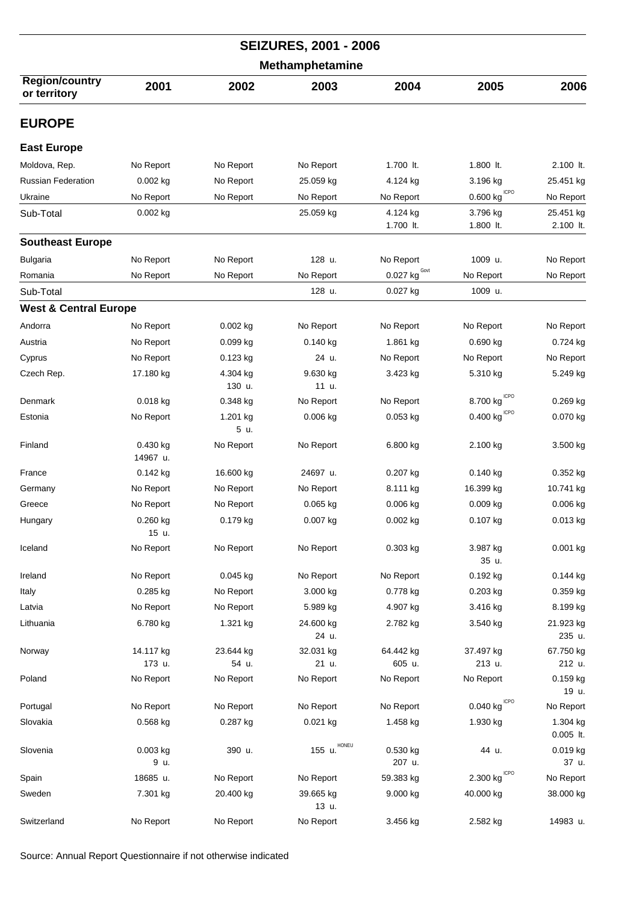# SEIZURES, 2001 - 2006

## Methamphetamine

| Region/country or territory | 2001 | 2002 | 2003 | 2004 | 2005 | 2006 |
|---|---|---|---|---|---|---|
| **EUROPE** | | | | | | |
| **East Europe** | | | | | | |
| Moldova, Rep. | No Report | No Report | No Report | 1.700 lt. | 1.800 lt. | 2.100 lt. |
| Russian Federation | 0.002 kg | No Report | 25.059 kg | 4.124 kg | 3.196 kg | 25.451 kg |
| Ukraine | No Report | No Report | No Report | No Report | 0.600 kg ICPO | No Report |
| Sub-Total | 0.002 kg | | 25.059 kg | 4.124 kg 1.700 lt. | 3.796 kg 1.800 lt. | 25.451 kg 2.100 lt. |
| **Southeast Europe** | | | | | | |
| Bulgaria | No Report | No Report | 128 u. | No Report | 1009 u. | No Report |
| Romania | No Report | No Report | No Report | 0.027 kg Govt | No Report | No Report |
| Sub-Total | | | 128 u. | 0.027 kg | 1009 u. | |
| **West & Central Europe** | | | | | | |
| Andorra | No Report | 0.002 kg | No Report | No Report | No Report | No Report |
| Austria | No Report | 0.099 kg | 0.140 kg | 1.861 kg | 0.690 kg | 0.724 kg |
| Cyprus | No Report | 0.123 kg | 24 u. | No Report | No Report | No Report |
| Czech Rep. | 17.180 kg | 4.304 kg 130 u. | 9.630 kg 11 u. | 3.423 kg | 5.310 kg | 5.249 kg |
| Denmark | 0.018 kg | 0.348 kg | No Report | No Report | 8.700 kg ICPO | 0.269 kg |
| Estonia | No Report | 1.201 kg 5 u. | 0.006 kg | 0.053 kg | 0.400 kg ICPO | 0.070 kg |
| Finland | 0.430 kg 14967 u. | No Report | No Report | 6.800 kg | 2.100 kg | 3.500 kg |
| France | 0.142 kg | 16.600 kg | 24697 u. | 0.207 kg | 0.140 kg | 0.352 kg |
| Germany | No Report | No Report | No Report | 8.111 kg | 16.399 kg | 10.741 kg |
| Greece | No Report | No Report | 0.065 kg | 0.006 kg | 0.009 kg | 0.006 kg |
| Hungary | 0.260 kg 15 u. | 0.179 kg | 0.007 kg | 0.002 kg | 0.107 kg | 0.013 kg |
| Iceland | No Report | No Report | No Report | 0.303 kg | 3.987 kg 35 u. | 0.001 kg |
| Ireland | No Report | 0.045 kg | No Report | No Report | 0.192 kg | 0.144 kg |
| Italy | 0.285 kg | No Report | 3.000 kg | 0.778 kg | 0.203 kg | 0.359 kg |
| Latvia | No Report | No Report | 5.989 kg | 4.907 kg | 3.416 kg | 8.199 kg |
| Lithuania | 6.780 kg | 1.321 kg | 24.600 kg 24 u. | 2.782 kg | 3.540 kg | 21.923 kg 235 u. |
| Norway | 14.117 kg 173 u. | 23.644 kg 54 u. | 32.031 kg 21 u. | 64.442 kg 605 u. | 37.497 kg 213 u. | 67.750 kg 212 u. |
| Poland | No Report | No Report | No Report | No Report | No Report | 0.159 kg 19 u. |
| Portugal | No Report | No Report | No Report | No Report | 0.040 kg ICPO | No Report |
| Slovakia | 0.568 kg | 0.287 kg | 0.021 kg | 1.458 kg | 1.930 kg | 1.304 kg 0.005 lt. |
| Slovenia | 0.003 kg 9 u. | 390 u. | 155 u. HONEU | 0.530 kg 207 u. | 44 u. | 0.019 kg 37 u. |
| Spain | 18685 u. | No Report | No Report | 59.383 kg | 2.300 kg ICPO | No Report |
| Sweden | 7.301 kg | 20.400 kg | 39.665 kg 13 u. | 9.000 kg | 40.000 kg | 38.000 kg |
| Switzerland | No Report | No Report | No Report | 3.456 kg | 2.582 kg | 14983 u. |

Source: Annual Report Questionnaire if not otherwise indicated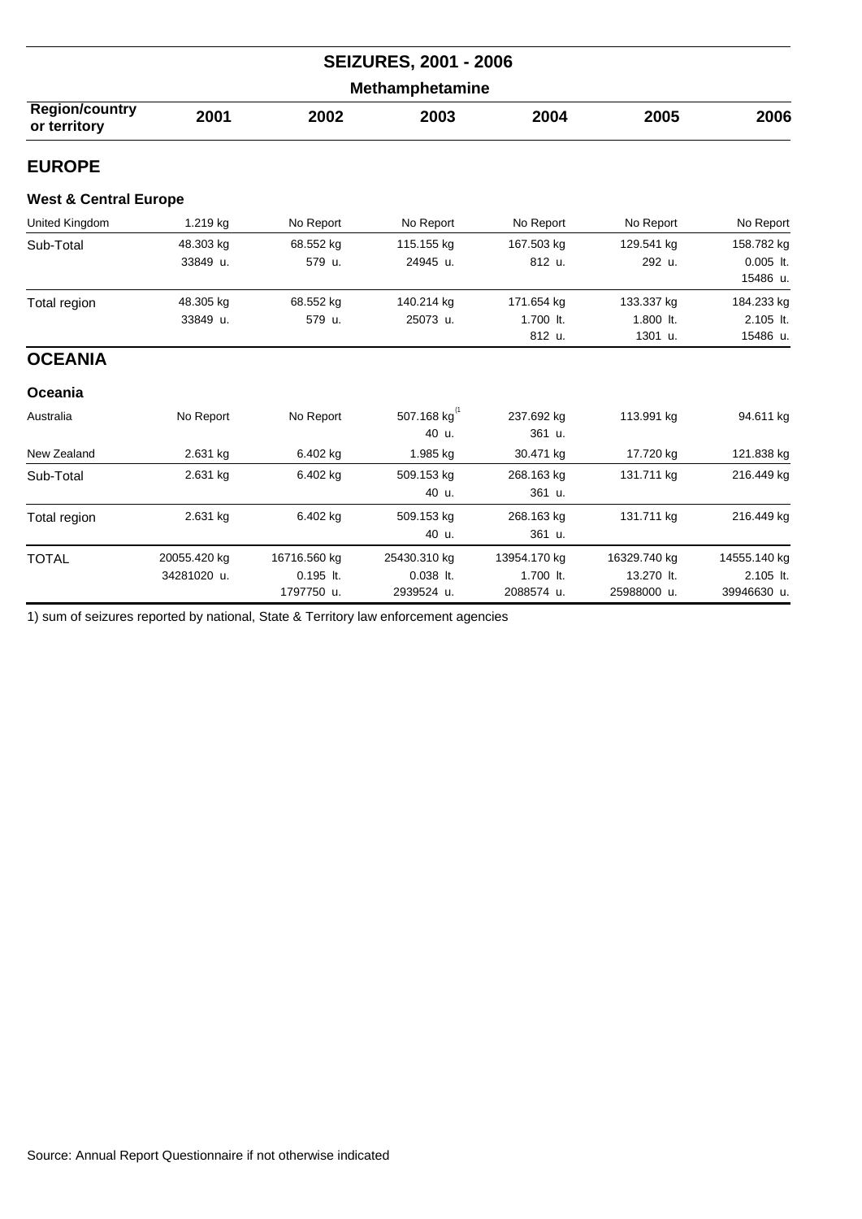# SEIZURES, 2001 - 2006

## Methamphetamine

| Region/country or territory | 2001 | 2002 | 2003 | 2004 | 2005 | 2006 |
|---|---|---|---|---|---|---|
| **EUROPE** | | | | | | |
| **West & Central Europe** | | | | | | |
| United Kingdom | 1.219 kg | No Report | No Report | No Report | No Report | No Report |
| Sub-Total | 48.303 kg<br>33849 u. | 68.552 kg<br>579 u. | 115.155 kg<br>24945 u. | 167.503 kg<br>812 u. | 129.541 kg<br>292 u. | 158.782 kg<br>0.005 lt.<br>15486 u. |
| Total region | 48.305 kg<br>33849 u. | 68.552 kg<br>579 u. | 140.214 kg<br>25073 u. | 171.654 kg<br>1.700 lt.<br>812 u. | 133.337 kg<br>1.800 lt.<br>1301 u. | 184.233 kg<br>2.105 lt.<br>15486 u. |
| **OCEANIA** | | | | | | |
| **Oceania** | | | | | | |
| Australia | No Report | No Report | 507.168 kg [1]<br>40 u. | 237.692 kg<br>361 u. | 113.991 kg | 94.611 kg |
| New Zealand | 2.631 kg | 6.402 kg | 1.985 kg | 30.471 kg | 17.720 kg | 121.838 kg |
| Sub-Total | 2.631 kg | 6.402 kg | 509.153 kg<br>40 u. | 268.163 kg<br>361 u. | 131.711 kg | 216.449 kg |
| Total region | 2.631 kg | 6.402 kg | 509.153 kg<br>40 u. | 268.163 kg<br>361 u. | 131.711 kg | 216.449 kg |
| TOTAL | 20055.420 kg<br>34281020 u. | 16716.560 kg<br>0.195 lt.<br>1797750 u. | 25430.310 kg<br>0.038 lt.<br>2939524 u. | 13954.170 kg<br>1.700 lt.<br>2088574 u. | 16329.740 kg<br>13.270 lt.<br>25988000 u. | 14555.140 kg<br>2.105 lt.<br>39946630 u. |

1) sum of seizures reported by national, State & Territory law enforcement agencies

Source: Annual Report Questionnaire if not otherwise indicated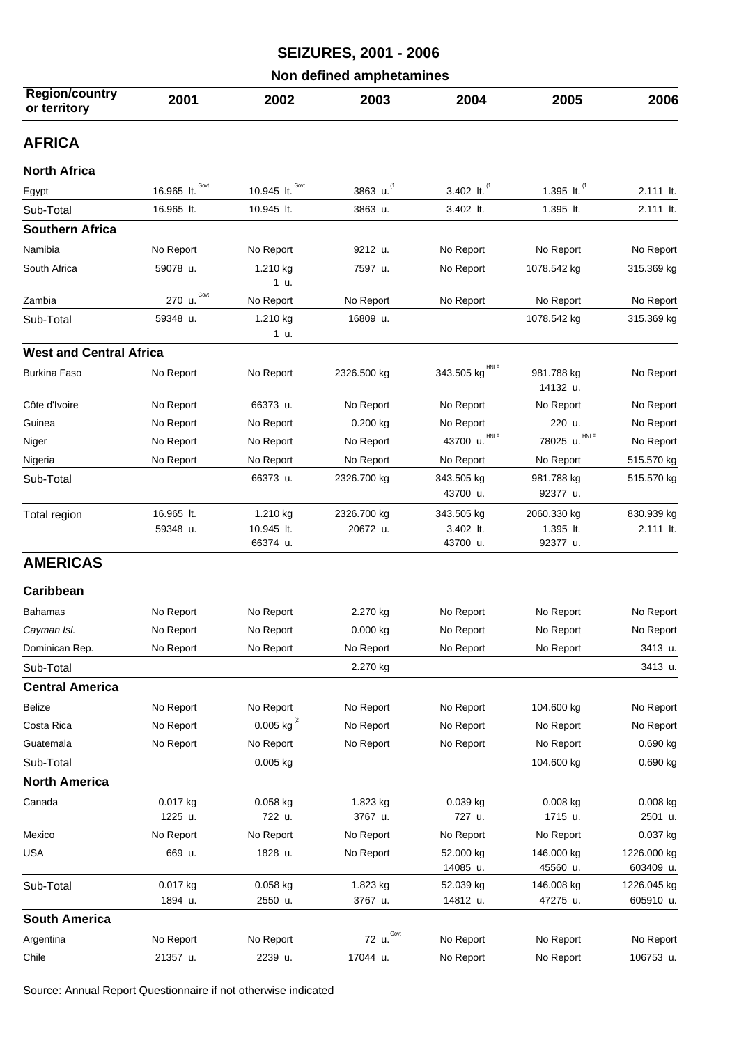# SEIZURES, 2001 - 2006

## Non defined amphetamines

| Region/country or territory | 2001 | 2002 | 2003 | 2004 | 2005 | 2006 |
|---|---|---|---|---|---|---|
| **AFRICA** | | | | | | |
| **North Africa** | | | | | | |
| Egypt | 16.965 lt. Govt | 10.945 lt. Govt | 3863 u. (1 | 3.402 lt. (1 | 1.395 lt. (1 | 2.111 lt. |
| Sub-Total | 16.965 lt. | 10.945 lt. | 3863 u. | 3.402 lt. | 1.395 lt. | 2.111 lt. |
| **Southern Africa** | | | | | | |
| Namibia | No Report | No Report | 9212 u. | No Report | No Report | No Report |
| South Africa | 59078 u. | 1.210 kg<br>1 u. | 7597 u. | No Report | 1078.542 kg | 315.369 kg |
| Zambia | 270 u. Govt | No Report | No Report | No Report | No Report | No Report |
| Sub-Total | 59348 u. | 1.210 kg<br>1 u. | 16809 u. | | 1078.542 kg | 315.369 kg |
| **West and Central Africa** | | | | | | |
| Burkina Faso | No Report | No Report | 2326.500 kg | 343.505 kg HNLF | 981.788 kg<br>14132 u. | No Report |
| Côte d'Ivoire | No Report | 66373 u. | No Report | No Report | No Report | No Report |
| Guinea | No Report | No Report | 0.200 kg | No Report | 220 u. | No Report |
| Niger | No Report | No Report | No Report | 43700 u. HNLF | 78025 u. HNLF | No Report |
| Nigeria | No Report | No Report | No Report | No Report | No Report | 515.570 kg |
| Sub-Total | | 66373 u. | 2326.700 kg | 343.505 kg<br>43700 u. | 981.788 kg<br>92377 u. | 515.570 kg |
| Total region | 16.965 lt.<br>59348 u. | 1.210 kg<br>10.945 lt.<br>66374 u. | 2326.700 kg<br>20672 u. | 343.505 kg<br>3.402 lt.<br>43700 u. | 2060.330 kg<br>1.395 lt.<br>92377 u. | 830.939 kg<br>2.111 lt. |
| **AMERICAS** | | | | | | |
| **Caribbean** | | | | | | |
| Bahamas | No Report | No Report | 2.270 kg | No Report | No Report | No Report |
| *Cayman Isl.* | No Report | No Report | 0.000 kg | No Report | No Report | No Report |
| Dominican Rep. | No Report | No Report | No Report | No Report | No Report | 3413 u. |
| Sub-Total | | | 2.270 kg | | | 3413 u. |
| **Central America** | | | | | | |
| Belize | No Report | No Report | No Report | No Report | 104.600 kg | No Report |
| Costa Rica | No Report | 0.005 kg (2 | No Report | No Report | No Report | No Report |
| Guatemala | No Report | No Report | No Report | No Report | No Report | 0.690 kg |
| Sub-Total | | 0.005 kg | | | 104.600 kg | 0.690 kg |
| **North America** | | | | | | |
| Canada | 0.017 kg<br>1225 u. | 0.058 kg<br>722 u. | 1.823 kg<br>3767 u. | 0.039 kg<br>727 u. | 0.008 kg<br>1715 u. | 0.008 kg<br>2501 u. |
| Mexico | No Report | No Report | No Report | No Report | No Report | 0.037 kg |
| USA | 669 u. | 1828 u. | No Report | 52.000 kg<br>14085 u. | 146.000 kg<br>45560 u. | 1226.000 kg<br>603409 u. |
| Sub-Total | 0.017 kg<br>1894 u. | 0.058 kg<br>2550 u. | 1.823 kg<br>3767 u. | 52.039 kg<br>14812 u. | 146.008 kg<br>47275 u. | 1226.045 kg<br>605910 u. |
| **South America** | | | | | | |
| Argentina | No Report | No Report | 72 u. Govt | No Report | No Report | No Report |
| Chile | 21357 u. | 2239 u. | 17044 u. | No Report | No Report | 106753 u. |

Source: Annual Report Questionnaire if not otherwise indicated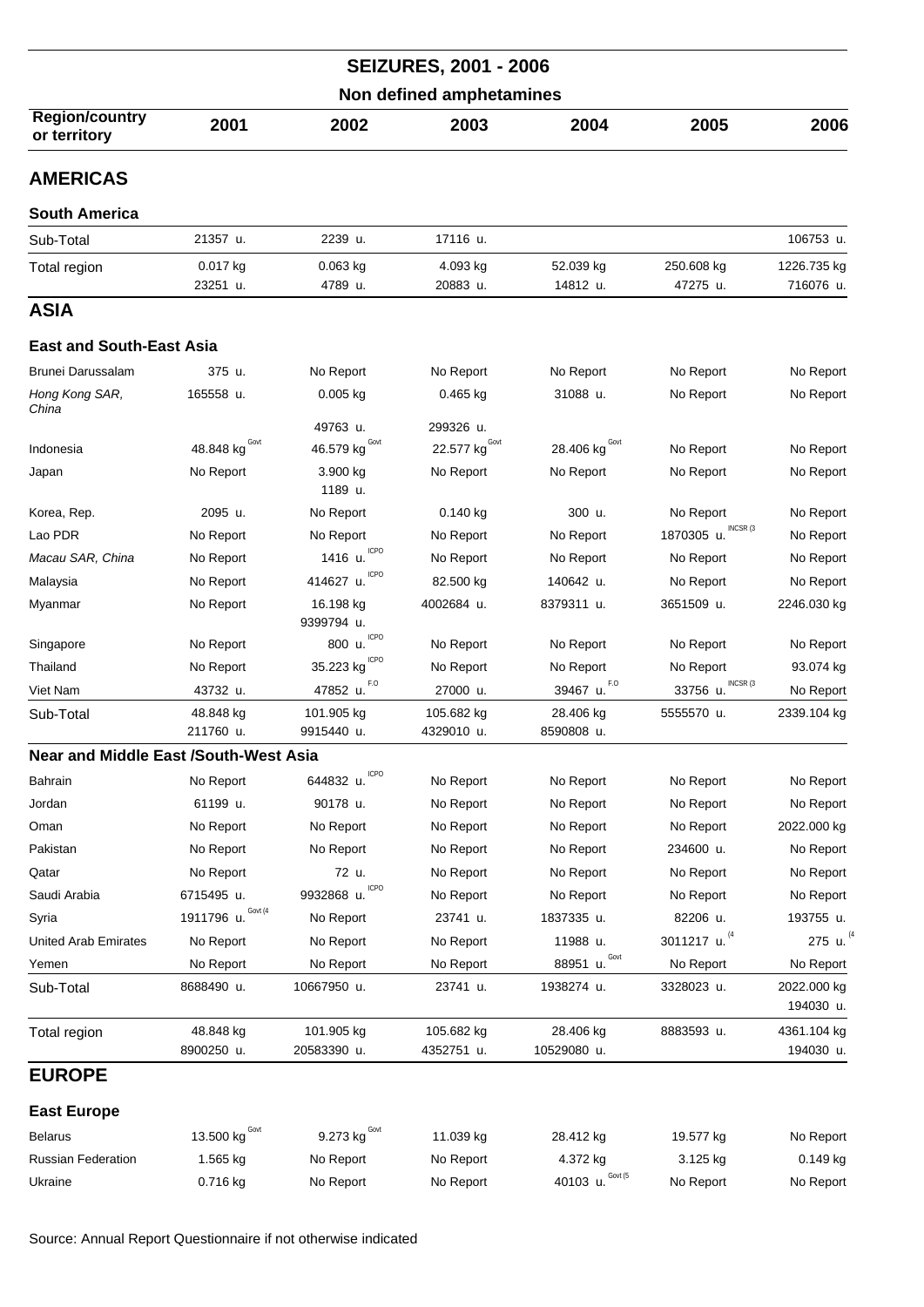# SEIZURES, 2001 - 2006

## Non defined amphetamines

| Region/country or territory | 2001 | 2002 | 2003 | 2004 | 2005 | 2006 |
|---|---|---|---|---|---|---|
| **AMERICAS** | | | | | | |
| **South America** | | | | | | |
| Sub-Total | 21357 u. | 2239 u. | 17116 u. | | | 106753 u. |
| Total region | 0.017 kg<br>23251 u. | 0.063 kg<br>4789 u. | 4.093 kg<br>20883 u. | 52.039 kg<br>14812 u. | 250.608 kg<br>47275 u. | 1226.735 kg<br>716076 u. |
| **ASIA** | | | | | | |
| **East and South-East Asia** | | | | | | |
| Brunei Darussalam | 375 u. | No Report | No Report | No Report | No Report | No Report |
| *Hong Kong SAR, China* | 165558 u. | 0.005 kg<br>49763 u. | 0.465 kg<br>299326 u. | 31088 u. | No Report | No Report |
| Indonesia | 48.848 kg Govt | 46.579 kg Govt | 22.577 kg Govt | 28.406 kg Govt | No Report | No Report |
| Japan | No Report | 3.900 kg<br>1189 u. | No Report | No Report | No Report | No Report |
| Korea, Rep. | 2095 u. | No Report | 0.140 kg | 300 u. | No Report | No Report |
| Lao PDR | No Report | No Report | No Report | No Report | 1870305 u. INCSR (3 | No Report |
| *Macau SAR, China* | No Report | 1416 u. ICPO | No Report | No Report | No Report | No Report |
| Malaysia | No Report | 414627 u. ICPO | 82.500 kg | 140642 u. | No Report | No Report |
| Myanmar | No Report | 16.198 kg<br>9399794 u. | 4002684 u. | 8379311 u. | 3651509 u. | 2246.030 kg |
| Singapore | No Report | 800 u. ICPO | No Report | No Report | No Report | No Report |
| Thailand | No Report | 35.223 kg ICPO | No Report | No Report | No Report | 93.074 kg |
| Viet Nam | 43732 u. | 47852 u. F.O | 27000 u. | 39467 u. F.O | 33756 u. INCSR (3 | No Report |
| Sub-Total | 48.848 kg<br>211760 u. | 101.905 kg<br>9915440 u. | 105.682 kg<br>4329010 u. | 28.406 kg<br>8590808 u. | 5555570 u. | 2339.104 kg |
| **Near and Middle East /South-West Asia** | | | | | | |
| Bahrain | No Report | 644832 u. ICPO | No Report | No Report | No Report | No Report |
| Jordan | 61199 u. | 90178 u. | No Report | No Report | No Report | No Report |
| Oman | No Report | No Report | No Report | No Report | No Report | 2022.000 kg |
| Pakistan | No Report | No Report | No Report | No Report | 234600 u. | No Report |
| Qatar | No Report | 72 u. | No Report | No Report | No Report | No Report |
| Saudi Arabia | 6715495 u. | 9932868 u. ICPO | No Report | No Report | No Report | No Report |
| Syria | 1911796 u. Govt (4 | No Report | 23741 u. | 1837335 u. | 82206 u. | 193755 u. |
| United Arab Emirates | No Report | No Report | No Report | 11988 u. | 3011217 u. (4 | 275 u. (4 |
| Yemen | No Report | No Report | No Report | 88951 u. Govt | No Report | No Report |
| Sub-Total | 8688490 u. | 10667950 u. | 23741 u. | 1938274 u. | 3328023 u. | 2022.000 kg<br>194030 u. |
| Total region | 48.848 kg<br>8900250 u. | 101.905 kg<br>20583390 u. | 105.682 kg<br>4352751 u. | 28.406 kg<br>10529080 u. | 8883593 u. | 4361.104 kg<br>194030 u. |
| **EUROPE** | | | | | | |
| **East Europe** | | | | | | |
| Belarus | 13.500 kg Govt | 9.273 kg Govt | 11.039 kg | 28.412 kg | 19.577 kg | No Report |
| Russian Federation | 1.565 kg | No Report | No Report | 4.372 kg | 3.125 kg | 0.149 kg |
| Ukraine | 0.716 kg | No Report | No Report | 40103 u. Govt (5 | No Report | No Report |

Source: Annual Report Questionnaire if not otherwise indicated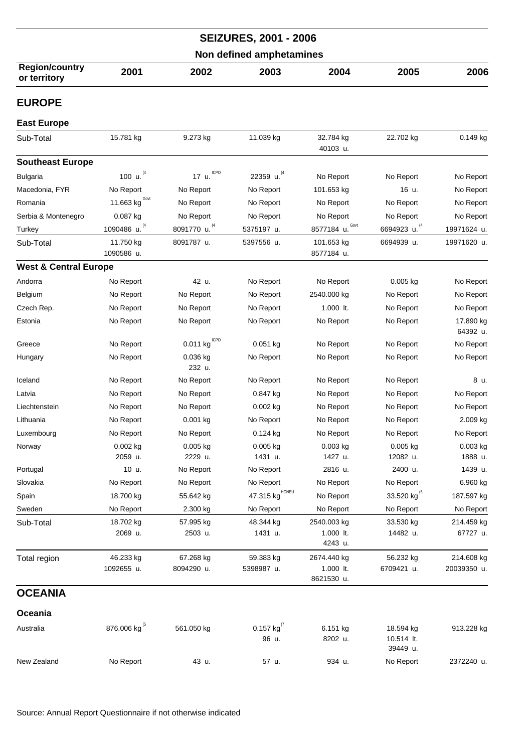# SEIZURES, 2001 - 2006

## Non defined amphetamines

| Region/country or territory | 2001 | 2002 | 2003 | 2004 | 2005 | 2006 |
|---|---|---|---|---|---|---|
| **EUROPE** | | | | | | |
| **East Europe** | | | | | | |
| Sub-Total | 15.781 kg | 9.273 kg | 11.039 kg | 32.784 kg<br>40103 u. | 22.702 kg | 0.149 kg |
| **Southeast Europe** | | | | | | |
| Bulgaria | 100 u. [(4] | 17 u. [ICPO] | 22359 u. [(4] | No Report | No Report | No Report |
| Macedonia, FYR | No Report | No Report | No Report | 101.653 kg | 16 u. | No Report |
| Romania | 11.663 kg [Govt] | No Report | No Report | No Report | No Report | No Report |
| Serbia & Montenegro | 0.087 kg | No Report | No Report | No Report | No Report | No Report |
| Turkey | 1090486 u. [(4] | 8091770 u. [(4] | 5375197 u. | 8577184 u. [Govt] | 6694923 u. [(4] | 19971624 u. |
| Sub-Total | 11.750 kg<br>1090586 u. | 8091787 u. | 5397556 u. | 101.653 kg<br>8577184 u. | 6694939 u. | 19971620 u. |
| **West & Central Europe** | | | | | | |
| Andorra | No Report | 42 u. | No Report | No Report | 0.005 kg | No Report |
| Belgium | No Report | No Report | No Report | 2540.000 kg | No Report | No Report |
| Czech Rep. | No Report | No Report | No Report | 1.000 lt. | No Report | No Report |
| Estonia | No Report | No Report | No Report | No Report | No Report | 17.890 kg<br>64392 u. |
| Greece | No Report | 0.011 kg [ICPO] | 0.051 kg | No Report | No Report | No Report |
| Hungary | No Report | 0.036 kg<br>232 u. | No Report | No Report | No Report | No Report |
| Iceland | No Report | No Report | No Report | No Report | No Report | 8 u. |
| Latvia | No Report | No Report | 0.847 kg | No Report | No Report | No Report |
| Liechtenstein | No Report | No Report | 0.002 kg | No Report | No Report | No Report |
| Lithuania | No Report | 0.001 kg | No Report | No Report | No Report | 2.009 kg |
| Luxembourg | No Report | No Report | 0.124 kg | No Report | No Report | No Report |
| Norway | 0.002 kg<br>2059 u. | 0.005 kg<br>2229 u. | 0.005 kg<br>1431 u. | 0.003 kg<br>1427 u. | 0.005 kg<br>12082 u. | 0.003 kg<br>1888 u. |
| Portugal | 10 u. | No Report | No Report | 2816 u. | 2400 u. | 1439 u. |
| Slovakia | No Report | No Report | No Report | No Report | No Report | 6.960 kg |
| Spain | 18.700 kg | 55.642 kg | 47.315 kg [HONEU] | No Report | 33.520 kg [(6] | 187.597 kg |
| Sweden | No Report | 2.300 kg | No Report | No Report | No Report | No Report |
| Sub-Total | 18.702 kg<br>2069 u. | 57.995 kg<br>2503 u. | 48.344 kg<br>1431 u. | 2540.003 kg<br>1.000 lt.<br>4243 u. | 33.530 kg<br>14482 u. | 214.459 kg<br>67727 u. |
| Total region | 46.233 kg<br>1092655 u. | 67.268 kg<br>8094290 u. | 59.383 kg<br>5398987 u. | 2674.440 kg<br>1.000 lt.<br>8621530 u. | 56.232 kg<br>6709421 u. | 214.608 kg<br>20039350 u. |
| **OCEANIA** | | | | | | |
| **Oceania** | | | | | | |
| Australia | 876.006 kg [(5] | 561.050 kg | 0.157 kg [(7]<br>96 u. | 6.151 kg<br>8202 u. | 18.594 kg<br>10.514 lt.<br>39449 u. | 913.228 kg |
| New Zealand | No Report | 43 u. | 57 u. | 934 u. | No Report | 2372240 u. |

Source: Annual Report Questionnaire if not otherwise indicated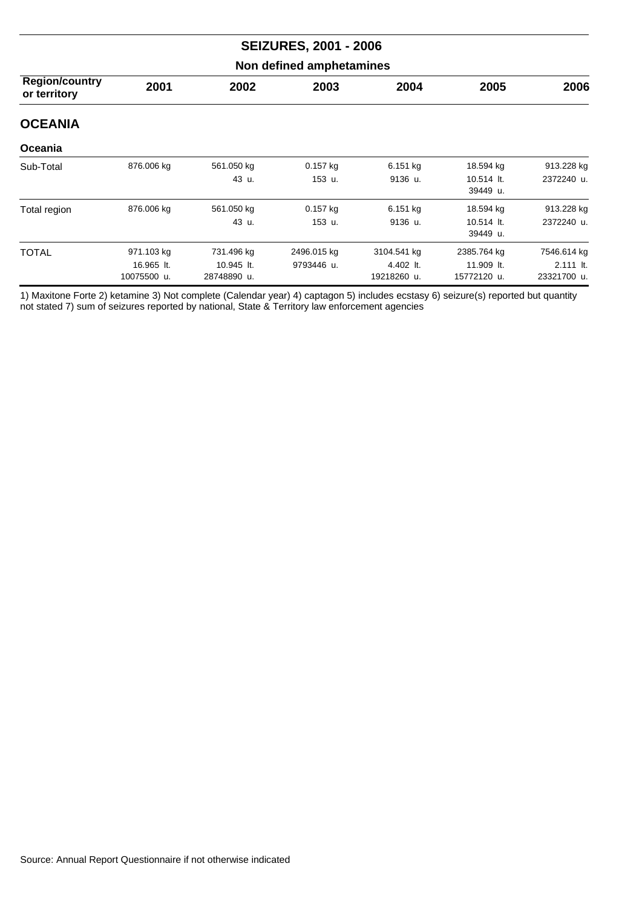## SEIZURES, 2001 - 2006

### Non defined amphetamines

| Region/country or territory | 2001 | 2002 | 2003 | 2004 | 2005 | 2006 |
|---|---|---|---|---|---|---|
| **OCEANIA** | | | | | | |
| **Oceania** | | | | | | |
| Sub-Total | 876.006 kg | 561.050 kg<br>43 u. | 0.157 kg<br>153 u. | 6.151 kg<br>9136 u. | 18.594 kg<br>10.514 lt.<br>39449 u. | 913.228 kg<br>2372240 u. |
| Total region | 876.006 kg | 561.050 kg<br>43 u. | 0.157 kg<br>153 u. | 6.151 kg<br>9136 u. | 18.594 kg<br>10.514 lt.<br>39449 u. | 913.228 kg<br>2372240 u. |
| TOTAL | 971.103 kg<br>16.965 lt.<br>10075500 u. | 731.496 kg<br>10.945 lt.<br>28748890 u. | 2496.015 kg<br>9793446 u. | 3104.541 kg<br>4.402 lt.<br>19218260 u. | 2385.764 kg<br>11.909 lt.<br>15772120 u. | 7546.614 kg<br>2.111 lt.<br>23321700 u. |

1) Maxitone Forte 2) ketamine 3) Not complete (Calendar year) 4) captagon 5) includes ecstasy 6) seizure(s) reported but quantity not stated 7) sum of seizures reported by national, State & Territory law enforcement agencies

Source: Annual Report Questionnaire if not otherwise indicated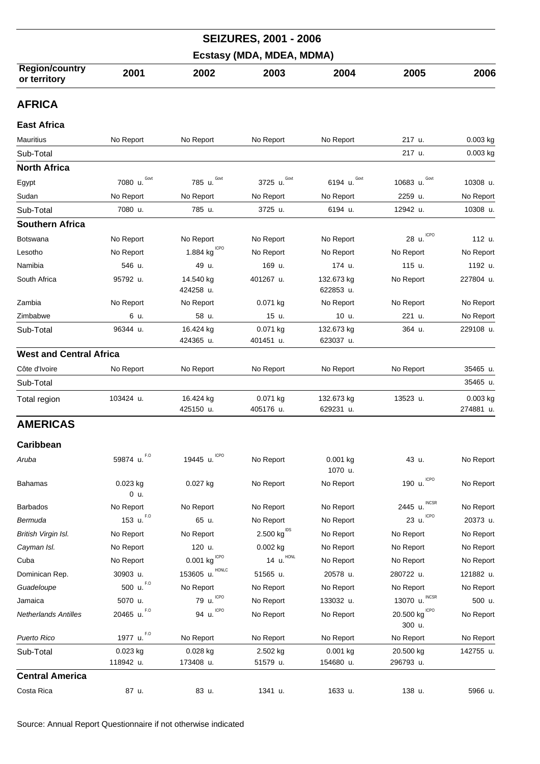# SEIZURES, 2001 - 2006

## Ecstasy (MDA, MDEA, MDMA)

| Region/country or territory | 2001 | 2002 | 2003 | 2004 | 2005 | 2006 |
|---|---|---|---|---|---|---|
| **AFRICA** | | | | | | |
| **East Africa** | | | | | | |
| Mauritius | No Report | No Report | No Report | No Report | 217 u. | 0.003 kg |
| Sub-Total | | | | | 217 u. | 0.003 kg |
| **North Africa** | | | | | | |
| Egypt | 7080 u. Govt | 785 u. Govt | 3725 u. Govt | 6194 u. Govt | 10683 u. Govt | 10308 u. |
| Sudan | No Report | No Report | No Report | No Report | 2259 u. | No Report |
| Sub-Total | 7080 u. | 785 u. | 3725 u. | 6194 u. | 12942 u. | 10308 u. |
| **Southern Africa** | | | | | | |
| Botswana | No Report | No Report | No Report | No Report | 28 u. ICPO | 112 u. |
| Lesotho | No Report | 1.884 kg ICPO | No Report | No Report | No Report | No Report |
| Namibia | 546 u. | 49 u. | 169 u. | 174 u. | 115 u. | 1192 u. |
| South Africa | 95792 u. | 14.540 kg<br>424258 u. | 401267 u. | 132.673 kg<br>622853 u. | No Report | 227804 u. |
| Zambia | No Report | No Report | 0.071 kg | No Report | No Report | No Report |
| Zimbabwe | 6 u. | 58 u. | 15 u. | 10 u. | 221 u. | No Report |
| Sub-Total | 96344 u. | 16.424 kg<br>424365 u. | 0.071 kg<br>401451 u. | 132.673 kg<br>623037 u. | 364 u. | 229108 u. |
| **West and Central Africa** | | | | | | |
| Côte d'Ivoire | No Report | No Report | No Report | No Report | No Report | 35465 u. |
| Sub-Total | | | | | | 35465 u. |
| Total region | 103424 u. | 16.424 kg<br>425150 u. | 0.071 kg<br>405176 u. | 132.673 kg<br>629231 u. | 13523 u. | 0.003 kg<br>274881 u. |
| **AMERICAS** | | | | | | |
| **Caribbean** | | | | | | |
| *Aruba* | 59874 u. F.O | 19445 u. ICPO | No Report | 0.001 kg<br>1070 u. | 43 u. | No Report |
| Bahamas | 0.023 kg<br>0 u. | 0.027 kg | No Report | No Report | 190 u. ICPO | No Report |
| Barbados | No Report | No Report | No Report | No Report | 2445 u. INCSR | No Report |
| *Bermuda* | 153 u. F.O | 65 u. | No Report | No Report | 23 u. ICPO | 20373 u. |
| *British Virgin Isl.* | No Report | No Report | 2.500 kg IDS | No Report | No Report | No Report |
| *Cayman Isl.* | No Report | 120 u. | 0.002 kg | No Report | No Report | No Report |
| Cuba | No Report | 0.001 kg ICPO | 14 u. HONL | No Report | No Report | No Report |
| Dominican Rep. | 30903 u. | 153605 u. HONLC | 51565 u. | 20578 u. | 280722 u. | 121882 u. |
| *Guadeloupe* | 500 u. F.O | No Report | No Report | No Report | No Report | No Report |
| Jamaica | 5070 u. | 79 u. ICPO | No Report | 133032 u. | 13070 u. INCSR | 500 u. |
| *Netherlands Antilles* | 20465 u. F.O | 94 u. ICPO | No Report | No Report | 20.500 kg ICPO<br>300 u. | No Report |
| *Puerto Rico* | 1977 u. F.O | No Report | No Report | No Report | No Report | No Report |
| Sub-Total | 0.023 kg<br>118942 u. | 0.028 kg<br>173408 u. | 2.502 kg<br>51579 u. | 0.001 kg<br>154680 u. | 20.500 kg<br>296793 u. | 142755 u. |
| **Central America** | | | | | | |
| Costa Rica | 87 u. | 83 u. | 1341 u. | 1633 u. | 138 u. | 5966 u. |

Source: Annual Report Questionnaire if not otherwise indicated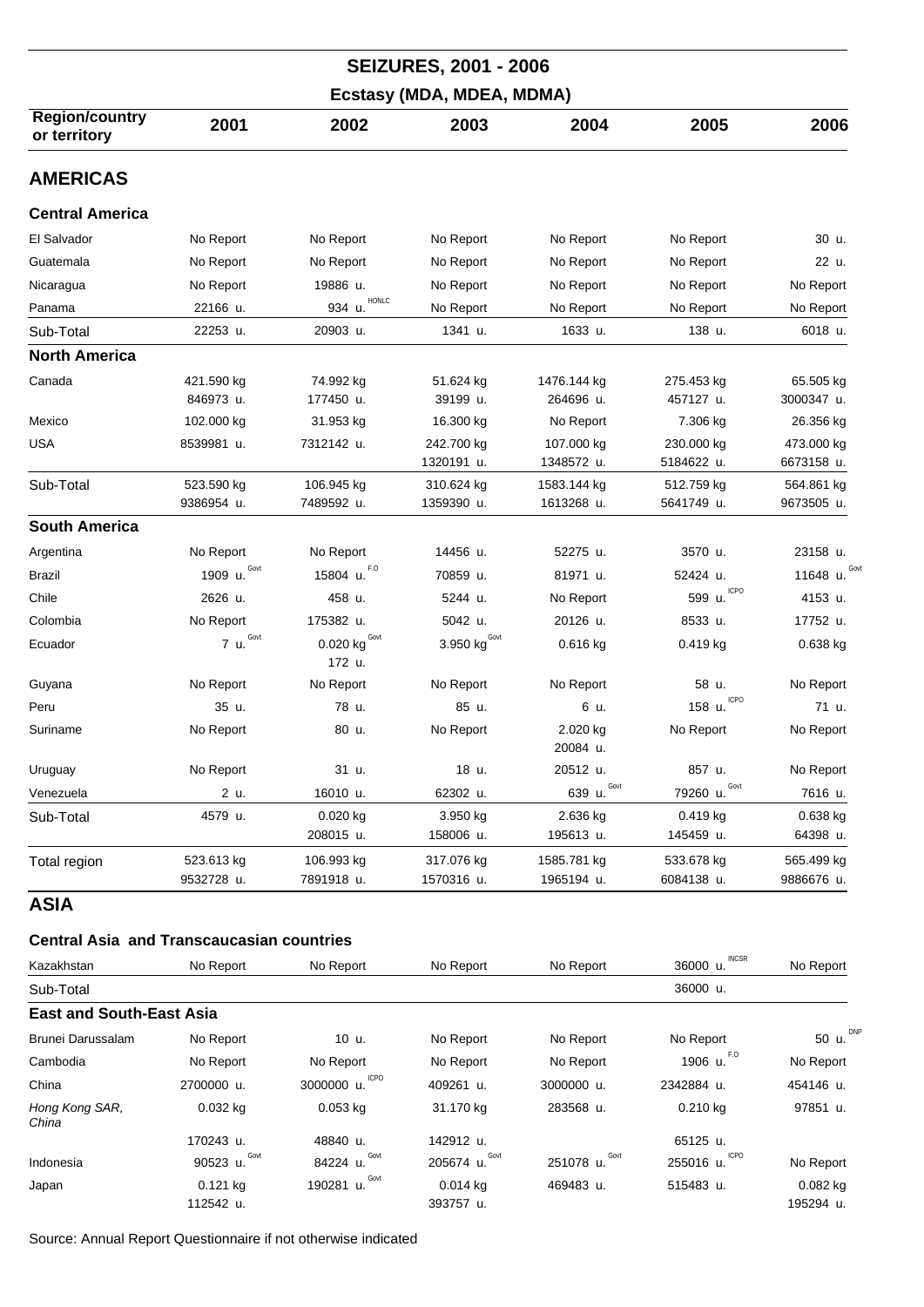# SEIZURES, 2001 - 2006

## Ecstasy (MDA, MDEA, MDMA)

| Region/country or territory | 2001 | 2002 | 2003 | 2004 | 2005 | 2006 |
|---|---|---|---|---|---|---|
| **AMERICAS** | | | | | | |
| **Central America** | | | | | | |
| El Salvador | No Report | No Report | No Report | No Report | No Report | 30 u. |
| Guatemala | No Report | No Report | No Report | No Report | No Report | 22 u. |
| Nicaragua | No Report | 19886 u. | No Report | No Report | No Report | No Report |
| Panama | 22166 u. | 934 u. HONLC | No Report | No Report | No Report | No Report |
| Sub-Total | 22253 u. | 20903 u. | 1341 u. | 1633 u. | 138 u. | 6018 u. |
| **North America** | | | | | | |
| Canada | 421.590 kg<br>846973 u. | 74.992 kg<br>177450 u. | 51.624 kg<br>39199 u. | 1476.144 kg<br>264696 u. | 275.453 kg<br>457127 u. | 65.505 kg<br>3000347 u. |
| Mexico | 102.000 kg | 31.953 kg | 16.300 kg | No Report | 7.306 kg | 26.356 kg |
| USA | 8539981 u. | 7312142 u. | 242.700 kg<br>1320191 u. | 107.000 kg<br>1348572 u. | 230.000 kg<br>5184622 u. | 473.000 kg<br>6673158 u. |
| Sub-Total | 523.590 kg<br>9386954 u. | 106.945 kg<br>7489592 u. | 310.624 kg<br>1359390 u. | 1583.144 kg<br>1613268 u. | 512.759 kg<br>5641749 u. | 564.861 kg<br>9673505 u. |
| **South America** | | | | | | |
| Argentina | No Report | No Report | 14456 u. | 52275 u. | 3570 u. | 23158 u. |
| Brazil | 1909 u. Govt | 15804 u. F.O | 70859 u. | 81971 u. | 52424 u. | 11648 u. Govt |
| Chile | 2626 u. | 458 u. | 5244 u. | No Report | 599 u. ICPO | 4153 u. |
| Colombia | No Report | 175382 u. | 5042 u. | 20126 u. | 8533 u. | 17752 u. |
| Ecuador | 7 u. Govt | 0.020 kg Govt<br>172 u. | 3.950 kg Govt | 0.616 kg | 0.419 kg | 0.638 kg |
| Guyana | No Report | No Report | No Report | No Report | 58 u. | No Report |
| Peru | 35 u. | 78 u. | 85 u. | 6 u. | 158 u. ICPO | 71 u. |
| Suriname | No Report | 80 u. | No Report | 2.020 kg<br>20084 u. | No Report | No Report |
| Uruguay | No Report | 31 u. | 18 u. | 20512 u. | 857 u. | No Report |
| Venezuela | 2 u. | 16010 u. | 62302 u. | 639 u. Govt | 79260 u. Govt | 7616 u. |
| Sub-Total | 4579 u. | 0.020 kg<br>208015 u. | 3.950 kg<br>158006 u. | 2.636 kg<br>195613 u. | 0.419 kg<br>145459 u. | 0.638 kg<br>64398 u. |
| Total region | 523.613 kg<br>9532728 u. | 106.993 kg<br>7891918 u. | 317.076 kg<br>1570316 u. | 1585.781 kg<br>1965194 u. | 533.678 kg<br>6084138 u. | 565.499 kg<br>9886676 u. |
| **ASIA** | | | | | | |
| **Central Asia and Transcaucasian countries** | | | | | | |
| Kazakhstan | No Report | No Report | No Report | No Report | 36000 u. INCSR | No Report |
| Sub-Total | | | | | 36000 u. | |
| **East and South-East Asia** | | | | | | |
| Brunei Darussalam | No Report | 10 u. | No Report | No Report | No Report | 50 u. DNP |
| Cambodia | No Report | No Report | No Report | No Report | 1906 u. F.O | No Report |
| China | 2700000 u. | 3000000 u. ICPO | 409261 u. | 3000000 u. | 2342884 u. | 454146 u. |
| *Hong Kong SAR, China* | 0.032 kg<br>170243 u. | 0.053 kg<br>48840 u. | 31.170 kg<br>142912 u. | 283568 u. | 0.210 kg<br>65125 u. | 97851 u. |
| Indonesia | 90523 u. Govt | 84224 u. Govt | 205674 u. Govt | 251078 u. Govt | 255016 u. ICPO | No Report |
| Japan | 0.121 kg<br>112542 u. | 190281 u. Govt | 0.014 kg<br>393757 u. | 469483 u. | 515483 u. | 0.082 kg<br>195294 u. |

Source: Annual Report Questionnaire if not otherwise indicated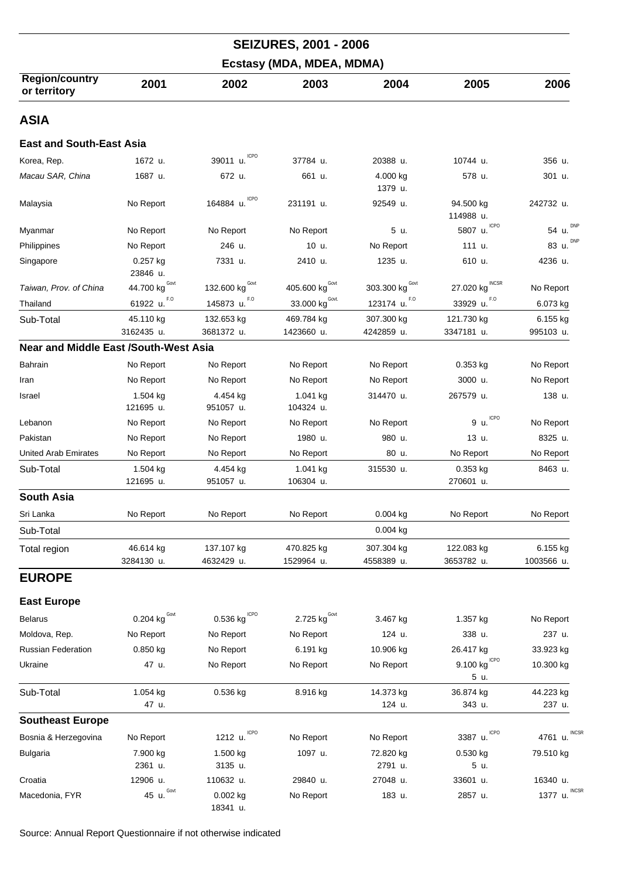# SEIZURES, 2001 - 2006

## Ecstasy (MDA, MDEA, MDMA)

| Region/country or territory | 2001 | 2002 | 2003 | 2004 | 2005 | 2006 |
|---|---|---|---|---|---|---|
| **ASIA** | | | | | | |
| **East and South-East Asia** | | | | | | |
| Korea, Rep. | 1672 u. | 39011 u. ICPO | 37784 u. | 20388 u. | 10744 u. | 356 u. |
| *Macau SAR, China* | 1687 u. | 672 u. | 661 u. | 4.000 kg<br>1379 u. | 578 u. | 301 u. |
| Malaysia | No Report | 164884 u. ICPO | 231191 u. | 92549 u. | 94.500 kg<br>114988 u. | 242732 u. |
| Myanmar | No Report | No Report | No Report | 5 u. | 5807 u. ICPO | 54 u. DNP |
| Philippines | No Report | 246 u. | 10 u. | No Report | 111 u. | 83 u. DNP |
| Singapore | 0.257 kg<br>23846 u. | 7331 u. | 2410 u. | 1235 u. | 610 u. | 4236 u. |
| *Taiwan, Prov. of China* | 44.700 kg Govt | 132.600 kg Govt | 405.600 kg Govt | 303.300 kg Govt | 27.020 kg INCSR | No Report |
| Thailand | 61922 u. F.O | 145873 u. F.O | 33.000 kg Govt. | 123174 u. F.O | 33929 u. F.O | 6.073 kg |
| Sub-Total | 45.110 kg<br>3162435 u. | 132.653 kg<br>3681372 u. | 469.784 kg<br>1423660 u. | 307.300 kg<br>4242859 u. | 121.730 kg<br>3347181 u. | 6.155 kg<br>995103 u. |
| **Near and Middle East /South-West Asia** | | | | | | |
| Bahrain | No Report | No Report | No Report | No Report | 0.353 kg | No Report |
| Iran | No Report | No Report | No Report | No Report | 3000 u. | No Report |
| Israel | 1.504 kg<br>121695 u. | 4.454 kg<br>951057 u. | 1.041 kg<br>104324 u. | 314470 u. | 267579 u. | 138 u. |
| Lebanon | No Report | No Report | No Report | No Report | 9 u. ICPO | No Report |
| Pakistan | No Report | No Report | 1980 u. | 980 u. | 13 u. | 8325 u. |
| United Arab Emirates | No Report | No Report | No Report | 80 u. | No Report | No Report |
| Sub-Total | 1.504 kg<br>121695 u. | 4.454 kg<br>951057 u. | 1.041 kg<br>106304 u. | 315530 u. | 0.353 kg<br>270601 u. | 8463 u. |
| **South Asia** | | | | | | |
| Sri Lanka | No Report | No Report | No Report | 0.004 kg | No Report | No Report |
| Sub-Total | | | | 0.004 kg | | |
| Total region | 46.614 kg<br>3284130 u. | 137.107 kg<br>4632429 u. | 470.825 kg<br>1529964 u. | 307.304 kg<br>4558389 u. | 122.083 kg<br>3653782 u. | 6.155 kg<br>1003566 u. |
| **EUROPE** | | | | | | |
| **East Europe** | | | | | | |
| Belarus | 0.204 kg Govt | 0.536 kg ICPO | 2.725 kg Govt | 3.467 kg | 1.357 kg | No Report |
| Moldova, Rep. | No Report | No Report | No Report | 124 u. | 338 u. | 237 u. |
| Russian Federation | 0.850 kg | No Report | 6.191 kg | 10.906 kg | 26.417 kg | 33.923 kg |
| Ukraine | 47 u. | No Report | No Report | No Report | 9.100 kg ICPO<br>5 u. | 10.300 kg |
| Sub-Total | 1.054 kg<br>47 u. | 0.536 kg | 8.916 kg | 14.373 kg<br>124 u. | 36.874 kg<br>343 u. | 44.223 kg<br>237 u. |
| **Southeast Europe** | | | | | | |
| Bosnia & Herzegovina | No Report | 1212 u. ICPO | No Report | No Report | 3387 u. ICPO | 4761 u. INCSR |
| Bulgaria | 7.900 kg<br>2361 u. | 1.500 kg<br>3135 u. | 1097 u. | 72.820 kg<br>2791 u. | 0.530 kg<br>5 u. | 79.510 kg |
| Croatia | 12906 u. | 110632 u. | 29840 u. | 27048 u. | 33601 u. | 16340 u. |
| Macedonia, FYR | 45 u. Govt | 0.002 kg<br>18341 u. | No Report | 183 u. | 2857 u. | 1377 u. INCSR |

Source: Annual Report Questionnaire if not otherwise indicated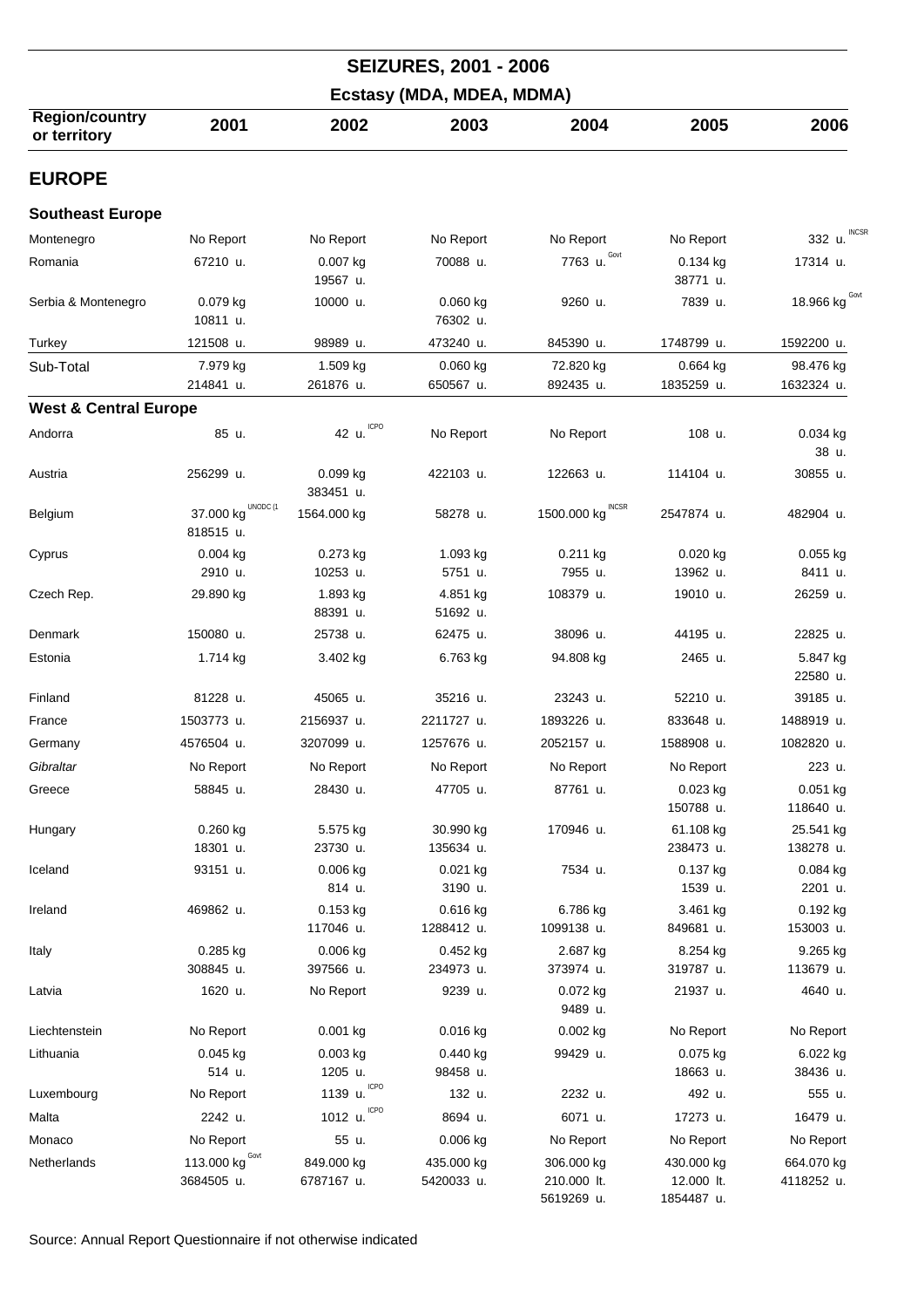# SEIZURES, 2001 - 2006

## Ecstasy (MDA, MDEA, MDMA)

| Region/country or territory | 2001 | 2002 | 2003 | 2004 | 2005 | 2006 |
|---|---|---|---|---|---|---|
| **EUROPE** | | | | | | |
| **Southeast Europe** | | | | | | |
| Montenegro | No Report | No Report | No Report | No Report | No Report | 332 u. INCSR |
| Romania | 67210 u. | 0.007 kg 19567 u. | 70088 u. | 7763 u. Govt | 0.134 kg 38771 u. | 17314 u. |
| Serbia & Montenegro | 0.079 kg 10811 u. | 10000 u. | 0.060 kg 76302 u. | 9260 u. | 7839 u. | 18.966 kg Govt |
| Turkey | 121508 u. | 98989 u. | 473240 u. | 845390 u. | 1748799 u. | 1592200 u. |
| Sub-Total | 7.979 kg 214841 u. | 1.509 kg 261876 u. | 0.060 kg 650567 u. | 72.820 kg 892435 u. | 0.664 kg 1835259 u. | 98.476 kg 1632324 u. |
| **West & Central Europe** | | | | | | |
| Andorra | 85 u. | 42 u. ICPO | No Report | No Report | 108 u. | 0.034 kg 38 u. |
| Austria | 256299 u. | 0.099 kg 383451 u. | 422103 u. | 122663 u. | 114104 u. | 30855 u. |
| Belgium | 37.000 kg UNODC (1 818515 u. | 1564.000 kg | 58278 u. | 1500.000 kg INCSR | 2547874 u. | 482904 u. |
| Cyprus | 0.004 kg 2910 u. | 0.273 kg 10253 u. | 1.093 kg 5751 u. | 0.211 kg 7955 u. | 0.020 kg 13962 u. | 0.055 kg 8411 u. |
| Czech Rep. | 29.890 kg | 1.893 kg 88391 u. | 4.851 kg 51692 u. | 108379 u. | 19010 u. | 26259 u. |
| Denmark | 150080 u. | 25738 u. | 62475 u. | 38096 u. | 44195 u. | 22825 u. |
| Estonia | 1.714 kg | 3.402 kg | 6.763 kg | 94.808 kg | 2465 u. | 5.847 kg 22580 u. |
| Finland | 81228 u. | 45065 u. | 35216 u. | 23243 u. | 52210 u. | 39185 u. |
| France | 1503773 u. | 2156937 u. | 2211727 u. | 1893226 u. | 833648 u. | 1488919 u. |
| Germany | 4576504 u. | 3207099 u. | 1257676 u. | 2052157 u. | 1588908 u. | 1082820 u. |
| *Gibraltar* | No Report | No Report | No Report | No Report | No Report | 223 u. |
| Greece | 58845 u. | 28430 u. | 47705 u. | 87761 u. | 0.023 kg 150788 u. | 0.051 kg 118640 u. |
| Hungary | 0.260 kg 18301 u. | 5.575 kg 23730 u. | 30.990 kg 135634 u. | 170946 u. | 61.108 kg 238473 u. | 25.541 kg 138278 u. |
| Iceland | 93151 u. | 0.006 kg 814 u. | 0.021 kg 3190 u. | 7534 u. | 0.137 kg 1539 u. | 0.084 kg 2201 u. |
| Ireland | 469862 u. | 0.153 kg 117046 u. | 0.616 kg 1288412 u. | 6.786 kg 1099138 u. | 3.461 kg 849681 u. | 0.192 kg 153003 u. |
| Italy | 0.285 kg 308845 u. | 0.006 kg 397566 u. | 0.452 kg 234973 u. | 2.687 kg 373974 u. | 8.254 kg 319787 u. | 9.265 kg 113679 u. |
| Latvia | 1620 u. | No Report | 9239 u. | 0.072 kg 9489 u. | 21937 u. | 4640 u. |
| Liechtenstein | No Report | 0.001 kg | 0.016 kg | 0.002 kg | No Report | No Report |
| Lithuania | 0.045 kg 514 u. | 0.003 kg 1205 u. | 0.440 kg 98458 u. | 99429 u. | 0.075 kg 18663 u. | 6.022 kg 38436 u. |
| Luxembourg | No Report | 1139 u. ICPO | 132 u. | 2232 u. | 492 u. | 555 u. |
| Malta | 2242 u. | 1012 u. ICPO | 8694 u. | 6071 u. | 17273 u. | 16479 u. |
| Monaco | No Report | 55 u. | 0.006 kg | No Report | No Report | No Report |
| Netherlands | 113.000 kg Govt 3684505 u. | 849.000 kg 6787167 u. | 435.000 kg 5420033 u. | 306.000 kg 210.000 lt. 5619269 u. | 430.000 kg 12.000 lt. 1854487 u. | 664.070 kg 4118252 u. |

Source: Annual Report Questionnaire if not otherwise indicated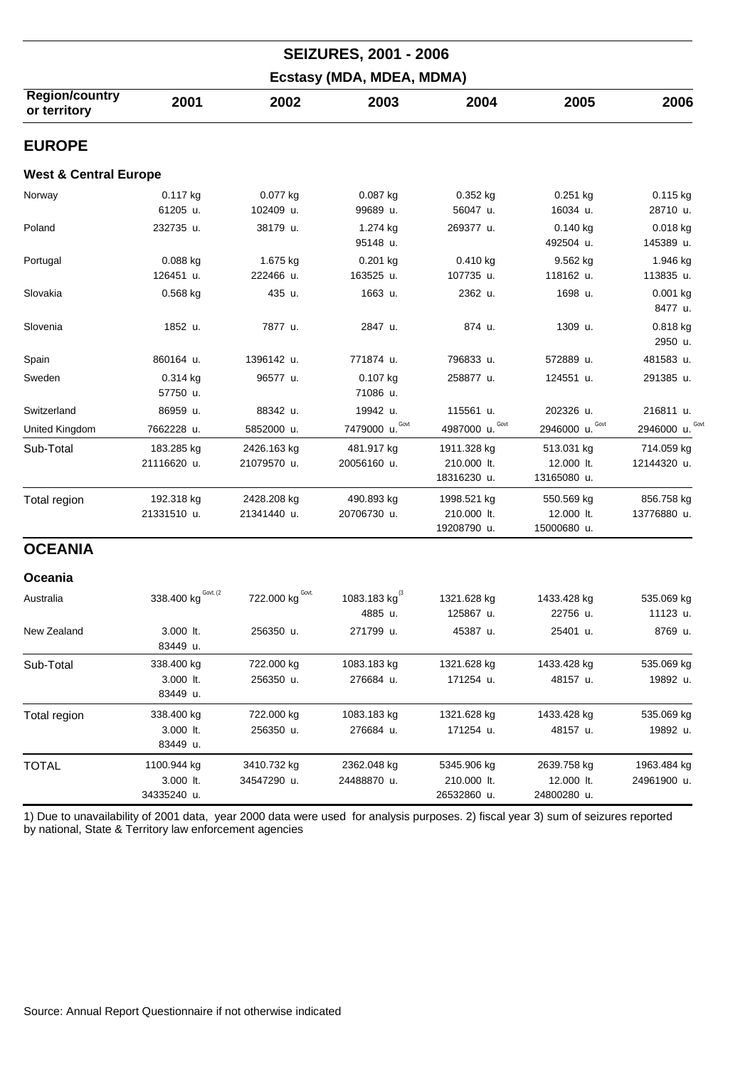# SEIZURES, 2001 - 2006

## Ecstasy (MDA, MDEA, MDMA)

| Region/country or territory | 2001 | 2002 | 2003 | 2004 | 2005 | 2006 |
|---|---|---|---|---|---|---|
| **EUROPE** | | | | | | |
| **West & Central Europe** | | | | | | |
| Norway | 0.117 kg<br>61205 u. | 0.077 kg<br>102409 u. | 0.087 kg<br>99689 u. | 0.352 kg<br>56047 u. | 0.251 kg<br>16034 u. | 0.115 kg<br>28710 u. |
| Poland | 232735 u. | 38179 u. | 1.274 kg<br>95148 u. | 269377 u. | 0.140 kg<br>492504 u. | 0.018 kg<br>145389 u. |
| Portugal | 0.088 kg<br>126451 u. | 1.675 kg<br>222466 u. | 0.201 kg<br>163525 u. | 0.410 kg<br>107735 u. | 9.562 kg<br>118162 u. | 1.946 kg<br>113835 u. |
| Slovakia | 0.568 kg | 435 u. | 1663 u. | 2362 u. | 1698 u. | 0.001 kg<br>8477 u. |
| Slovenia | 1852 u. | 7877 u. | 2847 u. | 874 u. | 1309 u. | 0.818 kg<br>2950 u. |
| Spain | 860164 u. | 1396142 u. | 771874 u. | 796833 u. | 572889 u. | 481583 u. |
| Sweden | 0.314 kg<br>57750 u. | 96577 u. | 0.107 kg<br>71086 u. | 258877 u. | 124551 u. | 291385 u. |
| Switzerland | 86959 u. | 88342 u. | 19942 u. | 115561 u. | 202326 u. | 216811 u. |
| United Kingdom | 7662228 u. | 5852000 u. | 7479000 u. Govt | 4987000 u. Govt | 2946000 u. Govt | 2946000 u. Govt |
| Sub-Total | 183.285 kg<br>21116620 u. | 2426.163 kg<br>21079570 u. | 481.917 kg<br>20056160 u. | 1911.328 kg<br>210.000 lt.<br>18316230 u. | 513.031 kg<br>12.000 lt.<br>13165080 u. | 714.059 kg<br>12144320 u. |
| Total region | 192.318 kg<br>21331510 u. | 2428.208 kg<br>21341440 u. | 490.893 kg<br>20706730 u. | 1998.521 kg<br>210.000 lt.<br>19208790 u. | 550.569 kg<br>12.000 lt.<br>15000680 u. | 856.758 kg<br>13776880 u. |
| **OCEANIA** | | | | | | |
| **Oceania** | | | | | | |
| Australia | 338.400 kg Govt. (2 | 722.000 kg Govt. | 1083.183 kg (3<br>4885 u. | 1321.628 kg<br>125867 u. | 1433.428 kg<br>22756 u. | 535.069 kg<br>11123 u. |
| New Zealand | 3.000 lt.<br>83449 u. | 256350 u. | 271799 u. | 45387 u. | 25401 u. | 8769 u. |
| Sub-Total | 338.400 kg<br>3.000 lt.<br>83449 u. | 722.000 kg<br>256350 u. | 1083.183 kg<br>276684 u. | 1321.628 kg<br>171254 u. | 1433.428 kg<br>48157 u. | 535.069 kg<br>19892 u. |
| Total region | 338.400 kg<br>3.000 lt.<br>83449 u. | 722.000 kg<br>256350 u. | 1083.183 kg<br>276684 u. | 1321.628 kg<br>171254 u. | 1433.428 kg<br>48157 u. | 535.069 kg<br>19892 u. |
| TOTAL | 1100.944 kg<br>3.000 lt.<br>34335240 u. | 3410.732 kg<br>34547290 u. | 2362.048 kg<br>24488870 u. | 5345.906 kg<br>210.000 lt.<br>26532860 u. | 2639.758 kg<br>12.000 lt.<br>24800280 u. | 1963.484 kg<br>24961900 u. |

1) Due to unavailability of 2001 data, year 2000 data were used for analysis purposes. 2) fiscal year 3) sum of seizures reported by national, State & Territory law enforcement agencies

Source: Annual Report Questionnaire if not otherwise indicated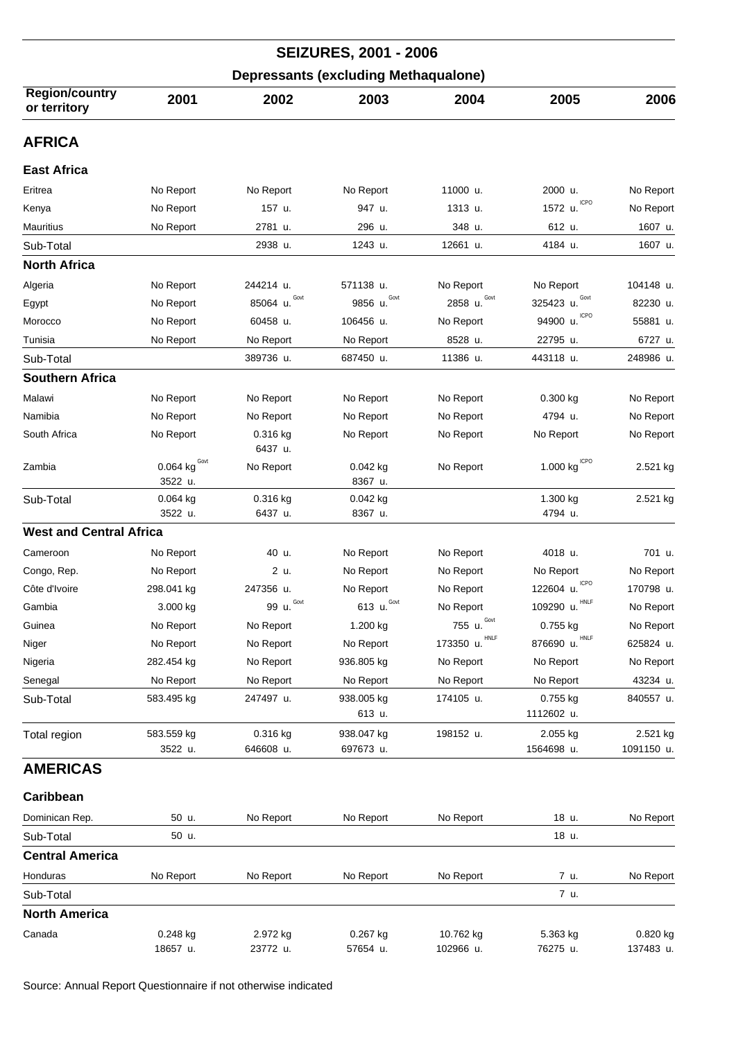# SEIZURES, 2001 - 2006

## Depressants (excluding Methaqualone)

| Region/country or territory | 2001 | 2002 | 2003 | 2004 | 2005 | 2006 |
|---|---|---|---|---|---|---|
| **AFRICA** | | | | | | |
| **East Africa** | | | | | | |
| Eritrea | No Report | No Report | No Report | 11000 u. | 2000 u. | No Report |
| Kenya | No Report | 157 u. | 947 u. | 1313 u. | 1572 u. ICPO | No Report |
| Mauritius | No Report | 2781 u. | 296 u. | 348 u. | 612 u. | 1607 u. |
| Sub-Total | | 2938 u. | 1243 u. | 12661 u. | 4184 u. | 1607 u. |
| **North Africa** | | | | | | |
| Algeria | No Report | 244214 u. | 571138 u. | No Report | No Report | 104148 u. |
| Egypt | No Report | 85064 u. Govt | 9856 u. Govt | 2858 u. Govt | 325423 u. Govt | 82230 u. |
| Morocco | No Report | 60458 u. | 106456 u. | No Report | 94900 u. ICPO | 55881 u. |
| Tunisia | No Report | No Report | No Report | 8528 u. | 22795 u. | 6727 u. |
| Sub-Total | | 389736 u. | 687450 u. | 11386 u. | 443118 u. | 248986 u. |
| **Southern Africa** | | | | | | |
| Malawi | No Report | No Report | No Report | No Report | 0.300 kg | No Report |
| Namibia | No Report | No Report | No Report | No Report | 4794 u. | No Report |
| South Africa | No Report | 0.316 kg<br>6437 u. | No Report | No Report | No Report | No Report |
| Zambia | 0.064 kg Govt<br>3522 u. | No Report | 0.042 kg<br>8367 u. | No Report | 1.000 kg ICPO | 2.521 kg |
| Sub-Total | 0.064 kg<br>3522 u. | 0.316 kg<br>6437 u. | 0.042 kg<br>8367 u. | | 1.300 kg<br>4794 u. | 2.521 kg |
| **West and Central Africa** | | | | | | |
| Cameroon | No Report | 40 u. | No Report | No Report | 4018 u. | 701 u. |
| Congo, Rep. | No Report | 2 u. | No Report | No Report | No Report | No Report |
| Côte d'Ivoire | 298.041 kg | 247356 u. | No Report | No Report | 122604 u. ICPO | 170798 u. |
| Gambia | 3.000 kg | 99 u. Govt | 613 u. Govt | No Report | 109290 u. HNLF | No Report |
| Guinea | No Report | No Report | 1.200 kg | 755 u. Govt | 0.755 kg | No Report |
| Niger | No Report | No Report | No Report | 173350 u. HNLF | 876690 u. HNLF | 625824 u. |
| Nigeria | 282.454 kg | No Report | 936.805 kg | No Report | No Report | No Report |
| Senegal | No Report | No Report | No Report | No Report | No Report | 43234 u. |
| Sub-Total | 583.495 kg | 247497 u. | 938.005 kg<br>613 u. | 174105 u. | 0.755 kg<br>1112602 u. | 840557 u. |
| Total region | 583.559 kg<br>3522 u. | 0.316 kg<br>646608 u. | 938.047 kg<br>697673 u. | 198152 u. | 2.055 kg<br>1564698 u. | 2.521 kg<br>1091150 u. |
| **AMERICAS** | | | | | | |
| **Caribbean** | | | | | | |
| Dominican Rep. | 50 u. | No Report | No Report | No Report | 18 u. | No Report |
| Sub-Total | 50 u. | | | | 18 u. | |
| **Central America** | | | | | | |
| Honduras | No Report | No Report | No Report | No Report | 7 u. | No Report |
| Sub-Total | | | | | 7 u. | |
| **North America** | | | | | | |
| Canada | 0.248 kg<br>18657 u. | 2.972 kg<br>23772 u. | 0.267 kg<br>57654 u. | 10.762 kg<br>102966 u. | 5.363 kg<br>76275 u. | 0.820 kg<br>137483 u. |

Source: Annual Report Questionnaire if not otherwise indicated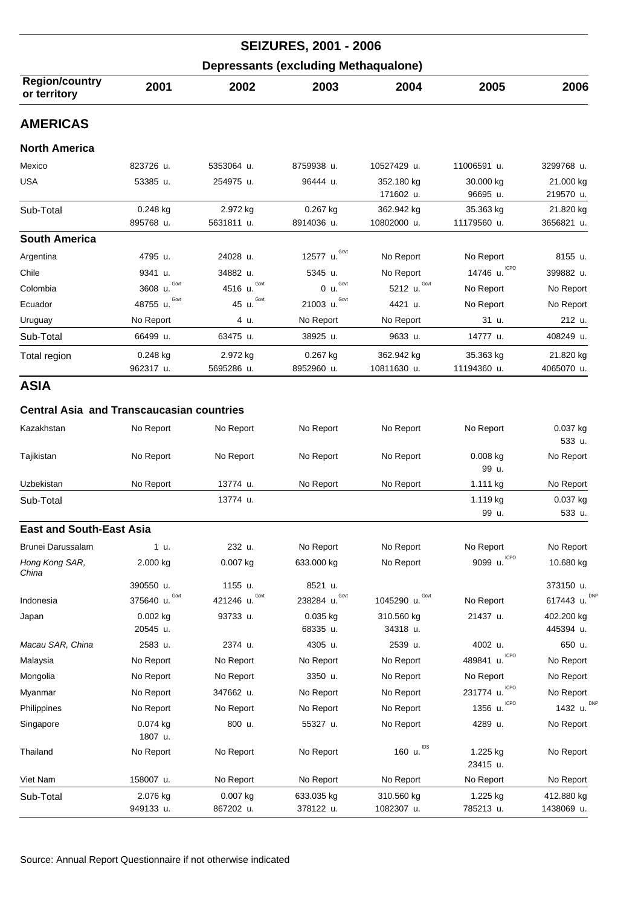# SEIZURES, 2001 - 2006

## Depressants (excluding Methaqualone)

| Region/country or territory | 2001 | 2002 | 2003 | 2004 | 2005 | 2006 |
|---|---|---|---|---|---|---|
| **AMERICAS** | | | | | | |
| **North America** | | | | | | |
| Mexico | 823726 u. | 5353064 u. | 8759938 u. | 10527429 u. | 11006591 u. | 3299768 u. |
| USA | 53385 u. | 254975 u. | 96444 u. | 352.180 kg<br>171602 u. | 30.000 kg<br>96695 u. | 21.000 kg<br>219570 u. |
| Sub-Total | 0.248 kg<br>895768 u. | 2.972 kg<br>5631811 u. | 0.267 kg<br>8914036 u. | 362.942 kg<br>10802000 u. | 35.363 kg<br>11179560 u. | 21.820 kg<br>3656821 u. |
| **South America** | | | | | | |
| Argentina | 4795 u. | 24028 u. | 12577 u. Govt | No Report | No Report | 8155 u. |
| Chile | 9341 u. | 34882 u. | 5345 u. | No Report | 14746 u. ICPO | 399882 u. |
| Colombia | 3608 u. Govt | 4516 u. Govt | 0 u. Govt | 5212 u. Govt | No Report | No Report |
| Ecuador | 48755 u. Govt | 45 u. Govt | 21003 u. Govt | 4421 u. | No Report | No Report |
| Uruguay | No Report | 4 u. | No Report | No Report | 31 u. | 212 u. |
| Sub-Total | 66499 u. | 63475 u. | 38925 u. | 9633 u. | 14777 u. | 408249 u. |
| Total region | 0.248 kg<br>962317 u. | 2.972 kg<br>5695286 u. | 0.267 kg<br>8952960 u. | 362.942 kg<br>10811630 u. | 35.363 kg<br>11194360 u. | 21.820 kg<br>4065070 u. |
| **ASIA** | | | | | | |
| **Central Asia and Transcaucasian countries** | | | | | | |
| Kazakhstan | No Report | No Report | No Report | No Report | No Report | 0.037 kg<br>533 u. |
| Tajikistan | No Report | No Report | No Report | No Report | 0.008 kg<br>99 u. | No Report |
| Uzbekistan | No Report | 13774 u. | No Report | No Report | 1.111 kg | No Report |
| Sub-Total | | 13774 u. | | | 1.119 kg<br>99 u. | 0.037 kg<br>533 u. |
| **East and South-East Asia** | | | | | | |
| Brunei Darussalam | 1 u. | 232 u. | No Report | No Report | No Report | No Report |
| *Hong Kong SAR, China* | 2.000 kg<br>390550 u. | 0.007 kg<br>1155 u. | 633.000 kg<br>8521 u. | No Report | 9099 u. ICPO | 10.680 kg<br>373150 u. |
| Indonesia | 375640 u. Govt | 421246 u. Govt | 238284 u. Govt | 1045290 u. Govt | No Report | 617443 u. DNP |
| Japan | 0.002 kg<br>20545 u. | 93733 u. | 0.035 kg<br>68335 u. | 310.560 kg<br>34318 u. | 21437 u. | 402.200 kg<br>445394 u. |
| *Macau SAR, China* | 2583 u. | 2374 u. | 4305 u. | 2539 u. | 4002 u. | 650 u. |
| Malaysia | No Report | No Report | No Report | No Report | 489841 u. ICPO | No Report |
| Mongolia | No Report | No Report | 3350 u. | No Report | No Report | No Report |
| Myanmar | No Report | 347662 u. | No Report | No Report | 231774 u. ICPO | No Report |
| Philippines | No Report | No Report | No Report | No Report | 1356 u. ICPO | 1432 u. DNP |
| Singapore | 0.074 kg<br>1807 u. | 800 u. | 55327 u. | No Report | 4289 u. | No Report |
| Thailand | No Report | No Report | No Report | 160 u. IDS | 1.225 kg<br>23415 u. | No Report |
| Viet Nam | 158007 u. | No Report | No Report | No Report | No Report | No Report |
| Sub-Total | 2.076 kg<br>949133 u. | 0.007 kg<br>867202 u. | 633.035 kg<br>378122 u. | 310.560 kg<br>1082307 u. | 1.225 kg<br>785213 u. | 412.880 kg<br>1438069 u. |

Source: Annual Report Questionnaire if not otherwise indicated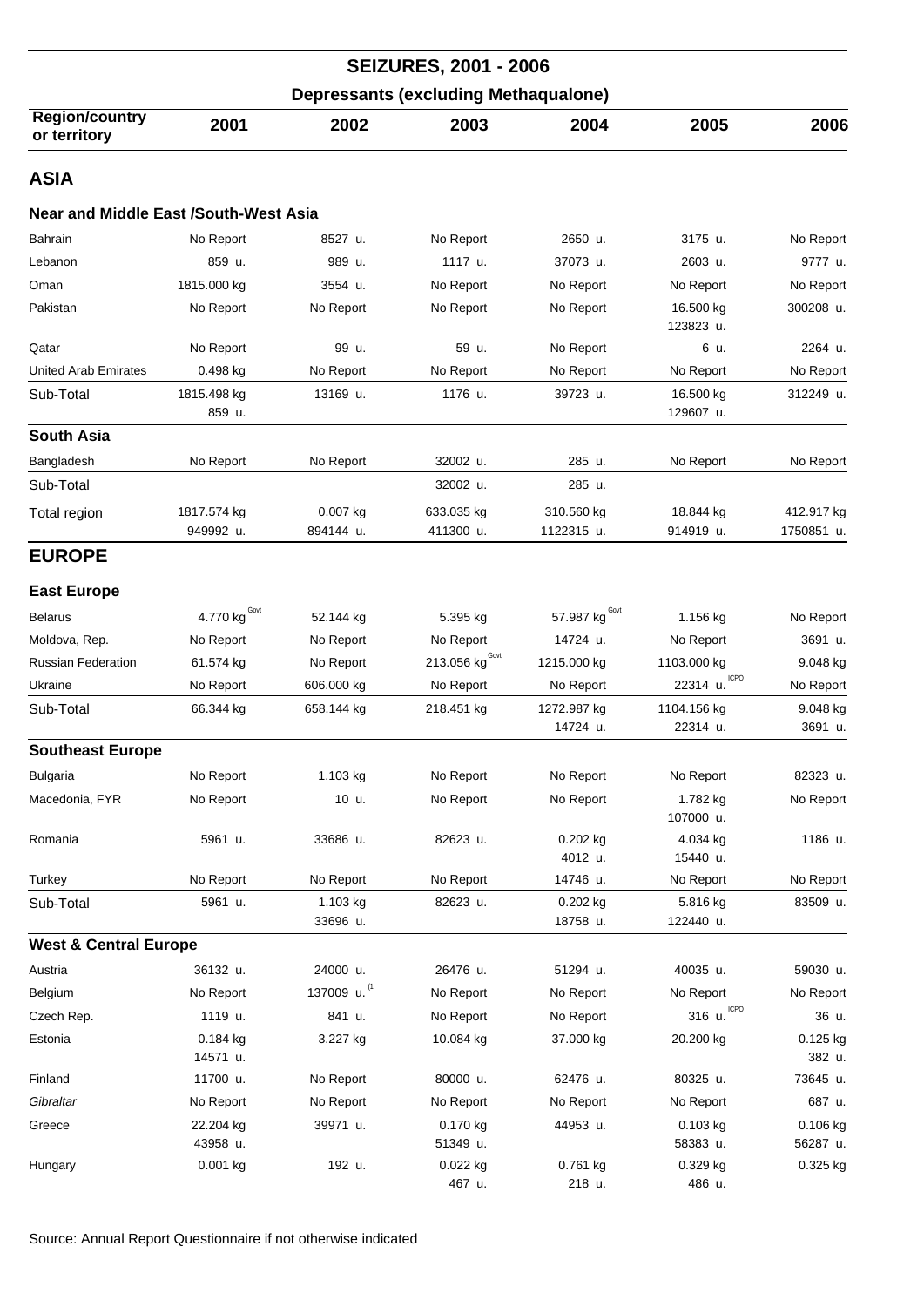# SEIZURES, 2001 - 2006

## Depressants (excluding Methaqualone)

| Region/country or territory | 2001 | 2002 | 2003 | 2004 | 2005 | 2006 |
|---|---|---|---|---|---|---|
| **ASIA** | | | | | | |
| **Near and Middle East /South-West Asia** | | | | | | |
| Bahrain | No Report | 8527 u. | No Report | 2650 u. | 3175 u. | No Report |
| Lebanon | 859 u. | 989 u. | 1117 u. | 37073 u. | 2603 u. | 9777 u. |
| Oman | 1815.000 kg | 3554 u. | No Report | No Report | No Report | No Report |
| Pakistan | No Report | No Report | No Report | No Report | 16.500 kg<br>123823 u. | 300208 u. |
| Qatar | No Report | 99 u. | 59 u. | No Report | 6 u. | 2264 u. |
| United Arab Emirates | 0.498 kg | No Report | No Report | No Report | No Report | No Report |
| Sub-Total | 1815.498 kg<br>859 u. | 13169 u. | 1176 u. | 39723 u. | 16.500 kg<br>129607 u. | 312249 u. |
| **South Asia** | | | | | | |
| Bangladesh | No Report | No Report | 32002 u. | 285 u. | No Report | No Report |
| Sub-Total | | | 32002 u. | 285 u. | | |
| Total region | 1817.574 kg<br>949992 u. | 0.007 kg<br>894144 u. | 633.035 kg<br>411300 u. | 310.560 kg<br>1122315 u. | 18.844 kg<br>914919 u. | 412.917 kg<br>1750851 u. |
| **EUROPE** | | | | | | |
| **East Europe** | | | | | | |
| Belarus | 4.770 kg Govt | 52.144 kg | 5.395 kg | 57.987 kg Govt | 1.156 kg | No Report |
| Moldova, Rep. | No Report | No Report | No Report | 14724 u. | No Report | 3691 u. |
| Russian Federation | 61.574 kg | No Report | 213.056 kg Govt | 1215.000 kg | 1103.000 kg | 9.048 kg |
| Ukraine | No Report | 606.000 kg | No Report | No Report | 22314 u. ICPO | No Report |
| Sub-Total | 66.344 kg | 658.144 kg | 218.451 kg | 1272.987 kg<br>14724 u. | 1104.156 kg<br>22314 u. | 9.048 kg<br>3691 u. |
| **Southeast Europe** | | | | | | |
| Bulgaria | No Report | 1.103 kg | No Report | No Report | No Report | 82323 u. |
| Macedonia, FYR | No Report | 10 u. | No Report | No Report | 1.782 kg<br>107000 u. | No Report |
| Romania | 5961 u. | 33686 u. | 82623 u. | 0.202 kg<br>4012 u. | 4.034 kg<br>15440 u. | 1186 u. |
| Turkey | No Report | No Report | No Report | 14746 u. | No Report | No Report |
| Sub-Total | 5961 u. | 1.103 kg<br>33696 u. | 82623 u. | 0.202 kg<br>18758 u. | 5.816 kg<br>122440 u. | 83509 u. |
| **West & Central Europe** | | | | | | |
| Austria | 36132 u. | 24000 u. | 26476 u. | 51294 u. | 40035 u. | 59030 u. |
| Belgium | No Report | 137009 u. (1 | No Report | No Report | No Report | No Report |
| Czech Rep. | 1119 u. | 841 u. | No Report | No Report | 316 u. ICPO | 36 u. |
| Estonia | 0.184 kg<br>14571 u. | 3.227 kg | 10.084 kg | 37.000 kg | 20.200 kg | 0.125 kg<br>382 u. |
| Finland | 11700 u. | No Report | 80000 u. | 62476 u. | 80325 u. | 73645 u. |
| *Gibraltar* | No Report | No Report | No Report | No Report | No Report | 687 u. |
| Greece | 22.204 kg<br>43958 u. | 39971 u. | 0.170 kg<br>51349 u. | 44953 u. | 0.103 kg<br>58383 u. | 0.106 kg<br>56287 u. |
| Hungary | 0.001 kg | 192 u. | 0.022 kg<br>467 u. | 0.761 kg<br>218 u. | 0.329 kg<br>486 u. | 0.325 kg |

Source: Annual Report Questionnaire if not otherwise indicated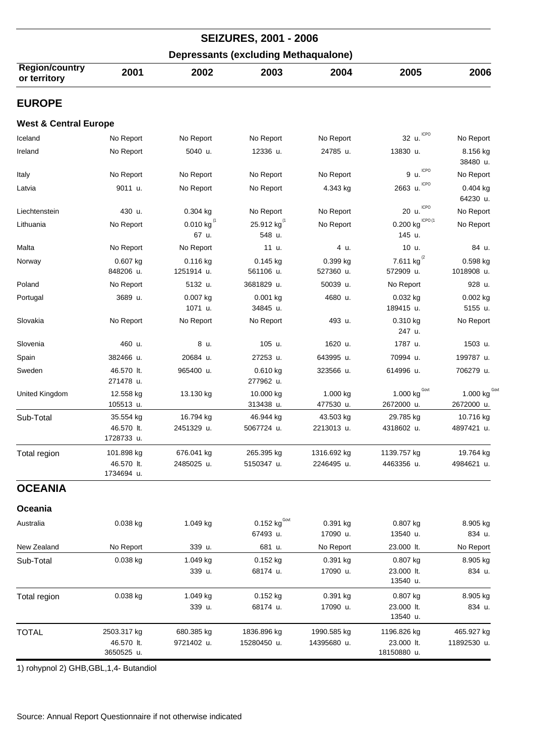# SEIZURES, 2001 - 2006

## Depressants (excluding Methaqualone)

| Region/country or territory | 2001 | 2002 | 2003 | 2004 | 2005 | 2006 |
|---|---|---|---|---|---|---|
| **EUROPE** | | | | | | |
| **West & Central Europe** | | | | | | |
| Iceland | No Report | No Report | No Report | No Report | 32 u. ICPO | No Report |
| Ireland | No Report | 5040 u. | 12336 u. | 24785 u. | 13830 u. | 8.156 kg<br>38480 u. |
| Italy | No Report | No Report | No Report | No Report | 9 u. ICPO | No Report |
| Latvia | 9011 u. | No Report | No Report | 4.343 kg | 2663 u. ICPO | 0.404 kg<br>64230 u. |
| Liechtenstein | 430 u. | 0.304 kg | No Report | No Report | 20 u. ICPO | No Report |
| Lithuania | No Report | 0.010 kg (1<br>67 u. | 25.912 kg (1<br>548 u. | No Report | 0.200 kg ICPO (1<br>145 u. | No Report |
| Malta | No Report | No Report | 11 u. | 4 u. | 10 u. | 84 u. |
| Norway | 0.607 kg<br>848206 u. | 0.116 kg<br>1251914 u. | 0.145 kg<br>561106 u. | 0.399 kg<br>527360 u. | 7.611 kg (2<br>572909 u. | 0.598 kg<br>1018908 u. |
| Poland | No Report | 5132 u. | 3681829 u. | 50039 u. | No Report | 928 u. |
| Portugal | 3689 u. | 0.007 kg<br>1071 u. | 0.001 kg<br>34845 u. | 4680 u. | 0.032 kg<br>189415 u. | 0.002 kg<br>5155 u. |
| Slovakia | No Report | No Report | No Report | 493 u. | 0.310 kg<br>247 u. | No Report |
| Slovenia | 460 u. | 8 u. | 105 u. | 1620 u. | 1787 u. | 1503 u. |
| Spain | 382466 u. | 20684 u. | 27253 u. | 643995 u. | 70994 u. | 199787 u. |
| Sweden | 46.570 lt.<br>271478 u. | 965400 u. | 0.610 kg<br>277962 u. | 323566 u. | 614996 u. | 706279 u. |
| United Kingdom | 12.558 kg<br>105513 u. | 13.130 kg | 10.000 kg<br>313438 u. | 1.000 kg<br>477530 u. | 1.000 kg Govt<br>2672000 u. | 1.000 kg Govt<br>2672000 u. |
| Sub-Total | 35.554 kg<br>46.570 lt.<br>1728733 u. | 16.794 kg<br>2451329 u. | 46.944 kg<br>5067724 u. | 43.503 kg<br>2213013 u. | 29.785 kg<br>4318602 u. | 10.716 kg<br>4897421 u. |
| Total region | 101.898 kg<br>46.570 lt.<br>1734694 u. | 676.041 kg<br>2485025 u. | 265.395 kg<br>5150347 u. | 1316.692 kg<br>2246495 u. | 1139.757 kg<br>4463356 u. | 19.764 kg<br>4984621 u. |
| **OCEANIA** | | | | | | |
| **Oceania** | | | | | | |
| Australia | 0.038 kg | 1.049 kg | 0.152 kg Govt<br>67493 u. | 0.391 kg<br>17090 u. | 0.807 kg<br>13540 u. | 8.905 kg<br>834 u. |
| New Zealand | No Report | 339 u. | 681 u. | No Report | 23.000 lt. | No Report |
| Sub-Total | 0.038 kg | 1.049 kg<br>339 u. | 0.152 kg<br>68174 u. | 0.391 kg<br>17090 u. | 0.807 kg<br>23.000 lt.<br>13540 u. | 8.905 kg<br>834 u. |
| Total region | 0.038 kg | 1.049 kg<br>339 u. | 0.152 kg<br>68174 u. | 0.391 kg<br>17090 u. | 0.807 kg<br>23.000 lt.<br>13540 u. | 8.905 kg<br>834 u. |
| TOTAL | 2503.317 kg<br>46.570 lt.<br>3650525 u. | 680.385 kg<br>9721402 u. | 1836.896 kg<br>15280450 u. | 1990.585 kg<br>14395680 u. | 1196.826 kg<br>23.000 lt.<br>18150880 u. | 465.927 kg<br>11892530 u. |

1) rohypnol 2) GHB,GBL,1,4- Butandiol

Source: Annual Report Questionnaire if not otherwise indicated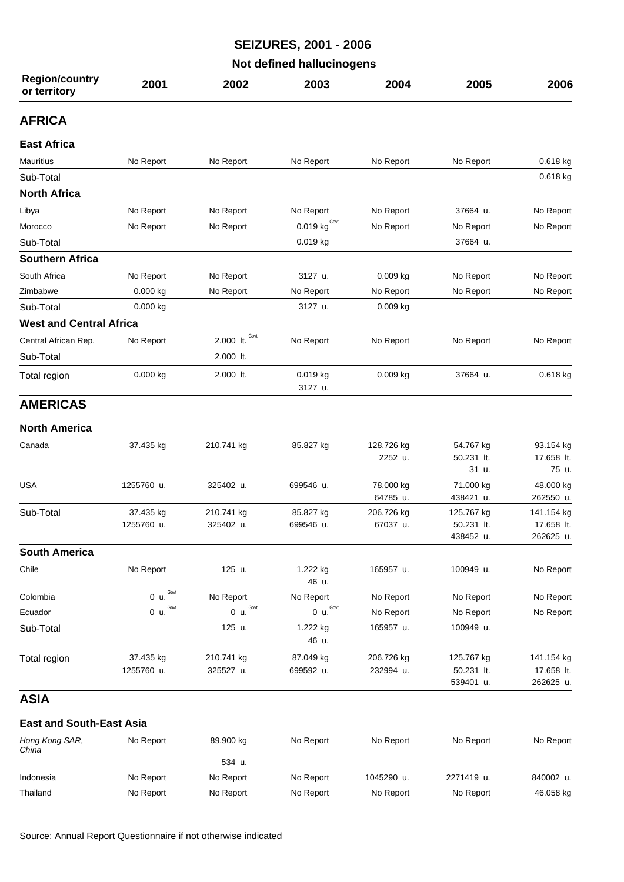# SEIZURES, 2001 - 2006

## Not defined hallucinogens

| Region/country or territory | 2001 | 2002 | 2003 | 2004 | 2005 | 2006 |
|---|---|---|---|---|---|---|
| **AFRICA** | | | | | | |
| **East Africa** | | | | | | |
| Mauritius | No Report | No Report | No Report | No Report | No Report | 0.618 kg |
| Sub-Total | | | | | | 0.618 kg |
| **North Africa** | | | | | | |
| Libya | No Report | No Report | No Report | No Report | 37664 u. | No Report |
| Morocco | No Report | No Report | 0.019 kg Govt | No Report | No Report | No Report |
| Sub-Total | | | 0.019 kg | | 37664 u. | |
| **Southern Africa** | | | | | | |
| South Africa | No Report | No Report | 3127 u. | 0.009 kg | No Report | No Report |
| Zimbabwe | 0.000 kg | No Report | No Report | No Report | No Report | No Report |
| Sub-Total | 0.000 kg | | 3127 u. | 0.009 kg | | |
| **West and Central Africa** | | | | | | |
| Central African Rep. | No Report | 2.000 lt. Govt | No Report | No Report | No Report | No Report |
| Sub-Total | | 2.000 lt. | | | | |
| Total region | 0.000 kg | 2.000 lt. | 0.019 kg<br>3127 u. | 0.009 kg | 37664 u. | 0.618 kg |
| **AMERICAS** | | | | | | |
| **North America** | | | | | | |
| Canada | 37.435 kg | 210.741 kg | 85.827 kg | 128.726 kg<br>2252 u. | 54.767 kg<br>50.231 lt.<br>31 u. | 93.154 kg<br>17.658 lt.<br>75 u. |
| USA | 1255760 u. | 325402 u. | 699546 u. | 78.000 kg<br>64785 u. | 71.000 kg<br>438421 u. | 48.000 kg<br>262550 u. |
| Sub-Total | 37.435 kg<br>1255760 u. | 210.741 kg<br>325402 u. | 85.827 kg<br>699546 u. | 206.726 kg<br>67037 u. | 125.767 kg<br>50.231 lt.<br>438452 u. | 141.154 kg<br>17.658 lt.<br>262625 u. |
| **South America** | | | | | | |
| Chile | No Report | 125 u. | 1.222 kg<br>46 u. | 165957 u. | 100949 u. | No Report |
| Colombia | 0 u. Govt | No Report | No Report | No Report | No Report | No Report |
| Ecuador | 0 u. Govt | 0 u. Govt | 0 u. Govt | No Report | No Report | No Report |
| Sub-Total | | 125 u. | 1.222 kg<br>46 u. | 165957 u. | 100949 u. | |
| Total region | 37.435 kg<br>1255760 u. | 210.741 kg<br>325527 u. | 87.049 kg<br>699592 u. | 206.726 kg<br>232994 u. | 125.767 kg<br>50.231 lt.<br>539401 u. | 141.154 kg<br>17.658 lt.<br>262625 u. |
| **ASIA** | | | | | | |
| **East and South-East Asia** | | | | | | |
| *Hong Kong SAR, China* | No Report | 89.900 kg<br>534 u. | No Report | No Report | No Report | No Report |
| Indonesia | No Report | No Report | No Report | 1045290 u. | 2271419 u. | 840002 u. |
| Thailand | No Report | No Report | No Report | No Report | No Report | 46.058 kg |

Source: Annual Report Questionnaire if not otherwise indicated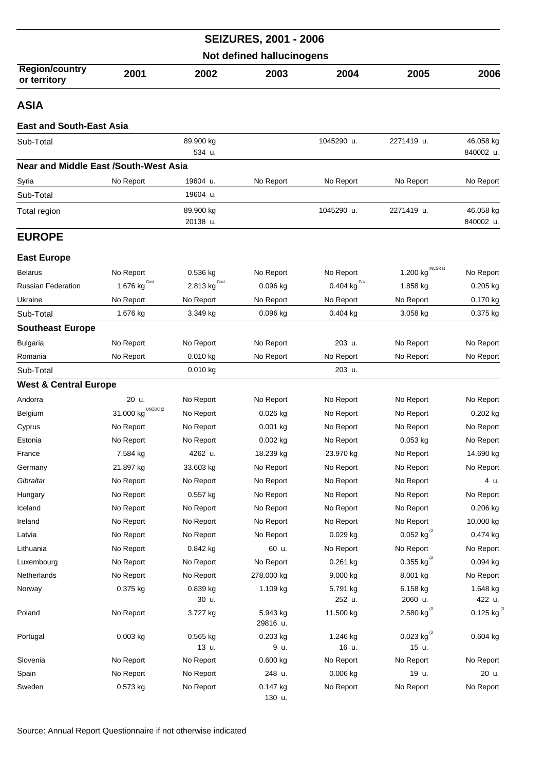## SEIZURES, 2001 - 2006

### Not defined hallucinogens

| Region/country or territory | 2001 | 2002 | 2003 | 2004 | 2005 | 2006 |
|---|---|---|---|---|---|---|
| **ASIA** | | | | | | |
| **East and South-East Asia** | | | | | | |
| Sub-Total | | 89.900 kg<br>534 u. | | 1045290 u. | 2271419 u. | 46.058 kg<br>840002 u. |
| **Near and Middle East /South-West Asia** | | | | | | |
| Syria | No Report | 19604 u. | No Report | No Report | No Report | No Report |
| Sub-Total | | 19604 u. | | | | |
| Total region | | 89.900 kg<br>20138 u. | | 1045290 u. | 2271419 u. | 46.058 kg<br>840002 u. |
| **EUROPE** | | | | | | |
| **East Europe** | | | | | | |
| Belarus | No Report | 0.536 kg | No Report | No Report | 1.200 kg INCSR (1 | No Report |
| Russian Federation | 1.676 kg Govt | 2.813 kg Govt | 0.096 kg | 0.404 kg Govt | 1.858 kg | 0.205 kg |
| Ukraine | No Report | No Report | No Report | No Report | No Report | 0.170 kg |
| Sub-Total | 1.676 kg | 3.349 kg | 0.096 kg | 0.404 kg | 3.058 kg | 0.375 kg |
| **Southeast Europe** | | | | | | |
| Bulgaria | No Report | No Report | No Report | 203 u. | No Report | No Report |
| Romania | No Report | 0.010 kg | No Report | No Report | No Report | No Report |
| Sub-Total | | 0.010 kg | | 203 u. | | |
| **West & Central Europe** | | | | | | |
| Andorra | 20 u. | No Report | No Report | No Report | No Report | No Report |
| Belgium | 31.000 kg UNODC (2 | No Report | 0.026 kg | No Report | No Report | 0.202 kg |
| Cyprus | No Report | No Report | 0.001 kg | No Report | No Report | No Report |
| Estonia | No Report | No Report | 0.002 kg | No Report | 0.053 kg | No Report |
| France | 7.584 kg | 4262 u. | 18.239 kg | 23.970 kg | No Report | 14.690 kg |
| Germany | 21.897 kg | 33.603 kg | No Report | No Report | No Report | No Report |
| *Gibraltar* | No Report | No Report | No Report | No Report | No Report | 4 u. |
| Hungary | No Report | 0.557 kg | No Report | No Report | No Report | No Report |
| Iceland | No Report | No Report | No Report | No Report | No Report | 0.206 kg |
| Ireland | No Report | No Report | No Report | No Report | No Report | 10.000 kg |
| Latvia | No Report | No Report | No Report | 0.029 kg | 0.052 kg (3 | 0.474 kg |
| Lithuania | No Report | 0.842 kg | 60 u. | No Report | No Report | No Report |
| Luxembourg | No Report | No Report | No Report | 0.261 kg | 0.355 kg (4 | 0.094 kg |
| Netherlands | No Report | No Report | 278.000 kg | 9.000 kg | 8.001 kg | No Report |
| Norway | 0.375 kg | 0.839 kg<br>30 u. | 1.109 kg | 5.791 kg<br>252 u. | 6.158 kg<br>2060 u. | 1.648 kg<br>422 u. |
| Poland | No Report | 3.727 kg | 5.943 kg<br>29816 u. | 11.500 kg | 2.580 kg (3 | 0.125 kg (3 |
| Portugal | 0.003 kg | 0.565 kg<br>13 u. | 0.203 kg<br>9 u. | 1.246 kg<br>16 u. | 0.023 kg (3<br>15 u. | 0.604 kg |
| Slovenia | No Report | No Report | 0.600 kg | No Report | No Report | No Report |
| Spain | No Report | No Report | 248 u. | 0.006 kg | 19 u. | 20 u. |
| Sweden | 0.573 kg | No Report | 0.147 kg<br>130 u. | No Report | No Report | No Report |

Source: Annual Report Questionnaire if not otherwise indicated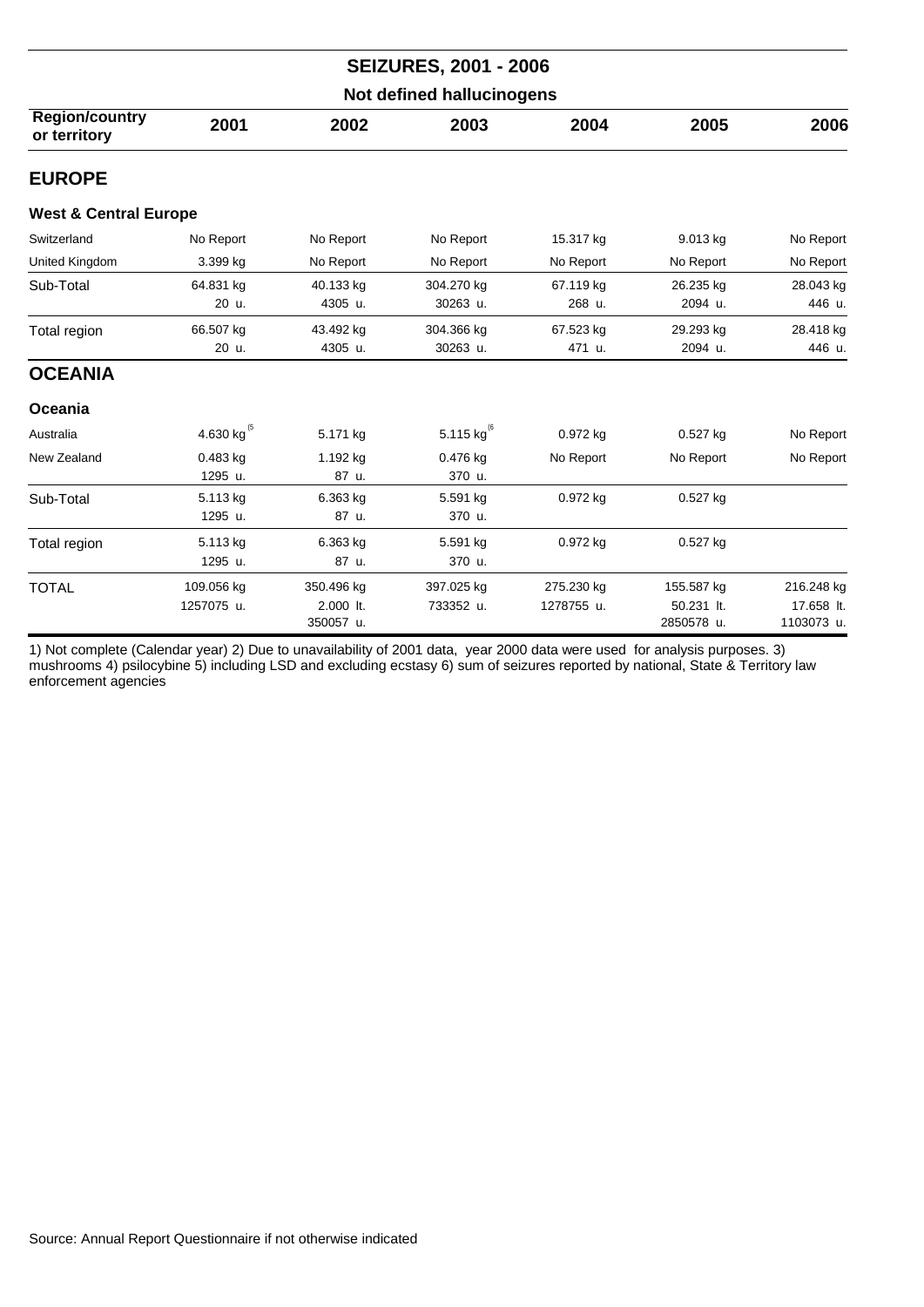# SEIZURES, 2001 - 2006

## Not defined hallucinogens

| Region/country or territory | 2001 | 2002 | 2003 | 2004 | 2005 | 2006 |
|---|---|---|---|---|---|---|
| **EUROPE** | | | | | | |
| **West & Central Europe** | | | | | | |
| Switzerland | No Report | No Report | No Report | 15.317 kg | 9.013 kg | No Report |
| United Kingdom | 3.399 kg | No Report | No Report | No Report | No Report | No Report |
| Sub-Total | 64.831 kg<br>20 u. | 40.133 kg<br>4305 u. | 304.270 kg<br>30263 u. | 67.119 kg<br>268 u. | 26.235 kg<br>2094 u. | 28.043 kg<br>446 u. |
| Total region | 66.507 kg<br>20 u. | 43.492 kg<br>4305 u. | 304.366 kg<br>30263 u. | 67.523 kg<br>471 u. | 29.293 kg<br>2094 u. | 28.418 kg<br>446 u. |
| **OCEANIA** | | | | | | |
| **Oceania** | | | | | | |
| Australia | 4.630 kg (5 | 5.171 kg | 5.115 kg (6 | 0.972 kg | 0.527 kg | No Report |
| New Zealand | 0.483 kg<br>1295 u. | 1.192 kg<br>87 u. | 0.476 kg<br>370 u. | No Report | No Report | No Report |
| Sub-Total | 5.113 kg<br>1295 u. | 6.363 kg<br>87 u. | 5.591 kg<br>370 u. | 0.972 kg | 0.527 kg | |
| Total region | 5.113 kg<br>1295 u. | 6.363 kg<br>87 u. | 5.591 kg<br>370 u. | 0.972 kg | 0.527 kg | |
| TOTAL | 109.056 kg<br>1257075 u. | 350.496 kg<br>2.000 lt.<br>350057 u. | 397.025 kg<br>733352 u. | 275.230 kg<br>1278755 u. | 155.587 kg<br>50.231 lt.<br>2850578 u. | 216.248 kg<br>17.658 lt.<br>1103073 u. |

1) Not complete (Calendar year) 2) Due to unavailability of 2001 data, year 2000 data were used for analysis purposes. 3) mushrooms 4) psilocybine 5) including LSD and excluding ecstasy 6) sum of seizures reported by national, State & Territory law enforcement agencies

Source: Annual Report Questionnaire if not otherwise indicated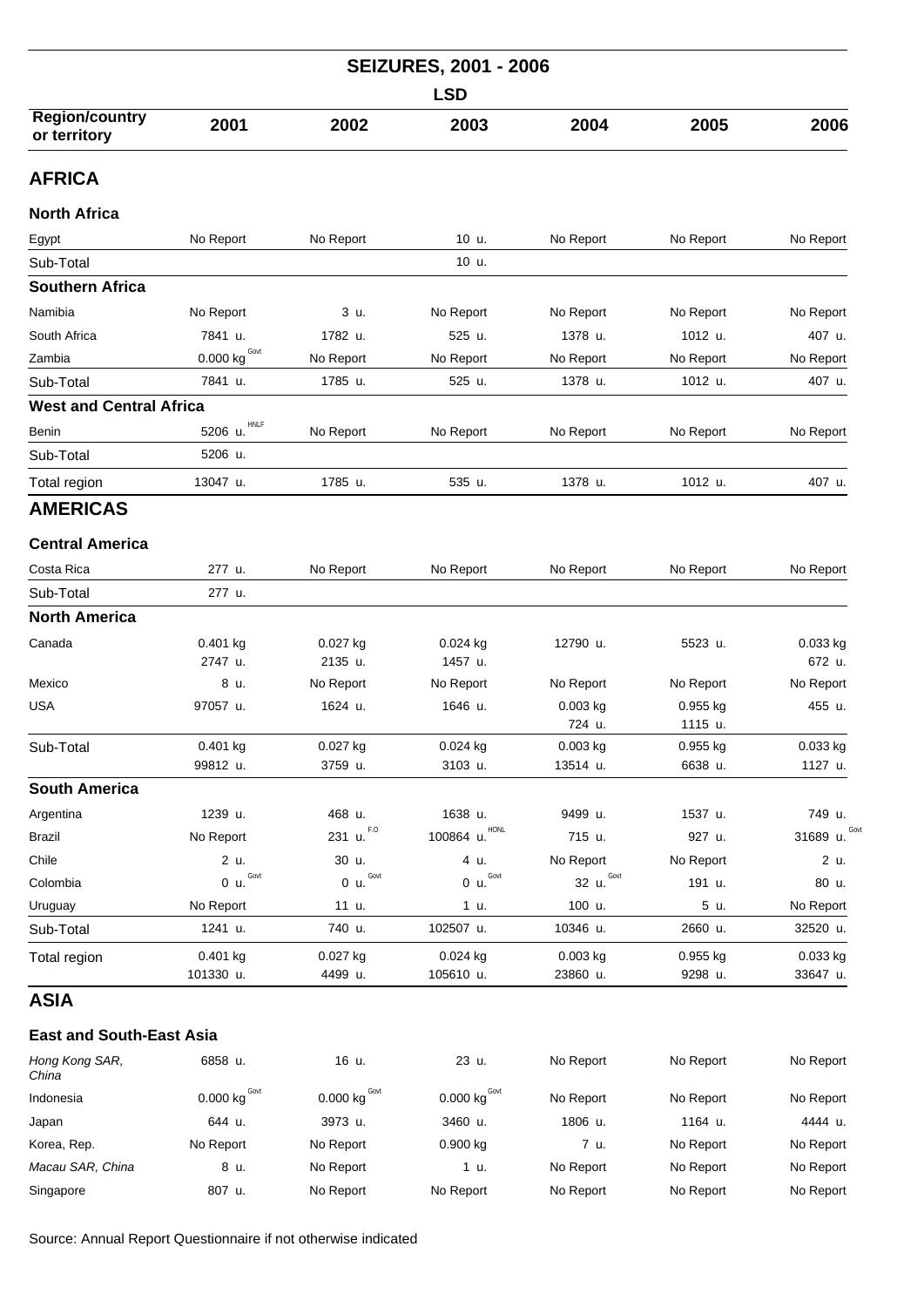# SEIZURES, 2001 - 2006

## LSD

| Region/country or territory | 2001 | 2002 | 2003 | 2004 | 2005 | 2006 |
|---|---|---|---|---|---|---|
| **AFRICA** | | | | | | |
| **North Africa** | | | | | | |
| Egypt | No Report | No Report | 10 u. | No Report | No Report | No Report |
| Sub-Total | | | 10 u. | | | |
| **Southern Africa** | | | | | | |
| Namibia | No Report | 3 u. | No Report | No Report | No Report | No Report |
| South Africa | 7841 u. | 1782 u. | 525 u. | 1378 u. | 1012 u. | 407 u. |
| Zambia | 0.000 kg Govt | No Report | No Report | No Report | No Report | No Report |
| Sub-Total | 7841 u. | 1785 u. | 525 u. | 1378 u. | 1012 u. | 407 u. |
| **West and Central Africa** | | | | | | |
| Benin | 5206 u. HNLF | No Report | No Report | No Report | No Report | No Report |
| Sub-Total | 5206 u. | | | | | |
| Total region | 13047 u. | 1785 u. | 535 u. | 1378 u. | 1012 u. | 407 u. |
| **AMERICAS** | | | | | | |
| **Central America** | | | | | | |
| Costa Rica | 277 u. | No Report | No Report | No Report | No Report | No Report |
| Sub-Total | 277 u. | | | | | |
| **North America** | | | | | | |
| Canada | 0.401 kg<br>2747 u. | 0.027 kg<br>2135 u. | 0.024 kg<br>1457 u. | 12790 u. | 5523 u. | 0.033 kg<br>672 u. |
| Mexico | 8 u. | No Report | No Report | No Report | No Report | No Report |
| USA | 97057 u. | 1624 u. | 1646 u. | 0.003 kg<br>724 u. | 0.955 kg<br>1115 u. | 455 u. |
| Sub-Total | 0.401 kg<br>99812 u. | 0.027 kg<br>3759 u. | 0.024 kg<br>3103 u. | 0.003 kg<br>13514 u. | 0.955 kg<br>6638 u. | 0.033 kg<br>1127 u. |
| **South America** | | | | | | |
| Argentina | 1239 u. | 468 u. | 1638 u. | 9499 u. | 1537 u. | 749 u. |
| Brazil | No Report | 231 u. F.O | 100864 u. HONL | 715 u. | 927 u. | 31689 u. Govt |
| Chile | 2 u. | 30 u. | 4 u. | No Report | No Report | 2 u. |
| Colombia | 0 u. Govt | 0 u. Govt | 0 u. Govt | 32 u. Govt | 191 u. | 80 u. |
| Uruguay | No Report | 11 u. | 1 u. | 100 u. | 5 u. | No Report |
| Sub-Total | 1241 u. | 740 u. | 102507 u. | 10346 u. | 2660 u. | 32520 u. |
| Total region | 0.401 kg<br>101330 u. | 0.027 kg<br>4499 u. | 0.024 kg<br>105610 u. | 0.003 kg<br>23860 u. | 0.955 kg<br>9298 u. | 0.033 kg<br>33647 u. |
| **ASIA** | | | | | | |
| **East and South-East Asia** | | | | | | |
| *Hong Kong SAR, China* | 6858 u. | 16 u. | 23 u. | No Report | No Report | No Report |
| Indonesia | 0.000 kg Govt | 0.000 kg Govt | 0.000 kg Govt | No Report | No Report | No Report |
| Japan | 644 u. | 3973 u. | 3460 u. | 1806 u. | 1164 u. | 4444 u. |
| Korea, Rep. | No Report | No Report | 0.900 kg | 7 u. | No Report | No Report |
| *Macau SAR, China* | 8 u. | No Report | 1 u. | No Report | No Report | No Report |
| Singapore | 807 u. | No Report | No Report | No Report | No Report | No Report |

Source: Annual Report Questionnaire if not otherwise indicated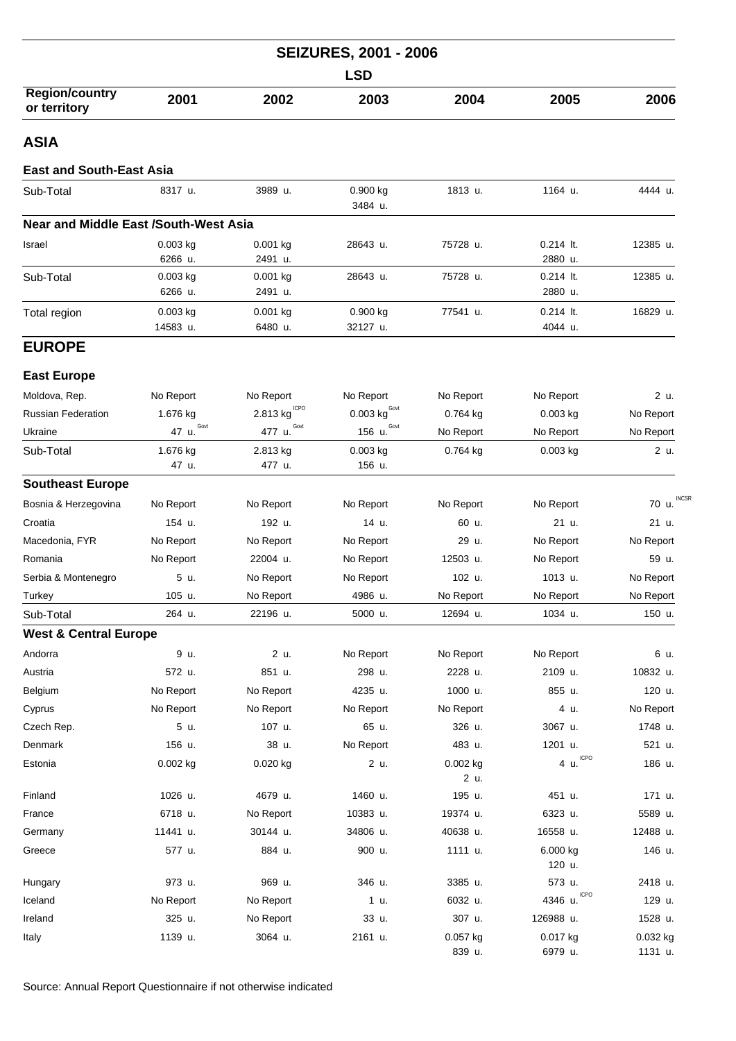# SEIZURES, 2001 - 2006

## LSD

| Region/country or territory | 2001 | 2002 | 2003 | 2004 | 2005 | 2006 |
|---|---|---|---|---|---|---|
| **ASIA** | | | | | | |
| **East and South-East Asia** | | | | | | |
| Sub-Total | 8317 u. | 3989 u. | 0.900 kg<br>3484 u. | 1813 u. | 1164 u. | 4444 u. |
| **Near and Middle East /South-West Asia** | | | | | | |
| Israel | 0.003 kg<br>6266 u. | 0.001 kg<br>2491 u. | 28643 u. | 75728 u. | 0.214 lt.<br>2880 u. | 12385 u. |
| Sub-Total | 0.003 kg<br>6266 u. | 0.001 kg<br>2491 u. | 28643 u. | 75728 u. | 0.214 lt.<br>2880 u. | 12385 u. |
| Total region | 0.003 kg<br>14583 u. | 0.001 kg<br>6480 u. | 0.900 kg<br>32127 u. | 77541 u. | 0.214 lt.<br>4044 u. | 16829 u. |
| **EUROPE** | | | | | | |
| **East Europe** | | | | | | |
| Moldova, Rep. | No Report | No Report | No Report | No Report | No Report | 2 u. |
| Russian Federation | 1.676 kg | 2.813 kg ICPO | 0.003 kg Govt | 0.764 kg | 0.003 kg | No Report |
| Ukraine | 47 u. Govt | 477 u. Govt | 156 u. Govt | No Report | No Report | No Report |
| Sub-Total | 1.676 kg<br>47 u. | 2.813 kg<br>477 u. | 0.003 kg<br>156 u. | 0.764 kg | 0.003 kg | 2 u. |
| **Southeast Europe** | | | | | | |
| Bosnia & Herzegovina | No Report | No Report | No Report | No Report | No Report | 70 u. INCSR |
| Croatia | 154 u. | 192 u. | 14 u. | 60 u. | 21 u. | 21 u. |
| Macedonia, FYR | No Report | No Report | No Report | 29 u. | No Report | No Report |
| Romania | No Report | 22004 u. | No Report | 12503 u. | No Report | 59 u. |
| Serbia & Montenegro | 5 u. | No Report | No Report | 102 u. | 1013 u. | No Report |
| Turkey | 105 u. | No Report | 4986 u. | No Report | No Report | No Report |
| Sub-Total | 264 u. | 22196 u. | 5000 u. | 12694 u. | 1034 u. | 150 u. |
| **West & Central Europe** | | | | | | |
| Andorra | 9 u. | 2 u. | No Report | No Report | No Report | 6 u. |
| Austria | 572 u. | 851 u. | 298 u. | 2228 u. | 2109 u. | 10832 u. |
| Belgium | No Report | No Report | 4235 u. | 1000 u. | 855 u. | 120 u. |
| Cyprus | No Report | No Report | No Report | No Report | 4 u. | No Report |
| Czech Rep. | 5 u. | 107 u. | 65 u. | 326 u. | 3067 u. | 1748 u. |
| Denmark | 156 u. | 38 u. | No Report | 483 u. | 1201 u. | 521 u. |
| Estonia | 0.002 kg | 0.020 kg | 2 u. | 0.002 kg<br>2 u. | 4 u. ICPO | 186 u. |
| Finland | 1026 u. | 4679 u. | 1460 u. | 195 u. | 451 u. | 171 u. |
| France | 6718 u. | No Report | 10383 u. | 19374 u. | 6323 u. | 5589 u. |
| Germany | 11441 u. | 30144 u. | 34806 u. | 40638 u. | 16558 u. | 12488 u. |
| Greece | 577 u. | 884 u. | 900 u. | 1111 u. | 6.000 kg<br>120 u. | 146 u. |
| Hungary | 973 u. | 969 u. | 346 u. | 3385 u. | 573 u. | 2418 u. |
| Iceland | No Report | No Report | 1 u. | 6032 u. | 4346 u. ICPO | 129 u. |
| Ireland | 325 u. | No Report | 33 u. | 307 u. | 126988 u. | 1528 u. |
| Italy | 1139 u. | 3064 u. | 2161 u. | 0.057 kg<br>839 u. | 0.017 kg<br>6979 u. | 0.032 kg<br>1131 u. |

Source: Annual Report Questionnaire if not otherwise indicated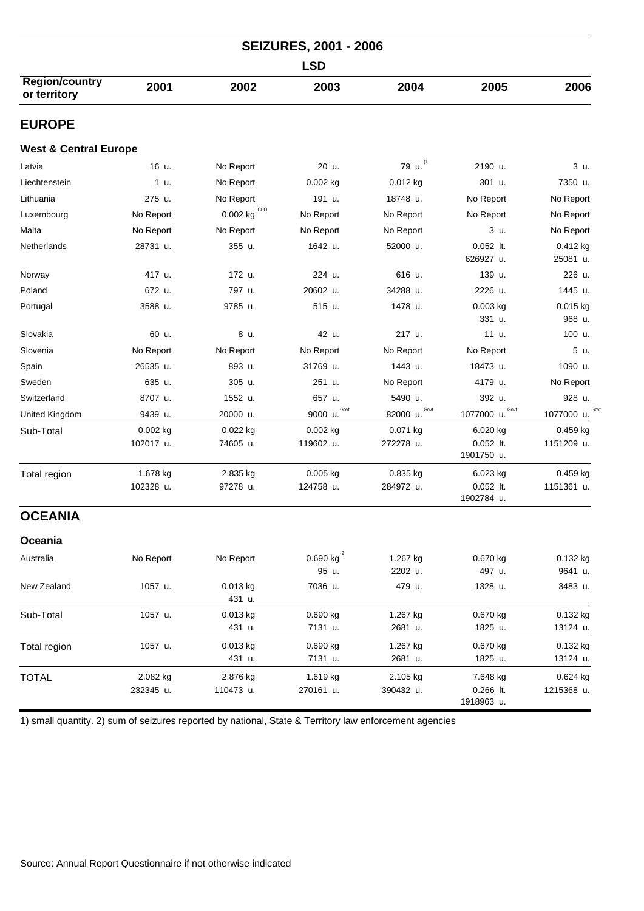## SEIZURES, 2001 - 2006

### LSD

| Region/country or territory | 2001 | 2002 | 2003 | 2004 | 2005 | 2006 |
|---|---|---|---|---|---|---|
| **EUROPE** | | | | | | |
| **West & Central Europe** | | | | | | |
| Latvia | 16 u. | No Report | 20 u. | 79 u. [1] | 2190 u. | 3 u. |
| Liechtenstein | 1 u. | No Report | 0.002 kg | 0.012 kg | 301 u. | 7350 u. |
| Lithuania | 275 u. | No Report | 191 u. | 18748 u. | No Report | No Report |
| Luxembourg | No Report | 0.002 kg [ICPO] | No Report | No Report | No Report | No Report |
| Malta | No Report | No Report | No Report | No Report | 3 u. | No Report |
| Netherlands | 28731 u. | 355 u. | 1642 u. | 52000 u. | 0.052 lt. 626927 u. | 0.412 kg 25081 u. |
| Norway | 417 u. | 172 u. | 224 u. | 616 u. | 139 u. | 226 u. |
| Poland | 672 u. | 797 u. | 20602 u. | 34288 u. | 2226 u. | 1445 u. |
| Portugal | 3588 u. | 9785 u. | 515 u. | 1478 u. | 0.003 kg 331 u. | 0.015 kg 968 u. |
| Slovakia | 60 u. | 8 u. | 42 u. | 217 u. | 11 u. | 100 u. |
| Slovenia | No Report | No Report | No Report | No Report | No Report | 5 u. |
| Spain | 26535 u. | 893 u. | 31769 u. | 1443 u. | 18473 u. | 1090 u. |
| Sweden | 635 u. | 305 u. | 251 u. | No Report | 4179 u. | No Report |
| Switzerland | 8707 u. | 1552 u. | 657 u. | 5490 u. | 392 u. | 928 u. |
| United Kingdom | 9439 u. | 20000 u. | 9000 u. [Govt] | 82000 u. [Govt] | 1077000 u. [Govt] | 1077000 u. [Govt] |
| Sub-Total | 0.002 kg 102017 u. | 0.022 kg 74605 u. | 0.002 kg 119602 u. | 0.071 kg 272278 u. | 6.020 kg 0.052 lt. 1901750 u. | 0.459 kg 1151209 u. |
| Total region | 1.678 kg 102328 u. | 2.835 kg 97278 u. | 0.005 kg 124758 u. | 0.835 kg 284972 u. | 6.023 kg 0.052 lt. 1902784 u. | 0.459 kg 1151361 u. |
| **OCEANIA** | | | | | | |
| **Oceania** | | | | | | |
| Australia | No Report | No Report | 0.690 kg [2] 95 u. | 1.267 kg 2202 u. | 0.670 kg 497 u. | 0.132 kg 9641 u. |
| New Zealand | 1057 u. | 0.013 kg 431 u. | 7036 u. | 479 u. | 1328 u. | 3483 u. |
| Sub-Total | 1057 u. | 0.013 kg 431 u. | 0.690 kg 7131 u. | 1.267 kg 2681 u. | 0.670 kg 1825 u. | 0.132 kg 13124 u. |
| Total region | 1057 u. | 0.013 kg 431 u. | 0.690 kg 7131 u. | 1.267 kg 2681 u. | 0.670 kg 1825 u. | 0.132 kg 13124 u. |
| TOTAL | 2.082 kg 232345 u. | 2.876 kg 110473 u. | 1.619 kg 270161 u. | 2.105 kg 390432 u. | 7.648 kg 0.266 lt. 1918963 u. | 0.624 kg 1215368 u. |

1) small quantity. 2) sum of seizures reported by national, State & Territory law enforcement agencies

Source: Annual Report Questionnaire if not otherwise indicated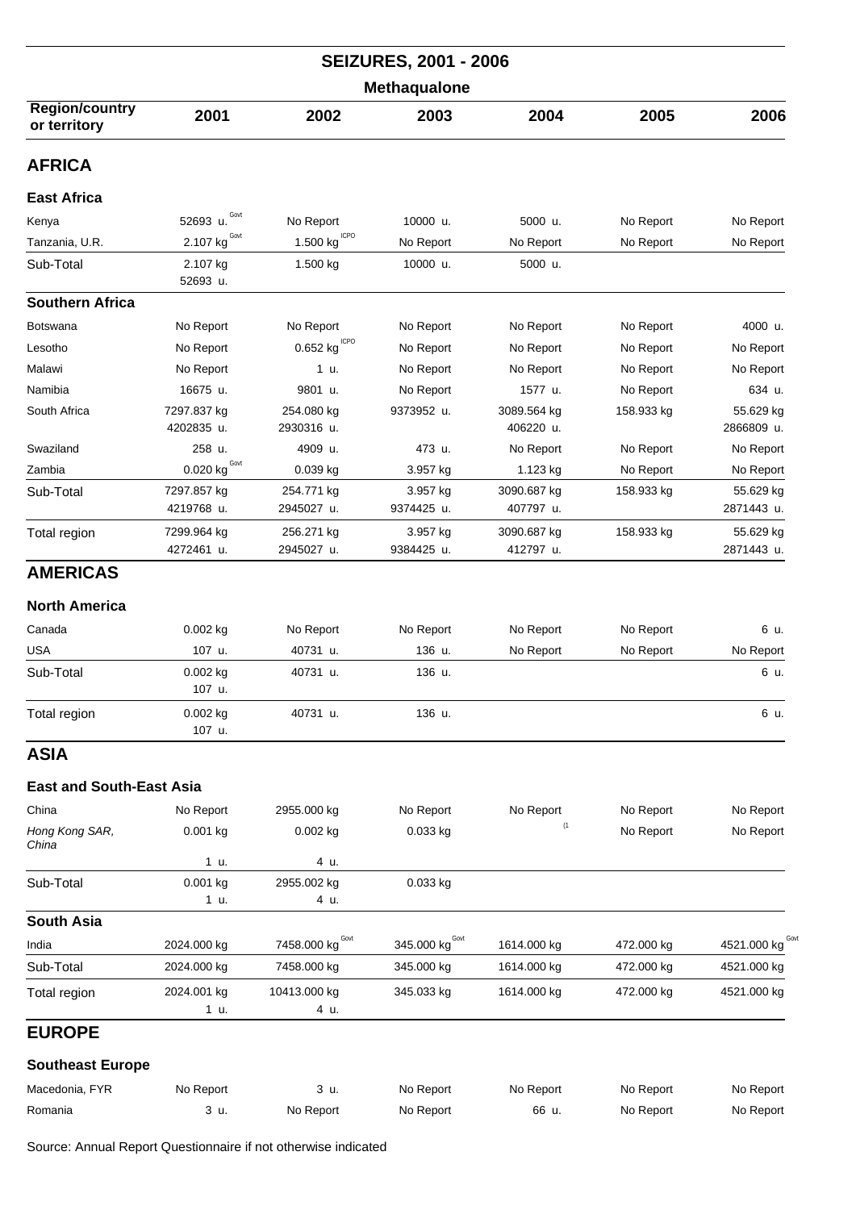# SEIZURES, 2001 - 2006

## Methaqualone

| Region/country or territory | 2001 | 2002 | 2003 | 2004 | 2005 | 2006 |
|---|---|---|---|---|---|---|
| **AFRICA** | | | | | | |
| **East Africa** | | | | | | |
| Kenya | 52693 u. Govt | No Report | 10000 u. | 5000 u. | No Report | No Report |
| Tanzania, U.R. | 2.107 kg Govt | 1.500 kg ICPO | No Report | No Report | No Report | No Report |
| Sub-Total | 2.107 kg<br>52693 u. | 1.500 kg | 10000 u. | 5000 u. | | |
| **Southern Africa** | | | | | | |
| Botswana | No Report | No Report | No Report | No Report | No Report | 4000 u. |
| Lesotho | No Report | 0.652 kg ICPO | No Report | No Report | No Report | No Report |
| Malawi | No Report | 1 u. | No Report | No Report | No Report | No Report |
| Namibia | 16675 u. | 9801 u. | No Report | 1577 u. | No Report | 634 u. |
| South Africa | 7297.837 kg<br>4202835 u. | 254.080 kg<br>2930316 u. | 9373952 u. | 3089.564 kg<br>406220 u. | 158.933 kg | 55.629 kg<br>2866809 u. |
| Swaziland | 258 u. | 4909 u. | 473 u. | No Report | No Report | No Report |
| Zambia | 0.020 kg Govt | 0.039 kg | 3.957 kg | 1.123 kg | No Report | No Report |
| Sub-Total | 7297.857 kg<br>4219768 u. | 254.771 kg<br>2945027 u. | 3.957 kg<br>9374425 u. | 3090.687 kg<br>407797 u. | 158.933 kg | 55.629 kg<br>2871443 u. |
| Total region | 7299.964 kg<br>4272461 u. | 256.271 kg<br>2945027 u. | 3.957 kg<br>9384425 u. | 3090.687 kg<br>412797 u. | 158.933 kg | 55.629 kg<br>2871443 u. |
| **AMERICAS** | | | | | | |
| **North America** | | | | | | |
| Canada | 0.002 kg | No Report | No Report | No Report | No Report | 6 u. |
| USA | 107 u. | 40731 u. | 136 u. | No Report | No Report | No Report |
| Sub-Total | 0.002 kg<br>107 u. | 40731 u. | 136 u. | | | 6 u. |
| Total region | 0.002 kg<br>107 u. | 40731 u. | 136 u. | | | 6 u. |
| **ASIA** | | | | | | |
| **East and South-East Asia** | | | | | | |
| China | No Report | 2955.000 kg | No Report | No Report | No Report | No Report |
| *Hong Kong SAR, China* | 0.001 kg<br>1 u. | 0.002 kg<br>4 u. | 0.033 kg | (1 | No Report | No Report |
| Sub-Total | 0.001 kg<br>1 u. | 2955.002 kg<br>4 u. | 0.033 kg | | | |
| **South Asia** | | | | | | |
| India | 2024.000 kg | 7458.000 kg Govt | 345.000 kg Govt | 1614.000 kg | 472.000 kg | 4521.000 kg Govt |
| Sub-Total | 2024.000 kg | 7458.000 kg | 345.000 kg | 1614.000 kg | 472.000 kg | 4521.000 kg |
| Total region | 2024.001 kg<br>1 u. | 10413.000 kg<br>4 u. | 345.033 kg | 1614.000 kg | 472.000 kg | 4521.000 kg |
| **EUROPE** | | | | | | |
| **Southeast Europe** | | | | | | |
| Macedonia, FYR | No Report | 3 u. | No Report | No Report | No Report | No Report |
| Romania | 3 u. | No Report | No Report | 66 u. | No Report | No Report |

Source: Annual Report Questionnaire if not otherwise indicated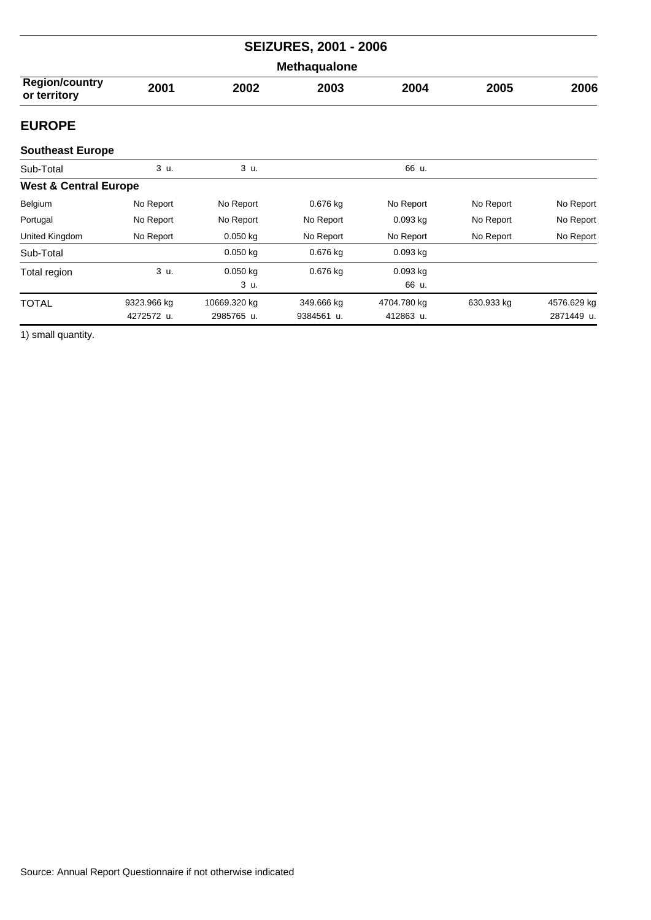## SEIZURES, 2001 - 2006

### Methaqualone

| Region/country or territory | 2001 | 2002 | 2003 | 2004 | 2005 | 2006 |
|---|---|---|---|---|---|---|
| **EUROPE** | | | | | | |
| **Southeast Europe** | | | | | | |
| Sub-Total | 3 u. | 3 u. | | 66 u. | | |
| **West & Central Europe** | | | | | | |
| Belgium | No Report | No Report | 0.676 kg | No Report | No Report | No Report |
| Portugal | No Report | No Report | No Report | 0.093 kg | No Report | No Report |
| United Kingdom | No Report | 0.050 kg | No Report | No Report | No Report | No Report |
| Sub-Total | | 0.050 kg | 0.676 kg | 0.093 kg | | |
| Total region | 3 u. | 0.050 kg<br>3 u. | 0.676 kg | 0.093 kg<br>66 u. | | |
| TOTAL | 9323.966 kg<br>4272572 u. | 10669.320 kg<br>2985765 u. | 349.666 kg<br>9384561 u. | 4704.780 kg<br>412863 u. | 630.933 kg | 4576.629 kg<br>2871449 u. |

1) small quantity.

Source: Annual Report Questionnaire if not otherwise indicated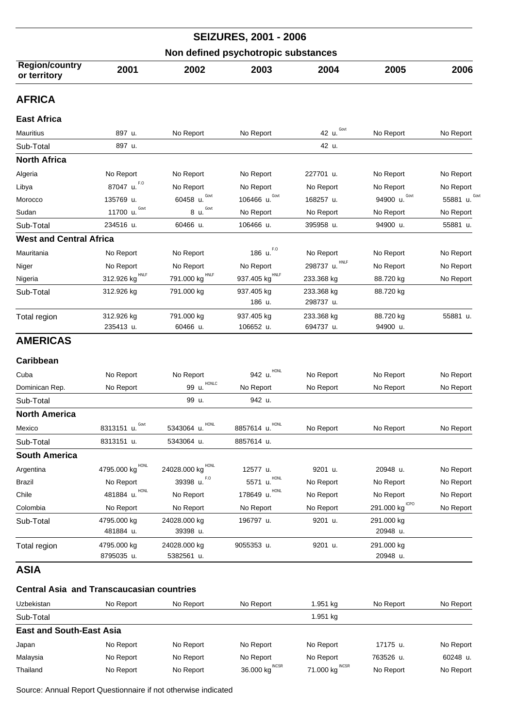# SEIZURES, 2001 - 2006

## Non defined psychotropic substances

| Region/country or territory | 2001 | 2002 | 2003 | 2004 | 2005 | 2006 |
|---|---|---|---|---|---|---|
| **AFRICA** | | | | | | |
| **East Africa** | | | | | | |
| Mauritius | 897 u. | No Report | No Report | 42 u. Govt | No Report | No Report |
| Sub-Total | 897 u. | | | 42 u. | | |
| **North Africa** | | | | | | |
| Algeria | No Report | No Report | No Report | 227701 u. | No Report | No Report |
| Libya | 87047 u. F.O | No Report | No Report | No Report | No Report | No Report |
| Morocco | 135769 u. | 60458 u. Govt | 106466 u. Govt | 168257 u. | 94900 u. Govt | 55881 u. Govt |
| Sudan | 11700 u. Govt | 8 u. Govt | No Report | No Report | No Report | No Report |
| Sub-Total | 234516 u. | 60466 u. | 106466 u. | 395958 u. | 94900 u. | 55881 u. |
| **West and Central Africa** | | | | | | |
| Mauritania | No Report | No Report | 186 u. F.O | No Report | No Report | No Report |
| Niger | No Report | No Report | No Report | 298737 u. HNLF | No Report | No Report |
| Nigeria | 312.926 kg HNLF | 791.000 kg HNLF | 937.405 kg HNLF | 233.368 kg | 88.720 kg | No Report |
| Sub-Total | 312.926 kg | 791.000 kg | 937.405 kg<br>186 u. | 233.368 kg<br>298737 u. | 88.720 kg | |
| Total region | 312.926 kg<br>235413 u. | 791.000 kg<br>60466 u. | 937.405 kg<br>106652 u. | 233.368 kg<br>694737 u. | 88.720 kg<br>94900 u. | 55881 u. |
| **AMERICAS** | | | | | | |
| **Caribbean** | | | | | | |
| Cuba | No Report | No Report | 942 u. HONL | No Report | No Report | No Report |
| Dominican Rep. | No Report | 99 u. HONLC | No Report | No Report | No Report | No Report |
| Sub-Total | | 99 u. | 942 u. | | | |
| **North America** | | | | | | |
| Mexico | 8313151 u. Govt | 5343064 u. HONL | 8857614 u. HONL | No Report | No Report | No Report |
| Sub-Total | 8313151 u. | 5343064 u. | 8857614 u. | | | |
| **South America** | | | | | | |
| Argentina | 4795.000 kg HONL | 24028.000 kg HONL | 12577 u. | 9201 u. | 20948 u. | No Report |
| Brazil | No Report | 39398 u. F.O | 5571 u. HONL | No Report | No Report | No Report |
| Chile | 481884 u. HONL | No Report | 178649 u. HONL | No Report | No Report | No Report |
| Colombia | No Report | No Report | No Report | No Report | 291.000 kg ICPO | No Report |
| Sub-Total | 4795.000 kg<br>481884 u. | 24028.000 kg<br>39398 u. | 196797 u. | 9201 u. | 291.000 kg<br>20948 u. | |
| Total region | 4795.000 kg<br>8795035 u. | 24028.000 kg<br>5382561 u. | 9055353 u. | 9201 u. | 291.000 kg<br>20948 u. | |
| **ASIA** | | | | | | |
| **Central Asia and Transcaucasian countries** | | | | | | |
| Uzbekistan | No Report | No Report | No Report | 1.951 kg | No Report | No Report |
| Sub-Total | | | | 1.951 kg | | |
| **East and South-East Asia** | | | | | | |
| Japan | No Report | No Report | No Report | No Report | 17175 u. | No Report |
| Malaysia | No Report | No Report | No Report | No Report | 763526 u. | 60248 u. |
| Thailand | No Report | No Report | 36.000 kg INCSR | 71.000 kg INCSR | No Report | No Report |

Source: Annual Report Questionnaire if not otherwise indicated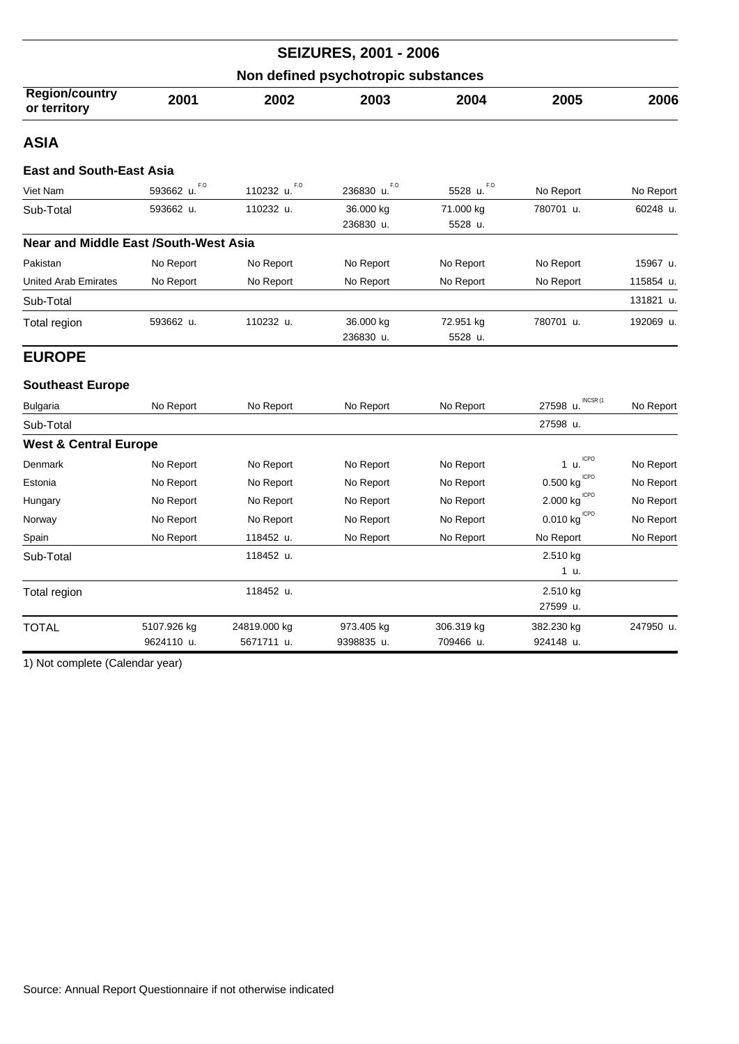# SEIZURES, 2001 - 2006

## Non defined psychotropic substances

| Region/country or territory | 2001 | 2002 | 2003 | 2004 | 2005 | 2006 |
|---|---|---|---|---|---|---|
| **ASIA** | | | | | | |
| **East and South-East Asia** | | | | | | |
| Viet Nam | 593662 u. F.O | 110232 u. F.O | 236830 u. F.O | 5528 u. F.O | No Report | No Report |
| Sub-Total | 593662 u. | 110232 u. | 36.000 kg<br>236830 u. | 71.000 kg<br>5528 u. | 780701 u. | 60248 u. |
| **Near and Middle East /South-West Asia** | | | | | | |
| Pakistan | No Report | No Report | No Report | No Report | No Report | 15967 u. |
| United Arab Emirates | No Report | No Report | No Report | No Report | No Report | 115854 u. |
| Sub-Total | | | | | | 131821 u. |
| Total region | 593662 u. | 110232 u. | 36.000 kg<br>236830 u. | 72.951 kg<br>5528 u. | 780701 u. | 192069 u. |
| **EUROPE** | | | | | | |
| **Southeast Europe** | | | | | | |
| Bulgaria | No Report | No Report | No Report | No Report | 27598 u. INCSR (1 | No Report |
| Sub-Total | | | | | 27598 u. | |
| **West & Central Europe** | | | | | | |
| Denmark | No Report | No Report | No Report | No Report | 1 u. ICPO | No Report |
| Estonia | No Report | No Report | No Report | No Report | 0.500 kg ICPO | No Report |
| Hungary | No Report | No Report | No Report | No Report | 2.000 kg ICPO | No Report |
| Norway | No Report | No Report | No Report | No Report | 0.010 kg ICPO | No Report |
| Spain | No Report | 118452 u. | No Report | No Report | No Report | No Report |
| Sub-Total | | 118452 u. | | | 2.510 kg<br>1 u. | |
| Total region | | 118452 u. | | | 2.510 kg<br>27599 u. | |
| TOTAL | 5107.926 kg<br>9624110 u. | 24819.000 kg<br>5671711 u. | 973.405 kg<br>9398835 u. | 306.319 kg<br>709466 u. | 382.230 kg<br>924148 u. | 247950 u. |

1) Not complete (Calendar year)

Source: Annual Report Questionnaire if not otherwise indicated